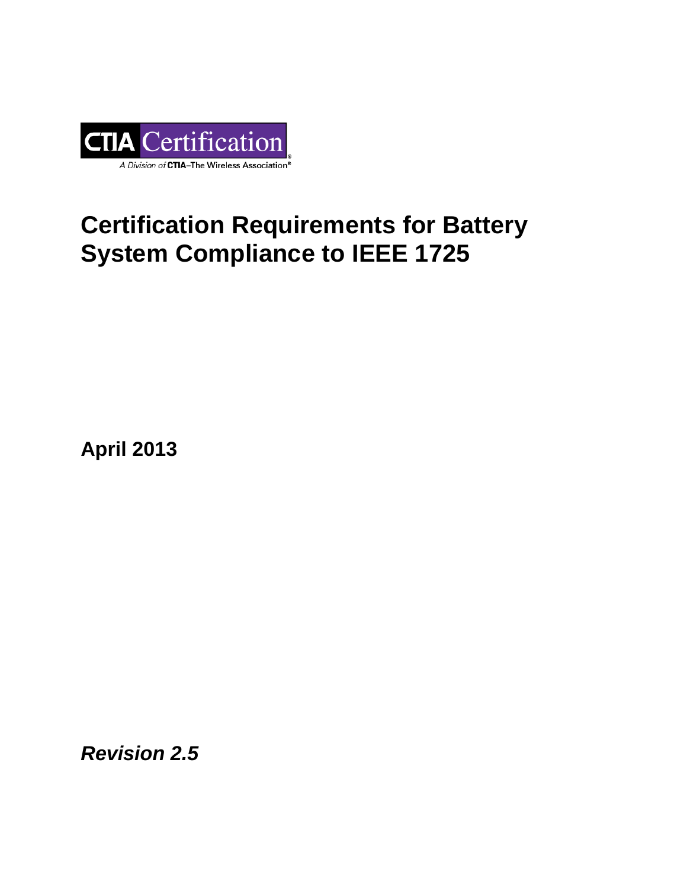CTIA Certification

A Division of CTIA–The Wireless Association®

# Certification Requirements for Battery System Compliance to IEEE 1725

**April 2013**

***Revision 2.5***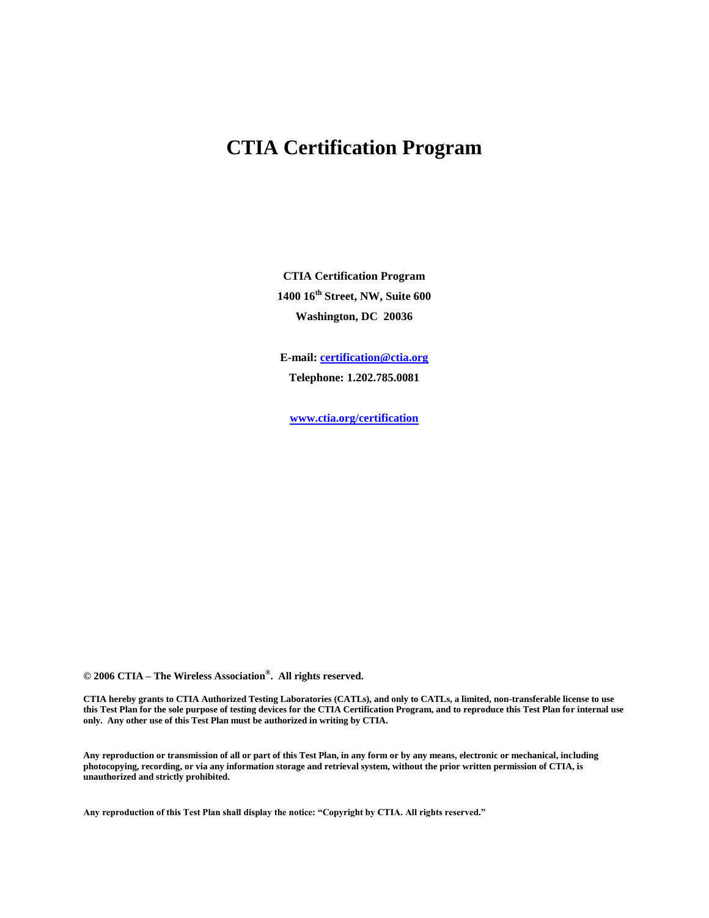# CTIA Certification Program

**CTIA Certification Program**

**1400 16th Street, NW, Suite 600**

**Washington, DC 20036**

**E-mail: certification@ctia.org**

**Telephone: 1.202.785.0081**

**www.ctia.org/certification**

**© 2006 CTIA – The Wireless Association®. All rights reserved.**

**CTIA hereby grants to CTIA Authorized Testing Laboratories (CATLs), and only to CATLs, a limited, non-transferable license to use this Test Plan for the sole purpose of testing devices for the CTIA Certification Program, and to reproduce this Test Plan for internal use only. Any other use of this Test Plan must be authorized in writing by CTIA.**

**Any reproduction or transmission of all or part of this Test Plan, in any form or by any means, electronic or mechanical, including photocopying, recording, or via any information storage and retrieval system, without the prior written permission of CTIA, is unauthorized and strictly prohibited.**

**Any reproduction of this Test Plan shall display the notice: "Copyright by CTIA. All rights reserved."**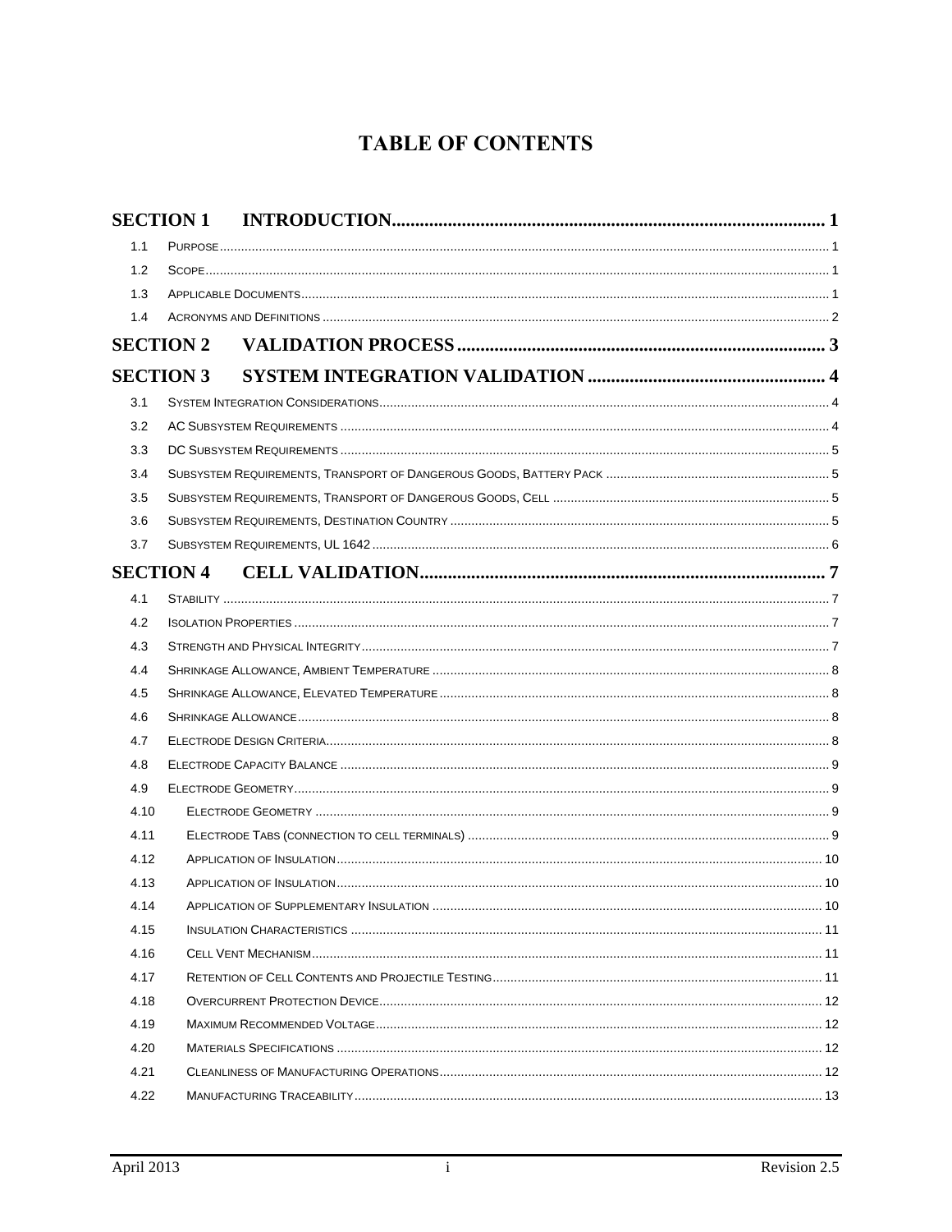# TABLE OF CONTENTS

**SECTION 1 INTRODUCTION ........................................................................................ 1**

1.1 PURPOSE ........................................................................................ 1

1.2 SCOPE ........................................................................................ 1

1.3 APPLICABLE DOCUMENTS ........................................................................................ 1

1.4 ACRONYMS AND DEFINITIONS ........................................................................................ 2

**SECTION 2 VALIDATION PROCESS ........................................................................................ 3**

**SECTION 3 SYSTEM INTEGRATION VALIDATION ........................................................................................ 4**

3.1 SYSTEM INTEGRATION CONSIDERATIONS ........................................................................................ 4

3.2 AC SUBSYSTEM REQUIREMENTS ........................................................................................ 4

3.3 DC SUBSYSTEM REQUIREMENTS ........................................................................................ 5

3.4 SUBSYSTEM REQUIREMENTS, TRANSPORT OF DANGEROUS GOODS, BATTERY PACK ........................................................................................ 5

3.5 SUBSYSTEM REQUIREMENTS, TRANSPORT OF DANGEROUS GOODS, CELL ........................................................................................ 5

3.6 SUBSYSTEM REQUIREMENTS, DESTINATION COUNTRY ........................................................................................ 5

3.7 SUBSYSTEM REQUIREMENTS, UL 1642 ........................................................................................ 6

**SECTION 4 CELL VALIDATION ........................................................................................ 7**

4.1 STABILITY ........................................................................................ 7

4.2 ISOLATION PROPERTIES ........................................................................................ 7

4.3 STRENGTH AND PHYSICAL INTEGRITY ........................................................................................ 7

4.4 SHRINKAGE ALLOWANCE, AMBIENT TEMPERATURE ........................................................................................ 8

4.5 SHRINKAGE ALLOWANCE, ELEVATED TEMPERATURE ........................................................................................ 8

4.6 SHRINKAGE ALLOWANCE ........................................................................................ 8

4.7 ELECTRODE DESIGN CRITERIA ........................................................................................ 8

4.8 ELECTRODE CAPACITY BALANCE ........................................................................................ 9

4.9 ELECTRODE GEOMETRY ........................................................................................ 9

4.10 ELECTRODE GEOMETRY ........................................................................................ 9

4.11 ELECTRODE TABS (CONNECTION TO CELL TERMINALS) ........................................................................................ 9

4.12 APPLICATION OF INSULATION ........................................................................................ 10

4.13 APPLICATION OF INSULATION ........................................................................................ 10

4.14 APPLICATION OF SUPPLEMENTARY INSULATION ........................................................................................ 10

4.15 INSULATION CHARACTERISTICS ........................................................................................ 11

4.16 CELL VENT MECHANISM ........................................................................................ 11

4.17 RETENTION OF CELL CONTENTS AND PROJECTILE TESTING ........................................................................................ 11

4.18 OVERCURRENT PROTECTION DEVICE ........................................................................................ 12

4.19 MAXIMUM RECOMMENDED VOLTAGE ........................................................................................ 12

4.20 MATERIALS SPECIFICATIONS ........................................................................................ 12

4.21 CLEANLINESS OF MANUFACTURING OPERATIONS ........................................................................................ 12

4.22 MANUFACTURING TRACEABILITY ........................................................................................ 13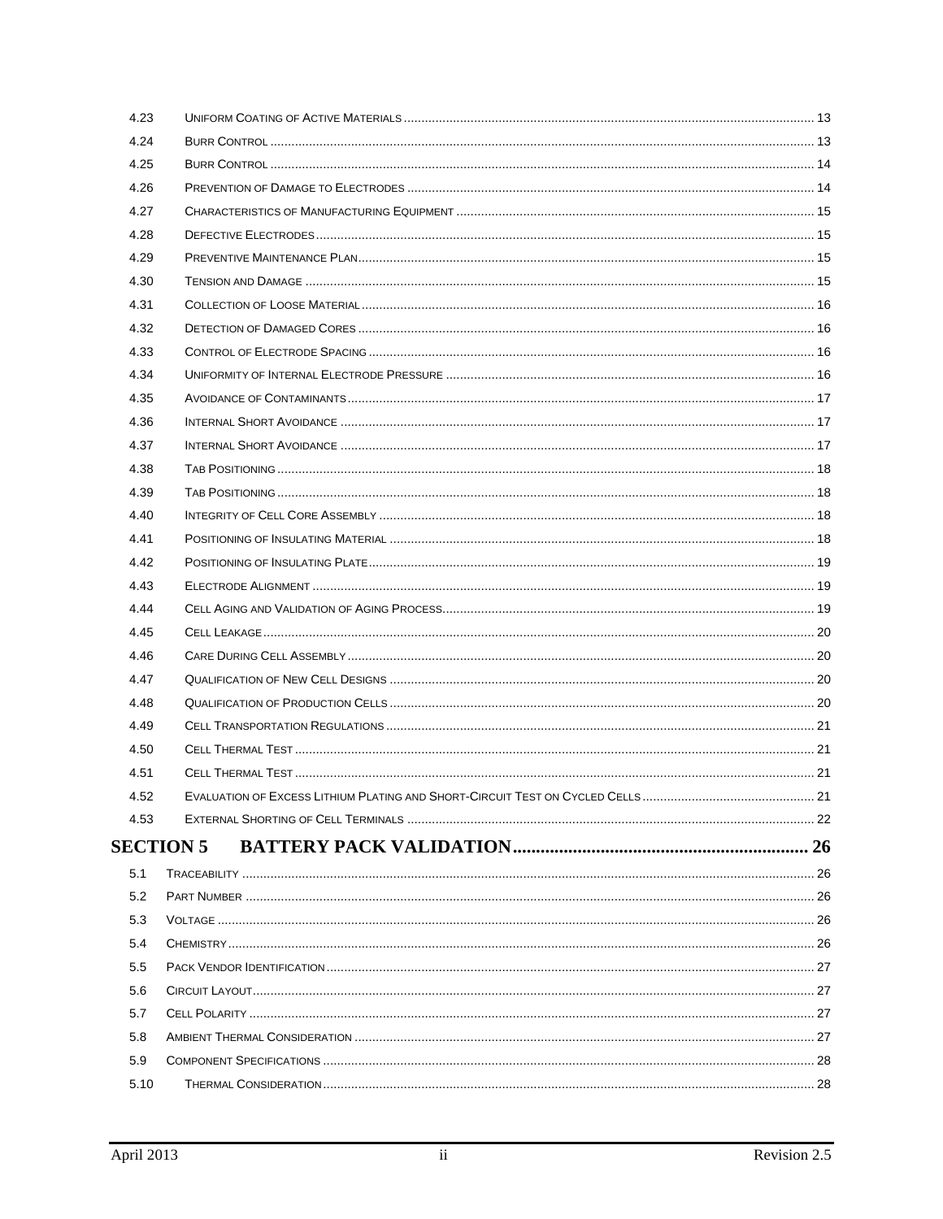4.23 Uniform Coating of Active Materials ..... 13
4.24 Burr Control ..... 13
4.25 Burr Control ..... 14
4.26 Prevention of Damage to Electrodes ..... 14
4.27 Characteristics of Manufacturing Equipment ..... 15
4.28 Defective Electrodes ..... 15
4.29 Preventive Maintenance Plan ..... 15
4.30 Tension and Damage ..... 15
4.31 Collection of Loose Material ..... 16
4.32 Detection of Damaged Cores ..... 16
4.33 Control of Electrode Spacing ..... 16
4.34 Uniformity of Internal Electrode Pressure ..... 16
4.35 Avoidance of Contaminants ..... 17
4.36 Internal Short Avoidance ..... 17
4.37 Internal Short Avoidance ..... 17
4.38 Tab Positioning ..... 18
4.39 Tab Positioning ..... 18
4.40 Integrity of Cell Core Assembly ..... 18
4.41 Positioning of Insulating Material ..... 18
4.42 Positioning of Insulating Plate ..... 19
4.43 Electrode Alignment ..... 19
4.44 Cell Aging and Validation of Aging Process ..... 19
4.45 Cell Leakage ..... 20
4.46 Care During Cell Assembly ..... 20
4.47 Qualification of New Cell Designs ..... 20
4.48 Qualification of Production Cells ..... 20
4.49 Cell Transportation Regulations ..... 21
4.50 Cell Thermal Test ..... 21
4.51 Cell Thermal Test ..... 21
4.52 Evaluation of Excess Lithium Plating and Short-Circuit Test on Cycled Cells ..... 21
4.53 External Shorting of Cell Terminals ..... 22

**SECTION 5 BATTERY PACK VALIDATION ..... 26**

5.1 Traceability ..... 26
5.2 Part Number ..... 26
5.3 Voltage ..... 26
5.4 Chemistry ..... 26
5.5 Pack Vendor Identification ..... 27
5.6 Circuit Layout ..... 27
5.7 Cell Polarity ..... 27
5.8 Ambient Thermal Consideration ..... 27
5.9 Component Specifications ..... 28
5.10 Thermal Consideration ..... 28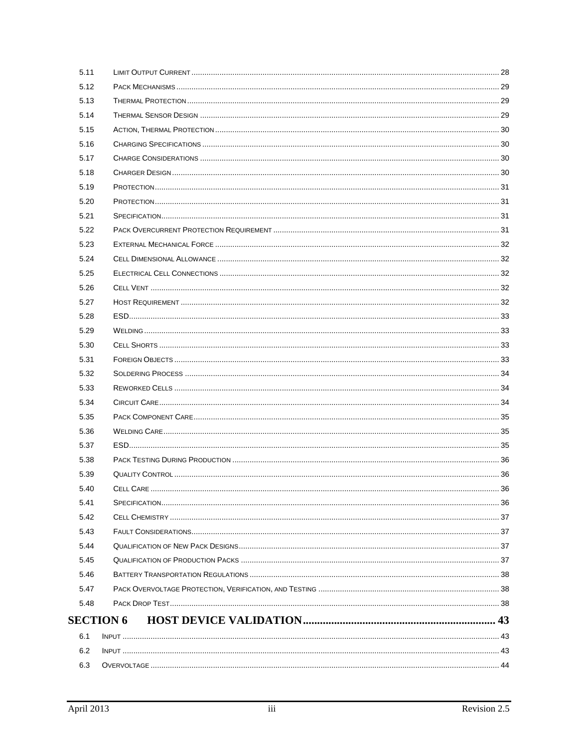5.11 Limit Output Current ... 28
5.12 Pack Mechanisms ... 29
5.13 Thermal Protection ... 29
5.14 Thermal Sensor Design ... 29
5.15 Action, Thermal Protection ... 30
5.16 Charging Specifications ... 30
5.17 Charge Considerations ... 30
5.18 Charger Design ... 30
5.19 Protection ... 31
5.20 Protection ... 31
5.21 Specification ... 31
5.22 Pack Overcurrent Protection Requirement ... 31
5.23 External Mechanical Force ... 32
5.24 Cell Dimensional Allowance ... 32
5.25 Electrical Cell Connections ... 32
5.26 Cell Vent ... 32
5.27 Host Requirement ... 32
5.28 ESD ... 33
5.29 Welding ... 33
5.30 Cell Shorts ... 33
5.31 Foreign Objects ... 33
5.32 Soldering Process ... 34
5.33 Reworked Cells ... 34
5.34 Circuit Care ... 34
5.35 Pack Component Care ... 35
5.36 Welding Care ... 35
5.37 ESD ... 35
5.38 Pack Testing During Production ... 36
5.39 Quality Control ... 36
5.40 Cell Care ... 36
5.41 Specification ... 36
5.42 Cell Chemistry ... 37
5.43 Fault Considerations ... 37
5.44 Qualification of New Pack Designs ... 37
5.45 Qualification of Production Packs ... 37
5.46 Battery Transportation Regulations ... 38
5.47 Pack Overvoltage Protection, Verification, and Testing ... 38
5.48 Pack Drop Test ... 38

**SECTION 6 HOST DEVICE VALIDATION ... 43**

6.1 Input ... 43
6.2 Input ... 43
6.3 Overvoltage ... 44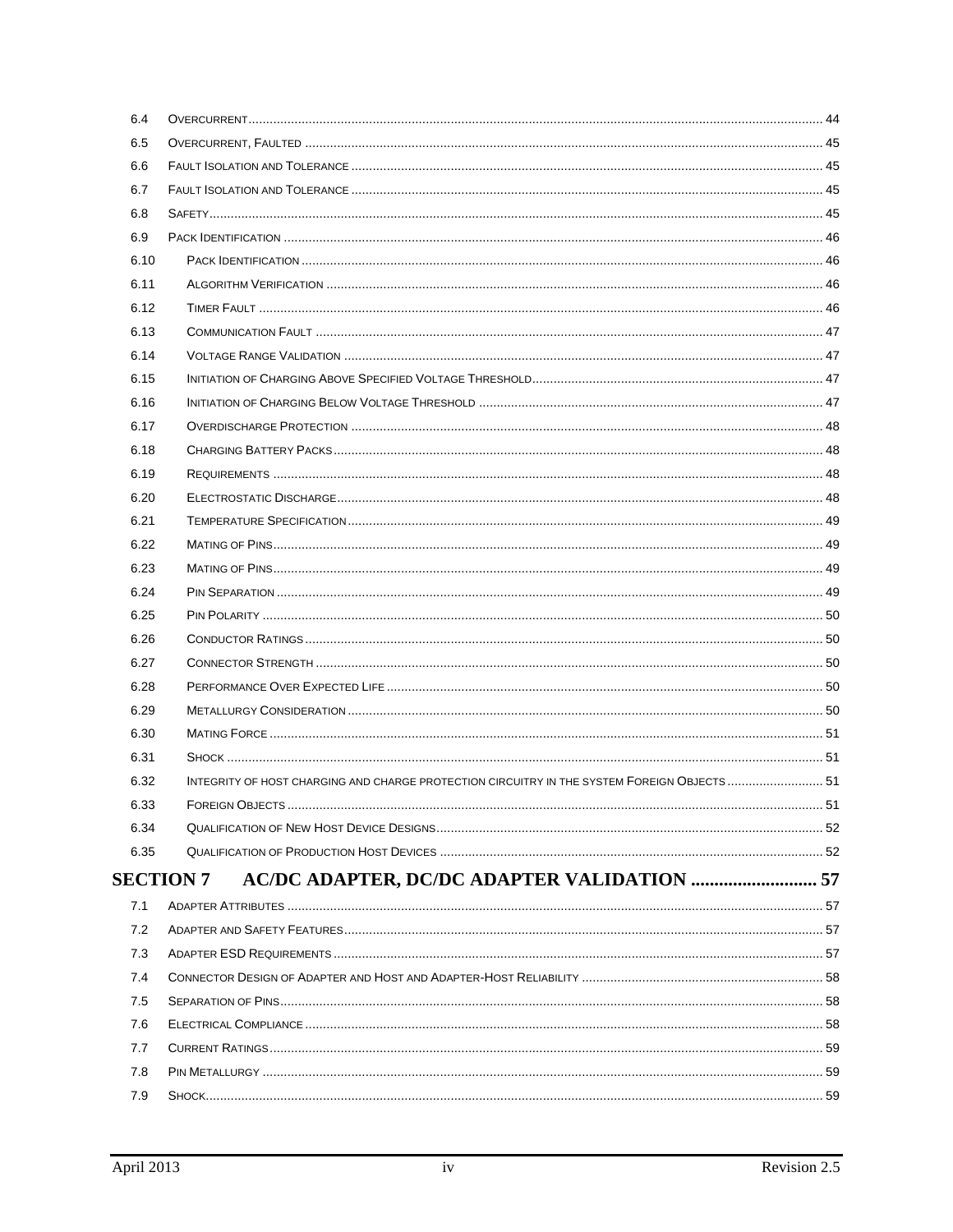6.4 Overcurrent ........................................................................ 44
6.5 Overcurrent, Faulted ........................................................................ 45
6.6 Fault Isolation and Tolerance ........................................................................ 45
6.7 Fault Isolation and Tolerance ........................................................................ 45
6.8 Safety ........................................................................ 45
6.9 Pack Identification ........................................................................ 46
6.10 Pack Identification ........................................................................ 46
6.11 Algorithm Verification ........................................................................ 46
6.12 Timer Fault ........................................................................ 46
6.13 Communication Fault ........................................................................ 47
6.14 Voltage Range Validation ........................................................................ 47
6.15 Initiation of Charging Above Specified Voltage Threshold ........................................................................ 47
6.16 Initiation of Charging Below Voltage Threshold ........................................................................ 47
6.17 Overdischarge Protection ........................................................................ 48
6.18 Charging Battery Packs ........................................................................ 48
6.19 Requirements ........................................................................ 48
6.20 Electrostatic Discharge ........................................................................ 48
6.21 Temperature Specification ........................................................................ 49
6.22 Mating of Pins ........................................................................ 49
6.23 Mating of Pins ........................................................................ 49
6.24 Pin Separation ........................................................................ 49
6.25 Pin Polarity ........................................................................ 50
6.26 Conductor Ratings ........................................................................ 50
6.27 Connector Strength ........................................................................ 50
6.28 Performance Over Expected Life ........................................................................ 50
6.29 Metallurgy Consideration ........................................................................ 50
6.30 Mating Force ........................................................................ 51
6.31 Shock ........................................................................ 51
6.32 Integrity of host charging and charge protection circuitry in the system Foreign Objects ........................................................................ 51
6.33 Foreign Objects ........................................................................ 51
6.34 Qualification of New Host Device Designs ........................................................................ 52
6.35 Qualification of Production Host Devices ........................................................................ 52

**SECTION 7 AC/DC ADAPTER, DC/DC ADAPTER VALIDATION ........................................................................ 57**

7.1 Adapter Attributes ........................................................................ 57
7.2 Adapter and Safety Features ........................................................................ 57
7.3 Adapter ESD Requirements ........................................................................ 57
7.4 Connector Design of Adapter and Host and Adapter-Host Reliability ........................................................................ 58
7.5 Separation of Pins ........................................................................ 58
7.6 Electrical Compliance ........................................................................ 58
7.7 Current Ratings ........................................................................ 59
7.8 Pin Metallurgy ........................................................................ 59
7.9 Shock ........................................................................ 59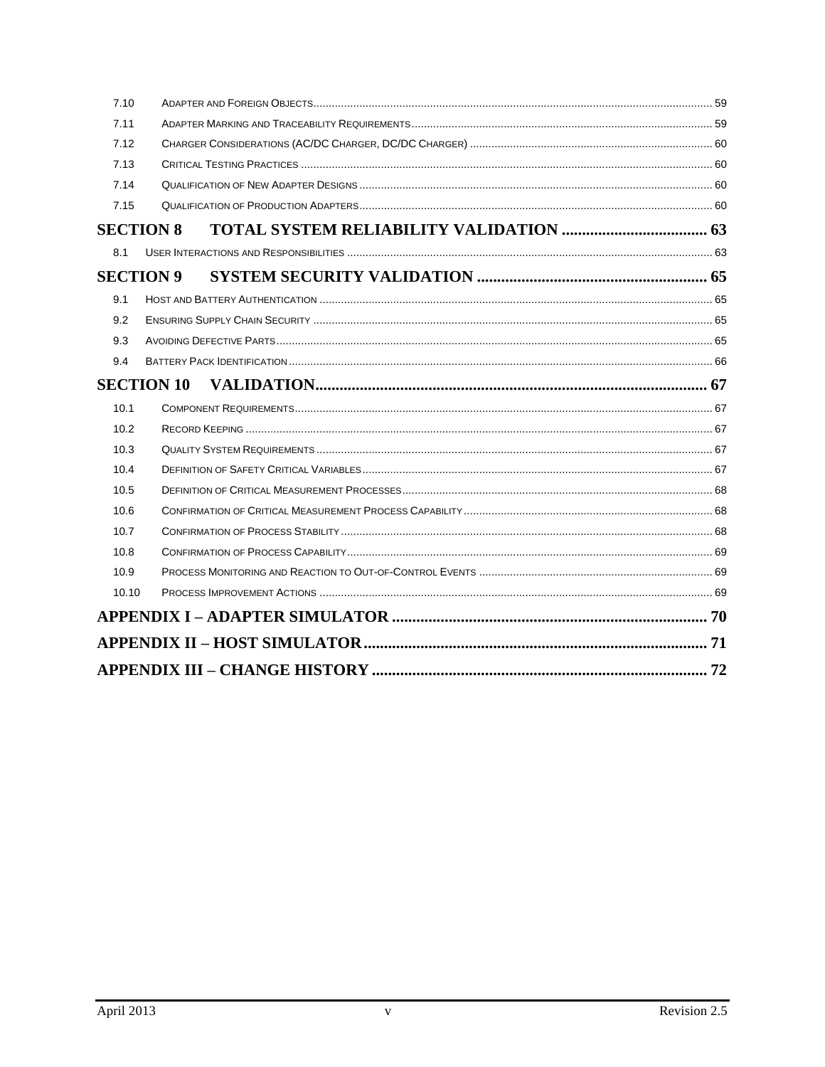7.10 Adapter and Foreign Objects ..... 59
7.11 Adapter Marking and Traceability Requirements ..... 59
7.12 Charger Considerations (AC/DC Charger, DC/DC Charger) ..... 60
7.13 Critical Testing Practices ..... 60
7.14 Qualification of New Adapter Designs ..... 60
7.15 Qualification of Production Adapters ..... 60

**SECTION 8 TOTAL SYSTEM RELIABILITY VALIDATION ..... 63**

8.1 User Interactions and Responsibilities ..... 63

**SECTION 9 SYSTEM SECURITY VALIDATION ..... 65**

9.1 Host and Battery Authentication ..... 65
9.2 Ensuring Supply Chain Security ..... 65
9.3 Avoiding Defective Parts ..... 65
9.4 Battery Pack Identification ..... 66

**SECTION 10 VALIDATION ..... 67**

10.1 Component Requirements ..... 67
10.2 Record Keeping ..... 67
10.3 Quality System Requirements ..... 67
10.4 Definition of Safety Critical Variables ..... 67
10.5 Definition of Critical Measurement Processes ..... 68
10.6 Confirmation of Critical Measurement Process Capability ..... 68
10.7 Confirmation of Process Stability ..... 68
10.8 Confirmation of Process Capability ..... 69
10.9 Process Monitoring and Reaction to Out-of-Control Events ..... 69
10.10 Process Improvement Actions ..... 69

**APPENDIX I – ADAPTER SIMULATOR ..... 70**

**APPENDIX II – HOST SIMULATOR ..... 71**

**APPENDIX III – CHANGE HISTORY ..... 72**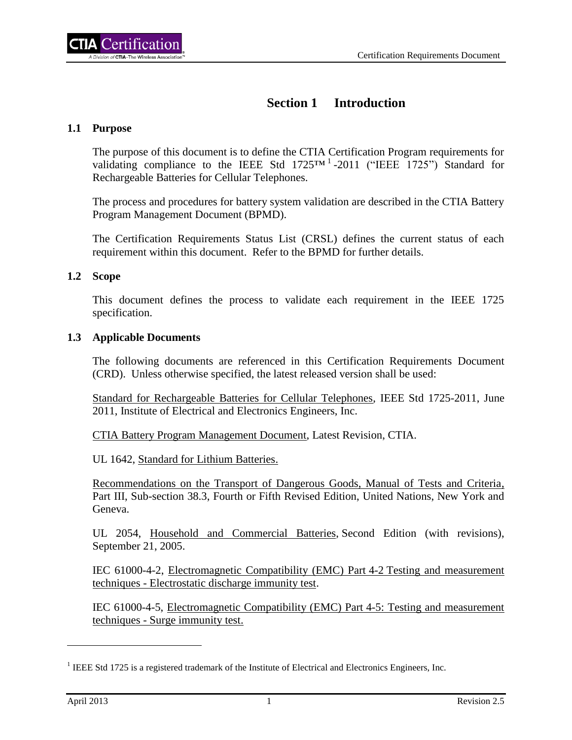# Section 1 Introduction

## 1.1 Purpose

The purpose of this document is to define the CTIA Certification Program requirements for validating compliance to the IEEE Std 1725™[1] -2011 ("IEEE 1725") Standard for Rechargeable Batteries for Cellular Telephones.

The process and procedures for battery system validation are described in the CTIA Battery Program Management Document (BPMD).

The Certification Requirements Status List (CRSL) defines the current status of each requirement within this document. Refer to the BPMD for further details.

## 1.2 Scope

This document defines the process to validate each requirement in the IEEE 1725 specification.

## 1.3 Applicable Documents

The following documents are referenced in this Certification Requirements Document (CRD). Unless otherwise specified, the latest released version shall be used:

Standard for Rechargeable Batteries for Cellular Telephones, IEEE Std 1725-2011, June 2011, Institute of Electrical and Electronics Engineers, Inc.

CTIA Battery Program Management Document, Latest Revision, CTIA.

UL 1642, Standard for Lithium Batteries.

Recommendations on the Transport of Dangerous Goods, Manual of Tests and Criteria, Part III, Sub-section 38.3, Fourth or Fifth Revised Edition, United Nations, New York and Geneva.

UL 2054, Household and Commercial Batteries, Second Edition (with revisions), September 21, 2005.

IEC 61000-4-2, Electromagnetic Compatibility (EMC) Part 4-2 Testing and measurement techniques - Electrostatic discharge immunity test.

IEC 61000-4-5, Electromagnetic Compatibility (EMC) Part 4-5: Testing and measurement techniques - Surge immunity test.

---

[1] IEEE Std 1725 is a registered trademark of the Institute of Electrical and Electronics Engineers, Inc.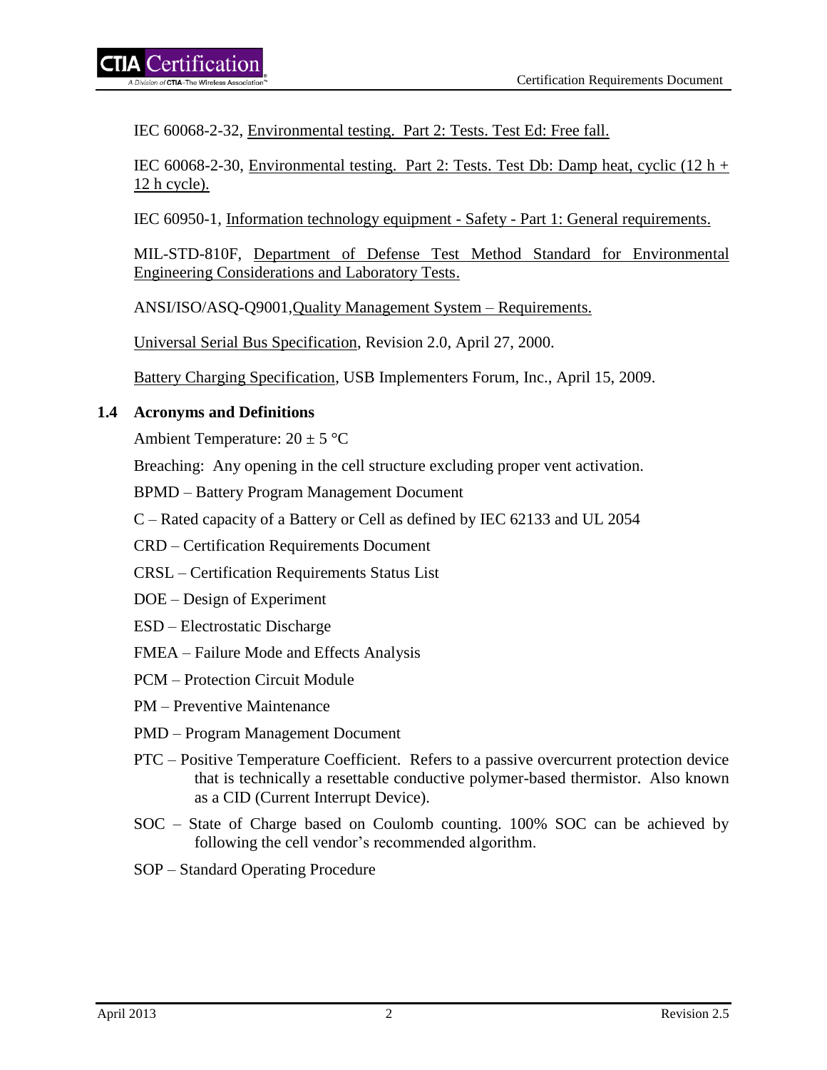IEC 60068-2-32, Environmental testing. Part 2: Tests. Test Ed: Free fall.

IEC 60068-2-30, Environmental testing. Part 2: Tests. Test Db: Damp heat, cyclic (12 h + 12 h cycle).

IEC 60950-1, Information technology equipment - Safety - Part 1: General requirements.

MIL-STD-810F, Department of Defense Test Method Standard for Environmental Engineering Considerations and Laboratory Tests.

ANSI/ISO/ASQ-Q9001,Quality Management System – Requirements.

Universal Serial Bus Specification, Revision 2.0, April 27, 2000.

Battery Charging Specification, USB Implementers Forum, Inc., April 15, 2009.

### 1.4 Acronyms and Definitions

Ambient Temperature: 20 ± 5 °C

Breaching: Any opening in the cell structure excluding proper vent activation.

BPMD – Battery Program Management Document

C – Rated capacity of a Battery or Cell as defined by IEC 62133 and UL 2054

CRD – Certification Requirements Document

CRSL – Certification Requirements Status List

DOE – Design of Experiment

ESD – Electrostatic Discharge

FMEA – Failure Mode and Effects Analysis

PCM – Protection Circuit Module

PM – Preventive Maintenance

PMD – Program Management Document

PTC – Positive Temperature Coefficient. Refers to a passive overcurrent protection device that is technically a resettable conductive polymer-based thermistor. Also known as a CID (Current Interrupt Device).

SOC – State of Charge based on Coulomb counting. 100% SOC can be achieved by following the cell vendor's recommended algorithm.

SOP – Standard Operating Procedure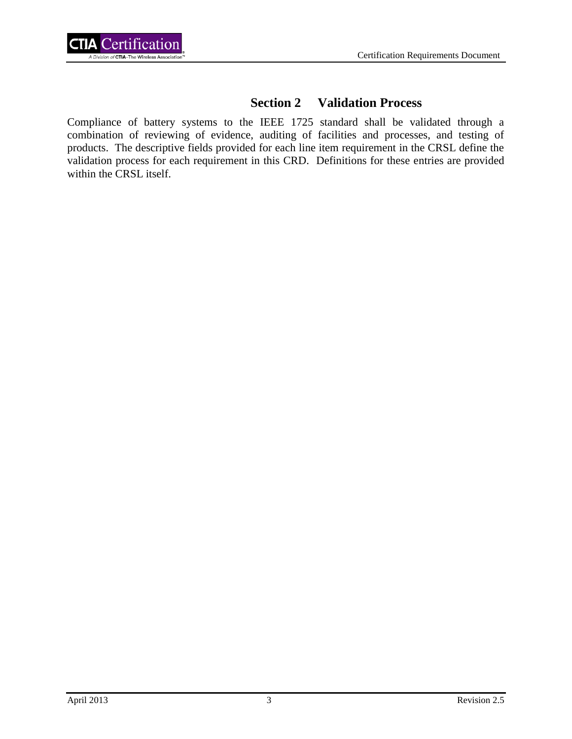# Section 2 Validation Process

Compliance of battery systems to the IEEE 1725 standard shall be validated through a combination of reviewing of evidence, auditing of facilities and processes, and testing of products. The descriptive fields provided for each line item requirement in the CRSL define the validation process for each requirement in this CRD. Definitions for these entries are provided within the CRSL itself.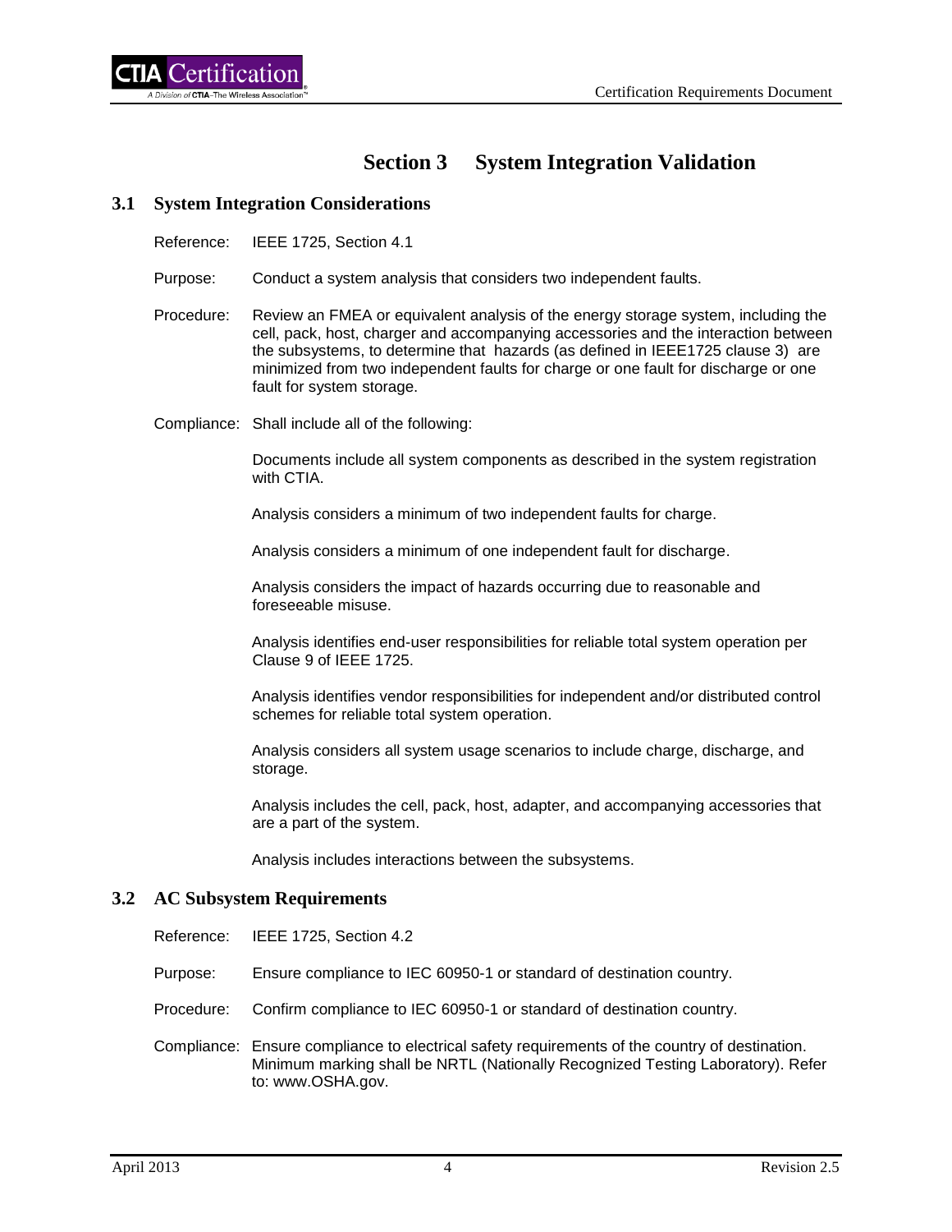# Section 3 System Integration Validation

## 3.1 System Integration Considerations

Reference: IEEE 1725, Section 4.1

Purpose: Conduct a system analysis that considers two independent faults.

Procedure: Review an FMEA or equivalent analysis of the energy storage system, including the cell, pack, host, charger and accompanying accessories and the interaction between the subsystems, to determine that hazards (as defined in IEEE1725 clause 3) are minimized from two independent faults for charge or one fault for discharge or one fault for system storage.

Compliance: Shall include all of the following:

Documents include all system components as described in the system registration with CTIA.

Analysis considers a minimum of two independent faults for charge.

Analysis considers a minimum of one independent fault for discharge.

Analysis considers the impact of hazards occurring due to reasonable and foreseeable misuse.

Analysis identifies end-user responsibilities for reliable total system operation per Clause 9 of IEEE 1725.

Analysis identifies vendor responsibilities for independent and/or distributed control schemes for reliable total system operation.

Analysis considers all system usage scenarios to include charge, discharge, and storage.

Analysis includes the cell, pack, host, adapter, and accompanying accessories that are a part of the system.

Analysis includes interactions between the subsystems.

## 3.2 AC Subsystem Requirements

Reference: IEEE 1725, Section 4.2

Purpose: Ensure compliance to IEC 60950-1 or standard of destination country.

Procedure: Confirm compliance to IEC 60950-1 or standard of destination country.

Compliance: Ensure compliance to electrical safety requirements of the country of destination. Minimum marking shall be NRTL (Nationally Recognized Testing Laboratory). Refer to: www.OSHA.gov.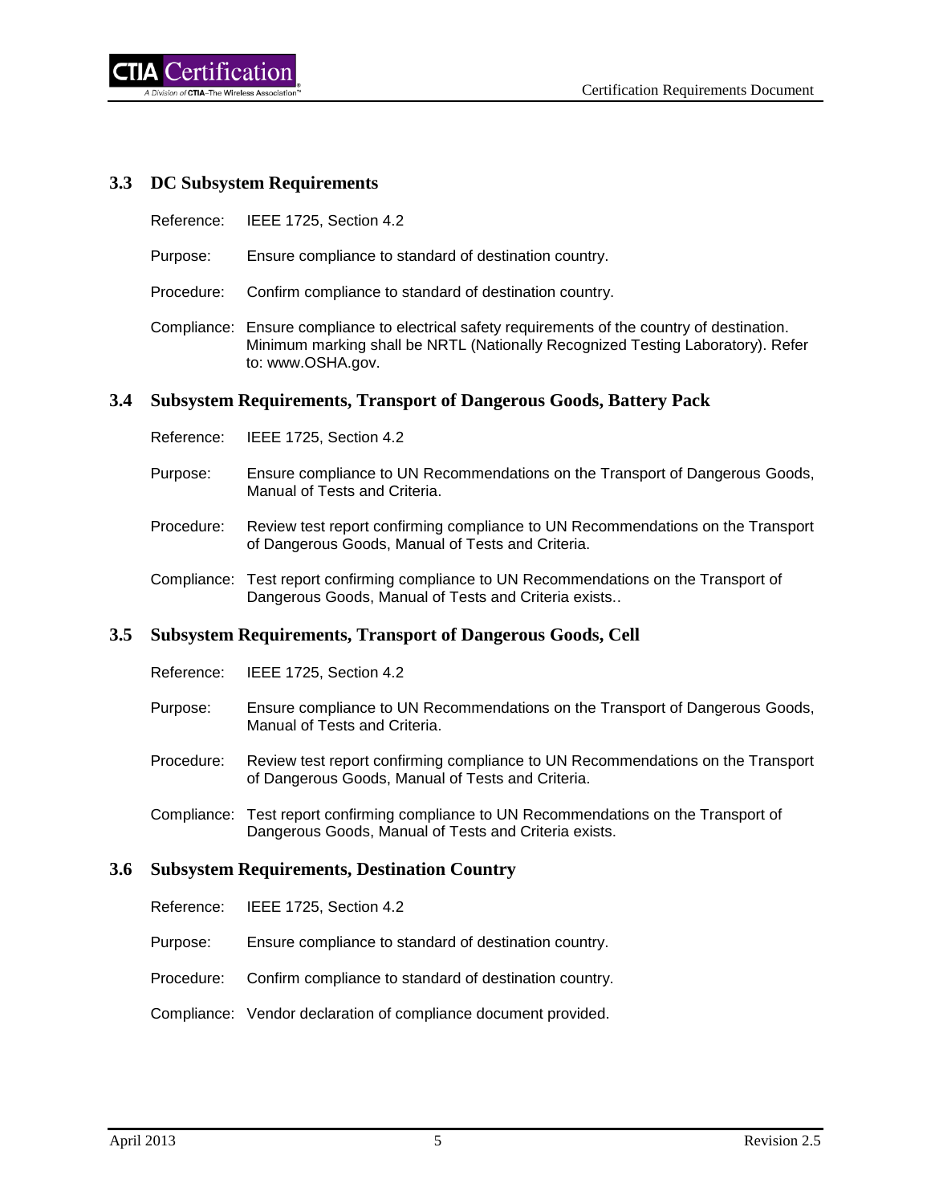## 3.3 DC Subsystem Requirements

Reference: IEEE 1725, Section 4.2

Purpose: Ensure compliance to standard of destination country.

Procedure: Confirm compliance to standard of destination country.

Compliance: Ensure compliance to electrical safety requirements of the country of destination. Minimum marking shall be NRTL (Nationally Recognized Testing Laboratory). Refer to: www.OSHA.gov.

## 3.4 Subsystem Requirements, Transport of Dangerous Goods, Battery Pack

Reference: IEEE 1725, Section 4.2

Purpose: Ensure compliance to UN Recommendations on the Transport of Dangerous Goods, Manual of Tests and Criteria.

Procedure: Review test report confirming compliance to UN Recommendations on the Transport of Dangerous Goods, Manual of Tests and Criteria.

Compliance: Test report confirming compliance to UN Recommendations on the Transport of Dangerous Goods, Manual of Tests and Criteria exists..

## 3.5 Subsystem Requirements, Transport of Dangerous Goods, Cell

Reference: IEEE 1725, Section 4.2

Purpose: Ensure compliance to UN Recommendations on the Transport of Dangerous Goods, Manual of Tests and Criteria.

Procedure: Review test report confirming compliance to UN Recommendations on the Transport of Dangerous Goods, Manual of Tests and Criteria.

Compliance: Test report confirming compliance to UN Recommendations on the Transport of Dangerous Goods, Manual of Tests and Criteria exists.

## 3.6 Subsystem Requirements, Destination Country

Reference: IEEE 1725, Section 4.2

Purpose: Ensure compliance to standard of destination country.

Procedure: Confirm compliance to standard of destination country.

Compliance: Vendor declaration of compliance document provided.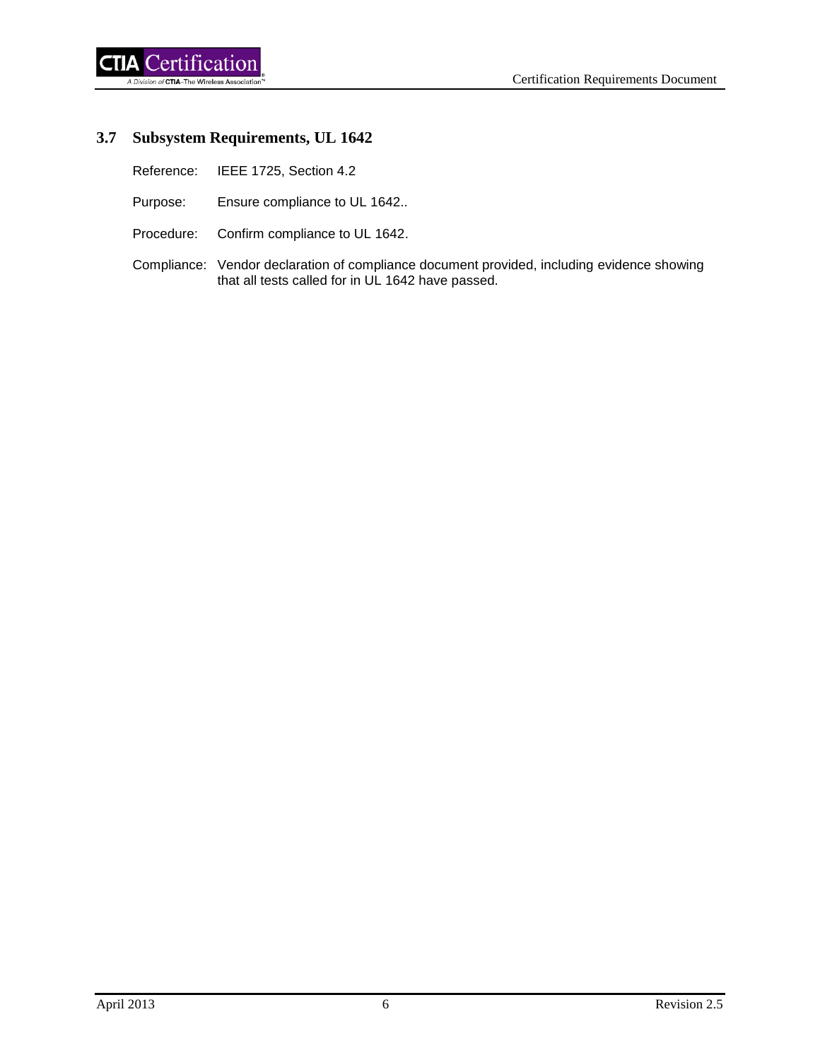### 3.7 Subsystem Requirements, UL 1642

Reference: IEEE 1725, Section 4.2

Purpose: Ensure compliance to UL 1642..

Procedure: Confirm compliance to UL 1642.

Compliance: Vendor declaration of compliance document provided, including evidence showing that all tests called for in UL 1642 have passed.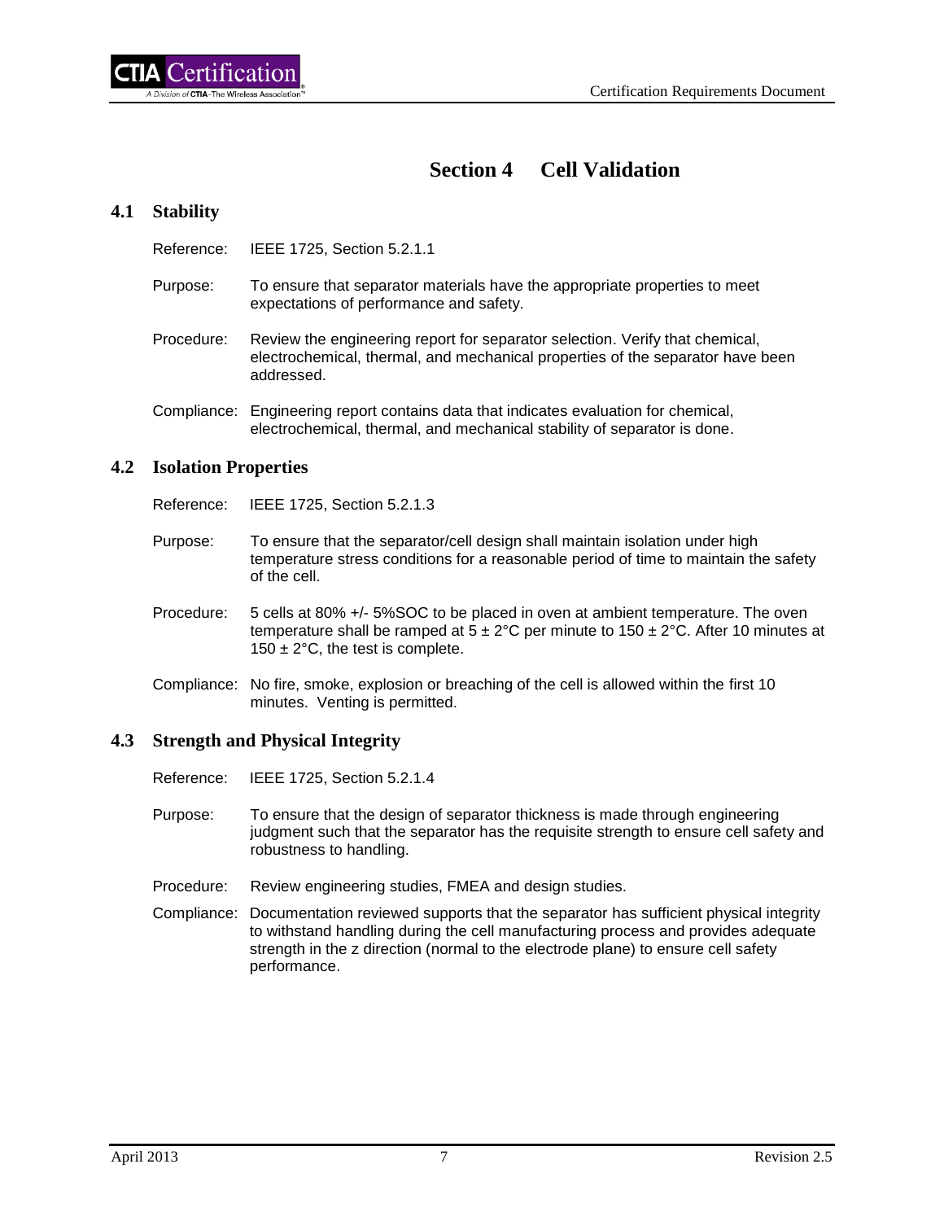# Section 4 Cell Validation

## 4.1 Stability

Reference: IEEE 1725, Section 5.2.1.1

Purpose: To ensure that separator materials have the appropriate properties to meet expectations of performance and safety.

Procedure: Review the engineering report for separator selection. Verify that chemical, electrochemical, thermal, and mechanical properties of the separator have been addressed.

Compliance: Engineering report contains data that indicates evaluation for chemical, electrochemical, thermal, and mechanical stability of separator is done.

## 4.2 Isolation Properties

Reference: IEEE 1725, Section 5.2.1.3

Purpose: To ensure that the separator/cell design shall maintain isolation under high temperature stress conditions for a reasonable period of time to maintain the safety of the cell.

Procedure: 5 cells at 80% +/- 5%SOC to be placed in oven at ambient temperature. The oven temperature shall be ramped at 5 ± 2°C per minute to 150 ± 2°C. After 10 minutes at 150 ± 2°C, the test is complete.

Compliance: No fire, smoke, explosion or breaching of the cell is allowed within the first 10 minutes. Venting is permitted.

## 4.3 Strength and Physical Integrity

Reference: IEEE 1725, Section 5.2.1.4

Purpose: To ensure that the design of separator thickness is made through engineering judgment such that the separator has the requisite strength to ensure cell safety and robustness to handling.

Procedure: Review engineering studies, FMEA and design studies.

Compliance: Documentation reviewed supports that the separator has sufficient physical integrity to withstand handling during the cell manufacturing process and provides adequate strength in the z direction (normal to the electrode plane) to ensure cell safety performance.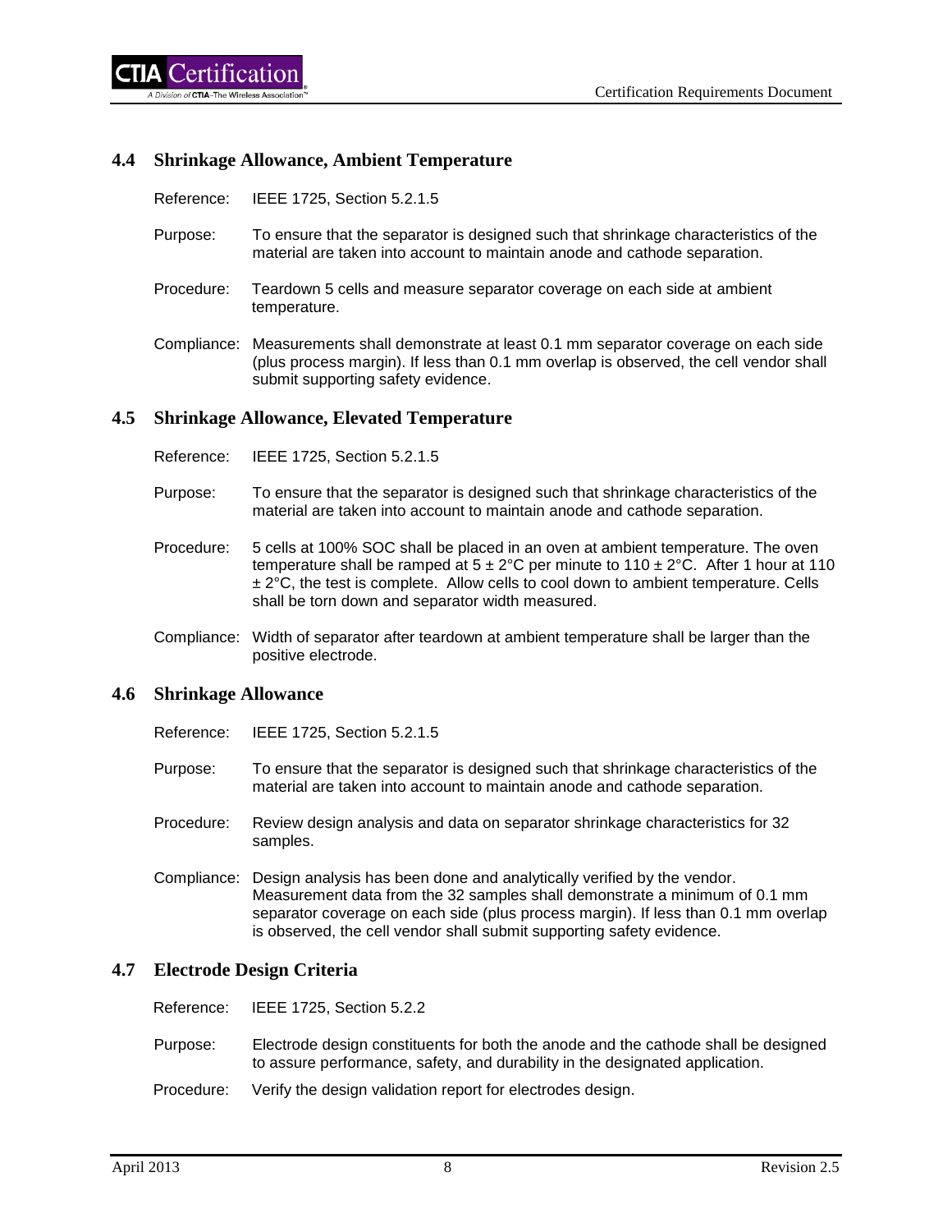## 4.4 Shrinkage Allowance, Ambient Temperature

Reference: IEEE 1725, Section 5.2.1.5

Purpose: To ensure that the separator is designed such that shrinkage characteristics of the material are taken into account to maintain anode and cathode separation.

Procedure: Teardown 5 cells and measure separator coverage on each side at ambient temperature.

Compliance: Measurements shall demonstrate at least 0.1 mm separator coverage on each side (plus process margin). If less than 0.1 mm overlap is observed, the cell vendor shall submit supporting safety evidence.

## 4.5 Shrinkage Allowance, Elevated Temperature

Reference: IEEE 1725, Section 5.2.1.5

Purpose: To ensure that the separator is designed such that shrinkage characteristics of the material are taken into account to maintain anode and cathode separation.

Procedure: 5 cells at 100% SOC shall be placed in an oven at ambient temperature. The oven temperature shall be ramped at 5 ± 2°C per minute to 110 ± 2°C. After 1 hour at 110 ± 2°C, the test is complete. Allow cells to cool down to ambient temperature. Cells shall be torn down and separator width measured.

Compliance: Width of separator after teardown at ambient temperature shall be larger than the positive electrode.

## 4.6 Shrinkage Allowance

Reference: IEEE 1725, Section 5.2.1.5

Purpose: To ensure that the separator is designed such that shrinkage characteristics of the material are taken into account to maintain anode and cathode separation.

Procedure: Review design analysis and data on separator shrinkage characteristics for 32 samples.

Compliance: Design analysis has been done and analytically verified by the vendor. Measurement data from the 32 samples shall demonstrate a minimum of 0.1 mm separator coverage on each side (plus process margin). If less than 0.1 mm overlap is observed, the cell vendor shall submit supporting safety evidence.

## 4.7 Electrode Design Criteria

Reference: IEEE 1725, Section 5.2.2

Purpose: Electrode design constituents for both the anode and the cathode shall be designed to assure performance, safety, and durability in the designated application.

Procedure: Verify the design validation report for electrodes design.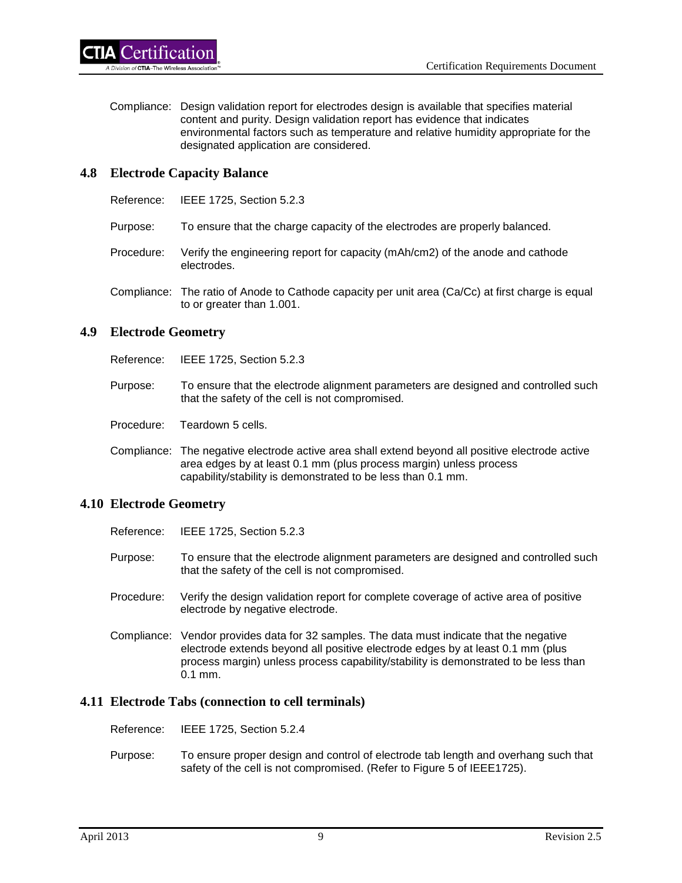Compliance: Design validation report for electrodes design is available that specifies material content and purity. Design validation report has evidence that indicates environmental factors such as temperature and relative humidity appropriate for the designated application are considered.

## 4.8 Electrode Capacity Balance

Reference: IEEE 1725, Section 5.2.3

Purpose: To ensure that the charge capacity of the electrodes are properly balanced.

Procedure: Verify the engineering report for capacity (mAh/cm2) of the anode and cathode electrodes.

Compliance: The ratio of Anode to Cathode capacity per unit area (Ca/Cc) at first charge is equal to or greater than 1.001.

## 4.9 Electrode Geometry

Reference: IEEE 1725, Section 5.2.3

Purpose: To ensure that the electrode alignment parameters are designed and controlled such that the safety of the cell is not compromised.

Procedure: Teardown 5 cells.

Compliance: The negative electrode active area shall extend beyond all positive electrode active area edges by at least 0.1 mm (plus process margin) unless process capability/stability is demonstrated to be less than 0.1 mm.

## 4.10 Electrode Geometry

Reference: IEEE 1725, Section 5.2.3

Purpose: To ensure that the electrode alignment parameters are designed and controlled such that the safety of the cell is not compromised.

Procedure: Verify the design validation report for complete coverage of active area of positive electrode by negative electrode.

Compliance: Vendor provides data for 32 samples. The data must indicate that the negative electrode extends beyond all positive electrode edges by at least 0.1 mm (plus process margin) unless process capability/stability is demonstrated to be less than 0.1 mm.

## 4.11 Electrode Tabs (connection to cell terminals)

Reference: IEEE 1725, Section 5.2.4

Purpose: To ensure proper design and control of electrode tab length and overhang such that safety of the cell is not compromised. (Refer to Figure 5 of IEEE1725).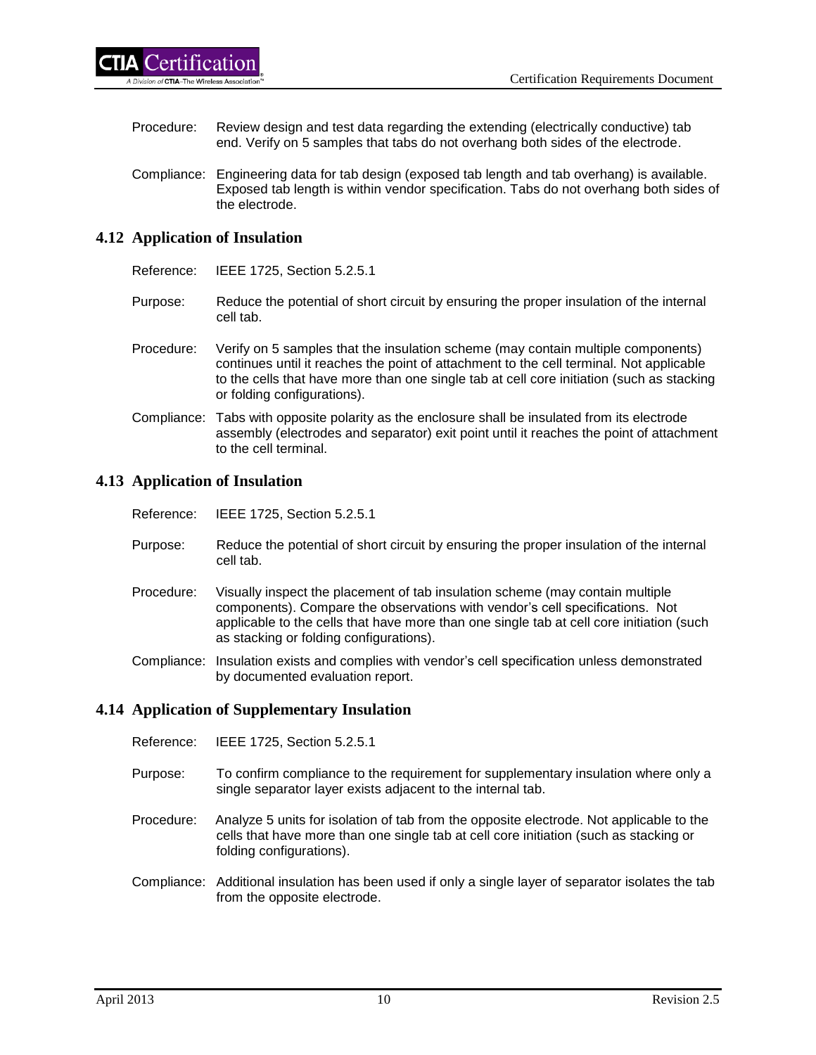Procedure: Review design and test data regarding the extending (electrically conductive) tab end. Verify on 5 samples that tabs do not overhang both sides of the electrode.

Compliance: Engineering data for tab design (exposed tab length and tab overhang) is available. Exposed tab length is within vendor specification. Tabs do not overhang both sides of the electrode.

## 4.12 Application of Insulation

Reference: IEEE 1725, Section 5.2.5.1

Purpose: Reduce the potential of short circuit by ensuring the proper insulation of the internal cell tab.

Procedure: Verify on 5 samples that the insulation scheme (may contain multiple components) continues until it reaches the point of attachment to the cell terminal. Not applicable to the cells that have more than one single tab at cell core initiation (such as stacking or folding configurations).

Compliance: Tabs with opposite polarity as the enclosure shall be insulated from its electrode assembly (electrodes and separator) exit point until it reaches the point of attachment to the cell terminal.

## 4.13 Application of Insulation

Reference: IEEE 1725, Section 5.2.5.1

Purpose: Reduce the potential of short circuit by ensuring the proper insulation of the internal cell tab.

Procedure: Visually inspect the placement of tab insulation scheme (may contain multiple components). Compare the observations with vendor's cell specifications. Not applicable to the cells that have more than one single tab at cell core initiation (such as stacking or folding configurations).

Compliance: Insulation exists and complies with vendor's cell specification unless demonstrated by documented evaluation report.

## 4.14 Application of Supplementary Insulation

Reference: IEEE 1725, Section 5.2.5.1

Purpose: To confirm compliance to the requirement for supplementary insulation where only a single separator layer exists adjacent to the internal tab.

Procedure: Analyze 5 units for isolation of tab from the opposite electrode. Not applicable to the cells that have more than one single tab at cell core initiation (such as stacking or folding configurations).

Compliance: Additional insulation has been used if only a single layer of separator isolates the tab from the opposite electrode.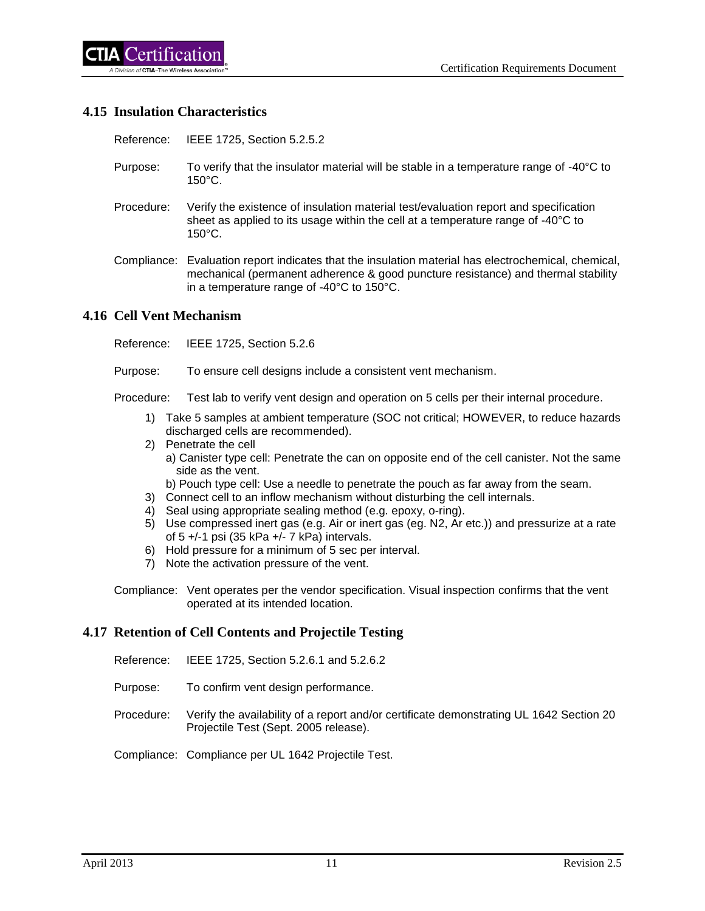## 4.15 Insulation Characteristics

Reference: IEEE 1725, Section 5.2.5.2

Purpose: To verify that the insulator material will be stable in a temperature range of -40°C to 150°C.

Procedure: Verify the existence of insulation material test/evaluation report and specification sheet as applied to its usage within the cell at a temperature range of -40°C to 150°C.

Compliance: Evaluation report indicates that the insulation material has electrochemical, chemical, mechanical (permanent adherence & good puncture resistance) and thermal stability in a temperature range of -40°C to 150°C.

## 4.16 Cell Vent Mechanism

Reference: IEEE 1725, Section 5.2.6

Purpose: To ensure cell designs include a consistent vent mechanism.

Procedure: Test lab to verify vent design and operation on 5 cells per their internal procedure.

1) Take 5 samples at ambient temperature (SOC not critical; HOWEVER, to reduce hazards discharged cells are recommended).
2) Penetrate the cell
   a) Canister type cell: Penetrate the can on opposite end of the cell canister. Not the same side as the vent.
   b) Pouch type cell: Use a needle to penetrate the pouch as far away from the seam.
3) Connect cell to an inflow mechanism without disturbing the cell internals.
4) Seal using appropriate sealing method (e.g. epoxy, o-ring).
5) Use compressed inert gas (e.g. Air or inert gas (eg. N2, Ar etc.)) and pressurize at a rate of 5 +/-1 psi (35 kPa +/- 7 kPa) intervals.
6) Hold pressure for a minimum of 5 sec per interval.
7) Note the activation pressure of the vent.

Compliance: Vent operates per the vendor specification. Visual inspection confirms that the vent operated at its intended location.

## 4.17 Retention of Cell Contents and Projectile Testing

Reference: IEEE 1725, Section 5.2.6.1 and 5.2.6.2

Purpose: To confirm vent design performance.

Procedure: Verify the availability of a report and/or certificate demonstrating UL 1642 Section 20 Projectile Test (Sept. 2005 release).

Compliance: Compliance per UL 1642 Projectile Test.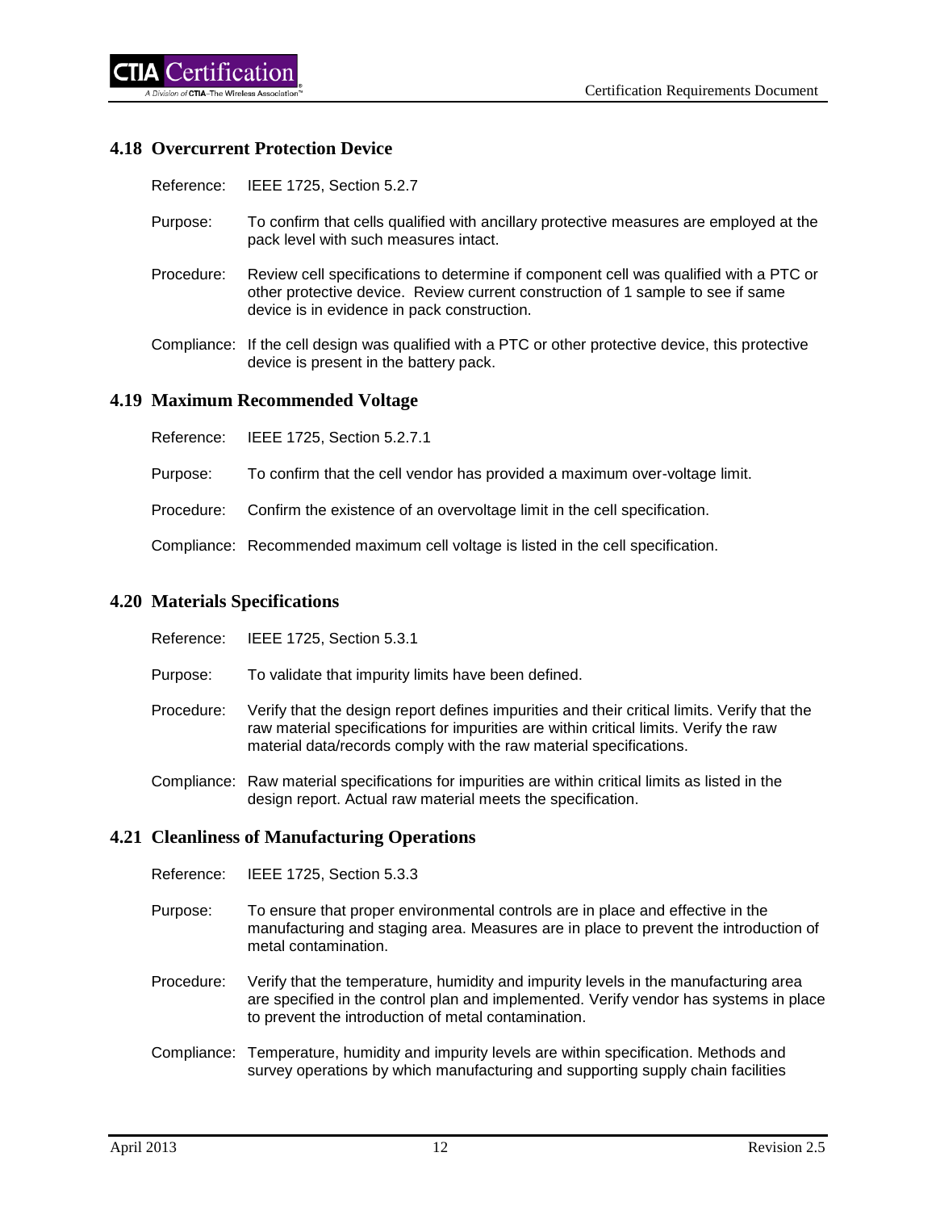## 4.18 Overcurrent Protection Device

Reference: IEEE 1725, Section 5.2.7

Purpose: To confirm that cells qualified with ancillary protective measures are employed at the pack level with such measures intact.

Procedure: Review cell specifications to determine if component cell was qualified with a PTC or other protective device. Review current construction of 1 sample to see if same device is in evidence in pack construction.

Compliance: If the cell design was qualified with a PTC or other protective device, this protective device is present in the battery pack.

## 4.19 Maximum Recommended Voltage

Reference: IEEE 1725, Section 5.2.7.1

Purpose: To confirm that the cell vendor has provided a maximum over-voltage limit.

Procedure: Confirm the existence of an overvoltage limit in the cell specification.

Compliance: Recommended maximum cell voltage is listed in the cell specification.

## 4.20 Materials Specifications

Reference: IEEE 1725, Section 5.3.1

Purpose: To validate that impurity limits have been defined.

Procedure: Verify that the design report defines impurities and their critical limits. Verify that the raw material specifications for impurities are within critical limits. Verify the raw material data/records comply with the raw material specifications.

Compliance: Raw material specifications for impurities are within critical limits as listed in the design report. Actual raw material meets the specification.

## 4.21 Cleanliness of Manufacturing Operations

Reference: IEEE 1725, Section 5.3.3

Purpose: To ensure that proper environmental controls are in place and effective in the manufacturing and staging area. Measures are in place to prevent the introduction of metal contamination.

Procedure: Verify that the temperature, humidity and impurity levels in the manufacturing area are specified in the control plan and implemented. Verify vendor has systems in place to prevent the introduction of metal contamination.

Compliance: Temperature, humidity and impurity levels are within specification. Methods and survey operations by which manufacturing and supporting supply chain facilities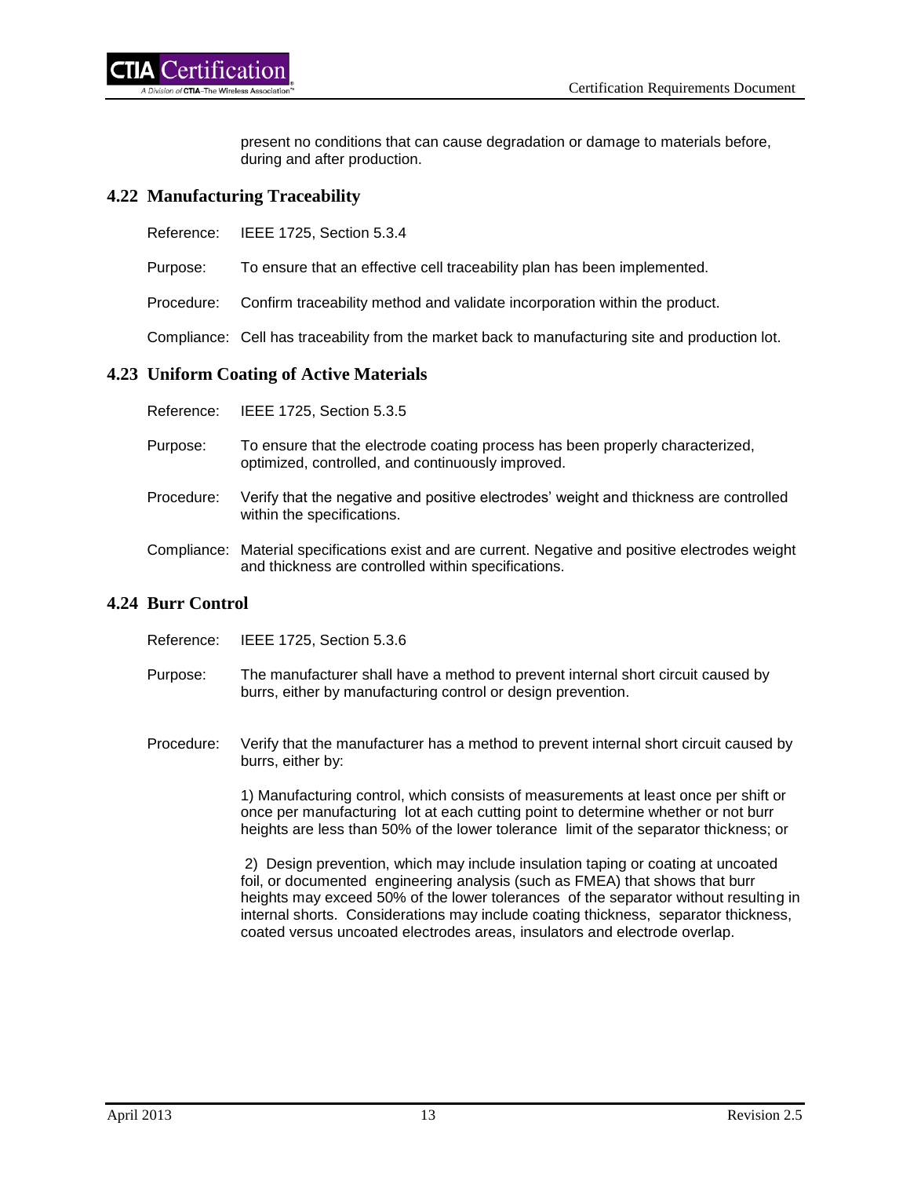present no conditions that can cause degradation or damage to materials before, during and after production.

## 4.22 Manufacturing Traceability

Reference: IEEE 1725, Section 5.3.4

Purpose: To ensure that an effective cell traceability plan has been implemented.

Procedure: Confirm traceability method and validate incorporation within the product.

Compliance: Cell has traceability from the market back to manufacturing site and production lot.

## 4.23 Uniform Coating of Active Materials

Reference: IEEE 1725, Section 5.3.5

Purpose: To ensure that the electrode coating process has been properly characterized, optimized, controlled, and continuously improved.

Procedure: Verify that the negative and positive electrodes' weight and thickness are controlled within the specifications.

Compliance: Material specifications exist and are current. Negative and positive electrodes weight and thickness are controlled within specifications.

## 4.24 Burr Control

Reference: IEEE 1725, Section 5.3.6

Purpose: The manufacturer shall have a method to prevent internal short circuit caused by burrs, either by manufacturing control or design prevention.

Procedure: Verify that the manufacturer has a method to prevent internal short circuit caused by burrs, either by:

1) Manufacturing control, which consists of measurements at least once per shift or once per manufacturing lot at each cutting point to determine whether or not burr heights are less than 50% of the lower tolerance limit of the separator thickness; or

2) Design prevention, which may include insulation taping or coating at uncoated foil, or documented engineering analysis (such as FMEA) that shows that burr heights may exceed 50% of the lower tolerances of the separator without resulting in internal shorts. Considerations may include coating thickness, separator thickness, coated versus uncoated electrodes areas, insulators and electrode overlap.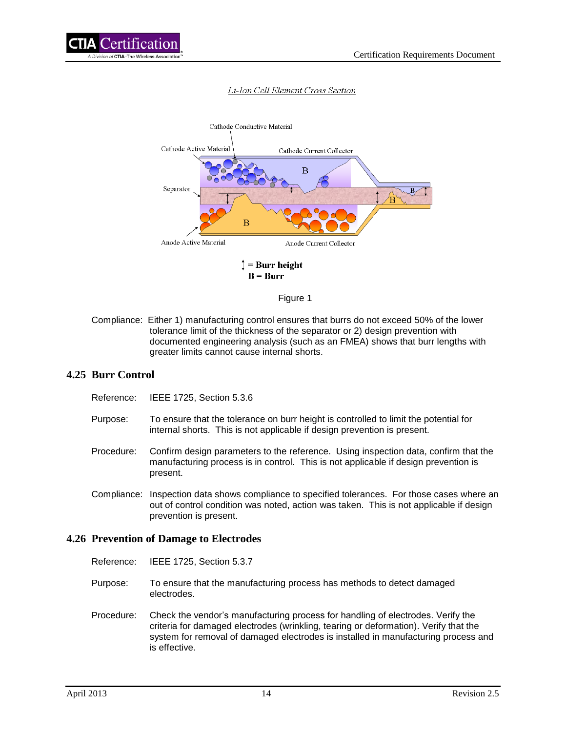*Li-Ion Cell Element Cross Section*

Figure 1

Compliance: Either 1) manufacturing control ensures that burrs do not exceed 50% of the lower tolerance limit of the thickness of the separator or 2) design prevention with documented engineering analysis (such as an FMEA) shows that burr lengths with greater limits cannot cause internal shorts.

## 4.25 Burr Control

Reference: IEEE 1725, Section 5.3.6

Purpose: To ensure that the tolerance on burr height is controlled to limit the potential for internal shorts. This is not applicable if design prevention is present.

Procedure: Confirm design parameters to the reference. Using inspection data, confirm that the manufacturing process is in control. This is not applicable if design prevention is present.

Compliance: Inspection data shows compliance to specified tolerances. For those cases where an out of control condition was noted, action was taken. This is not applicable if design prevention is present.

## 4.26 Prevention of Damage to Electrodes

Reference: IEEE 1725, Section 5.3.7

Purpose: To ensure that the manufacturing process has methods to detect damaged electrodes.

Procedure: Check the vendor's manufacturing process for handling of electrodes. Verify the criteria for damaged electrodes (wrinkling, tearing or deformation). Verify that the system for removal of damaged electrodes is installed in manufacturing process and is effective.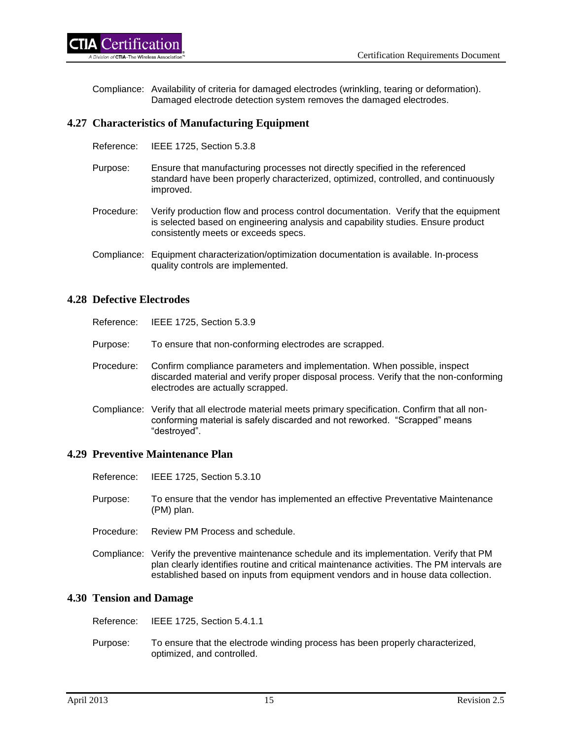Compliance: Availability of criteria for damaged electrodes (wrinkling, tearing or deformation). Damaged electrode detection system removes the damaged electrodes.

## 4.27 Characteristics of Manufacturing Equipment

Reference: IEEE 1725, Section 5.3.8

Purpose: Ensure that manufacturing processes not directly specified in the referenced standard have been properly characterized, optimized, controlled, and continuously improved.

Procedure: Verify production flow and process control documentation. Verify that the equipment is selected based on engineering analysis and capability studies. Ensure product consistently meets or exceeds specs.

Compliance: Equipment characterization/optimization documentation is available. In-process quality controls are implemented.

## 4.28 Defective Electrodes

Reference: IEEE 1725, Section 5.3.9

Purpose: To ensure that non-conforming electrodes are scrapped.

Procedure: Confirm compliance parameters and implementation. When possible, inspect discarded material and verify proper disposal process. Verify that the non-conforming electrodes are actually scrapped.

Compliance: Verify that all electrode material meets primary specification. Confirm that all non-conforming material is safely discarded and not reworked. "Scrapped" means "destroyed".

## 4.29 Preventive Maintenance Plan

Reference: IEEE 1725, Section 5.3.10

Purpose: To ensure that the vendor has implemented an effective Preventative Maintenance (PM) plan.

Procedure: Review PM Process and schedule.

Compliance: Verify the preventive maintenance schedule and its implementation. Verify that PM plan clearly identifies routine and critical maintenance activities. The PM intervals are established based on inputs from equipment vendors and in house data collection.

## 4.30 Tension and Damage

Reference: IEEE 1725, Section 5.4.1.1

Purpose: To ensure that the electrode winding process has been properly characterized, optimized, and controlled.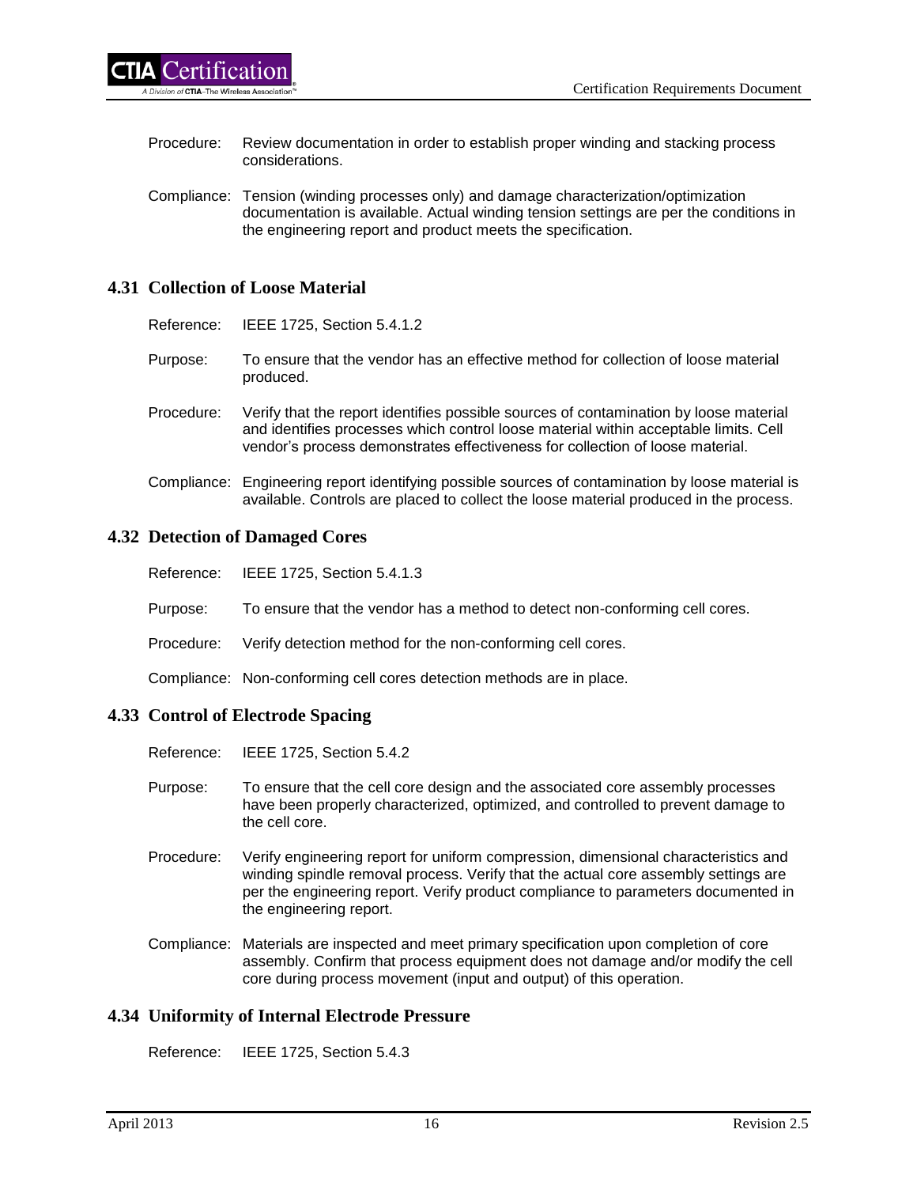Procedure: Review documentation in order to establish proper winding and stacking process considerations.

Compliance: Tension (winding processes only) and damage characterization/optimization documentation is available. Actual winding tension settings are per the conditions in the engineering report and product meets the specification.

## 4.31 Collection of Loose Material

Reference: IEEE 1725, Section 5.4.1.2

Purpose: To ensure that the vendor has an effective method for collection of loose material produced.

Procedure: Verify that the report identifies possible sources of contamination by loose material and identifies processes which control loose material within acceptable limits. Cell vendor's process demonstrates effectiveness for collection of loose material.

Compliance: Engineering report identifying possible sources of contamination by loose material is available. Controls are placed to collect the loose material produced in the process.

## 4.32 Detection of Damaged Cores

Reference: IEEE 1725, Section 5.4.1.3

Purpose: To ensure that the vendor has a method to detect non-conforming cell cores.

Procedure: Verify detection method for the non-conforming cell cores.

Compliance: Non-conforming cell cores detection methods are in place.

## 4.33 Control of Electrode Spacing

Reference: IEEE 1725, Section 5.4.2

Purpose: To ensure that the cell core design and the associated core assembly processes have been properly characterized, optimized, and controlled to prevent damage to the cell core.

Procedure: Verify engineering report for uniform compression, dimensional characteristics and winding spindle removal process. Verify that the actual core assembly settings are per the engineering report. Verify product compliance to parameters documented in the engineering report.

Compliance: Materials are inspected and meet primary specification upon completion of core assembly. Confirm that process equipment does not damage and/or modify the cell core during process movement (input and output) of this operation.

## 4.34 Uniformity of Internal Electrode Pressure

Reference: IEEE 1725, Section 5.4.3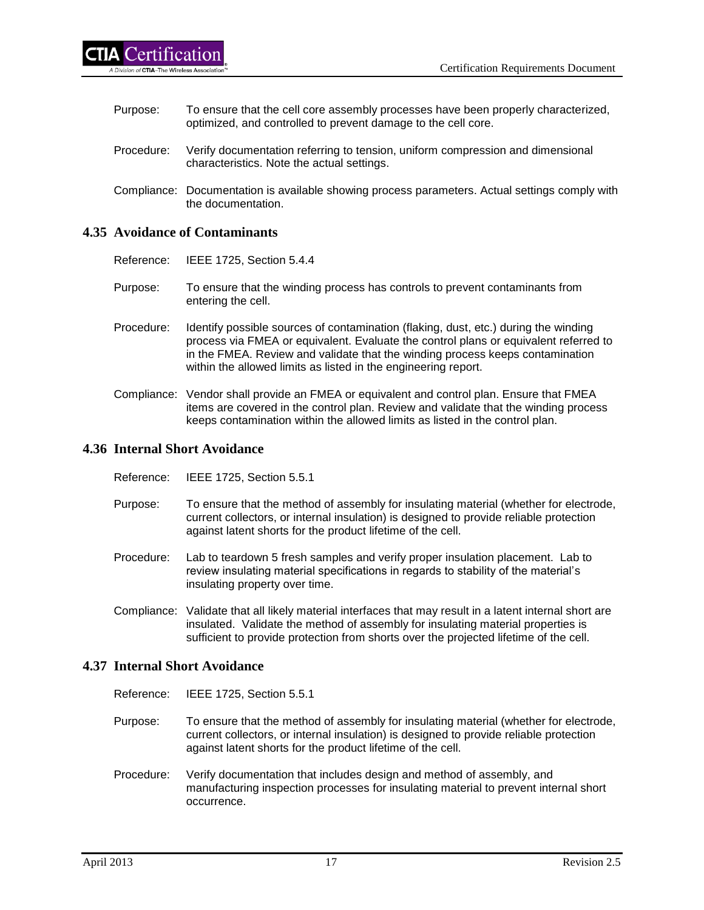Purpose: To ensure that the cell core assembly processes have been properly characterized, optimized, and controlled to prevent damage to the cell core.

Procedure: Verify documentation referring to tension, uniform compression and dimensional characteristics. Note the actual settings.

Compliance: Documentation is available showing process parameters. Actual settings comply with the documentation.

## 4.35 Avoidance of Contaminants

Reference: IEEE 1725, Section 5.4.4

Purpose: To ensure that the winding process has controls to prevent contaminants from entering the cell.

Procedure: Identify possible sources of contamination (flaking, dust, etc.) during the winding process via FMEA or equivalent. Evaluate the control plans or equivalent referred to in the FMEA. Review and validate that the winding process keeps contamination within the allowed limits as listed in the engineering report.

Compliance: Vendor shall provide an FMEA or equivalent and control plan. Ensure that FMEA items are covered in the control plan. Review and validate that the winding process keeps contamination within the allowed limits as listed in the control plan.

## 4.36 Internal Short Avoidance

Reference: IEEE 1725, Section 5.5.1

Purpose: To ensure that the method of assembly for insulating material (whether for electrode, current collectors, or internal insulation) is designed to provide reliable protection against latent shorts for the product lifetime of the cell.

Procedure: Lab to teardown 5 fresh samples and verify proper insulation placement. Lab to review insulating material specifications in regards to stability of the material's insulating property over time.

Compliance: Validate that all likely material interfaces that may result in a latent internal short are insulated. Validate the method of assembly for insulating material properties is sufficient to provide protection from shorts over the projected lifetime of the cell.

## 4.37 Internal Short Avoidance

Reference: IEEE 1725, Section 5.5.1

Purpose: To ensure that the method of assembly for insulating material (whether for electrode, current collectors, or internal insulation) is designed to provide reliable protection against latent shorts for the product lifetime of the cell.

Procedure: Verify documentation that includes design and method of assembly, and manufacturing inspection processes for insulating material to prevent internal short occurrence.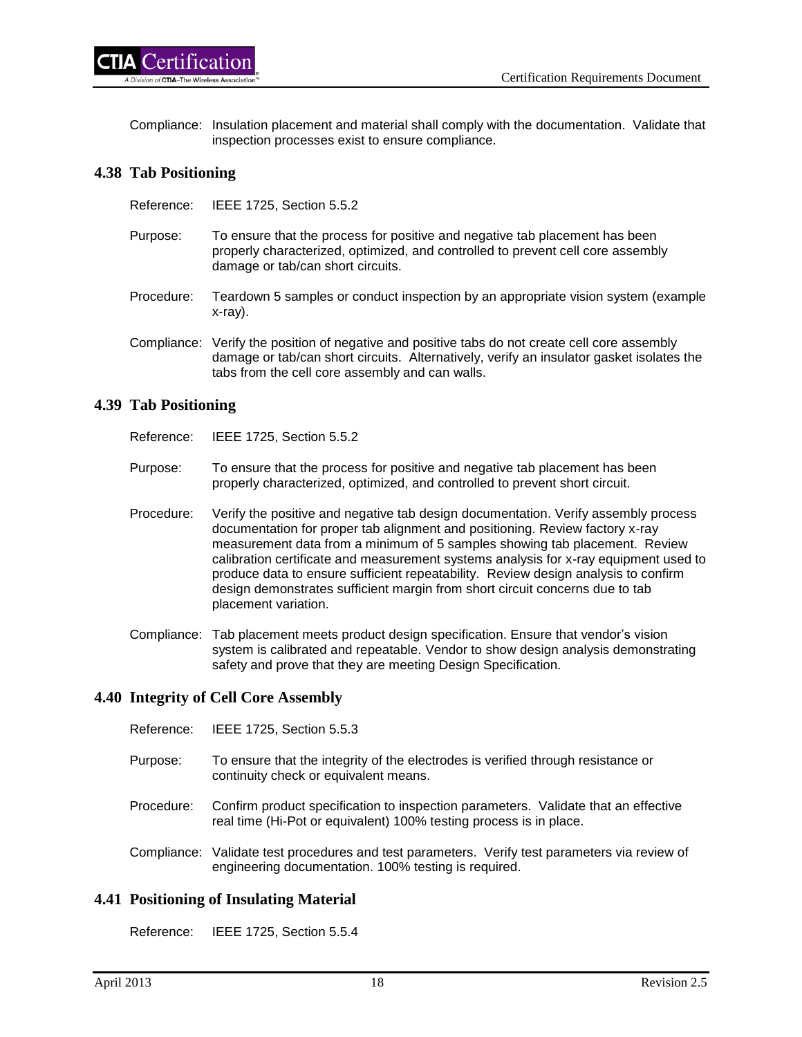Compliance: Insulation placement and material shall comply with the documentation. Validate that inspection processes exist to ensure compliance.

## 4.38 Tab Positioning

Reference: IEEE 1725, Section 5.5.2

Purpose: To ensure that the process for positive and negative tab placement has been properly characterized, optimized, and controlled to prevent cell core assembly damage or tab/can short circuits.

Procedure: Teardown 5 samples or conduct inspection by an appropriate vision system (example x-ray).

Compliance: Verify the position of negative and positive tabs do not create cell core assembly damage or tab/can short circuits. Alternatively, verify an insulator gasket isolates the tabs from the cell core assembly and can walls.

## 4.39 Tab Positioning

Reference: IEEE 1725, Section 5.5.2

Purpose: To ensure that the process for positive and negative tab placement has been properly characterized, optimized, and controlled to prevent short circuit.

Procedure: Verify the positive and negative tab design documentation. Verify assembly process documentation for proper tab alignment and positioning. Review factory x-ray measurement data from a minimum of 5 samples showing tab placement. Review calibration certificate and measurement systems analysis for x-ray equipment used to produce data to ensure sufficient repeatability. Review design analysis to confirm design demonstrates sufficient margin from short circuit concerns due to tab placement variation.

Compliance: Tab placement meets product design specification. Ensure that vendor's vision system is calibrated and repeatable. Vendor to show design analysis demonstrating safety and prove that they are meeting Design Specification.

## 4.40 Integrity of Cell Core Assembly

Reference: IEEE 1725, Section 5.5.3

Purpose: To ensure that the integrity of the electrodes is verified through resistance or continuity check or equivalent means.

Procedure: Confirm product specification to inspection parameters. Validate that an effective real time (Hi-Pot or equivalent) 100% testing process is in place.

Compliance: Validate test procedures and test parameters. Verify test parameters via review of engineering documentation. 100% testing is required.

## 4.41 Positioning of Insulating Material

Reference: IEEE 1725, Section 5.5.4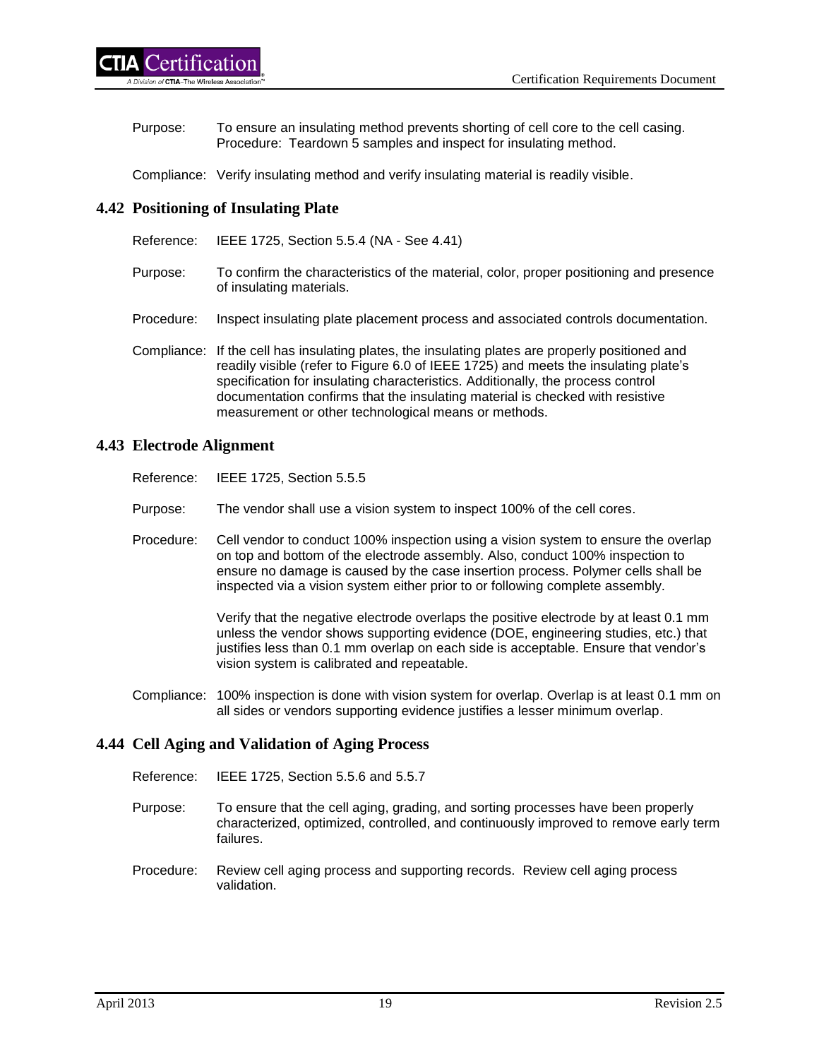Purpose: To ensure an insulating method prevents shorting of cell core to the cell casing. Procedure: Teardown 5 samples and inspect for insulating method.

Compliance: Verify insulating method and verify insulating material is readily visible.

## 4.42 Positioning of Insulating Plate

Reference: IEEE 1725, Section 5.5.4 (NA - See 4.41)

Purpose: To confirm the characteristics of the material, color, proper positioning and presence of insulating materials.

Procedure: Inspect insulating plate placement process and associated controls documentation.

Compliance: If the cell has insulating plates, the insulating plates are properly positioned and readily visible (refer to Figure 6.0 of IEEE 1725) and meets the insulating plate's specification for insulating characteristics. Additionally, the process control documentation confirms that the insulating material is checked with resistive measurement or other technological means or methods.

## 4.43 Electrode Alignment

Reference: IEEE 1725, Section 5.5.5

Purpose: The vendor shall use a vision system to inspect 100% of the cell cores.

Procedure: Cell vendor to conduct 100% inspection using a vision system to ensure the overlap on top and bottom of the electrode assembly. Also, conduct 100% inspection to ensure no damage is caused by the case insertion process. Polymer cells shall be inspected via a vision system either prior to or following complete assembly.

Verify that the negative electrode overlaps the positive electrode by at least 0.1 mm unless the vendor shows supporting evidence (DOE, engineering studies, etc.) that justifies less than 0.1 mm overlap on each side is acceptable. Ensure that vendor's vision system is calibrated and repeatable.

Compliance: 100% inspection is done with vision system for overlap. Overlap is at least 0.1 mm on all sides or vendors supporting evidence justifies a lesser minimum overlap.

## 4.44 Cell Aging and Validation of Aging Process

Reference: IEEE 1725, Section 5.5.6 and 5.5.7

Purpose: To ensure that the cell aging, grading, and sorting processes have been properly characterized, optimized, controlled, and continuously improved to remove early term failures.

Procedure: Review cell aging process and supporting records. Review cell aging process validation.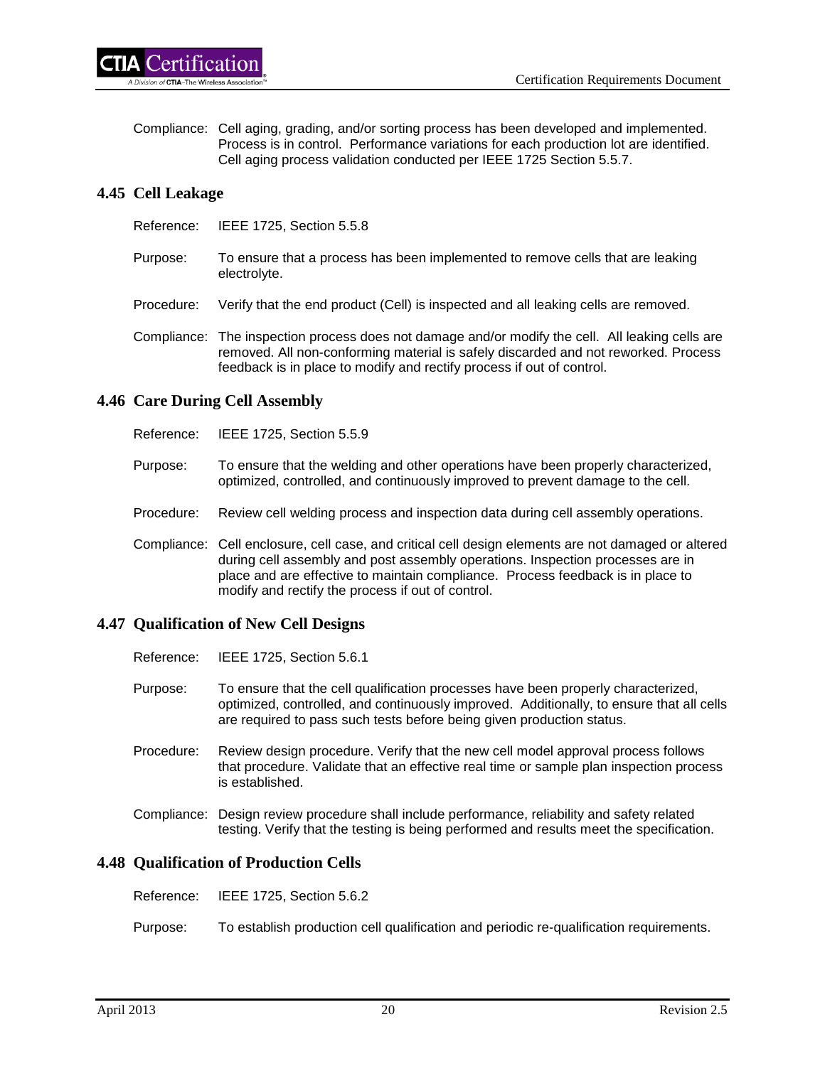Compliance: Cell aging, grading, and/or sorting process has been developed and implemented. Process is in control. Performance variations for each production lot are identified. Cell aging process validation conducted per IEEE 1725 Section 5.5.7.

## 4.45 Cell Leakage

Reference: IEEE 1725, Section 5.5.8

Purpose: To ensure that a process has been implemented to remove cells that are leaking electrolyte.

Procedure: Verify that the end product (Cell) is inspected and all leaking cells are removed.

Compliance: The inspection process does not damage and/or modify the cell. All leaking cells are removed. All non-conforming material is safely discarded and not reworked. Process feedback is in place to modify and rectify process if out of control.

## 4.46 Care During Cell Assembly

Reference: IEEE 1725, Section 5.5.9

Purpose: To ensure that the welding and other operations have been properly characterized, optimized, controlled, and continuously improved to prevent damage to the cell.

Procedure: Review cell welding process and inspection data during cell assembly operations.

Compliance: Cell enclosure, cell case, and critical cell design elements are not damaged or altered during cell assembly and post assembly operations. Inspection processes are in place and are effective to maintain compliance. Process feedback is in place to modify and rectify the process if out of control.

## 4.47 Qualification of New Cell Designs

Reference: IEEE 1725, Section 5.6.1

Purpose: To ensure that the cell qualification processes have been properly characterized, optimized, controlled, and continuously improved. Additionally, to ensure that all cells are required to pass such tests before being given production status.

Procedure: Review design procedure. Verify that the new cell model approval process follows that procedure. Validate that an effective real time or sample plan inspection process is established.

Compliance: Design review procedure shall include performance, reliability and safety related testing. Verify that the testing is being performed and results meet the specification.

## 4.48 Qualification of Production Cells

Reference: IEEE 1725, Section 5.6.2

Purpose: To establish production cell qualification and periodic re-qualification requirements.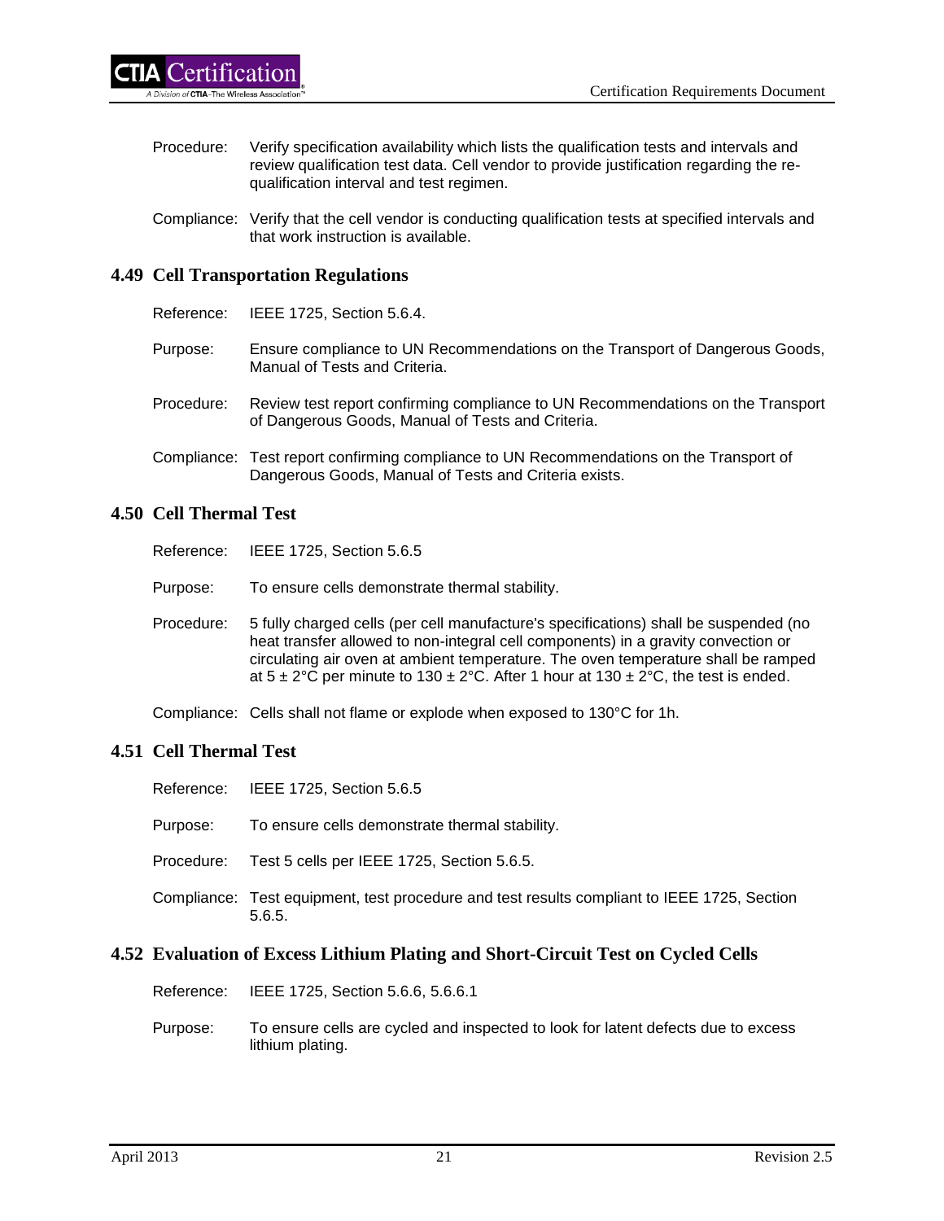Procedure: Verify specification availability which lists the qualification tests and intervals and review qualification test data. Cell vendor to provide justification regarding the re-qualification interval and test regimen.

Compliance: Verify that the cell vendor is conducting qualification tests at specified intervals and that work instruction is available.

## 4.49 Cell Transportation Regulations

Reference: IEEE 1725, Section 5.6.4.

Purpose: Ensure compliance to UN Recommendations on the Transport of Dangerous Goods, Manual of Tests and Criteria.

Procedure: Review test report confirming compliance to UN Recommendations on the Transport of Dangerous Goods, Manual of Tests and Criteria.

Compliance: Test report confirming compliance to UN Recommendations on the Transport of Dangerous Goods, Manual of Tests and Criteria exists.

## 4.50 Cell Thermal Test

Reference: IEEE 1725, Section 5.6.5

Purpose: To ensure cells demonstrate thermal stability.

Procedure: 5 fully charged cells (per cell manufacture's specifications) shall be suspended (no heat transfer allowed to non-integral cell components) in a gravity convection or circulating air oven at ambient temperature. The oven temperature shall be ramped at 5 ± 2°C per minute to 130 ± 2°C. After 1 hour at 130 ± 2°C, the test is ended.

Compliance: Cells shall not flame or explode when exposed to 130°C for 1h.

## 4.51 Cell Thermal Test

Reference: IEEE 1725, Section 5.6.5

Purpose: To ensure cells demonstrate thermal stability.

Procedure: Test 5 cells per IEEE 1725, Section 5.6.5.

Compliance: Test equipment, test procedure and test results compliant to IEEE 1725, Section 5.6.5.

## 4.52 Evaluation of Excess Lithium Plating and Short-Circuit Test on Cycled Cells

Reference: IEEE 1725, Section 5.6.6, 5.6.6.1

Purpose: To ensure cells are cycled and inspected to look for latent defects due to excess lithium plating.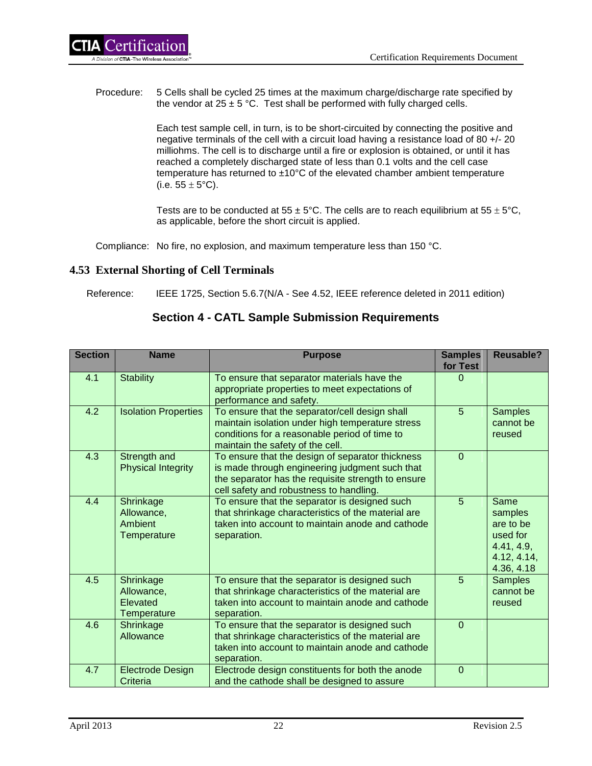Procedure: 5 Cells shall be cycled 25 times at the maximum charge/discharge rate specified by the vendor at 25 ± 5 °C. Test shall be performed with fully charged cells.

Each test sample cell, in turn, is to be short-circuited by connecting the positive and negative terminals of the cell with a circuit load having a resistance load of 80 +/- 20 milliohms. The cell is to discharge until a fire or explosion is obtained, or until it has reached a completely discharged state of less than 0.1 volts and the cell case temperature has returned to ±10°C of the elevated chamber ambient temperature (i.e. 55 ± 5°C).

Tests are to be conducted at 55 ± 5°C. The cells are to reach equilibrium at 55 ± 5°C, as applicable, before the short circuit is applied.

Compliance: No fire, no explosion, and maximum temperature less than 150 °C.

## 4.53 External Shorting of Cell Terminals

Reference: IEEE 1725, Section 5.6.7(N/A - See 4.52, IEEE reference deleted in 2011 edition)

## Section 4 - CATL Sample Submission Requirements

| Section | Name | Purpose | Samples for Test | Reusable? |
|---|---|---|---|---|
| 4.1 | Stability | To ensure that separator materials have the appropriate properties to meet expectations of performance and safety. | 0 | |
| 4.2 | Isolation Properties | To ensure that the separator/cell design shall maintain isolation under high temperature stress conditions for a reasonable period of time to maintain the safety of the cell. | 5 | Samples cannot be reused |
| 4.3 | Strength and Physical Integrity | To ensure that the design of separator thickness is made through engineering judgment such that the separator has the requisite strength to ensure cell safety and robustness to handling. | 0 | |
| 4.4 | Shrinkage Allowance, Ambient Temperature | To ensure that the separator is designed such that shrinkage characteristics of the material are taken into account to maintain anode and cathode separation. | 5 | Same samples are to be used for 4.41, 4.9, 4.12, 4.14, 4.36, 4.18 |
| 4.5 | Shrinkage Allowance, Elevated Temperature | To ensure that the separator is designed such that shrinkage characteristics of the material are taken into account to maintain anode and cathode separation. | 5 | Samples cannot be reused |
| 4.6 | Shrinkage Allowance | To ensure that the separator is designed such that shrinkage characteristics of the material are taken into account to maintain anode and cathode separation. | 0 | |
| 4.7 | Electrode Design Criteria | Electrode design constituents for both the anode and the cathode shall be designed to assure | 0 | |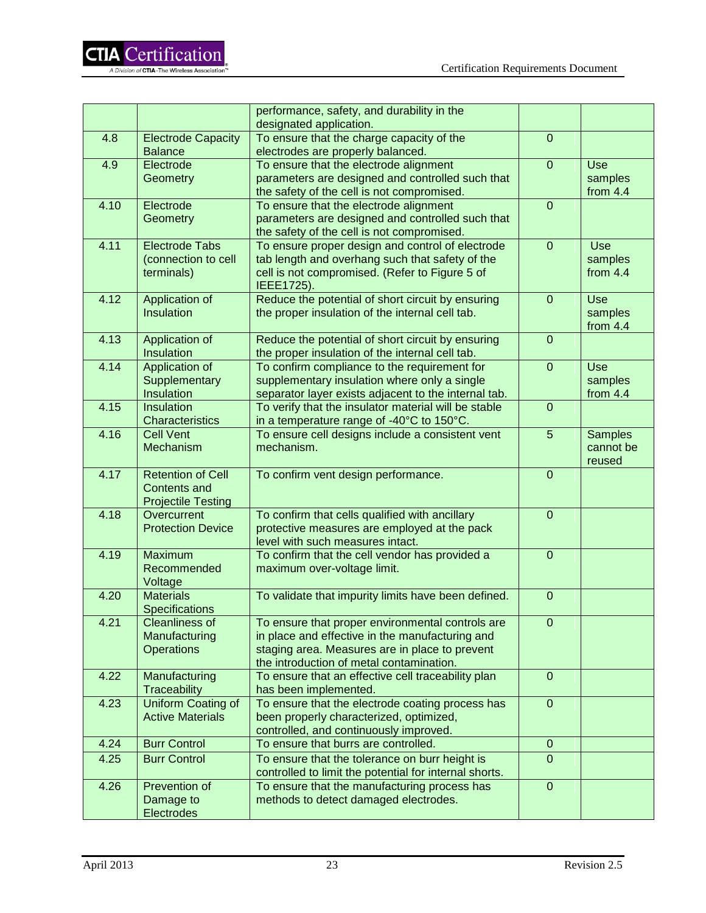| | | performance, safety, and durability in the designated application. | | |
|---|---|---|---|---|
| 4.8 | Electrode Capacity Balance | To ensure that the charge capacity of the electrodes are properly balanced. | 0 | |
| 4.9 | Electrode Geometry | To ensure that the electrode alignment parameters are designed and controlled such that the safety of the cell is not compromised. | 0 | Use samples from 4.4 |
| 4.10 | Electrode Geometry | To ensure that the electrode alignment parameters are designed and controlled such that the safety of the cell is not compromised. | 0 | |
| 4.11 | Electrode Tabs (connection to cell terminals) | To ensure proper design and control of electrode tab length and overhang such that safety of the cell is not compromised. (Refer to Figure 5 of IEEE1725). | 0 | Use samples from 4.4 |
| 4.12 | Application of Insulation | Reduce the potential of short circuit by ensuring the proper insulation of the internal cell tab. | 0 | Use samples from 4.4 |
| 4.13 | Application of Insulation | Reduce the potential of short circuit by ensuring the proper insulation of the internal cell tab. | 0 | |
| 4.14 | Application of Supplementary Insulation | To confirm compliance to the requirement for supplementary insulation where only a single separator layer exists adjacent to the internal tab. | 0 | Use samples from 4.4 |
| 4.15 | Insulation Characteristics | To verify that the insulator material will be stable in a temperature range of -40°C to 150°C. | 0 | |
| 4.16 | Cell Vent Mechanism | To ensure cell designs include a consistent vent mechanism. | 5 | Samples cannot be reused |
| 4.17 | Retention of Cell Contents and Projectile Testing | To confirm vent design performance. | 0 | |
| 4.18 | Overcurrent Protection Device | To confirm that cells qualified with ancillary protective measures are employed at the pack level with such measures intact. | 0 | |
| 4.19 | Maximum Recommended Voltage | To confirm that the cell vendor has provided a maximum over-voltage limit. | 0 | |
| 4.20 | Materials Specifications | To validate that impurity limits have been defined. | 0 | |
| 4.21 | Cleanliness of Manufacturing Operations | To ensure that proper environmental controls are in place and effective in the manufacturing and staging area. Measures are in place to prevent the introduction of metal contamination. | 0 | |
| 4.22 | Manufacturing Traceability | To ensure that an effective cell traceability plan has been implemented. | 0 | |
| 4.23 | Uniform Coating of Active Materials | To ensure that the electrode coating process has been properly characterized, optimized, controlled, and continuously improved. | 0 | |
| 4.24 | Burr Control | To ensure that burrs are controlled. | 0 | |
| 4.25 | Burr Control | To ensure that the tolerance on burr height is controlled to limit the potential for internal shorts. | 0 | |
| 4.26 | Prevention of Damage to Electrodes | To ensure that the manufacturing process has methods to detect damaged electrodes. | 0 | |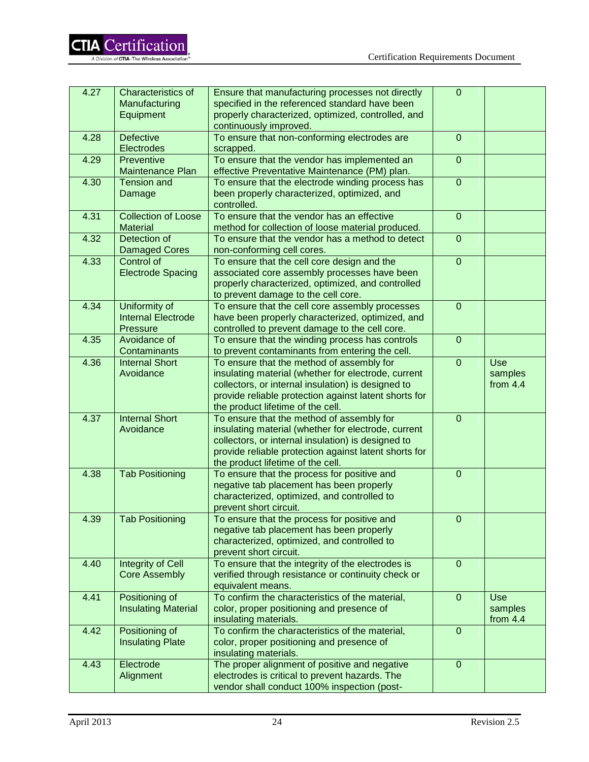| 4.27 | Characteristics of Manufacturing Equipment | Ensure that manufacturing processes not directly specified in the referenced standard have been properly characterized, optimized, controlled, and continuously improved. | 0 | |
|---|---|---|---|---|
| 4.28 | Defective Electrodes | To ensure that non-conforming electrodes are scrapped. | 0 | |
| 4.29 | Preventive Maintenance Plan | To ensure that the vendor has implemented an effective Preventative Maintenance (PM) plan. | 0 | |
| 4.30 | Tension and Damage | To ensure that the electrode winding process has been properly characterized, optimized, and controlled. | 0 | |
| 4.31 | Collection of Loose Material | To ensure that the vendor has an effective method for collection of loose material produced. | 0 | |
| 4.32 | Detection of Damaged Cores | To ensure that the vendor has a method to detect non-conforming cell cores. | 0 | |
| 4.33 | Control of Electrode Spacing | To ensure that the cell core design and the associated core assembly processes have been properly characterized, optimized, and controlled to prevent damage to the cell core. | 0 | |
| 4.34 | Uniformity of Internal Electrode Pressure | To ensure that the cell core assembly processes have been properly characterized, optimized, and controlled to prevent damage to the cell core. | 0 | |
| 4.35 | Avoidance of Contaminants | To ensure that the winding process has controls to prevent contaminants from entering the cell. | 0 | |
| 4.36 | Internal Short Avoidance | To ensure that the method of assembly for insulating material (whether for electrode, current collectors, or internal insulation) is designed to provide reliable protection against latent shorts for the product lifetime of the cell. | 0 | Use samples from 4.4 |
| 4.37 | Internal Short Avoidance | To ensure that the method of assembly for insulating material (whether for electrode, current collectors, or internal insulation) is designed to provide reliable protection against latent shorts for the product lifetime of the cell. | 0 | |
| 4.38 | Tab Positioning | To ensure that the process for positive and negative tab placement has been properly characterized, optimized, and controlled to prevent short circuit. | 0 | |
| 4.39 | Tab Positioning | To ensure that the process for positive and negative tab placement has been properly characterized, optimized, and controlled to prevent short circuit. | 0 | |
| 4.40 | Integrity of Cell Core Assembly | To ensure that the integrity of the electrodes is verified through resistance or continuity check or equivalent means. | 0 | |
| 4.41 | Positioning of Insulating Material | To confirm the characteristics of the material, color, proper positioning and presence of insulating materials. | 0 | Use samples from 4.4 |
| 4.42 | Positioning of Insulating Plate | To confirm the characteristics of the material, color, proper positioning and presence of insulating materials. | 0 | |
| 4.43 | Electrode Alignment | The proper alignment of positive and negative electrodes is critical to prevent hazards. The vendor shall conduct 100% inspection (post- | 0 | |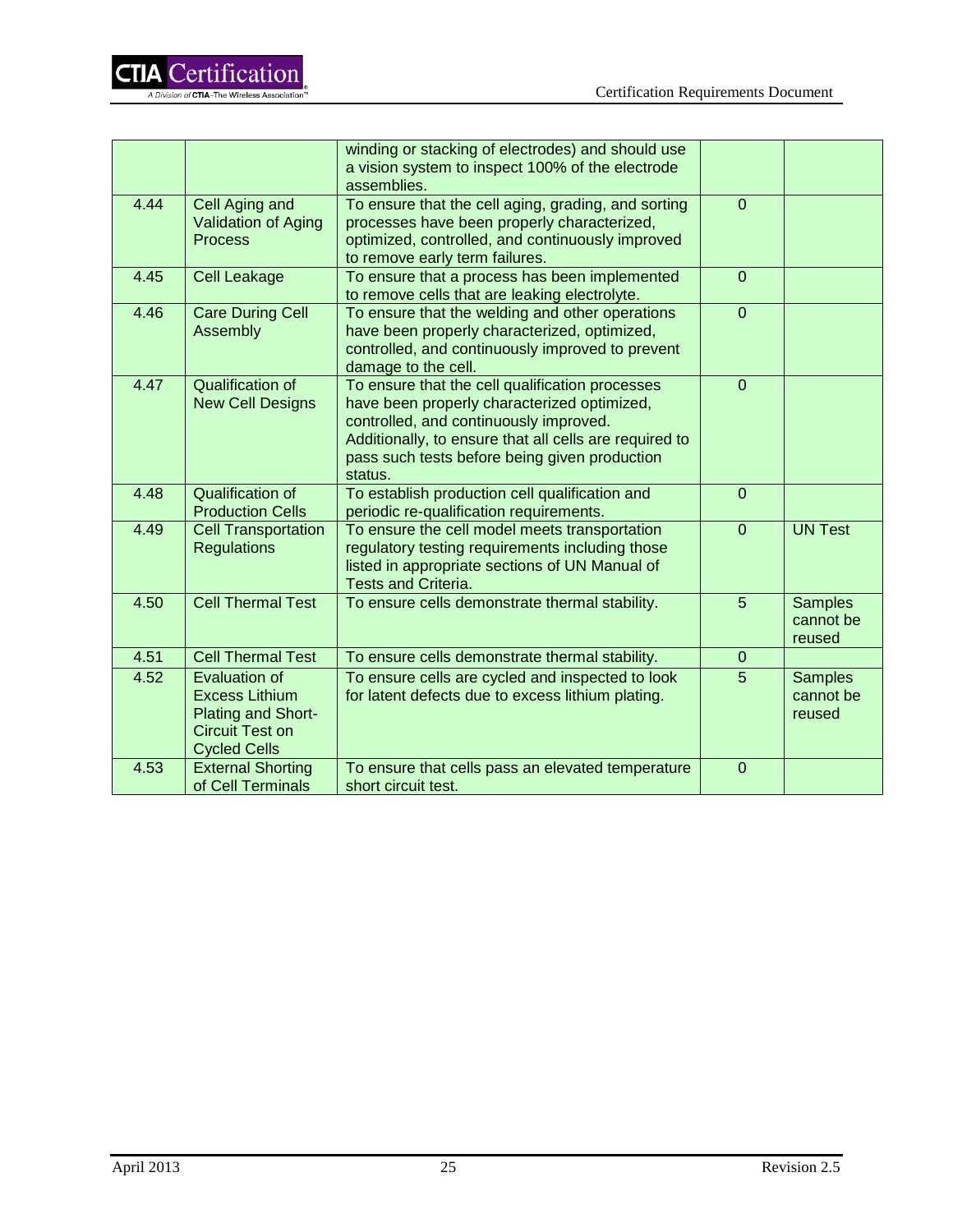| | | winding or stacking of electrodes) and should use a vision system to inspect 100% of the electrode assemblies. | | |
|---|---|---|---|---|
| 4.44 | Cell Aging and Validation of Aging Process | To ensure that the cell aging, grading, and sorting processes have been properly characterized, optimized, controlled, and continuously improved to remove early term failures. | 0 | |
| 4.45 | Cell Leakage | To ensure that a process has been implemented to remove cells that are leaking electrolyte. | 0 | |
| 4.46 | Care During Cell Assembly | To ensure that the welding and other operations have been properly characterized, optimized, controlled, and continuously improved to prevent damage to the cell. | 0 | |
| 4.47 | Qualification of New Cell Designs | To ensure that the cell qualification processes have been properly characterized optimized, controlled, and continuously improved. Additionally, to ensure that all cells are required to pass such tests before being given production status. | 0 | |
| 4.48 | Qualification of Production Cells | To establish production cell qualification and periodic re-qualification requirements. | 0 | |
| 4.49 | Cell Transportation Regulations | To ensure the cell model meets transportation regulatory testing requirements including those listed in appropriate sections of UN Manual of Tests and Criteria. | 0 | UN Test |
| 4.50 | Cell Thermal Test | To ensure cells demonstrate thermal stability. | 5 | Samples cannot be reused |
| 4.51 | Cell Thermal Test | To ensure cells demonstrate thermal stability. | 0 | |
| 4.52 | Evaluation of Excess Lithium Plating and Short-Circuit Test on Cycled Cells | To ensure cells are cycled and inspected to look for latent defects due to excess lithium plating. | 5 | Samples cannot be reused |
| 4.53 | External Shorting of Cell Terminals | To ensure that cells pass an elevated temperature short circuit test. | 0 | |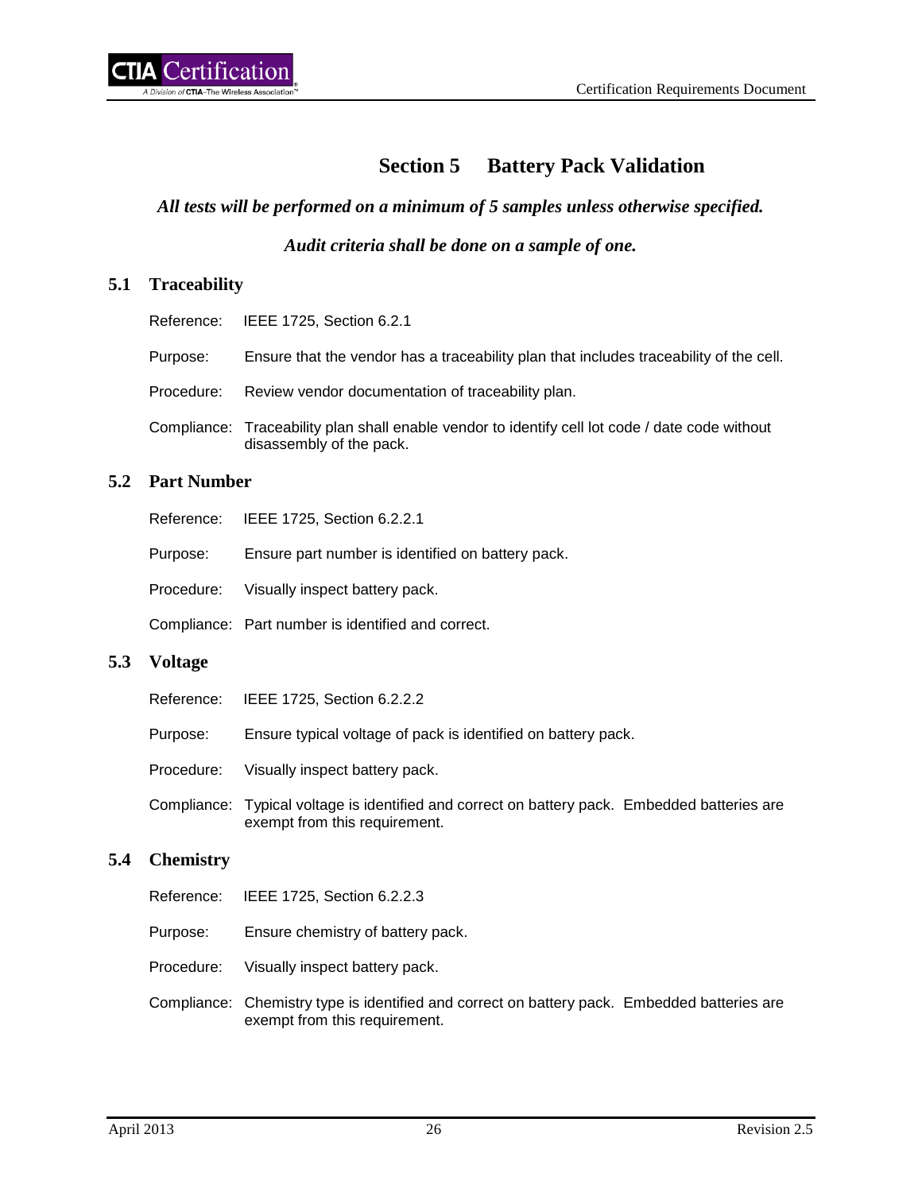# Section 5 Battery Pack Validation

***All tests will be performed on a minimum of 5 samples unless otherwise specified.***

***Audit criteria shall be done on a sample of one.***

## 5.1 Traceability

Reference: IEEE 1725, Section 6.2.1

Purpose: Ensure that the vendor has a traceability plan that includes traceability of the cell.

Procedure: Review vendor documentation of traceability plan.

Compliance: Traceability plan shall enable vendor to identify cell lot code / date code without disassembly of the pack.

## 5.2 Part Number

Reference: IEEE 1725, Section 6.2.2.1

Purpose: Ensure part number is identified on battery pack.

Procedure: Visually inspect battery pack.

Compliance: Part number is identified and correct.

## 5.3 Voltage

Reference: IEEE 1725, Section 6.2.2.2

Purpose: Ensure typical voltage of pack is identified on battery pack.

Procedure: Visually inspect battery pack.

Compliance: Typical voltage is identified and correct on battery pack. Embedded batteries are exempt from this requirement.

## 5.4 Chemistry

Reference: IEEE 1725, Section 6.2.2.3

Purpose: Ensure chemistry of battery pack.

Procedure: Visually inspect battery pack.

Compliance: Chemistry type is identified and correct on battery pack. Embedded batteries are exempt from this requirement.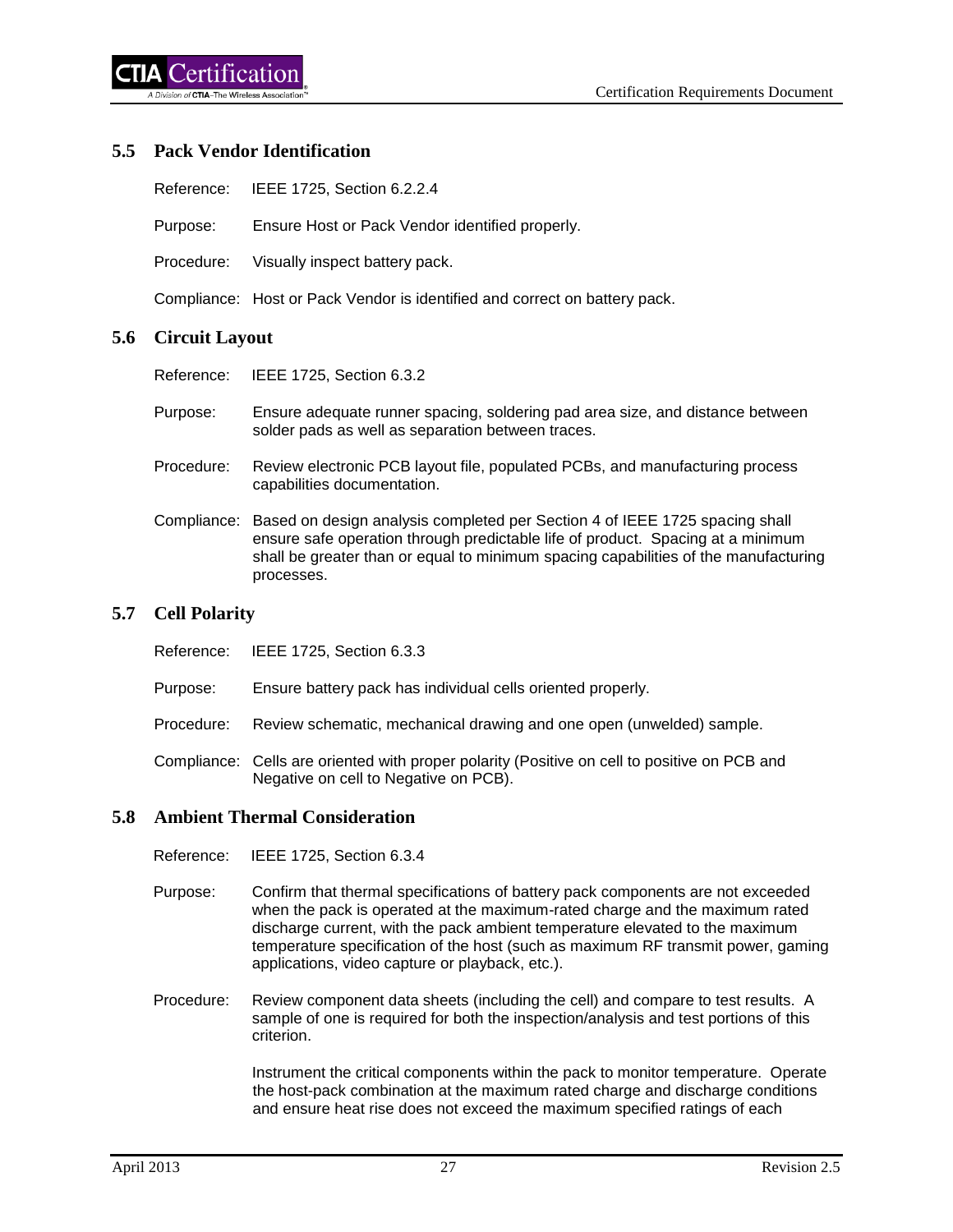## 5.5 Pack Vendor Identification

Reference: IEEE 1725, Section 6.2.2.4

Purpose: Ensure Host or Pack Vendor identified properly.

Procedure: Visually inspect battery pack.

Compliance: Host or Pack Vendor is identified and correct on battery pack.

## 5.6 Circuit Layout

Reference: IEEE 1725, Section 6.3.2

Purpose: Ensure adequate runner spacing, soldering pad area size, and distance between solder pads as well as separation between traces.

Procedure: Review electronic PCB layout file, populated PCBs, and manufacturing process capabilities documentation.

Compliance: Based on design analysis completed per Section 4 of IEEE 1725 spacing shall ensure safe operation through predictable life of product. Spacing at a minimum shall be greater than or equal to minimum spacing capabilities of the manufacturing processes.

## 5.7 Cell Polarity

Reference: IEEE 1725, Section 6.3.3

Purpose: Ensure battery pack has individual cells oriented properly.

Procedure: Review schematic, mechanical drawing and one open (unwelded) sample.

Compliance: Cells are oriented with proper polarity (Positive on cell to positive on PCB and Negative on cell to Negative on PCB).

## 5.8 Ambient Thermal Consideration

Reference: IEEE 1725, Section 6.3.4

Purpose: Confirm that thermal specifications of battery pack components are not exceeded when the pack is operated at the maximum-rated charge and the maximum rated discharge current, with the pack ambient temperature elevated to the maximum temperature specification of the host (such as maximum RF transmit power, gaming applications, video capture or playback, etc.).

Procedure: Review component data sheets (including the cell) and compare to test results. A sample of one is required for both the inspection/analysis and test portions of this criterion.

Instrument the critical components within the pack to monitor temperature. Operate the host-pack combination at the maximum rated charge and discharge conditions and ensure heat rise does not exceed the maximum specified ratings of each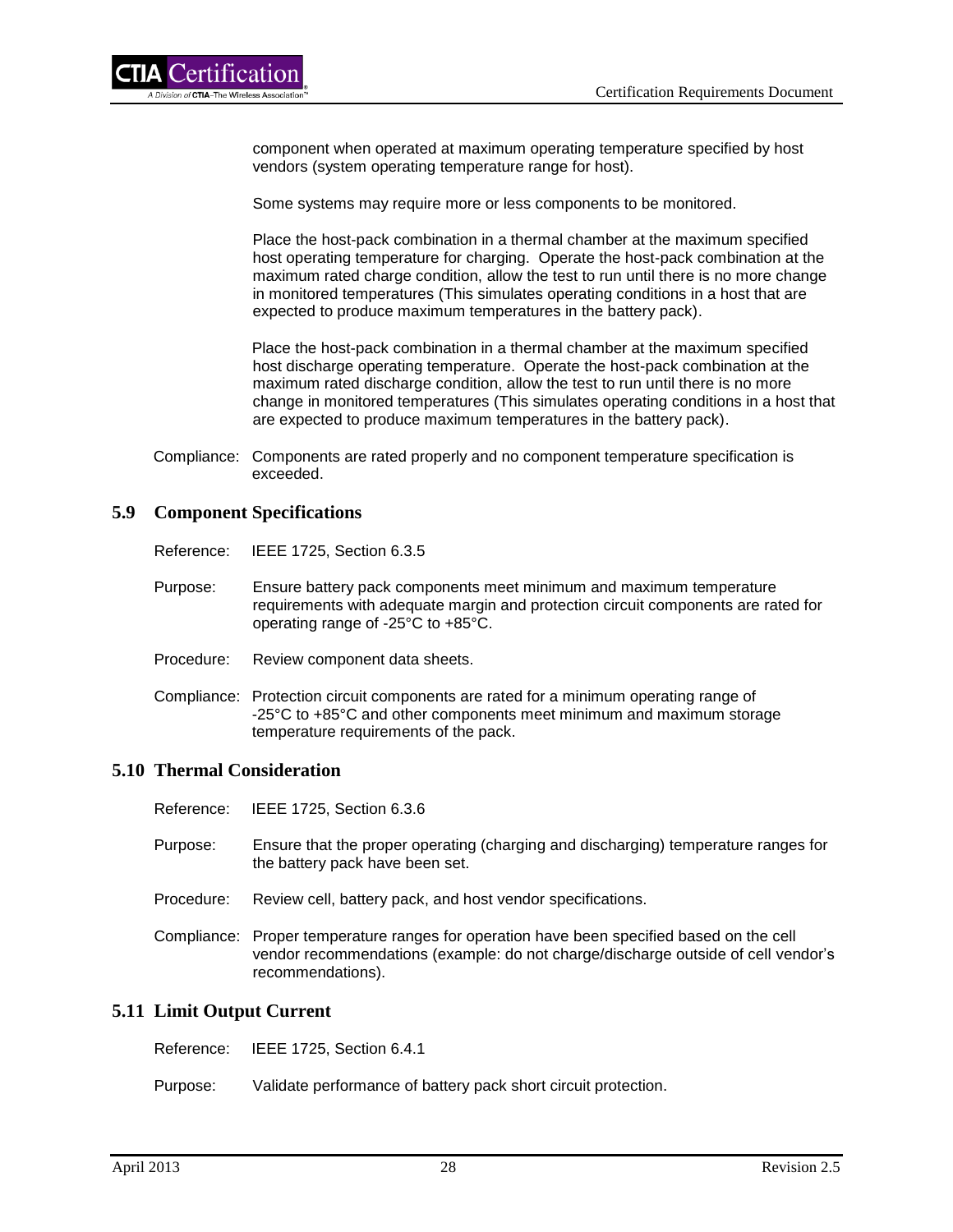component when operated at maximum operating temperature specified by host vendors (system operating temperature range for host).

Some systems may require more or less components to be monitored.

Place the host-pack combination in a thermal chamber at the maximum specified host operating temperature for charging. Operate the host-pack combination at the maximum rated charge condition, allow the test to run until there is no more change in monitored temperatures (This simulates operating conditions in a host that are expected to produce maximum temperatures in the battery pack).

Place the host-pack combination in a thermal chamber at the maximum specified host discharge operating temperature. Operate the host-pack combination at the maximum rated discharge condition, allow the test to run until there is no more change in monitored temperatures (This simulates operating conditions in a host that are expected to produce maximum temperatures in the battery pack).

Compliance: Components are rated properly and no component temperature specification is exceeded.

## 5.9 Component Specifications

Reference: IEEE 1725, Section 6.3.5

Purpose: Ensure battery pack components meet minimum and maximum temperature requirements with adequate margin and protection circuit components are rated for operating range of -25°C to +85°C.

Procedure: Review component data sheets.

Compliance: Protection circuit components are rated for a minimum operating range of -25°C to +85°C and other components meet minimum and maximum storage temperature requirements of the pack.

## 5.10 Thermal Consideration

Reference: IEEE 1725, Section 6.3.6

Purpose: Ensure that the proper operating (charging and discharging) temperature ranges for the battery pack have been set.

Procedure: Review cell, battery pack, and host vendor specifications.

Compliance: Proper temperature ranges for operation have been specified based on the cell vendor recommendations (example: do not charge/discharge outside of cell vendor's recommendations).

## 5.11 Limit Output Current

Reference: IEEE 1725, Section 6.4.1

Purpose: Validate performance of battery pack short circuit protection.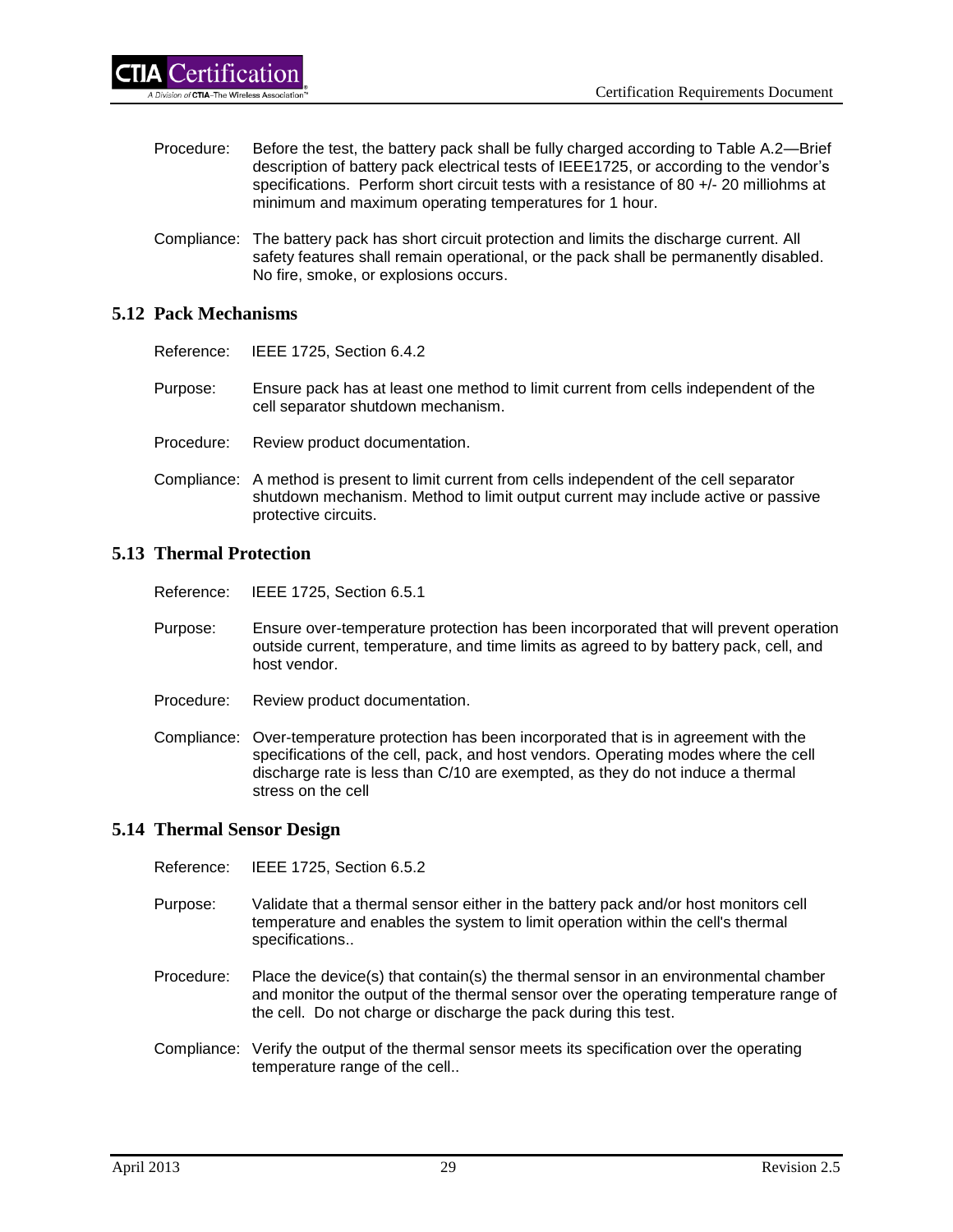Procedure: Before the test, the battery pack shall be fully charged according to Table A.2—Brief description of battery pack electrical tests of IEEE1725, or according to the vendor's specifications. Perform short circuit tests with a resistance of 80 +/- 20 milliohms at minimum and maximum operating temperatures for 1 hour.

Compliance: The battery pack has short circuit protection and limits the discharge current. All safety features shall remain operational, or the pack shall be permanently disabled. No fire, smoke, or explosions occurs.

## 5.12 Pack Mechanisms

Reference: IEEE 1725, Section 6.4.2

Purpose: Ensure pack has at least one method to limit current from cells independent of the cell separator shutdown mechanism.

Procedure: Review product documentation.

Compliance: A method is present to limit current from cells independent of the cell separator shutdown mechanism. Method to limit output current may include active or passive protective circuits.

## 5.13 Thermal Protection

Reference: IEEE 1725, Section 6.5.1

Purpose: Ensure over-temperature protection has been incorporated that will prevent operation outside current, temperature, and time limits as agreed to by battery pack, cell, and host vendor.

Procedure: Review product documentation.

Compliance: Over-temperature protection has been incorporated that is in agreement with the specifications of the cell, pack, and host vendors. Operating modes where the cell discharge rate is less than C/10 are exempted, as they do not induce a thermal stress on the cell

## 5.14 Thermal Sensor Design

Reference: IEEE 1725, Section 6.5.2

Purpose: Validate that a thermal sensor either in the battery pack and/or host monitors cell temperature and enables the system to limit operation within the cell's thermal specifications..

Procedure: Place the device(s) that contain(s) the thermal sensor in an environmental chamber and monitor the output of the thermal sensor over the operating temperature range of the cell. Do not charge or discharge the pack during this test.

Compliance: Verify the output of the thermal sensor meets its specification over the operating temperature range of the cell..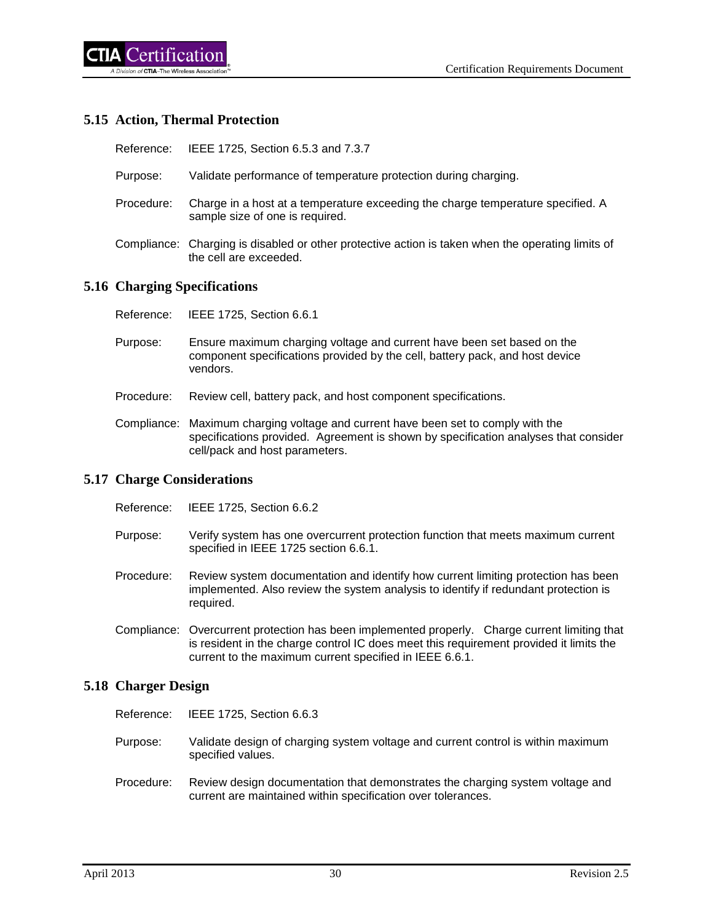## 5.15 Action, Thermal Protection

Reference: IEEE 1725, Section 6.5.3 and 7.3.7

Purpose: Validate performance of temperature protection during charging.

Procedure: Charge in a host at a temperature exceeding the charge temperature specified. A sample size of one is required.

Compliance: Charging is disabled or other protective action is taken when the operating limits of the cell are exceeded.

## 5.16 Charging Specifications

Reference: IEEE 1725, Section 6.6.1

Purpose: Ensure maximum charging voltage and current have been set based on the component specifications provided by the cell, battery pack, and host device vendors.

Procedure: Review cell, battery pack, and host component specifications.

Compliance: Maximum charging voltage and current have been set to comply with the specifications provided. Agreement is shown by specification analyses that consider cell/pack and host parameters.

## 5.17 Charge Considerations

Reference: IEEE 1725, Section 6.6.2

Purpose: Verify system has one overcurrent protection function that meets maximum current specified in IEEE 1725 section 6.6.1.

Procedure: Review system documentation and identify how current limiting protection has been implemented. Also review the system analysis to identify if redundant protection is required.

Compliance: Overcurrent protection has been implemented properly. Charge current limiting that is resident in the charge control IC does meet this requirement provided it limits the current to the maximum current specified in IEEE 6.6.1.

## 5.18 Charger Design

Reference: IEEE 1725, Section 6.6.3

Purpose: Validate design of charging system voltage and current control is within maximum specified values.

Procedure: Review design documentation that demonstrates the charging system voltage and current are maintained within specification over tolerances.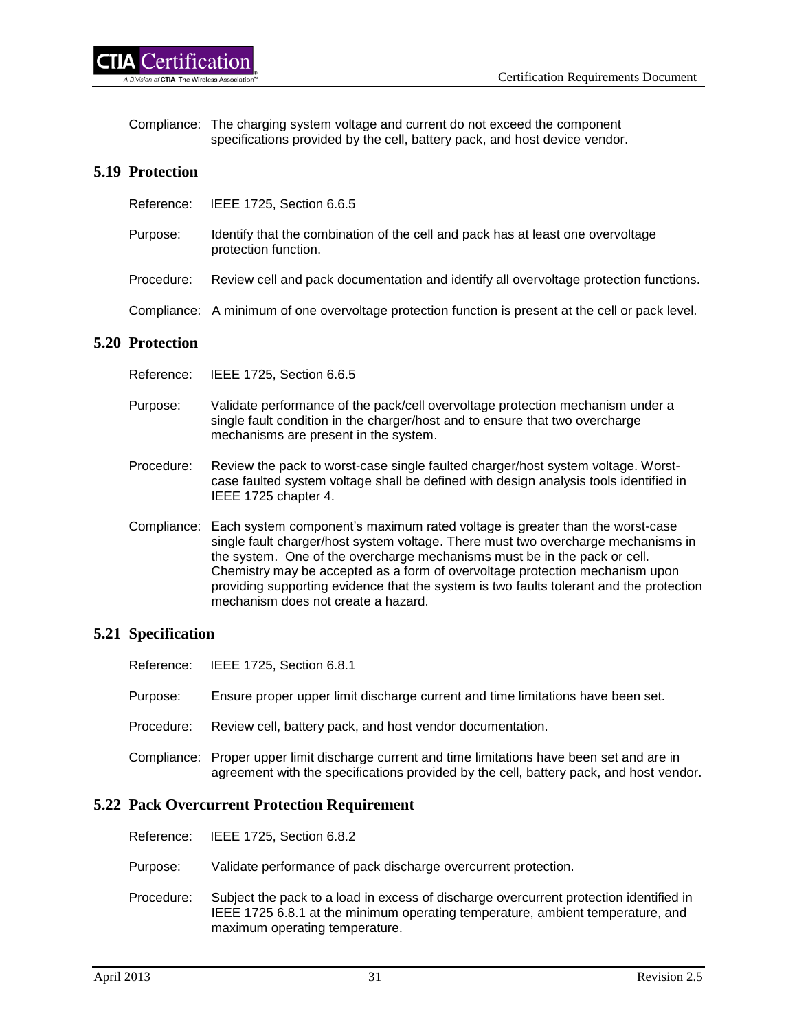Compliance: The charging system voltage and current do not exceed the component specifications provided by the cell, battery pack, and host device vendor.

## 5.19 Protection

Reference: IEEE 1725, Section 6.6.5

Purpose: Identify that the combination of the cell and pack has at least one overvoltage protection function.

Procedure: Review cell and pack documentation and identify all overvoltage protection functions.

Compliance: A minimum of one overvoltage protection function is present at the cell or pack level.

## 5.20 Protection

Reference: IEEE 1725, Section 6.6.5

Purpose: Validate performance of the pack/cell overvoltage protection mechanism under a single fault condition in the charger/host and to ensure that two overcharge mechanisms are present in the system.

Procedure: Review the pack to worst-case single faulted charger/host system voltage. Worst-case faulted system voltage shall be defined with design analysis tools identified in IEEE 1725 chapter 4.

Compliance: Each system component's maximum rated voltage is greater than the worst-case single fault charger/host system voltage. There must two overcharge mechanisms in the system. One of the overcharge mechanisms must be in the pack or cell. Chemistry may be accepted as a form of overvoltage protection mechanism upon providing supporting evidence that the system is two faults tolerant and the protection mechanism does not create a hazard.

## 5.21 Specification

Reference: IEEE 1725, Section 6.8.1

Purpose: Ensure proper upper limit discharge current and time limitations have been set.

Procedure: Review cell, battery pack, and host vendor documentation.

Compliance: Proper upper limit discharge current and time limitations have been set and are in agreement with the specifications provided by the cell, battery pack, and host vendor.

## 5.22 Pack Overcurrent Protection Requirement

Reference: IEEE 1725, Section 6.8.2

Purpose: Validate performance of pack discharge overcurrent protection.

Procedure: Subject the pack to a load in excess of discharge overcurrent protection identified in IEEE 1725 6.8.1 at the minimum operating temperature, ambient temperature, and maximum operating temperature.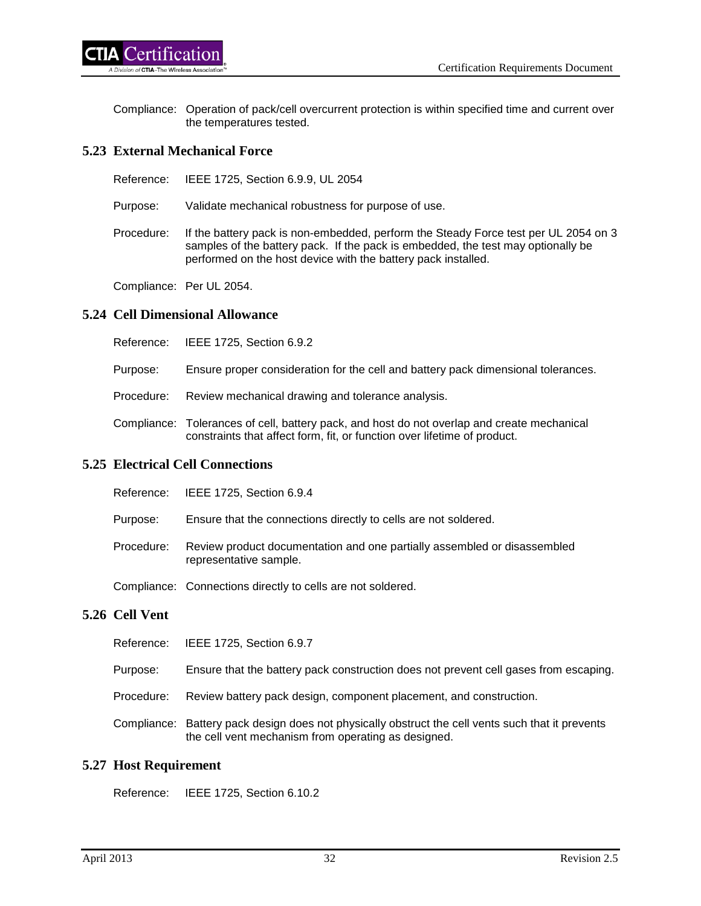Compliance: Operation of pack/cell overcurrent protection is within specified time and current over the temperatures tested.

## 5.23 External Mechanical Force

Reference: IEEE 1725, Section 6.9.9, UL 2054

Purpose: Validate mechanical robustness for purpose of use.

Procedure: If the battery pack is non-embedded, perform the Steady Force test per UL 2054 on 3 samples of the battery pack. If the pack is embedded, the test may optionally be performed on the host device with the battery pack installed.

Compliance: Per UL 2054.

## 5.24 Cell Dimensional Allowance

Reference: IEEE 1725, Section 6.9.2

Purpose: Ensure proper consideration for the cell and battery pack dimensional tolerances.

Procedure: Review mechanical drawing and tolerance analysis.

Compliance: Tolerances of cell, battery pack, and host do not overlap and create mechanical constraints that affect form, fit, or function over lifetime of product.

## 5.25 Electrical Cell Connections

Reference: IEEE 1725, Section 6.9.4

Purpose: Ensure that the connections directly to cells are not soldered.

Procedure: Review product documentation and one partially assembled or disassembled representative sample.

Compliance: Connections directly to cells are not soldered.

## 5.26 Cell Vent

Reference: IEEE 1725, Section 6.9.7

Purpose: Ensure that the battery pack construction does not prevent cell gases from escaping.

Procedure: Review battery pack design, component placement, and construction.

Compliance: Battery pack design does not physically obstruct the cell vents such that it prevents the cell vent mechanism from operating as designed.

## 5.27 Host Requirement

Reference: IEEE 1725, Section 6.10.2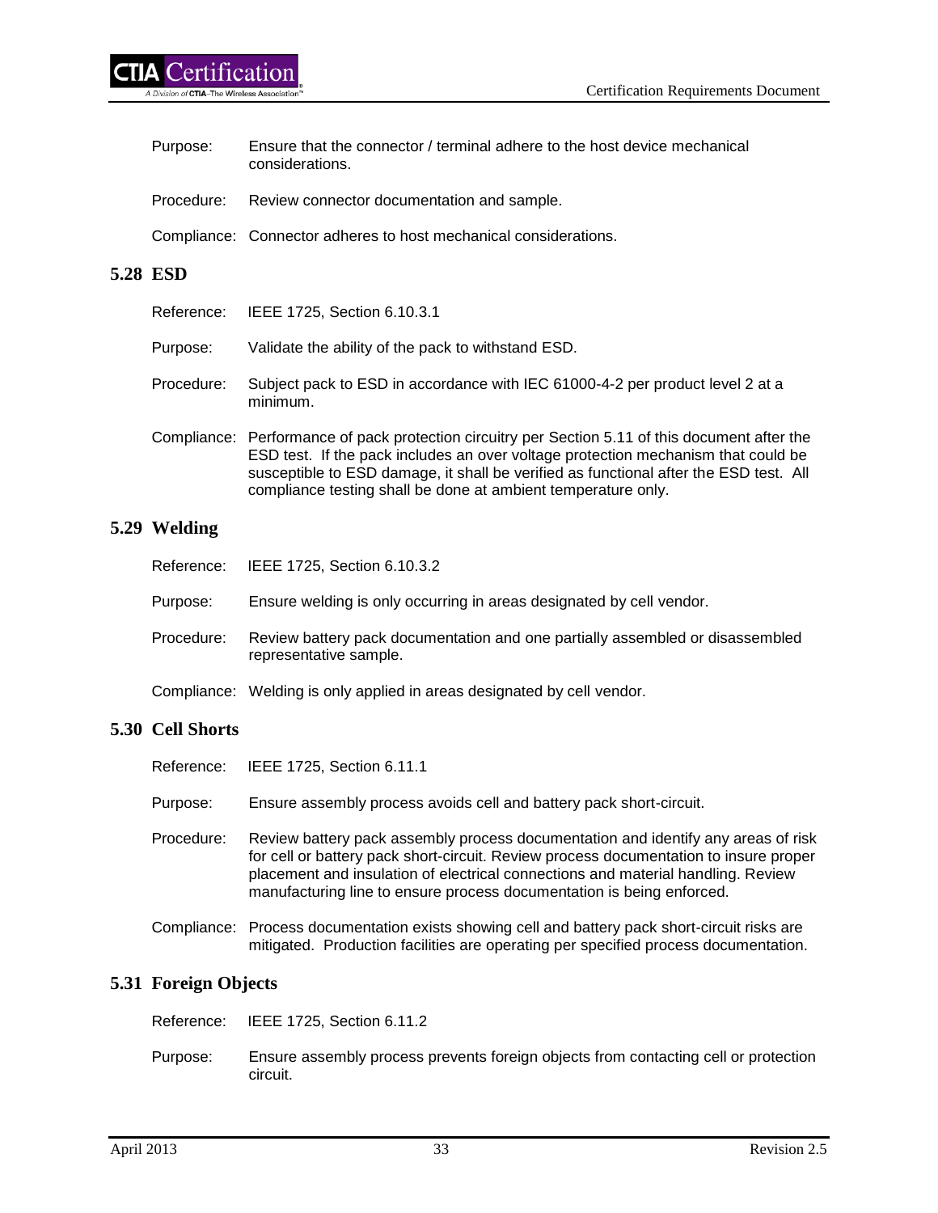Purpose: Ensure that the connector / terminal adhere to the host device mechanical considerations.

Procedure: Review connector documentation and sample.

Compliance: Connector adheres to host mechanical considerations.

## 5.28 ESD

Reference: IEEE 1725, Section 6.10.3.1

Purpose: Validate the ability of the pack to withstand ESD.

Procedure: Subject pack to ESD in accordance with IEC 61000-4-2 per product level 2 at a minimum.

Compliance: Performance of pack protection circuitry per Section 5.11 of this document after the ESD test. If the pack includes an over voltage protection mechanism that could be susceptible to ESD damage, it shall be verified as functional after the ESD test. All compliance testing shall be done at ambient temperature only.

## 5.29 Welding

Reference: IEEE 1725, Section 6.10.3.2

Purpose: Ensure welding is only occurring in areas designated by cell vendor.

Procedure: Review battery pack documentation and one partially assembled or disassembled representative sample.

Compliance: Welding is only applied in areas designated by cell vendor.

## 5.30 Cell Shorts

Reference: IEEE 1725, Section 6.11.1

Purpose: Ensure assembly process avoids cell and battery pack short-circuit.

Procedure: Review battery pack assembly process documentation and identify any areas of risk for cell or battery pack short-circuit. Review process documentation to insure proper placement and insulation of electrical connections and material handling. Review manufacturing line to ensure process documentation is being enforced.

Compliance: Process documentation exists showing cell and battery pack short-circuit risks are mitigated. Production facilities are operating per specified process documentation.

## 5.31 Foreign Objects

Reference: IEEE 1725, Section 6.11.2

Purpose: Ensure assembly process prevents foreign objects from contacting cell or protection circuit.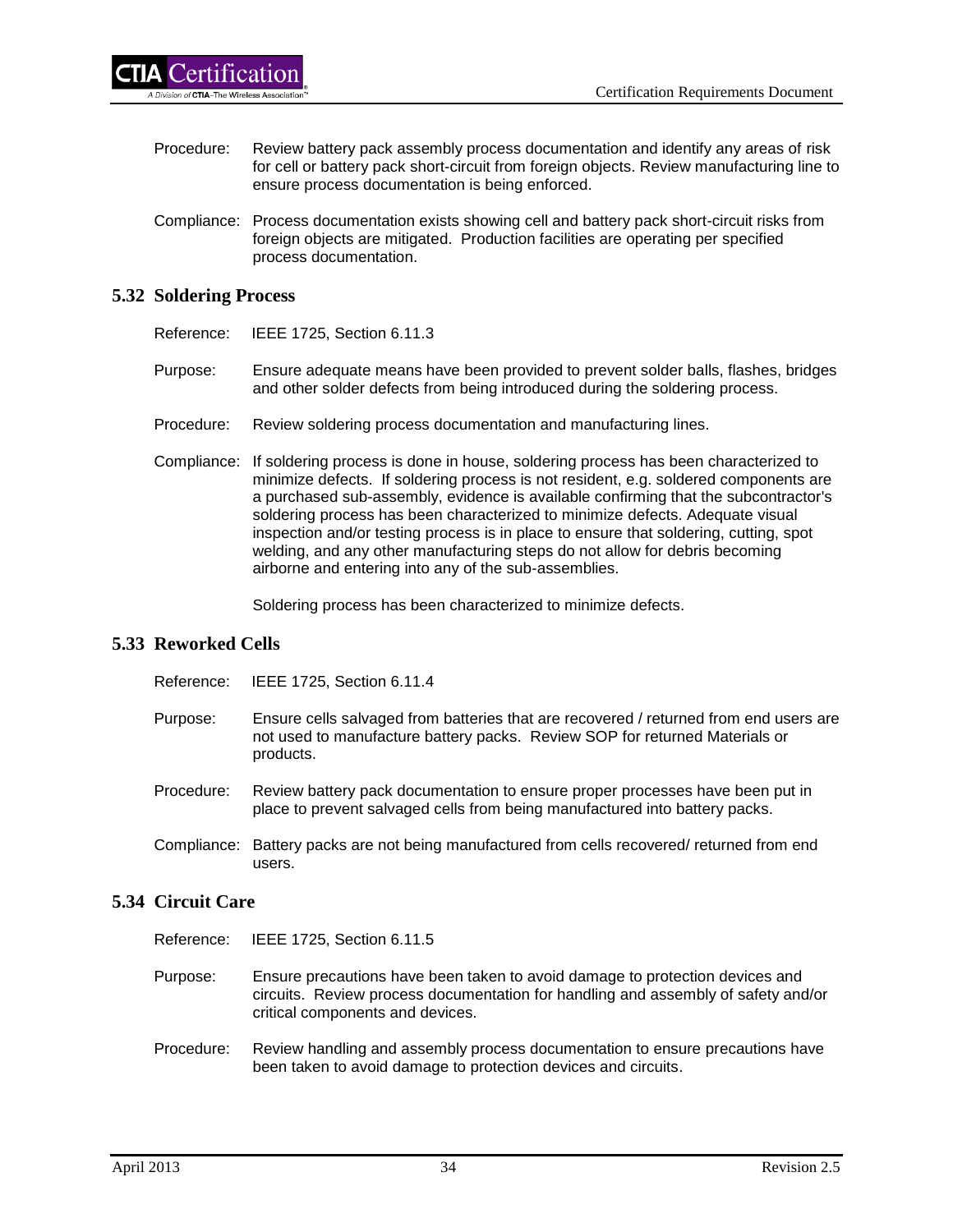Procedure: Review battery pack assembly process documentation and identify any areas of risk for cell or battery pack short-circuit from foreign objects. Review manufacturing line to ensure process documentation is being enforced.

Compliance: Process documentation exists showing cell and battery pack short-circuit risks from foreign objects are mitigated. Production facilities are operating per specified process documentation.

## 5.32 Soldering Process

Reference: IEEE 1725, Section 6.11.3

Purpose: Ensure adequate means have been provided to prevent solder balls, flashes, bridges and other solder defects from being introduced during the soldering process.

Procedure: Review soldering process documentation and manufacturing lines.

Compliance: If soldering process is done in house, soldering process has been characterized to minimize defects. If soldering process is not resident, e.g. soldered components are a purchased sub-assembly, evidence is available confirming that the subcontractor's soldering process has been characterized to minimize defects. Adequate visual inspection and/or testing process is in place to ensure that soldering, cutting, spot welding, and any other manufacturing steps do not allow for debris becoming airborne and entering into any of the sub-assemblies.

Soldering process has been characterized to minimize defects.

## 5.33 Reworked Cells

Reference: IEEE 1725, Section 6.11.4

Purpose: Ensure cells salvaged from batteries that are recovered / returned from end users are not used to manufacture battery packs. Review SOP for returned Materials or products.

Procedure: Review battery pack documentation to ensure proper processes have been put in place to prevent salvaged cells from being manufactured into battery packs.

Compliance: Battery packs are not being manufactured from cells recovered/ returned from end users.

## 5.34 Circuit Care

Reference: IEEE 1725, Section 6.11.5

Purpose: Ensure precautions have been taken to avoid damage to protection devices and circuits. Review process documentation for handling and assembly of safety and/or critical components and devices.

Procedure: Review handling and assembly process documentation to ensure precautions have been taken to avoid damage to protection devices and circuits.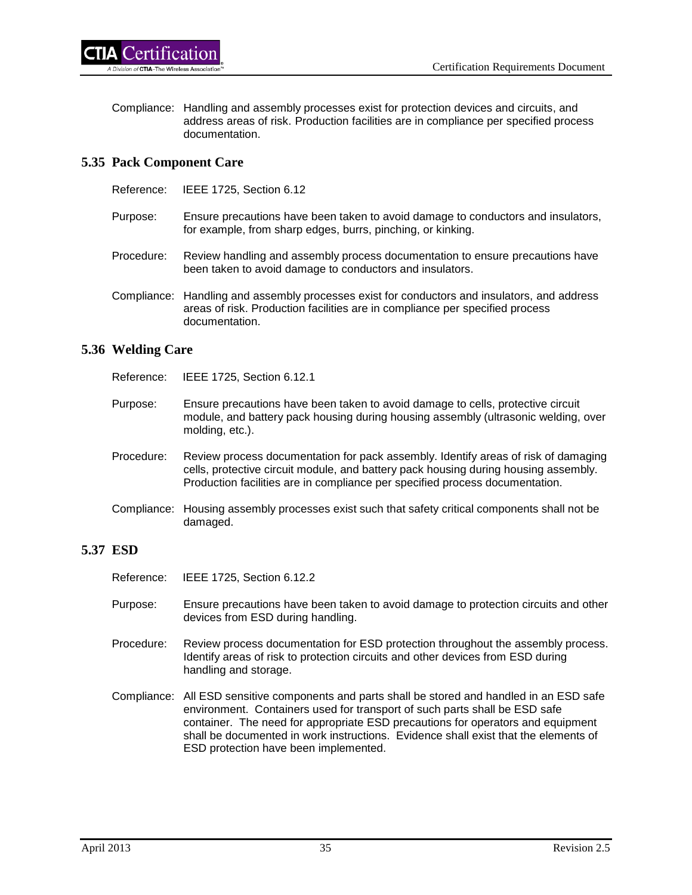Compliance: Handling and assembly processes exist for protection devices and circuits, and address areas of risk. Production facilities are in compliance per specified process documentation.

## 5.35 Pack Component Care

Reference: IEEE 1725, Section 6.12

Purpose: Ensure precautions have been taken to avoid damage to conductors and insulators, for example, from sharp edges, burrs, pinching, or kinking.

Procedure: Review handling and assembly process documentation to ensure precautions have been taken to avoid damage to conductors and insulators.

Compliance: Handling and assembly processes exist for conductors and insulators, and address areas of risk. Production facilities are in compliance per specified process documentation.

## 5.36 Welding Care

Reference: IEEE 1725, Section 6.12.1

Purpose: Ensure precautions have been taken to avoid damage to cells, protective circuit module, and battery pack housing during housing assembly (ultrasonic welding, over molding, etc.).

Procedure: Review process documentation for pack assembly. Identify areas of risk of damaging cells, protective circuit module, and battery pack housing during housing assembly. Production facilities are in compliance per specified process documentation.

Compliance: Housing assembly processes exist such that safety critical components shall not be damaged.

## 5.37 ESD

Reference: IEEE 1725, Section 6.12.2

Purpose: Ensure precautions have been taken to avoid damage to protection circuits and other devices from ESD during handling.

Procedure: Review process documentation for ESD protection throughout the assembly process. Identify areas of risk to protection circuits and other devices from ESD during handling and storage.

Compliance: All ESD sensitive components and parts shall be stored and handled in an ESD safe environment. Containers used for transport of such parts shall be ESD safe container. The need for appropriate ESD precautions for operators and equipment shall be documented in work instructions. Evidence shall exist that the elements of ESD protection have been implemented.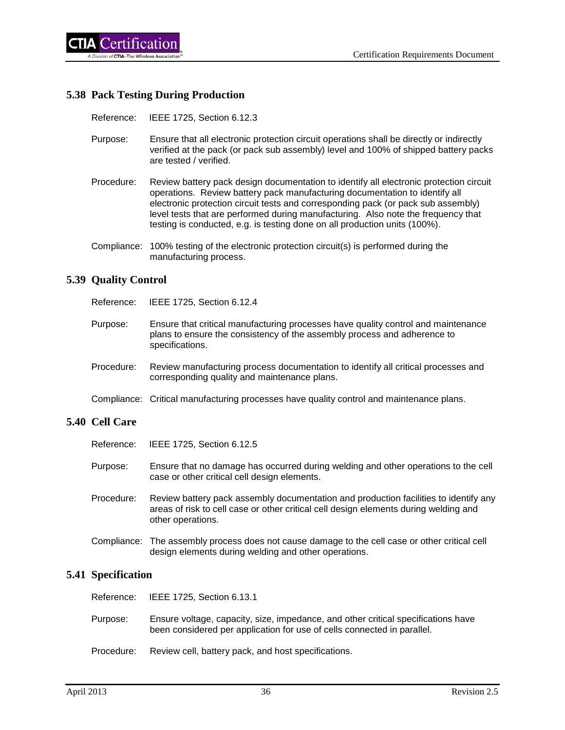## 5.38 Pack Testing During Production

Reference: IEEE 1725, Section 6.12.3

Purpose: Ensure that all electronic protection circuit operations shall be directly or indirectly verified at the pack (or pack sub assembly) level and 100% of shipped battery packs are tested / verified.

Procedure: Review battery pack design documentation to identify all electronic protection circuit operations. Review battery pack manufacturing documentation to identify all electronic protection circuit tests and corresponding pack (or pack sub assembly) level tests that are performed during manufacturing. Also note the frequency that testing is conducted, e.g. is testing done on all production units (100%).

Compliance: 100% testing of the electronic protection circuit(s) is performed during the manufacturing process.

## 5.39 Quality Control

Reference: IEEE 1725, Section 6.12.4

Purpose: Ensure that critical manufacturing processes have quality control and maintenance plans to ensure the consistency of the assembly process and adherence to specifications.

Procedure: Review manufacturing process documentation to identify all critical processes and corresponding quality and maintenance plans.

Compliance: Critical manufacturing processes have quality control and maintenance plans.

## 5.40 Cell Care

Reference: IEEE 1725, Section 6.12.5

Purpose: Ensure that no damage has occurred during welding and other operations to the cell case or other critical cell design elements.

Procedure: Review battery pack assembly documentation and production facilities to identify any areas of risk to cell case or other critical cell design elements during welding and other operations.

Compliance: The assembly process does not cause damage to the cell case or other critical cell design elements during welding and other operations.

## 5.41 Specification

Reference: IEEE 1725, Section 6.13.1

Purpose: Ensure voltage, capacity, size, impedance, and other critical specifications have been considered per application for use of cells connected in parallel.

Procedure: Review cell, battery pack, and host specifications.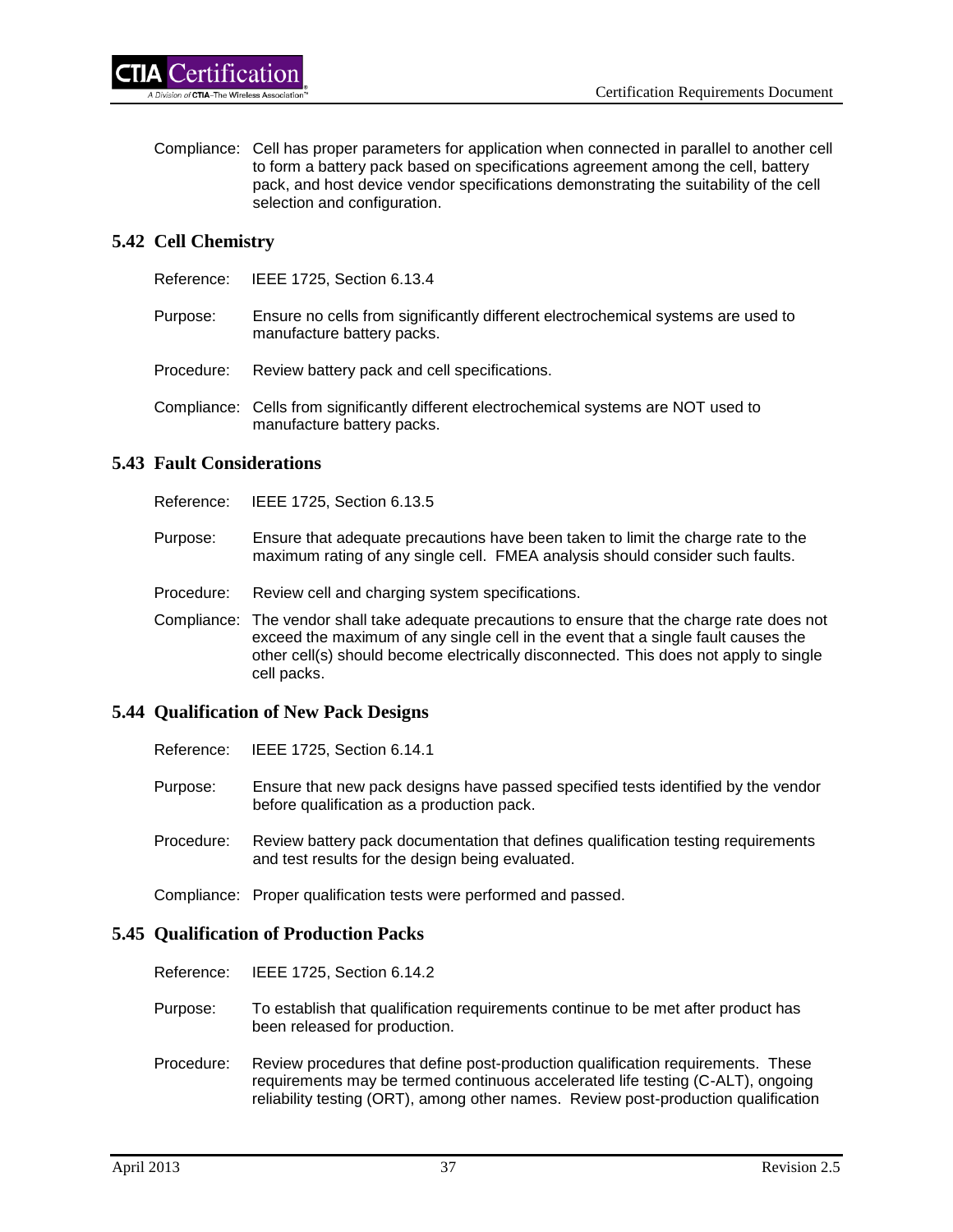Compliance: Cell has proper parameters for application when connected in parallel to another cell to form a battery pack based on specifications agreement among the cell, battery pack, and host device vendor specifications demonstrating the suitability of the cell selection and configuration.

## 5.42 Cell Chemistry

Reference: IEEE 1725, Section 6.13.4

Purpose: Ensure no cells from significantly different electrochemical systems are used to manufacture battery packs.

Procedure: Review battery pack and cell specifications.

Compliance: Cells from significantly different electrochemical systems are NOT used to manufacture battery packs.

## 5.43 Fault Considerations

Reference: IEEE 1725, Section 6.13.5

Purpose: Ensure that adequate precautions have been taken to limit the charge rate to the maximum rating of any single cell. FMEA analysis should consider such faults.

Procedure: Review cell and charging system specifications.

Compliance: The vendor shall take adequate precautions to ensure that the charge rate does not exceed the maximum of any single cell in the event that a single fault causes the other cell(s) should become electrically disconnected. This does not apply to single cell packs.

## 5.44 Qualification of New Pack Designs

Reference: IEEE 1725, Section 6.14.1

Purpose: Ensure that new pack designs have passed specified tests identified by the vendor before qualification as a production pack.

Procedure: Review battery pack documentation that defines qualification testing requirements and test results for the design being evaluated.

Compliance: Proper qualification tests were performed and passed.

## 5.45 Qualification of Production Packs

Reference: IEEE 1725, Section 6.14.2

Purpose: To establish that qualification requirements continue to be met after product has been released for production.

Procedure: Review procedures that define post-production qualification requirements. These requirements may be termed continuous accelerated life testing (C-ALT), ongoing reliability testing (ORT), among other names. Review post-production qualification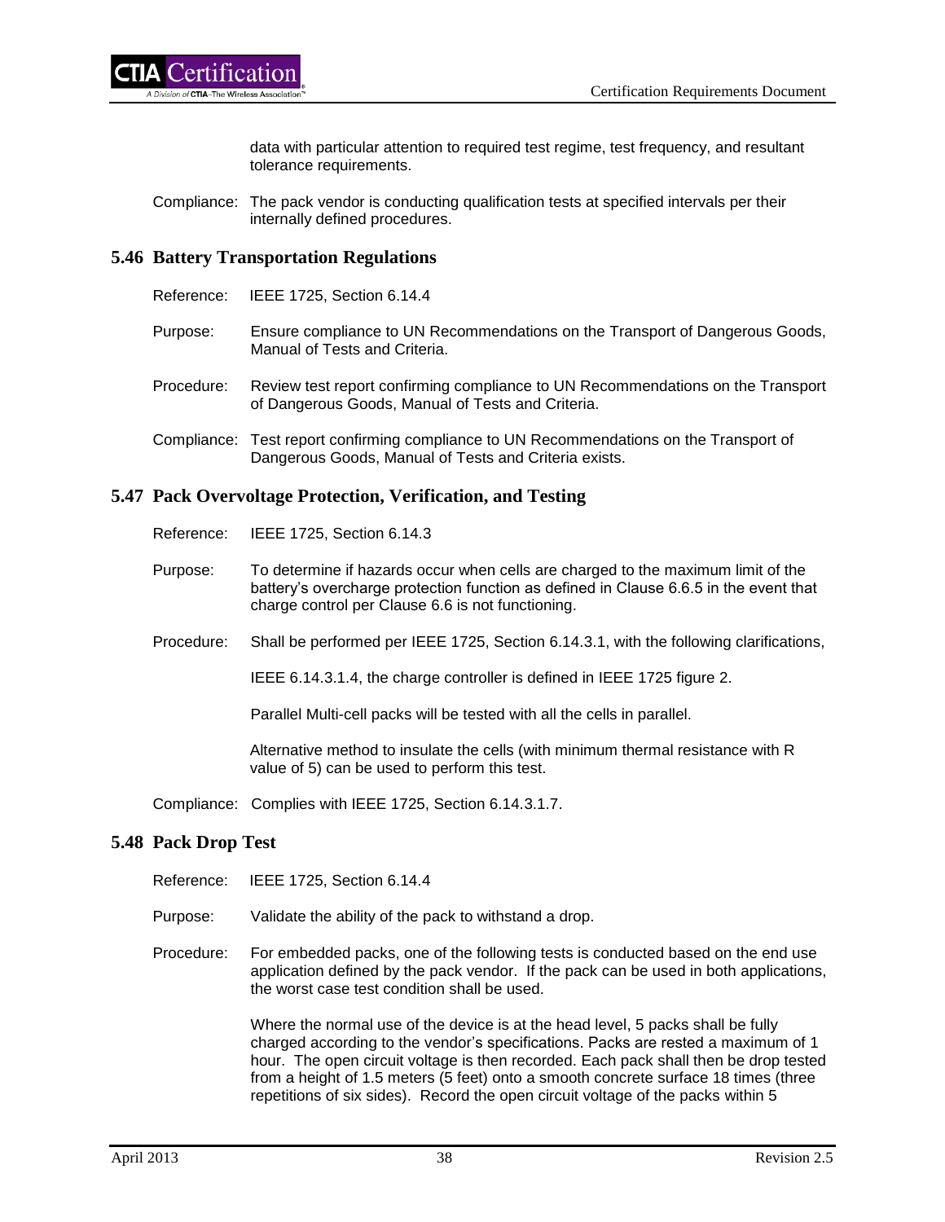data with particular attention to required test regime, test frequency, and resultant tolerance requirements.

Compliance: The pack vendor is conducting qualification tests at specified intervals per their internally defined procedures.

## 5.46 Battery Transportation Regulations

Reference: IEEE 1725, Section 6.14.4

Purpose: Ensure compliance to UN Recommendations on the Transport of Dangerous Goods, Manual of Tests and Criteria.

Procedure: Review test report confirming compliance to UN Recommendations on the Transport of Dangerous Goods, Manual of Tests and Criteria.

Compliance: Test report confirming compliance to UN Recommendations on the Transport of Dangerous Goods, Manual of Tests and Criteria exists.

## 5.47 Pack Overvoltage Protection, Verification, and Testing

Reference: IEEE 1725, Section 6.14.3

Purpose: To determine if hazards occur when cells are charged to the maximum limit of the battery's overcharge protection function as defined in Clause 6.6.5 in the event that charge control per Clause 6.6 is not functioning.

Procedure: Shall be performed per IEEE 1725, Section 6.14.3.1, with the following clarifications,

IEEE 6.14.3.1.4, the charge controller is defined in IEEE 1725 figure 2.

Parallel Multi-cell packs will be tested with all the cells in parallel.

Alternative method to insulate the cells (with minimum thermal resistance with R value of 5) can be used to perform this test.

Compliance: Complies with IEEE 1725, Section 6.14.3.1.7.

## 5.48 Pack Drop Test

Reference: IEEE 1725, Section 6.14.4

Purpose: Validate the ability of the pack to withstand a drop.

Procedure: For embedded packs, one of the following tests is conducted based on the end use application defined by the pack vendor. If the pack can be used in both applications, the worst case test condition shall be used.

Where the normal use of the device is at the head level, 5 packs shall be fully charged according to the vendor's specifications. Packs are rested a maximum of 1 hour. The open circuit voltage is then recorded. Each pack shall then be drop tested from a height of 1.5 meters (5 feet) onto a smooth concrete surface 18 times (three repetitions of six sides). Record the open circuit voltage of the packs within 5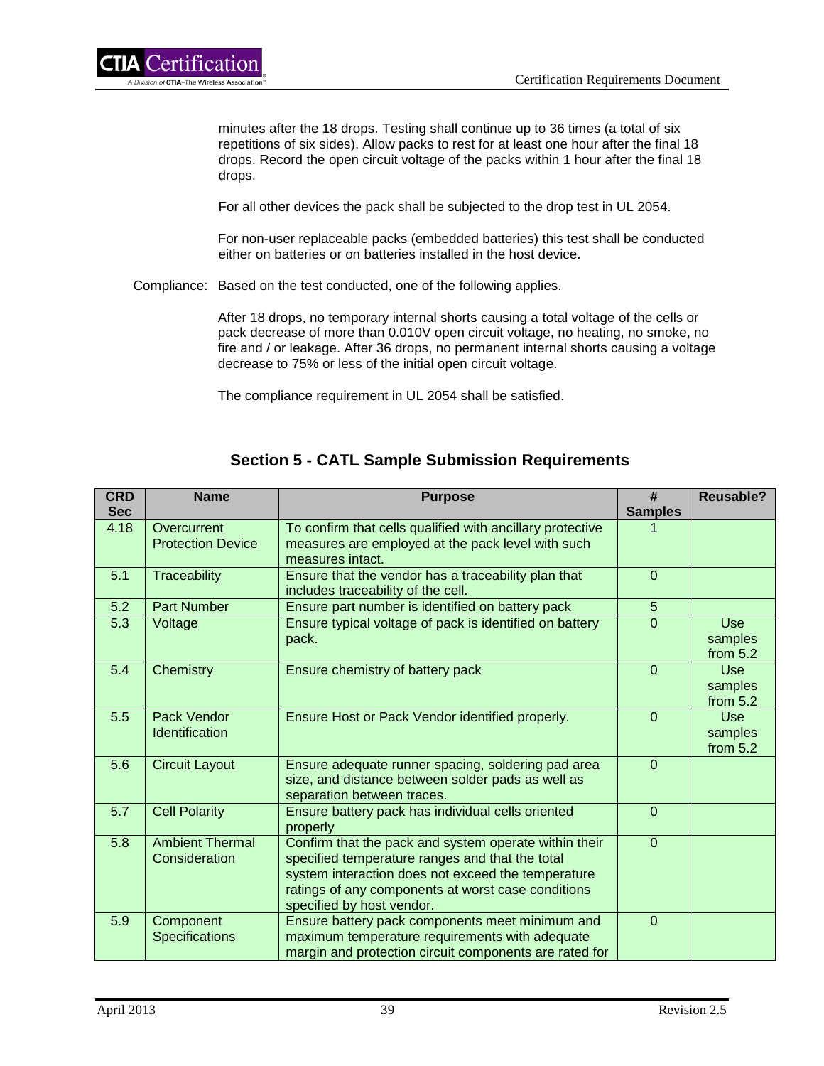minutes after the 18 drops. Testing shall continue up to 36 times (a total of six repetitions of six sides). Allow packs to rest for at least one hour after the final 18 drops. Record the open circuit voltage of the packs within 1 hour after the final 18 drops.

For all other devices the pack shall be subjected to the drop test in UL 2054.

For non-user replaceable packs (embedded batteries) this test shall be conducted either on batteries or on batteries installed in the host device.

Compliance: Based on the test conducted, one of the following applies.

After 18 drops, no temporary internal shorts causing a total voltage of the cells or pack decrease of more than 0.010V open circuit voltage, no heating, no smoke, no fire and / or leakage. After 36 drops, no permanent internal shorts causing a voltage decrease to 75% or less of the initial open circuit voltage.

The compliance requirement in UL 2054 shall be satisfied.

## Section 5 - CATL Sample Submission Requirements

| CRD Sec | Name | Purpose | # Samples | Reusable? |
|---|---|---|---|---|
| 4.18 | Overcurrent Protection Device | To confirm that cells qualified with ancillary protective measures are employed at the pack level with such measures intact. | 1 | |
| 5.1 | Traceability | Ensure that the vendor has a traceability plan that includes traceability of the cell. | 0 | |
| 5.2 | Part Number | Ensure part number is identified on battery pack | 5 | |
| 5.3 | Voltage | Ensure typical voltage of pack is identified on battery pack. | 0 | Use samples from 5.2 |
| 5.4 | Chemistry | Ensure chemistry of battery pack | 0 | Use samples from 5.2 |
| 5.5 | Pack Vendor Identification | Ensure Host or Pack Vendor identified properly. | 0 | Use samples from 5.2 |
| 5.6 | Circuit Layout | Ensure adequate runner spacing, soldering pad area size, and distance between solder pads as well as separation between traces. | 0 | |
| 5.7 | Cell Polarity | Ensure battery pack has individual cells oriented properly | 0 | |
| 5.8 | Ambient Thermal Consideration | Confirm that the pack and system operate within their specified temperature ranges and that the total system interaction does not exceed the temperature ratings of any components at worst case conditions specified by host vendor. | 0 | |
| 5.9 | Component Specifications | Ensure battery pack components meet minimum and maximum temperature requirements with adequate margin and protection circuit components are rated for | 0 | |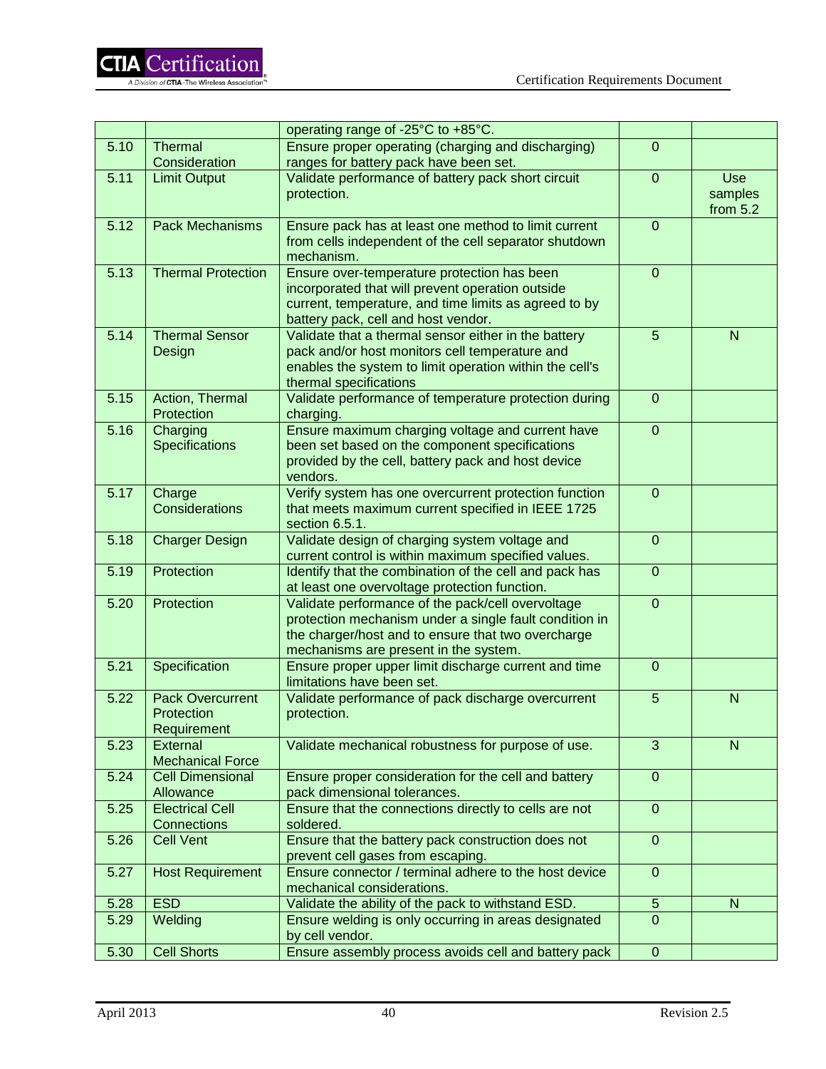| | | | | |
|---|---|---|---|---|
| | | operating range of -25°C to +85°C. | | |
| 5.10 | Thermal Consideration | Ensure proper operating (charging and discharging) ranges for battery pack have been set. | 0 | |
| 5.11 | Limit Output | Validate performance of battery pack short circuit protection. | 0 | Use samples from 5.2 |
| 5.12 | Pack Mechanisms | Ensure pack has at least one method to limit current from cells independent of the cell separator shutdown mechanism. | 0 | |
| 5.13 | Thermal Protection | Ensure over-temperature protection has been incorporated that will prevent operation outside current, temperature, and time limits as agreed to by battery pack, cell and host vendor. | 0 | |
| 5.14 | Thermal Sensor Design | Validate that a thermal sensor either in the battery pack and/or host monitors cell temperature and enables the system to limit operation within the cell's thermal specifications | 5 | N |
| 5.15 | Action, Thermal Protection | Validate performance of temperature protection during charging. | 0 | |
| 5.16 | Charging Specifications | Ensure maximum charging voltage and current have been set based on the component specifications provided by the cell, battery pack and host device vendors. | 0 | |
| 5.17 | Charge Considerations | Verify system has one overcurrent protection function that meets maximum current specified in IEEE 1725 section 6.5.1. | 0 | |
| 5.18 | Charger Design | Validate design of charging system voltage and current control is within maximum specified values. | 0 | |
| 5.19 | Protection | Identify that the combination of the cell and pack has at least one overvoltage protection function. | 0 | |
| 5.20 | Protection | Validate performance of the pack/cell overvoltage protection mechanism under a single fault condition in the charger/host and to ensure that two overcharge mechanisms are present in the system. | 0 | |
| 5.21 | Specification | Ensure proper upper limit discharge current and time limitations have been set. | 0 | |
| 5.22 | Pack Overcurrent Protection Requirement | Validate performance of pack discharge overcurrent protection. | 5 | N |
| 5.23 | External Mechanical Force | Validate mechanical robustness for purpose of use. | 3 | N |
| 5.24 | Cell Dimensional Allowance | Ensure proper consideration for the cell and battery pack dimensional tolerances. | 0 | |
| 5.25 | Electrical Cell Connections | Ensure that the connections directly to cells are not soldered. | 0 | |
| 5.26 | Cell Vent | Ensure that the battery pack construction does not prevent cell gases from escaping. | 0 | |
| 5.27 | Host Requirement | Ensure connector / terminal adhere to the host device mechanical considerations. | 0 | |
| 5.28 | ESD | Validate the ability of the pack to withstand ESD. | 5 | N |
| 5.29 | Welding | Ensure welding is only occurring in areas designated by cell vendor. | 0 | |
| 5.30 | Cell Shorts | Ensure assembly process avoids cell and battery pack | 0 | |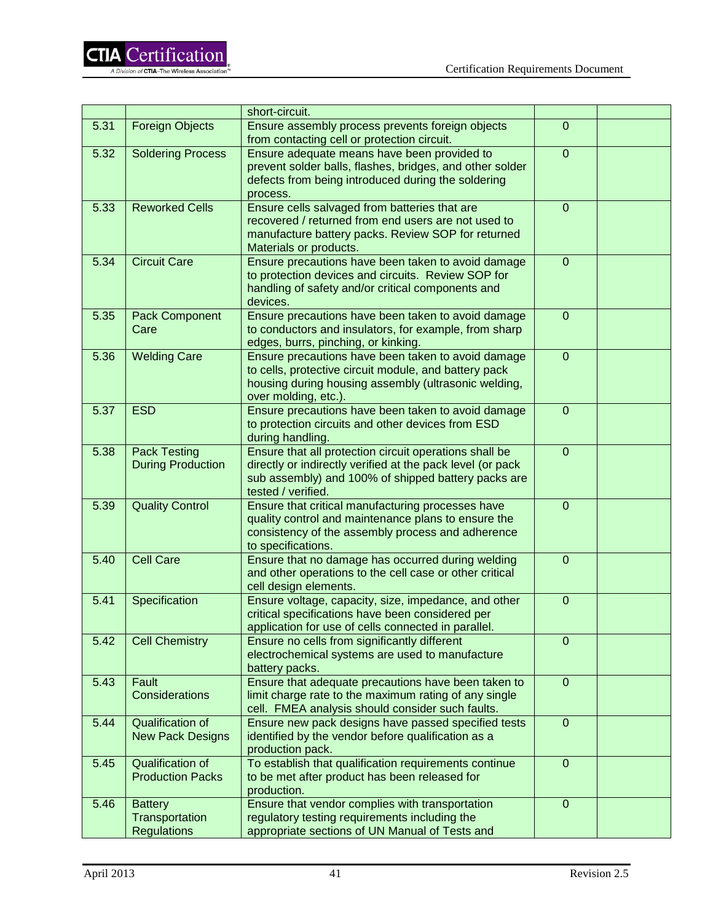|  |  | short-circuit. |  |  |
|---|---|---|---|---|
| 5.31 | Foreign Objects | Ensure assembly process prevents foreign objects from contacting cell or protection circuit. | 0 |  |
| 5.32 | Soldering Process | Ensure adequate means have been provided to prevent solder balls, flashes, bridges, and other solder defects from being introduced during the soldering process. | 0 |  |
| 5.33 | Reworked Cells | Ensure cells salvaged from batteries that are recovered / returned from end users are not used to manufacture battery packs. Review SOP for returned Materials or products. | 0 |  |
| 5.34 | Circuit Care | Ensure precautions have been taken to avoid damage to protection devices and circuits. Review SOP for handling of safety and/or critical components and devices. | 0 |  |
| 5.35 | Pack Component Care | Ensure precautions have been taken to avoid damage to conductors and insulators, for example, from sharp edges, burrs, pinching, or kinking. | 0 |  |
| 5.36 | Welding Care | Ensure precautions have been taken to avoid damage to cells, protective circuit module, and battery pack housing during housing assembly (ultrasonic welding, over molding, etc.). | 0 |  |
| 5.37 | ESD | Ensure precautions have been taken to avoid damage to protection circuits and other devices from ESD during handling. | 0 |  |
| 5.38 | Pack Testing During Production | Ensure that all protection circuit operations shall be directly or indirectly verified at the pack level (or pack sub assembly) and 100% of shipped battery packs are tested / verified. | 0 |  |
| 5.39 | Quality Control | Ensure that critical manufacturing processes have quality control and maintenance plans to ensure the consistency of the assembly process and adherence to specifications. | 0 |  |
| 5.40 | Cell Care | Ensure that no damage has occurred during welding and other operations to the cell case or other critical cell design elements. | 0 |  |
| 5.41 | Specification | Ensure voltage, capacity, size, impedance, and other critical specifications have been considered per application for use of cells connected in parallel. | 0 |  |
| 5.42 | Cell Chemistry | Ensure no cells from significantly different electrochemical systems are used to manufacture battery packs. | 0 |  |
| 5.43 | Fault Considerations | Ensure that adequate precautions have been taken to limit charge rate to the maximum rating of any single cell. FMEA analysis should consider such faults. | 0 |  |
| 5.44 | Qualification of New Pack Designs | Ensure new pack designs have passed specified tests identified by the vendor before qualification as a production pack. | 0 |  |
| 5.45 | Qualification of Production Packs | To establish that qualification requirements continue to be met after product has been released for production. | 0 |  |
| 5.46 | Battery Transportation Regulations | Ensure that vendor complies with transportation regulatory testing requirements including the appropriate sections of UN Manual of Tests and | 0 |  |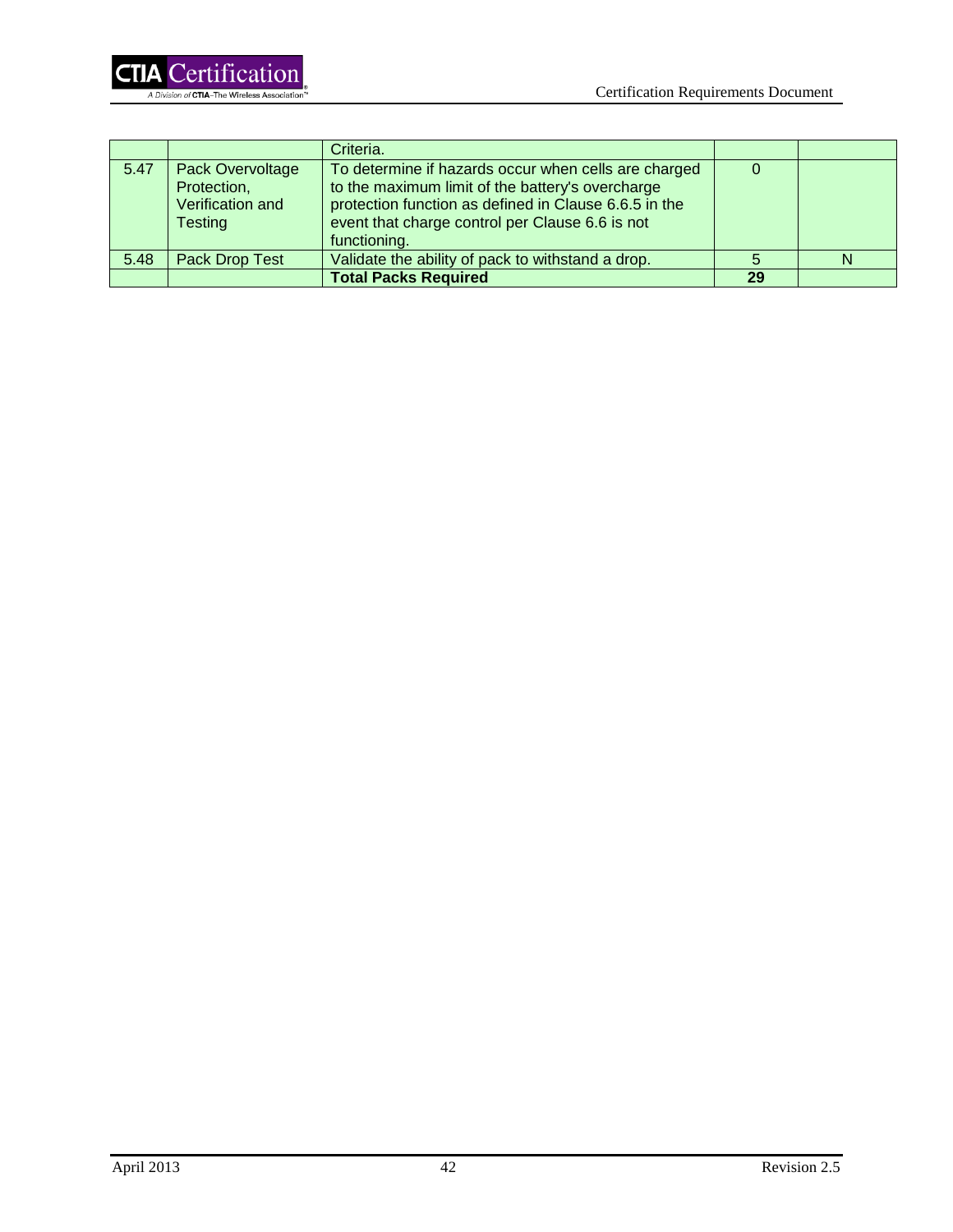| | | | | |
|---|---|---|---|---|
| | | Criteria. | | |
| 5.47 | Pack Overvoltage Protection, Verification and Testing | To determine if hazards occur when cells are charged to the maximum limit of the battery's overcharge protection function as defined in Clause 6.6.5 in the event that charge control per Clause 6.6 is not functioning. | 0 | |
| 5.48 | Pack Drop Test | Validate the ability of pack to withstand a drop. | 5 | N |
| | | **Total Packs Required** | **29** | |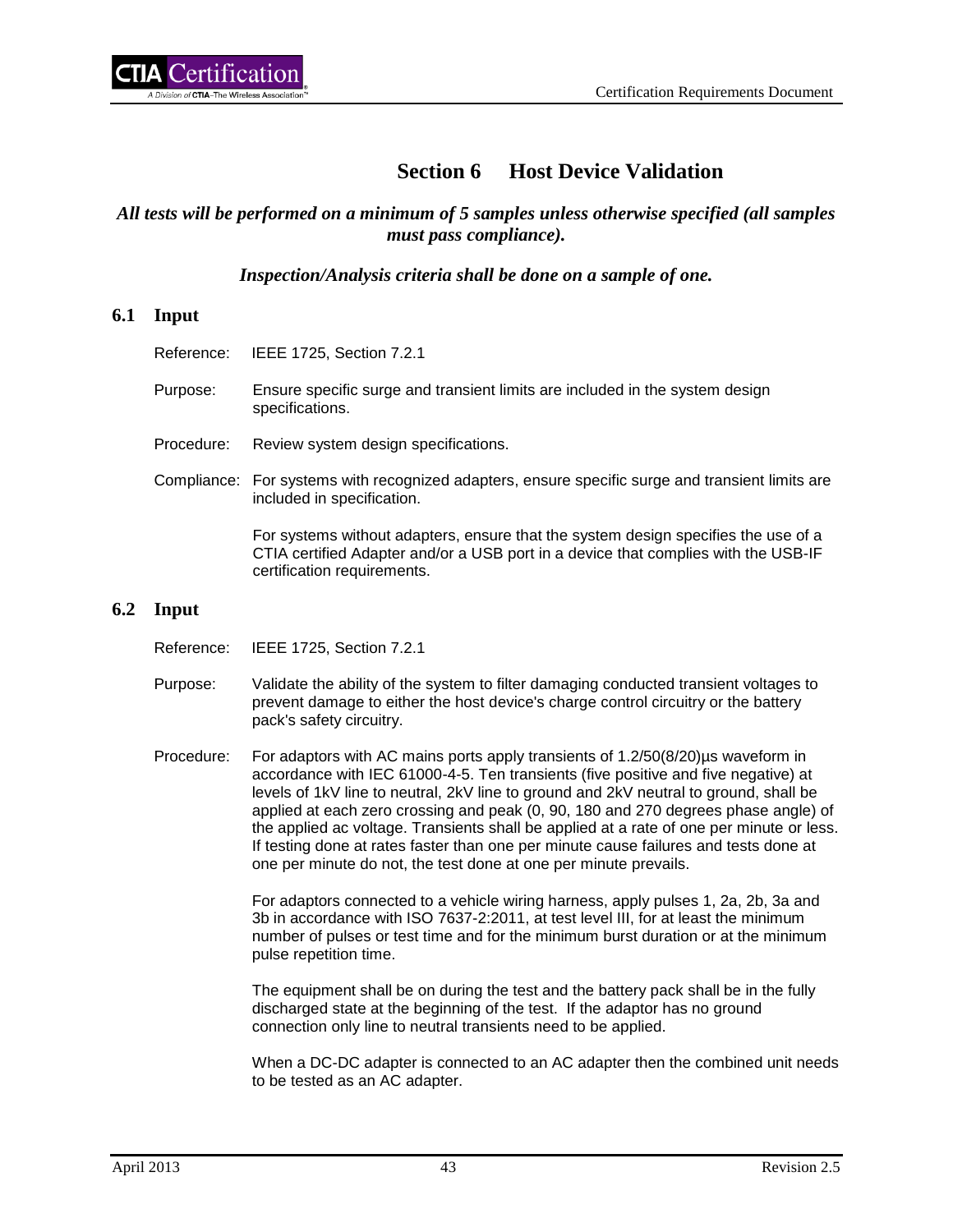# Section 6 Host Device Validation

***All tests will be performed on a minimum of 5 samples unless otherwise specified (all samples must pass compliance).***

***Inspection/Analysis criteria shall be done on a sample of one.***

## 6.1 Input

Reference: IEEE 1725, Section 7.2.1

Purpose: Ensure specific surge and transient limits are included in the system design specifications.

Procedure: Review system design specifications.

Compliance: For systems with recognized adapters, ensure specific surge and transient limits are included in specification.

For systems without adapters, ensure that the system design specifies the use of a CTIA certified Adapter and/or a USB port in a device that complies with the USB-IF certification requirements.

## 6.2 Input

Reference: IEEE 1725, Section 7.2.1

Purpose: Validate the ability of the system to filter damaging conducted transient voltages to prevent damage to either the host device's charge control circuitry or the battery pack's safety circuitry.

Procedure: For adaptors with AC mains ports apply transients of 1.2/50(8/20)µs waveform in accordance with IEC 61000-4-5. Ten transients (five positive and five negative) at levels of 1kV line to neutral, 2kV line to ground and 2kV neutral to ground, shall be applied at each zero crossing and peak (0, 90, 180 and 270 degrees phase angle) of the applied ac voltage. Transients shall be applied at a rate of one per minute or less. If testing done at rates faster than one per minute cause failures and tests done at one per minute do not, the test done at one per minute prevails.

For adaptors connected to a vehicle wiring harness, apply pulses 1, 2a, 2b, 3a and 3b in accordance with ISO 7637-2:2011, at test level III, for at least the minimum number of pulses or test time and for the minimum burst duration or at the minimum pulse repetition time.

The equipment shall be on during the test and the battery pack shall be in the fully discharged state at the beginning of the test. If the adaptor has no ground connection only line to neutral transients need to be applied.

When a DC-DC adapter is connected to an AC adapter then the combined unit needs to be tested as an AC adapter.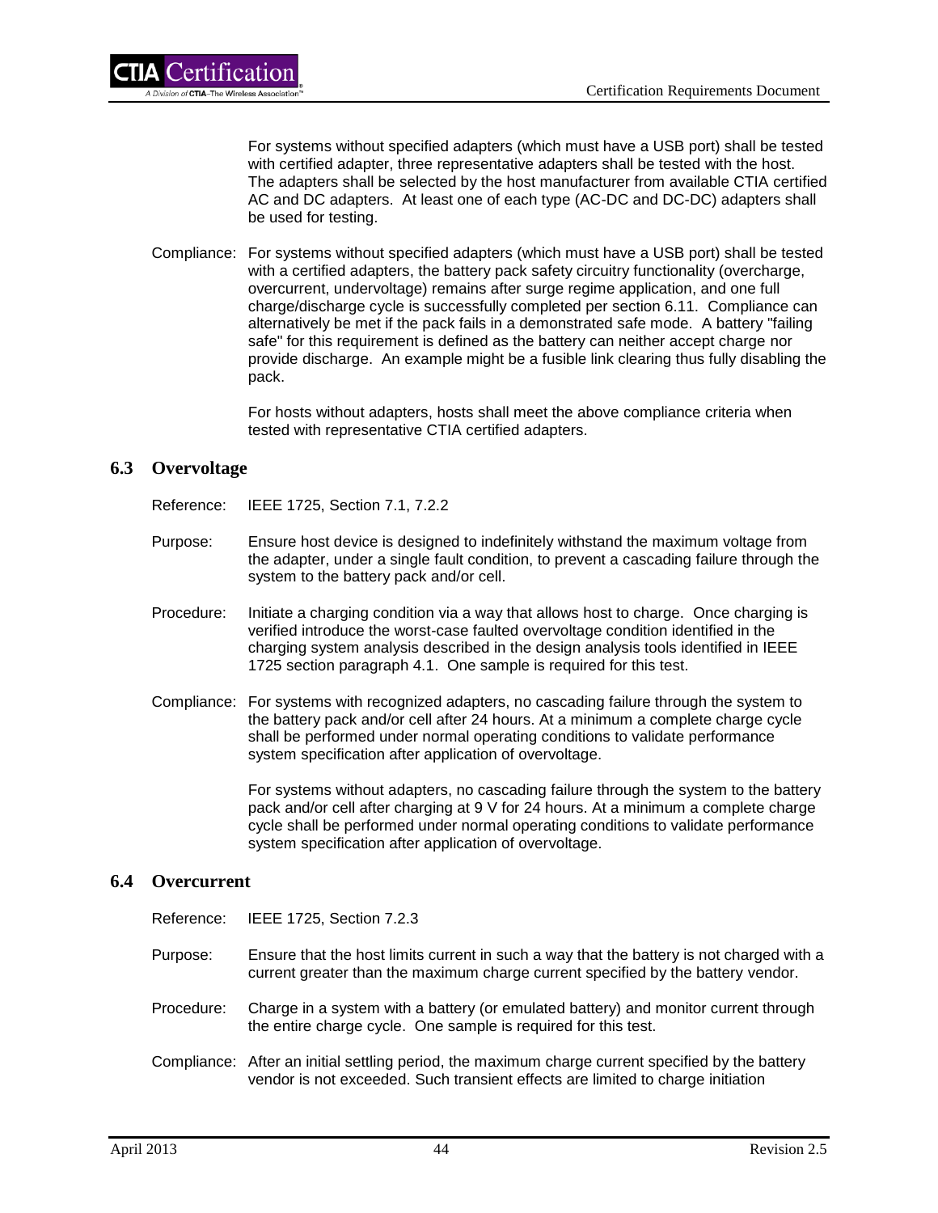For systems without specified adapters (which must have a USB port) shall be tested with certified adapter, three representative adapters shall be tested with the host. The adapters shall be selected by the host manufacturer from available CTIA certified AC and DC adapters. At least one of each type (AC-DC and DC-DC) adapters shall be used for testing.

Compliance: For systems without specified adapters (which must have a USB port) shall be tested with a certified adapters, the battery pack safety circuitry functionality (overcharge, overcurrent, undervoltage) remains after surge regime application, and one full charge/discharge cycle is successfully completed per section 6.11. Compliance can alternatively be met if the pack fails in a demonstrated safe mode. A battery "failing safe" for this requirement is defined as the battery can neither accept charge nor provide discharge. An example might be a fusible link clearing thus fully disabling the pack.

For hosts without adapters, hosts shall meet the above compliance criteria when tested with representative CTIA certified adapters.

## 6.3 Overvoltage

Reference: IEEE 1725, Section 7.1, 7.2.2

Purpose: Ensure host device is designed to indefinitely withstand the maximum voltage from the adapter, under a single fault condition, to prevent a cascading failure through the system to the battery pack and/or cell.

Procedure: Initiate a charging condition via a way that allows host to charge. Once charging is verified introduce the worst-case faulted overvoltage condition identified in the charging system analysis described in the design analysis tools identified in IEEE 1725 section paragraph 4.1. One sample is required for this test.

Compliance: For systems with recognized adapters, no cascading failure through the system to the battery pack and/or cell after 24 hours. At a minimum a complete charge cycle shall be performed under normal operating conditions to validate performance system specification after application of overvoltage.

For systems without adapters, no cascading failure through the system to the battery pack and/or cell after charging at 9 V for 24 hours. At a minimum a complete charge cycle shall be performed under normal operating conditions to validate performance system specification after application of overvoltage.

## 6.4 Overcurrent

Reference: IEEE 1725, Section 7.2.3

Purpose: Ensure that the host limits current in such a way that the battery is not charged with a current greater than the maximum charge current specified by the battery vendor.

Procedure: Charge in a system with a battery (or emulated battery) and monitor current through the entire charge cycle. One sample is required for this test.

Compliance: After an initial settling period, the maximum charge current specified by the battery vendor is not exceeded. Such transient effects are limited to charge initiation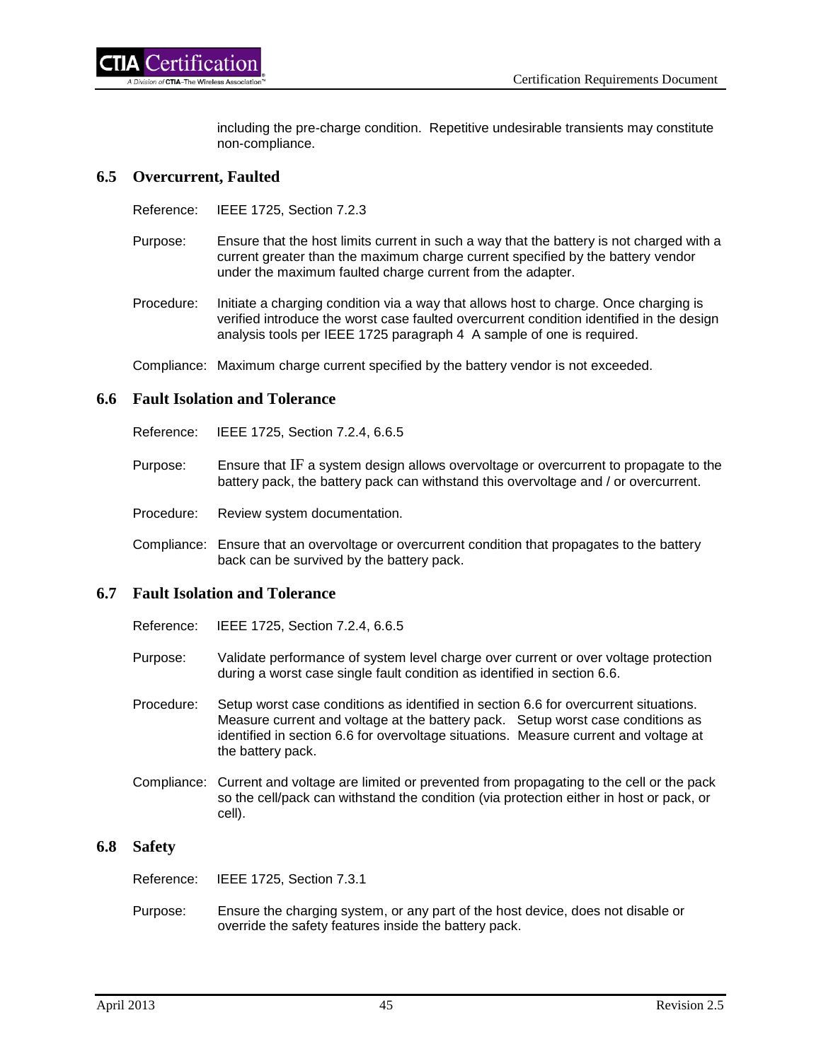including the pre-charge condition. Repetitive undesirable transients may constitute non-compliance.

## 6.5 Overcurrent, Faulted

Reference: IEEE 1725, Section 7.2.3

Purpose: Ensure that the host limits current in such a way that the battery is not charged with a current greater than the maximum charge current specified by the battery vendor under the maximum faulted charge current from the adapter.

Procedure: Initiate a charging condition via a way that allows host to charge. Once charging is verified introduce the worst case faulted overcurrent condition identified in the design analysis tools per IEEE 1725 paragraph 4 A sample of one is required.

Compliance: Maximum charge current specified by the battery vendor is not exceeded.

## 6.6 Fault Isolation and Tolerance

Reference: IEEE 1725, Section 7.2.4, 6.6.5

Purpose: Ensure that IF a system design allows overvoltage or overcurrent to propagate to the battery pack, the battery pack can withstand this overvoltage and / or overcurrent.

Procedure: Review system documentation.

Compliance: Ensure that an overvoltage or overcurrent condition that propagates to the battery back can be survived by the battery pack.

## 6.7 Fault Isolation and Tolerance

Reference: IEEE 1725, Section 7.2.4, 6.6.5

Purpose: Validate performance of system level charge over current or over voltage protection during a worst case single fault condition as identified in section 6.6.

Procedure: Setup worst case conditions as identified in section 6.6 for overcurrent situations. Measure current and voltage at the battery pack. Setup worst case conditions as identified in section 6.6 for overvoltage situations. Measure current and voltage at the battery pack.

Compliance: Current and voltage are limited or prevented from propagating to the cell or the pack so the cell/pack can withstand the condition (via protection either in host or pack, or cell).

## 6.8 Safety

Reference: IEEE 1725, Section 7.3.1

Purpose: Ensure the charging system, or any part of the host device, does not disable or override the safety features inside the battery pack.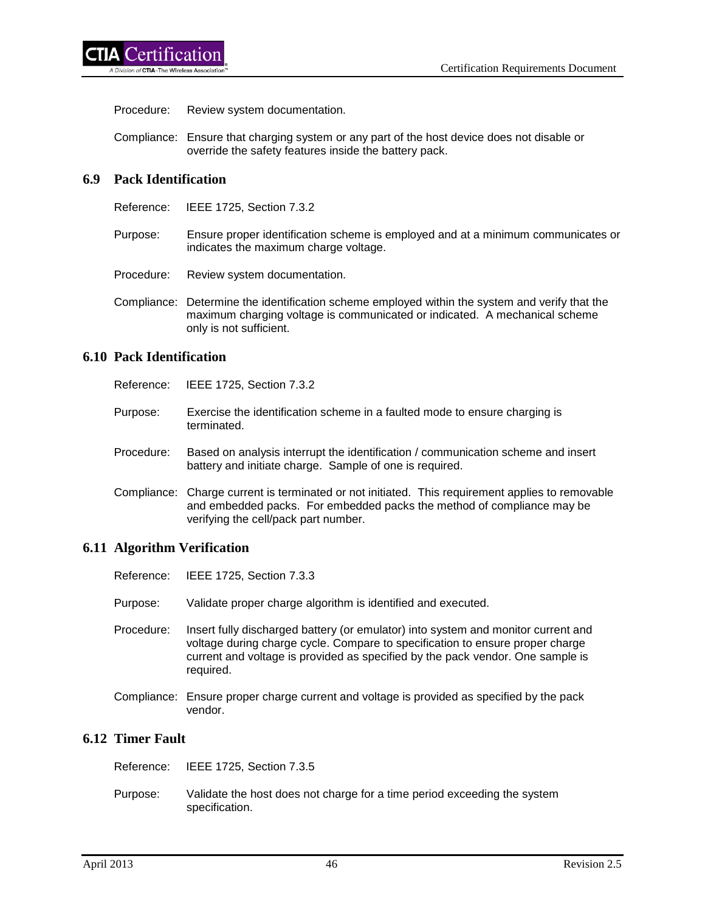Procedure: Review system documentation.

Compliance: Ensure that charging system or any part of the host device does not disable or override the safety features inside the battery pack.

## 6.9 Pack Identification

Reference: IEEE 1725, Section 7.3.2

Purpose: Ensure proper identification scheme is employed and at a minimum communicates or indicates the maximum charge voltage.

Procedure: Review system documentation.

Compliance: Determine the identification scheme employed within the system and verify that the maximum charging voltage is communicated or indicated. A mechanical scheme only is not sufficient.

## 6.10 Pack Identification

Reference: IEEE 1725, Section 7.3.2

Purpose: Exercise the identification scheme in a faulted mode to ensure charging is terminated.

Procedure: Based on analysis interrupt the identification / communication scheme and insert battery and initiate charge. Sample of one is required.

Compliance: Charge current is terminated or not initiated. This requirement applies to removable and embedded packs. For embedded packs the method of compliance may be verifying the cell/pack part number.

## 6.11 Algorithm Verification

Reference: IEEE 1725, Section 7.3.3

Purpose: Validate proper charge algorithm is identified and executed.

Procedure: Insert fully discharged battery (or emulator) into system and monitor current and voltage during charge cycle. Compare to specification to ensure proper charge current and voltage is provided as specified by the pack vendor. One sample is required.

Compliance: Ensure proper charge current and voltage is provided as specified by the pack vendor.

## 6.12 Timer Fault

Reference: IEEE 1725, Section 7.3.5

Purpose: Validate the host does not charge for a time period exceeding the system specification.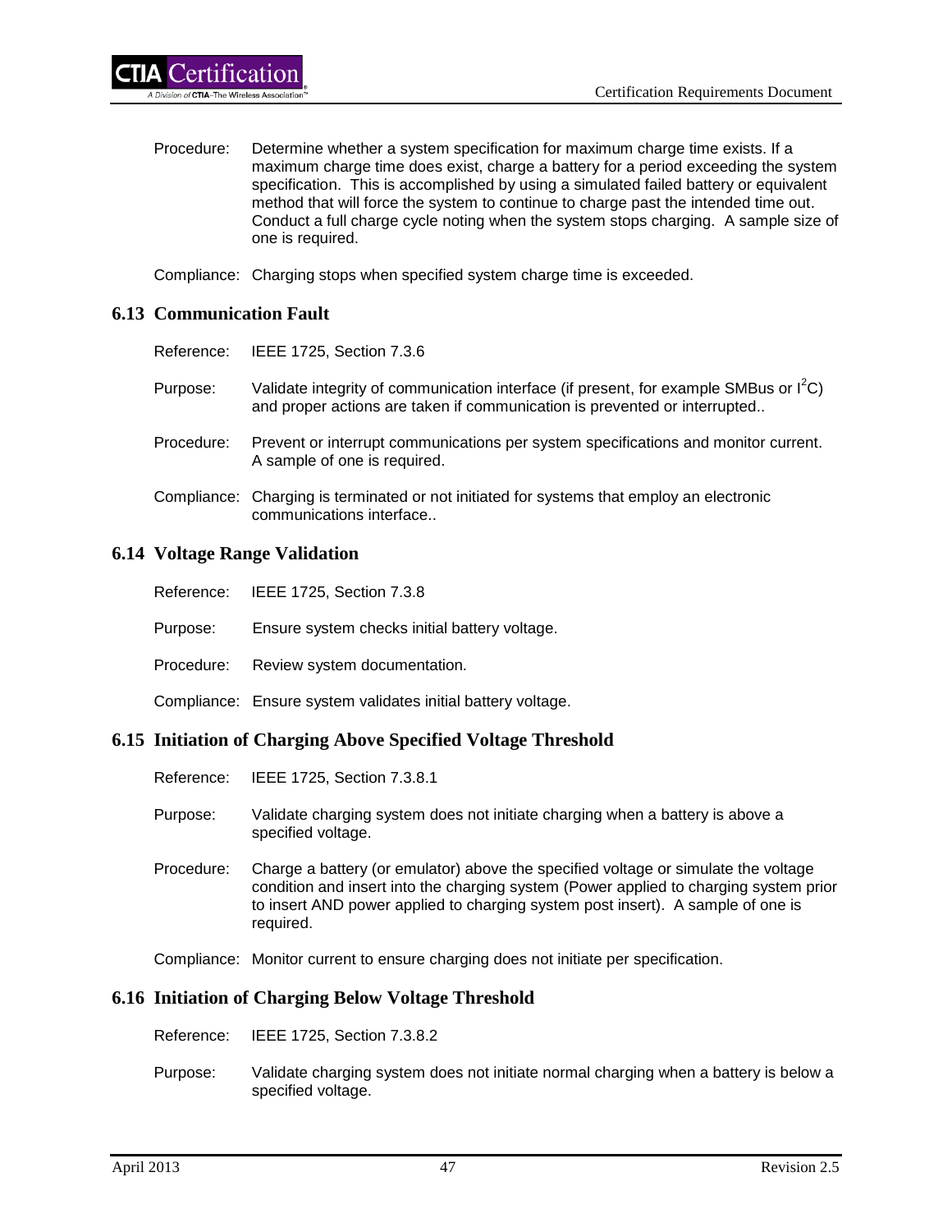Procedure: Determine whether a system specification for maximum charge time exists. If a maximum charge time does exist, charge a battery for a period exceeding the system specification. This is accomplished by using a simulated failed battery or equivalent method that will force the system to continue to charge past the intended time out. Conduct a full charge cycle noting when the system stops charging. A sample size of one is required.

Compliance: Charging stops when specified system charge time is exceeded.

## 6.13 Communication Fault

Reference: IEEE 1725, Section 7.3.6

Purpose: Validate integrity of communication interface (if present, for example SMBus or $I^2C$) and proper actions are taken if communication is prevented or interrupted..

Procedure: Prevent or interrupt communications per system specifications and monitor current. A sample of one is required.

Compliance: Charging is terminated or not initiated for systems that employ an electronic communications interface..

## 6.14 Voltage Range Validation

Reference: IEEE 1725, Section 7.3.8

Purpose: Ensure system checks initial battery voltage.

Procedure: Review system documentation.

Compliance: Ensure system validates initial battery voltage.

## 6.15 Initiation of Charging Above Specified Voltage Threshold

Reference: IEEE 1725, Section 7.3.8.1

Purpose: Validate charging system does not initiate charging when a battery is above a specified voltage.

Procedure: Charge a battery (or emulator) above the specified voltage or simulate the voltage condition and insert into the charging system (Power applied to charging system prior to insert AND power applied to charging system post insert). A sample of one is required.

Compliance: Monitor current to ensure charging does not initiate per specification.

## 6.16 Initiation of Charging Below Voltage Threshold

Reference: IEEE 1725, Section 7.3.8.2

Purpose: Validate charging system does not initiate normal charging when a battery is below a specified voltage.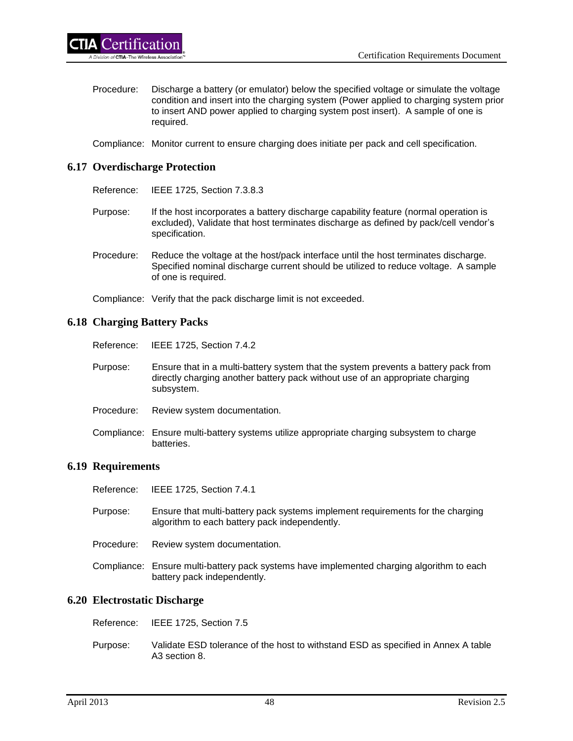Procedure: Discharge a battery (or emulator) below the specified voltage or simulate the voltage condition and insert into the charging system (Power applied to charging system prior to insert AND power applied to charging system post insert). A sample of one is required.

Compliance: Monitor current to ensure charging does initiate per pack and cell specification.

## 6.17 Overdischarge Protection

Reference: IEEE 1725, Section 7.3.8.3

Purpose: If the host incorporates a battery discharge capability feature (normal operation is excluded), Validate that host terminates discharge as defined by pack/cell vendor's specification.

Procedure: Reduce the voltage at the host/pack interface until the host terminates discharge. Specified nominal discharge current should be utilized to reduce voltage. A sample of one is required.

Compliance: Verify that the pack discharge limit is not exceeded.

## 6.18 Charging Battery Packs

Reference: IEEE 1725, Section 7.4.2

Purpose: Ensure that in a multi-battery system that the system prevents a battery pack from directly charging another battery pack without use of an appropriate charging subsystem.

Procedure: Review system documentation.

Compliance: Ensure multi-battery systems utilize appropriate charging subsystem to charge batteries.

## 6.19 Requirements

Reference: IEEE 1725, Section 7.4.1

Purpose: Ensure that multi-battery pack systems implement requirements for the charging algorithm to each battery pack independently.

Procedure: Review system documentation.

Compliance: Ensure multi-battery pack systems have implemented charging algorithm to each battery pack independently.

## 6.20 Electrostatic Discharge

Reference: IEEE 1725, Section 7.5

Purpose: Validate ESD tolerance of the host to withstand ESD as specified in Annex A table A3 section 8.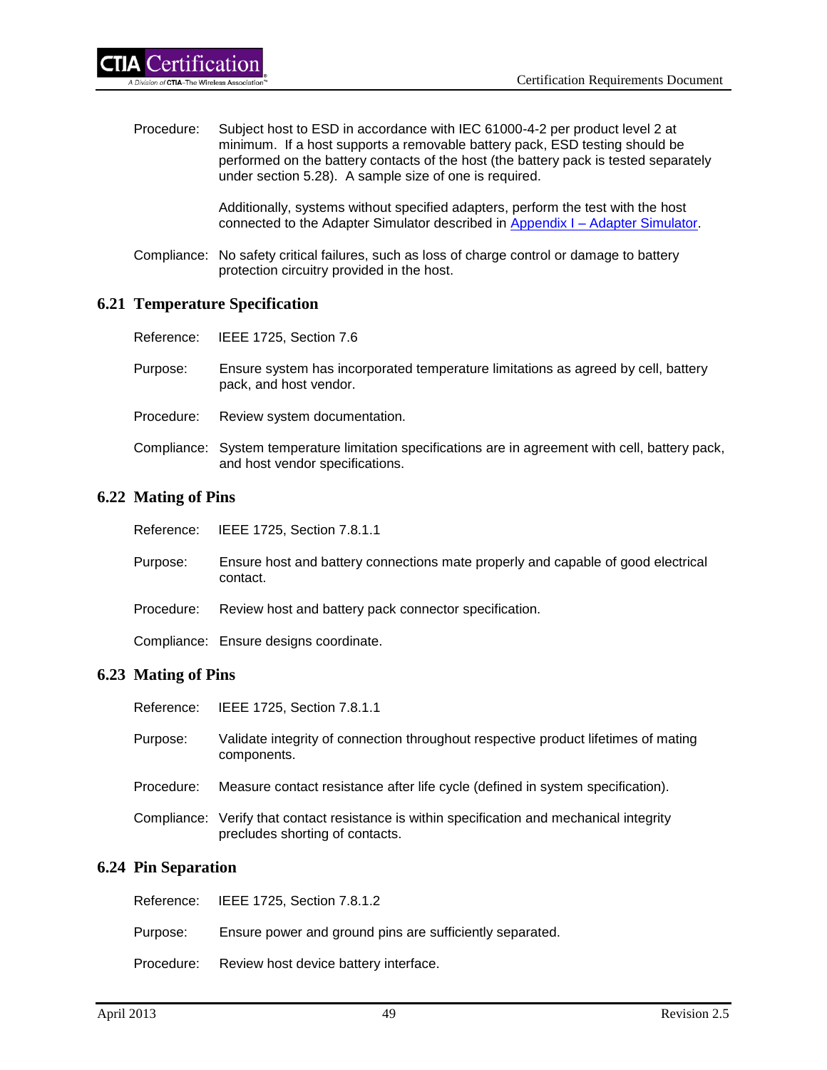Procedure: Subject host to ESD in accordance with IEC 61000-4-2 per product level 2 at minimum. If a host supports a removable battery pack, ESD testing should be performed on the battery contacts of the host (the battery pack is tested separately under section 5.28). A sample size of one is required.

Additionally, systems without specified adapters, perform the test with the host connected to the Adapter Simulator described in Appendix I – Adapter Simulator.

Compliance: No safety critical failures, such as loss of charge control or damage to battery protection circuitry provided in the host.

## 6.21 Temperature Specification

Reference: IEEE 1725, Section 7.6

Purpose: Ensure system has incorporated temperature limitations as agreed by cell, battery pack, and host vendor.

Procedure: Review system documentation.

Compliance: System temperature limitation specifications are in agreement with cell, battery pack, and host vendor specifications.

## 6.22 Mating of Pins

Reference: IEEE 1725, Section 7.8.1.1

Purpose: Ensure host and battery connections mate properly and capable of good electrical contact.

Procedure: Review host and battery pack connector specification.

Compliance: Ensure designs coordinate.

## 6.23 Mating of Pins

Reference: IEEE 1725, Section 7.8.1.1

Purpose: Validate integrity of connection throughout respective product lifetimes of mating components.

Procedure: Measure contact resistance after life cycle (defined in system specification).

Compliance: Verify that contact resistance is within specification and mechanical integrity precludes shorting of contacts.

## 6.24 Pin Separation

Reference: IEEE 1725, Section 7.8.1.2

Purpose: Ensure power and ground pins are sufficiently separated.

Procedure: Review host device battery interface.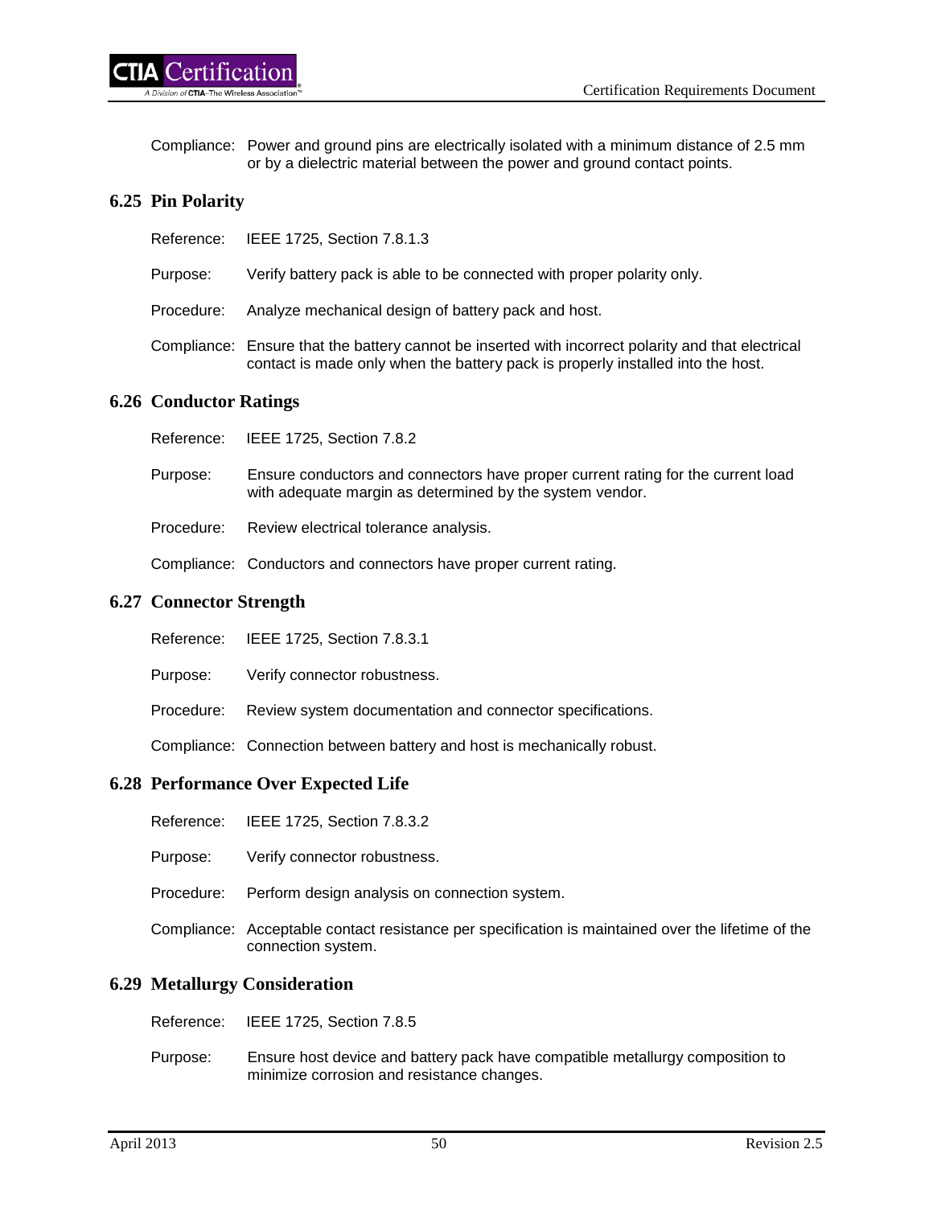Compliance: Power and ground pins are electrically isolated with a minimum distance of 2.5 mm or by a dielectric material between the power and ground contact points.

## 6.25 Pin Polarity

Reference: IEEE 1725, Section 7.8.1.3

Purpose: Verify battery pack is able to be connected with proper polarity only.

Procedure: Analyze mechanical design of battery pack and host.

Compliance: Ensure that the battery cannot be inserted with incorrect polarity and that electrical contact is made only when the battery pack is properly installed into the host.

## 6.26 Conductor Ratings

Reference: IEEE 1725, Section 7.8.2

Purpose: Ensure conductors and connectors have proper current rating for the current load with adequate margin as determined by the system vendor.

Procedure: Review electrical tolerance analysis.

Compliance: Conductors and connectors have proper current rating.

## 6.27 Connector Strength

Reference: IEEE 1725, Section 7.8.3.1

Purpose: Verify connector robustness.

Procedure: Review system documentation and connector specifications.

Compliance: Connection between battery and host is mechanically robust.

## 6.28 Performance Over Expected Life

Reference: IEEE 1725, Section 7.8.3.2

Purpose: Verify connector robustness.

Procedure: Perform design analysis on connection system.

Compliance: Acceptable contact resistance per specification is maintained over the lifetime of the connection system.

## 6.29 Metallurgy Consideration

Reference: IEEE 1725, Section 7.8.5

Purpose: Ensure host device and battery pack have compatible metallurgy composition to minimize corrosion and resistance changes.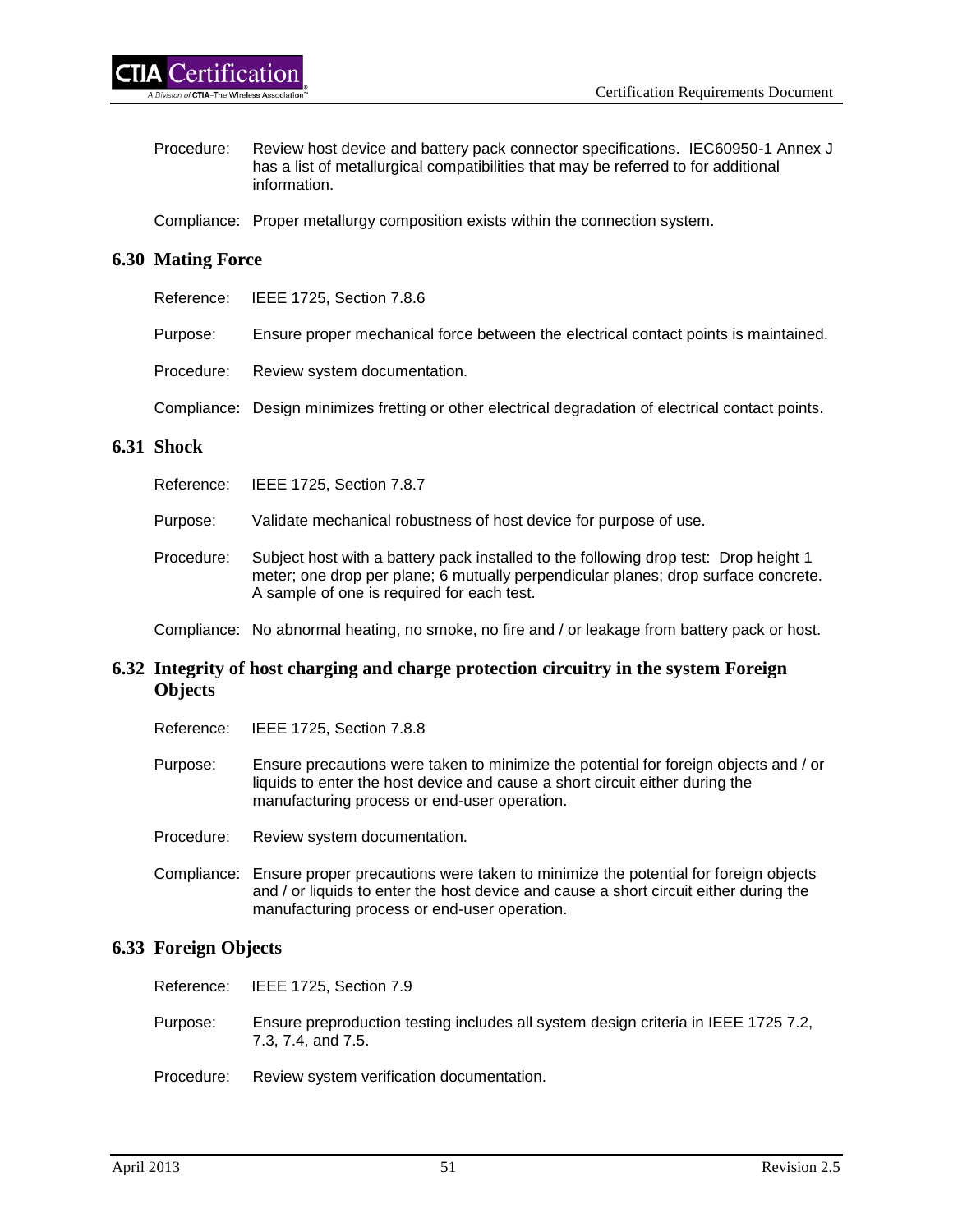Procedure: Review host device and battery pack connector specifications. IEC60950-1 Annex J has a list of metallurgical compatibilities that may be referred to for additional information.

Compliance: Proper metallurgy composition exists within the connection system.

## 6.30 Mating Force

Reference: IEEE 1725, Section 7.8.6

Purpose: Ensure proper mechanical force between the electrical contact points is maintained.

Procedure: Review system documentation.

Compliance: Design minimizes fretting or other electrical degradation of electrical contact points.

## 6.31 Shock

Reference: IEEE 1725, Section 7.8.7

Purpose: Validate mechanical robustness of host device for purpose of use.

Procedure: Subject host with a battery pack installed to the following drop test: Drop height 1 meter; one drop per plane; 6 mutually perpendicular planes; drop surface concrete. A sample of one is required for each test.

Compliance: No abnormal heating, no smoke, no fire and / or leakage from battery pack or host.

## 6.32 Integrity of host charging and charge protection circuitry in the system Foreign Objects

Reference: IEEE 1725, Section 7.8.8

Purpose: Ensure precautions were taken to minimize the potential for foreign objects and / or liquids to enter the host device and cause a short circuit either during the manufacturing process or end-user operation.

Procedure: Review system documentation.

Compliance: Ensure proper precautions were taken to minimize the potential for foreign objects and / or liquids to enter the host device and cause a short circuit either during the manufacturing process or end-user operation.

## 6.33 Foreign Objects

Reference: IEEE 1725, Section 7.9

Purpose: Ensure preproduction testing includes all system design criteria in IEEE 1725 7.2, 7.3, 7.4, and 7.5.

Procedure: Review system verification documentation.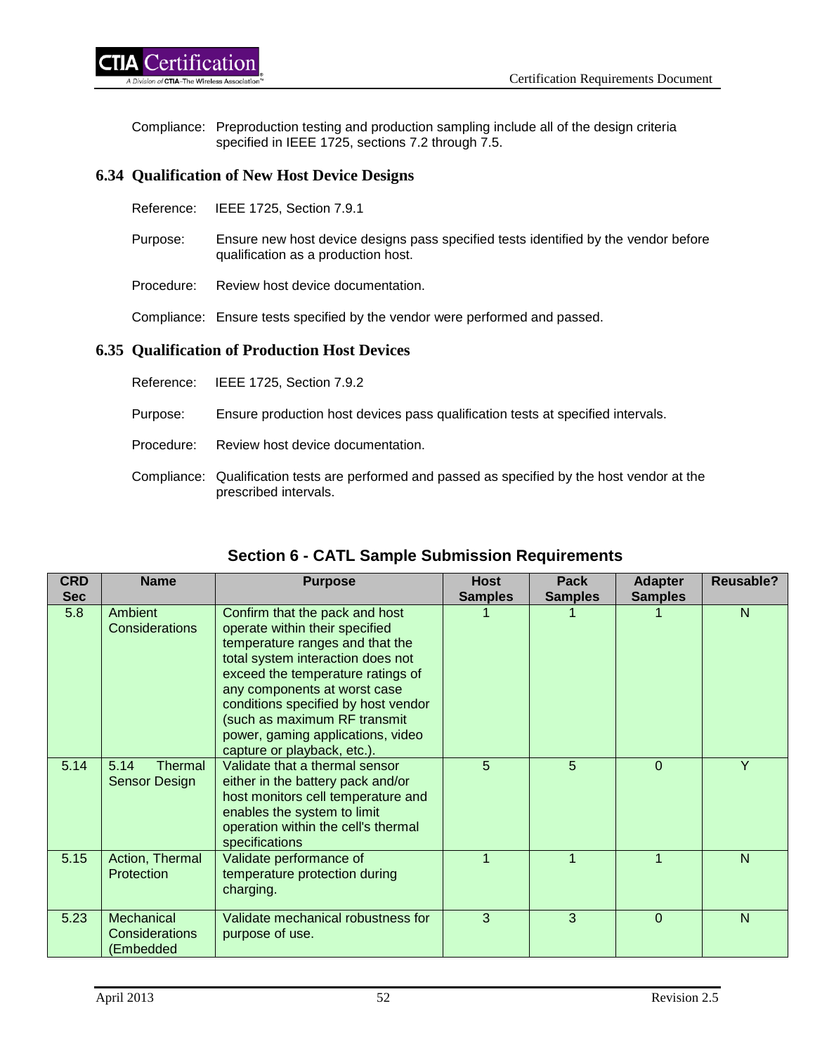Compliance: Preproduction testing and production sampling include all of the design criteria specified in IEEE 1725, sections 7.2 through 7.5.

## 6.34 Qualification of New Host Device Designs

Reference: IEEE 1725, Section 7.9.1

Purpose: Ensure new host device designs pass specified tests identified by the vendor before qualification as a production host.

Procedure: Review host device documentation.

Compliance: Ensure tests specified by the vendor were performed and passed.

## 6.35 Qualification of Production Host Devices

Reference: IEEE 1725, Section 7.9.2

Purpose: Ensure production host devices pass qualification tests at specified intervals.

Procedure: Review host device documentation.

Compliance: Qualification tests are performed and passed as specified by the host vendor at the prescribed intervals.

### Section 6 - CATL Sample Submission Requirements

| CRD Sec | Name | Purpose | Host Samples | Pack Samples | Adapter Samples | Reusable? |
|---|---|---|---|---|---|---|
| 5.8 | Ambient Considerations | Confirm that the pack and host operate within their specified temperature ranges and that the total system interaction does not exceed the temperature ratings of any components at worst case conditions specified by host vendor (such as maximum RF transmit power, gaming applications, video capture or playback, etc.). | 1 | 1 | 1 | N |
| 5.14 | 5.14 Thermal Sensor Design | Validate that a thermal sensor either in the battery pack and/or host monitors cell temperature and enables the system to limit operation within the cell's thermal specifications | 5 | 5 | 0 | Y |
| 5.15 | Action, Thermal Protection | Validate performance of temperature protection during charging. | 1 | 1 | 1 | N |
| 5.23 | Mechanical Considerations (Embedded | Validate mechanical robustness for purpose of use. | 3 | 3 | 0 | N |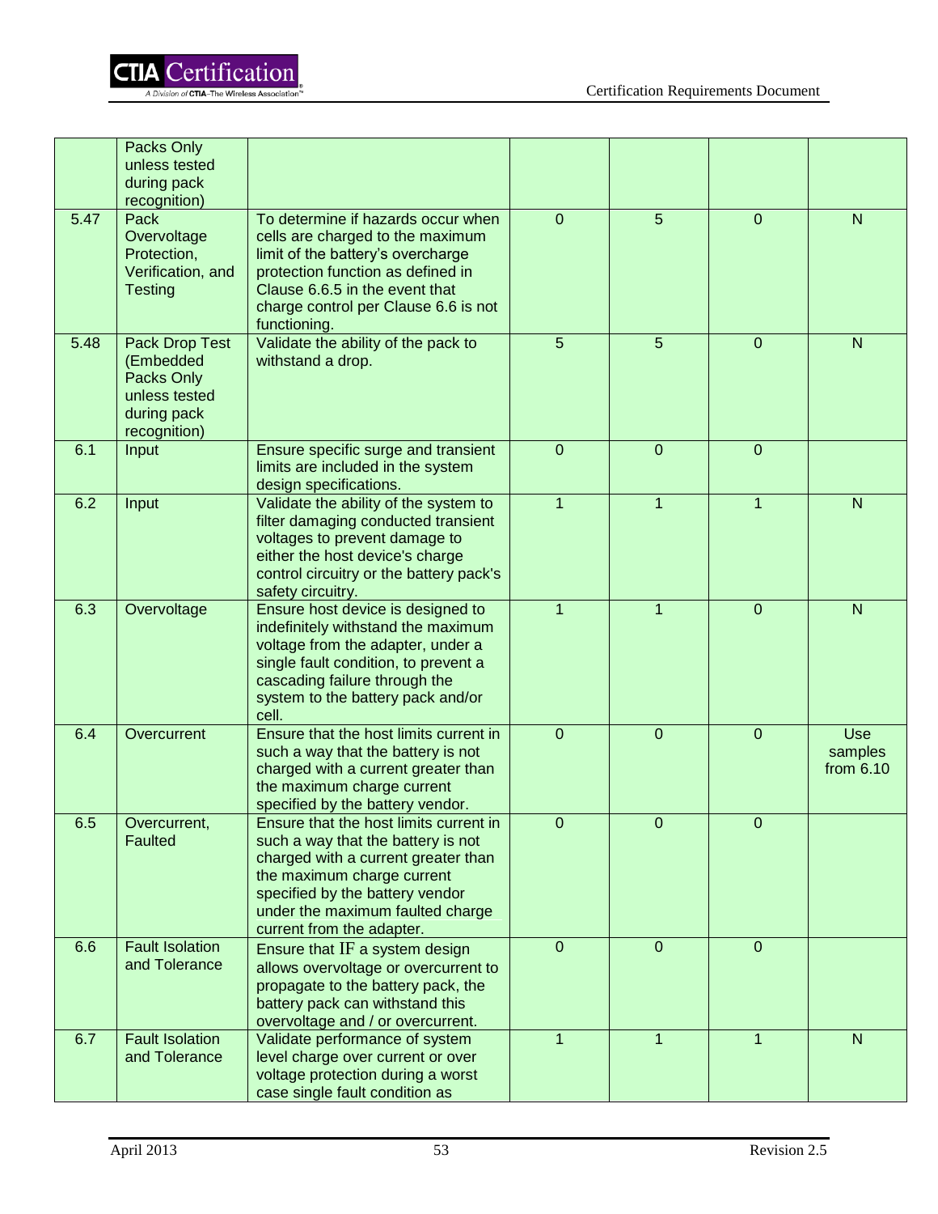| | | | | | | |
|---|---|---|---|---|---|---|
| | Packs Only unless tested during pack recognition) | | | | | |
| 5.47 | Pack Overvoltage Protection, Verification, and Testing | To determine if hazards occur when cells are charged to the maximum limit of the battery's overcharge protection function as defined in Clause 6.6.5 in the event that charge control per Clause 6.6 is not functioning. | 0 | 5 | 0 | N |
| 5.48 | Pack Drop Test (Embedded Packs Only unless tested during pack recognition) | Validate the ability of the pack to withstand a drop. | 5 | 5 | 0 | N |
| 6.1 | Input | Ensure specific surge and transient limits are included in the system design specifications. | 0 | 0 | 0 | |
| 6.2 | Input | Validate the ability of the system to filter damaging conducted transient voltages to prevent damage to either the host device's charge control circuitry or the battery pack's safety circuitry. | 1 | 1 | 1 | N |
| 6.3 | Overvoltage | Ensure host device is designed to indefinitely withstand the maximum voltage from the adapter, under a single fault condition, to prevent a cascading failure through the system to the battery pack and/or cell. | 1 | 1 | 0 | N |
| 6.4 | Overcurrent | Ensure that the host limits current in such a way that the battery is not charged with a current greater than the maximum charge current specified by the battery vendor. | 0 | 0 | 0 | Use samples from 6.10 |
| 6.5 | Overcurrent, Faulted | Ensure that the host limits current in such a way that the battery is not charged with a current greater than the maximum charge current specified by the battery vendor under the maximum faulted charge current from the adapter. | 0 | 0 | 0 | |
| 6.6 | Fault Isolation and Tolerance | Ensure that IF a system design allows overvoltage or overcurrent to propagate to the battery pack, the battery pack can withstand this overvoltage and / or overcurrent. | 0 | 0 | 0 | |
| 6.7 | Fault Isolation and Tolerance | Validate performance of system level charge over current or over voltage protection during a worst case single fault condition as | 1 | 1 | 1 | N |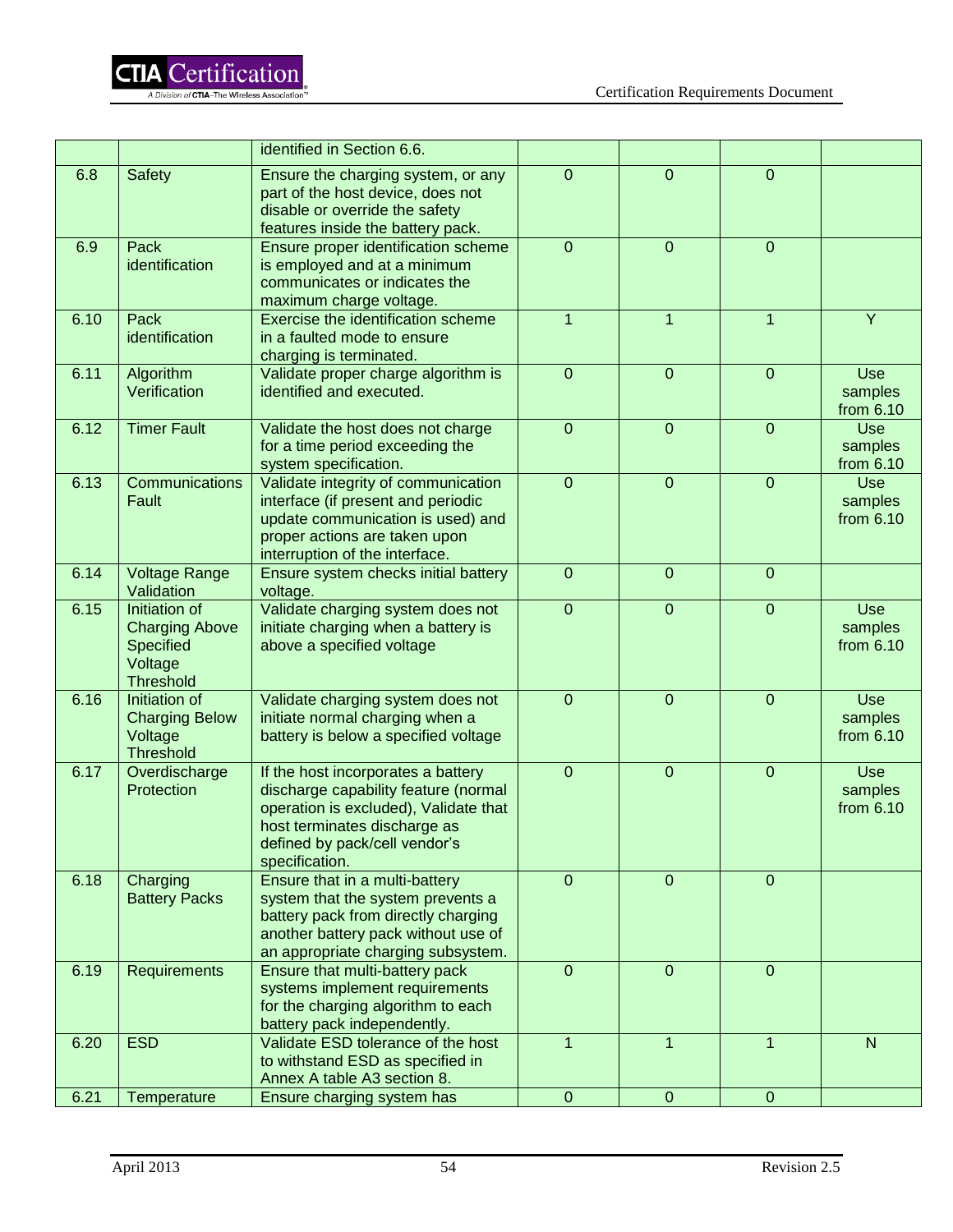| | | identified in Section 6.6. | | | | |
|---|---|---|---|---|---|---|
| 6.8 | Safety | Ensure the charging system, or any part of the host device, does not disable or override the safety features inside the battery pack. | 0 | 0 | 0 | |
| 6.9 | Pack identification | Ensure proper identification scheme is employed and at a minimum communicates or indicates the maximum charge voltage. | 0 | 0 | 0 | |
| 6.10 | Pack identification | Exercise the identification scheme in a faulted mode to ensure charging is terminated. | 1 | 1 | 1 | Y |
| 6.11 | Algorithm Verification | Validate proper charge algorithm is identified and executed. | 0 | 0 | 0 | Use samples from 6.10 |
| 6.12 | Timer Fault | Validate the host does not charge for a time period exceeding the system specification. | 0 | 0 | 0 | Use samples from 6.10 |
| 6.13 | Communications Fault | Validate integrity of communication interface (if present and periodic update communication is used) and proper actions are taken upon interruption of the interface. | 0 | 0 | 0 | Use samples from 6.10 |
| 6.14 | Voltage Range Validation | Ensure system checks initial battery voltage. | 0 | 0 | 0 | |
| 6.15 | Initiation of Charging Above Specified Voltage Threshold | Validate charging system does not initiate charging when a battery is above a specified voltage | 0 | 0 | 0 | Use samples from 6.10 |
| 6.16 | Initiation of Charging Below Voltage Threshold | Validate charging system does not initiate normal charging when a battery is below a specified voltage | 0 | 0 | 0 | Use samples from 6.10 |
| 6.17 | Overdischarge Protection | If the host incorporates a battery discharge capability feature (normal operation is excluded), Validate that host terminates discharge as defined by pack/cell vendor's specification. | 0 | 0 | 0 | Use samples from 6.10 |
| 6.18 | Charging Battery Packs | Ensure that in a multi-battery system that the system prevents a battery pack from directly charging another battery pack without use of an appropriate charging subsystem. | 0 | 0 | 0 | |
| 6.19 | Requirements | Ensure that multi-battery pack systems implement requirements for the charging algorithm to each battery pack independently. | 0 | 0 | 0 | |
| 6.20 | ESD | Validate ESD tolerance of the host to withstand ESD as specified in Annex A table A3 section 8. | 1 | 1 | 1 | N |
| 6.21 | Temperature | Ensure charging system has | 0 | 0 | 0 | |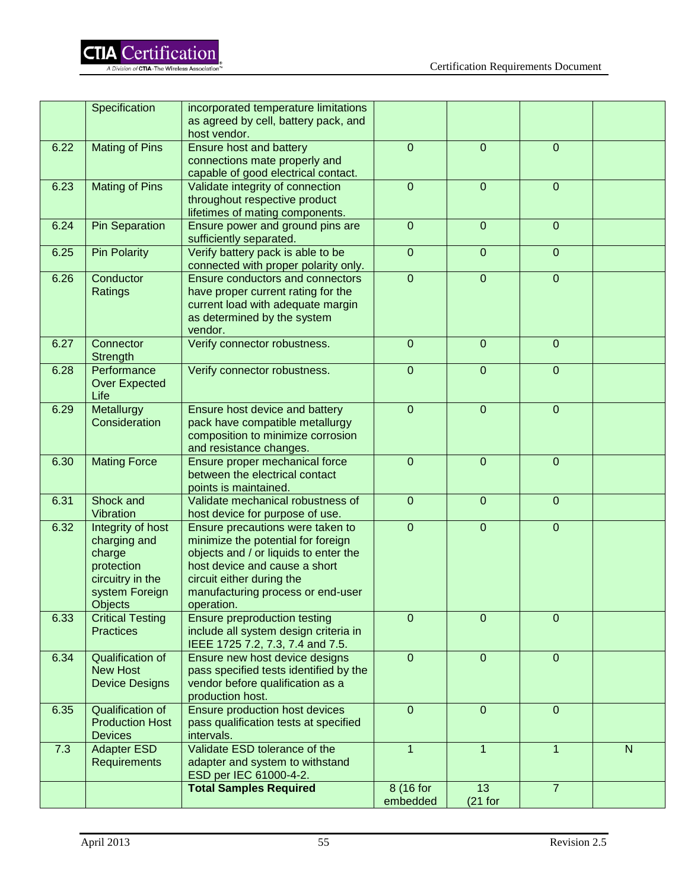| | | | | | | |
|---|---|---|---|---|---|---|
| | Specification | incorporated temperature limitations as agreed by cell, battery pack, and host vendor. | | | | |
| 6.22 | Mating of Pins | Ensure host and battery connections mate properly and capable of good electrical contact. | 0 | 0 | 0 | |
| 6.23 | Mating of Pins | Validate integrity of connection throughout respective product lifetimes of mating components. | 0 | 0 | 0 | |
| 6.24 | Pin Separation | Ensure power and ground pins are sufficiently separated. | 0 | 0 | 0 | |
| 6.25 | Pin Polarity | Verify battery pack is able to be connected with proper polarity only. | 0 | 0 | 0 | |
| 6.26 | Conductor Ratings | Ensure conductors and connectors have proper current rating for the current load with adequate margin as determined by the system vendor. | 0 | 0 | 0 | |
| 6.27 | Connector Strength | Verify connector robustness. | 0 | 0 | 0 | |
| 6.28 | Performance Over Expected Life | Verify connector robustness. | 0 | 0 | 0 | |
| 6.29 | Metallurgy Consideration | Ensure host device and battery pack have compatible metallurgy composition to minimize corrosion and resistance changes. | 0 | 0 | 0 | |
| 6.30 | Mating Force | Ensure proper mechanical force between the electrical contact points is maintained. | 0 | 0 | 0 | |
| 6.31 | Shock and Vibration | Validate mechanical robustness of host device for purpose of use. | 0 | 0 | 0 | |
| 6.32 | Integrity of host charging and charge protection circuitry in the system Foreign Objects | Ensure precautions were taken to minimize the potential for foreign objects and / or liquids to enter the host device and cause a short circuit either during the manufacturing process or end-user operation. | 0 | 0 | 0 | |
| 6.33 | Critical Testing Practices | Ensure preproduction testing include all system design criteria in IEEE 1725 7.2, 7.3, 7.4 and 7.5. | 0 | 0 | 0 | |
| 6.34 | Qualification of New Host Device Designs | Ensure new host device designs pass specified tests identified by the vendor before qualification as a production host. | 0 | 0 | 0 | |
| 6.35 | Qualification of Production Host Devices | Ensure production host devices pass qualification tests at specified intervals. | 0 | 0 | 0 | |
| 7.3 | Adapter ESD Requirements | Validate ESD tolerance of the adapter and system to withstand ESD per IEC 61000-4-2. | 1 | 1 | 1 | N |
| | | **Total Samples Required** | 8 (16 for embedded | 13 (21 for | 7 | |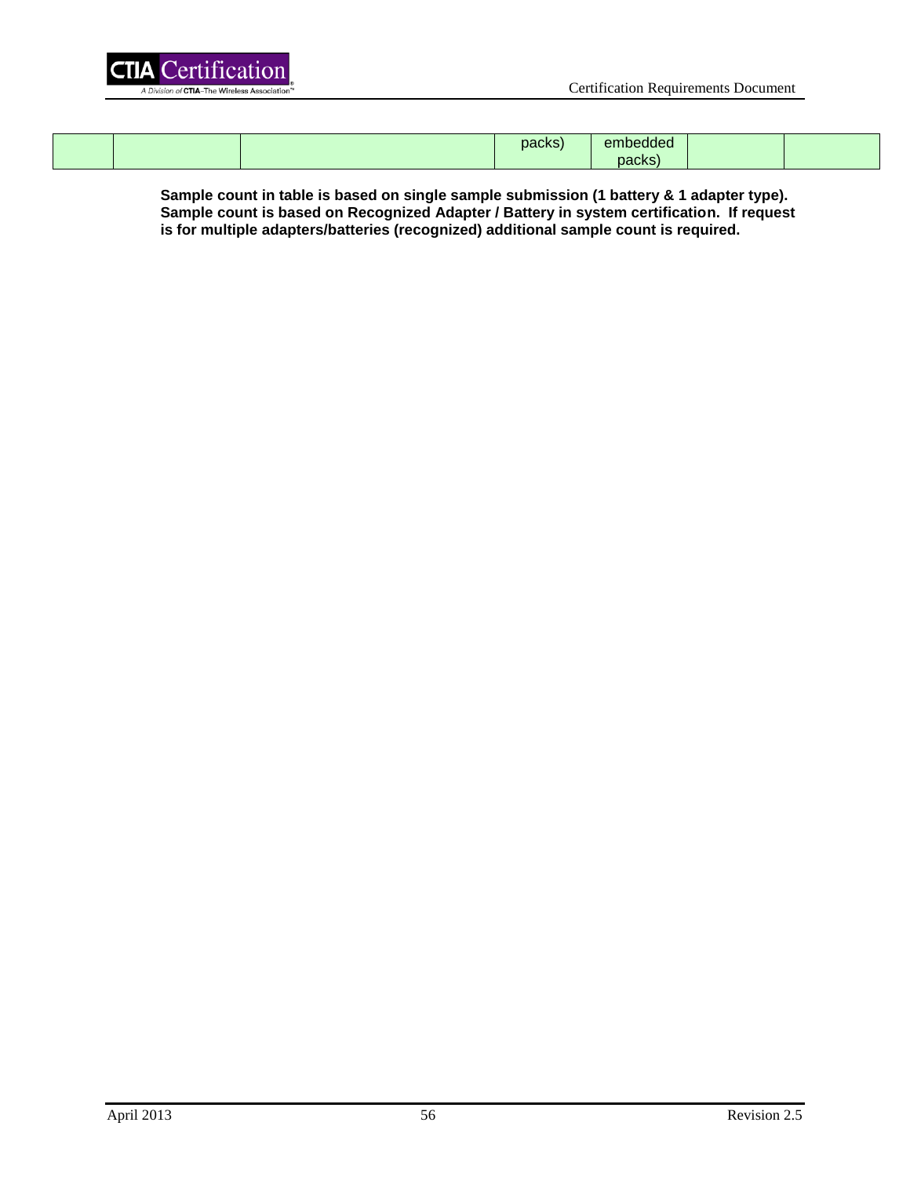|  |  |  | packs) | embedded packs) |  |  |
|---|---|---|---|---|---|---|

**Sample count in table is based on single sample submission (1 battery & 1 adapter type). Sample count is based on Recognized Adapter / Battery in system certification. If request is for multiple adapters/batteries (recognized) additional sample count is required.**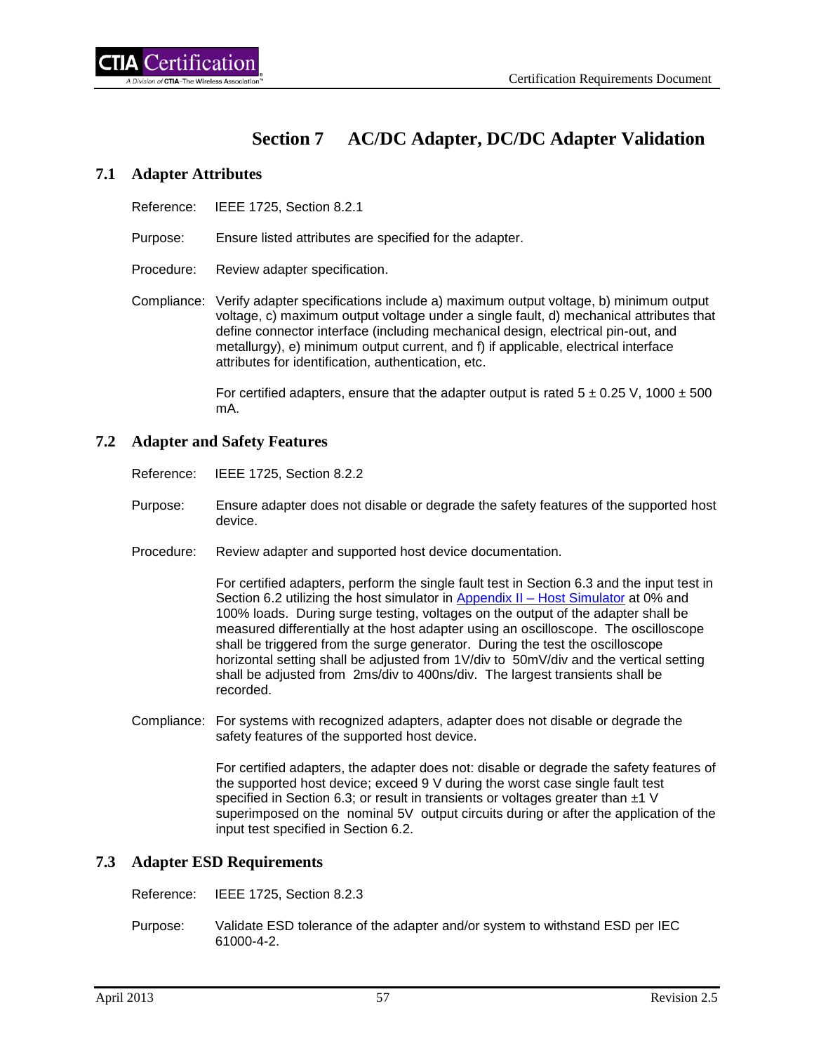# Section 7 AC/DC Adapter, DC/DC Adapter Validation

## 7.1 Adapter Attributes

Reference: IEEE 1725, Section 8.2.1

Purpose: Ensure listed attributes are specified for the adapter.

Procedure: Review adapter specification.

Compliance: Verify adapter specifications include a) maximum output voltage, b) minimum output voltage, c) maximum output voltage under a single fault, d) mechanical attributes that define connector interface (including mechanical design, electrical pin-out, and metallurgy), e) minimum output current, and f) if applicable, electrical interface attributes for identification, authentication, etc.

For certified adapters, ensure that the adapter output is rated 5 ± 0.25 V, 1000 ± 500 mA.

## 7.2 Adapter and Safety Features

Reference: IEEE 1725, Section 8.2.2

Purpose: Ensure adapter does not disable or degrade the safety features of the supported host device.

Procedure: Review adapter and supported host device documentation.

For certified adapters, perform the single fault test in Section 6.3 and the input test in Section 6.2 utilizing the host simulator in Appendix II – Host Simulator at 0% and 100% loads. During surge testing, voltages on the output of the adapter shall be measured differentially at the host adapter using an oscilloscope. The oscilloscope shall be triggered from the surge generator. During the test the oscilloscope horizontal setting shall be adjusted from 1V/div to 50mV/div and the vertical setting shall be adjusted from 2ms/div to 400ns/div. The largest transients shall be recorded.

Compliance: For systems with recognized adapters, adapter does not disable or degrade the safety features of the supported host device.

For certified adapters, the adapter does not: disable or degrade the safety features of the supported host device; exceed 9 V during the worst case single fault test specified in Section 6.3; or result in transients or voltages greater than ±1 V superimposed on the nominal 5V output circuits during or after the application of the input test specified in Section 6.2.

## 7.3 Adapter ESD Requirements

Reference: IEEE 1725, Section 8.2.3

Purpose: Validate ESD tolerance of the adapter and/or system to withstand ESD per IEC 61000-4-2.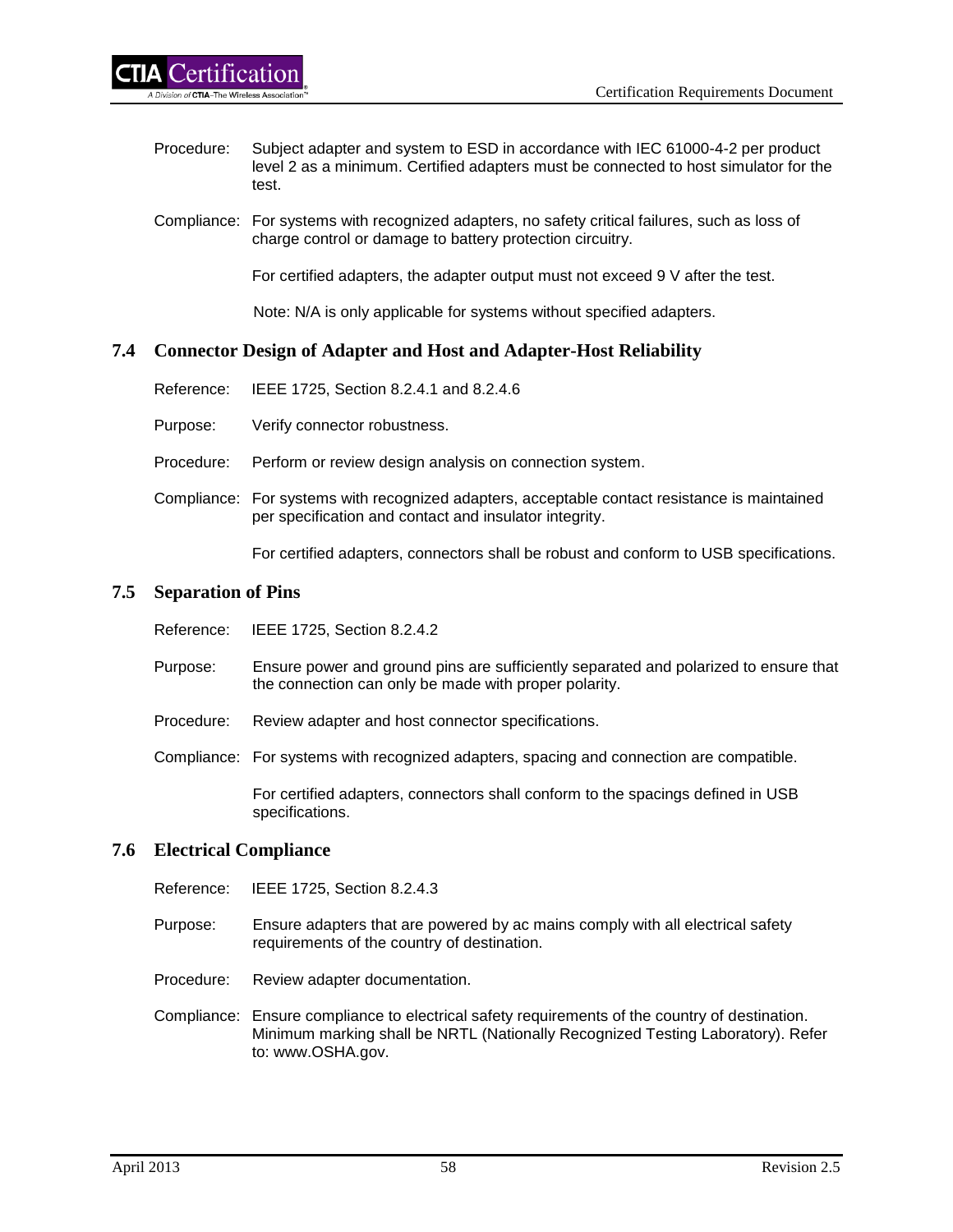Procedure: Subject adapter and system to ESD in accordance with IEC 61000-4-2 per product level 2 as a minimum. Certified adapters must be connected to host simulator for the test.

Compliance: For systems with recognized adapters, no safety critical failures, such as loss of charge control or damage to battery protection circuitry.

For certified adapters, the adapter output must not exceed 9 V after the test.

Note: N/A is only applicable for systems without specified adapters.

## 7.4 Connector Design of Adapter and Host and Adapter-Host Reliability

Reference: IEEE 1725, Section 8.2.4.1 and 8.2.4.6

Purpose: Verify connector robustness.

Procedure: Perform or review design analysis on connection system.

Compliance: For systems with recognized adapters, acceptable contact resistance is maintained per specification and contact and insulator integrity.

For certified adapters, connectors shall be robust and conform to USB specifications.

## 7.5 Separation of Pins

Reference: IEEE 1725, Section 8.2.4.2

Purpose: Ensure power and ground pins are sufficiently separated and polarized to ensure that the connection can only be made with proper polarity.

Procedure: Review adapter and host connector specifications.

Compliance: For systems with recognized adapters, spacing and connection are compatible.

For certified adapters, connectors shall conform to the spacings defined in USB specifications.

## 7.6 Electrical Compliance

Reference: IEEE 1725, Section 8.2.4.3

Purpose: Ensure adapters that are powered by ac mains comply with all electrical safety requirements of the country of destination.

Procedure: Review adapter documentation.

Compliance: Ensure compliance to electrical safety requirements of the country of destination. Minimum marking shall be NRTL (Nationally Recognized Testing Laboratory). Refer to: www.OSHA.gov.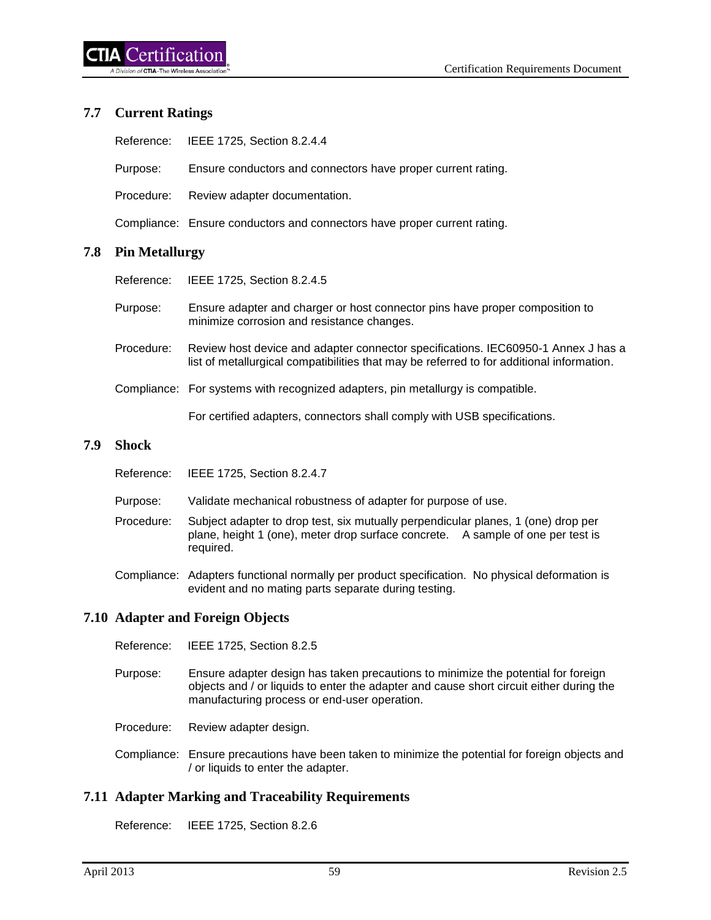## 7.7 Current Ratings

Reference: IEEE 1725, Section 8.2.4.4

Purpose: Ensure conductors and connectors have proper current rating.

Procedure: Review adapter documentation.

Compliance: Ensure conductors and connectors have proper current rating.

## 7.8 Pin Metallurgy

Reference: IEEE 1725, Section 8.2.4.5

Purpose: Ensure adapter and charger or host connector pins have proper composition to minimize corrosion and resistance changes.

Procedure: Review host device and adapter connector specifications. IEC60950-1 Annex J has a list of metallurgical compatibilities that may be referred to for additional information.

Compliance: For systems with recognized adapters, pin metallurgy is compatible.

For certified adapters, connectors shall comply with USB specifications.

## 7.9 Shock

Reference: IEEE 1725, Section 8.2.4.7

Purpose: Validate mechanical robustness of adapter for purpose of use.

Procedure: Subject adapter to drop test, six mutually perpendicular planes, 1 (one) drop per plane, height 1 (one), meter drop surface concrete. A sample of one per test is required.

Compliance: Adapters functional normally per product specification. No physical deformation is evident and no mating parts separate during testing.

## 7.10 Adapter and Foreign Objects

Reference: IEEE 1725, Section 8.2.5

Purpose: Ensure adapter design has taken precautions to minimize the potential for foreign objects and / or liquids to enter the adapter and cause short circuit either during the manufacturing process or end-user operation.

Procedure: Review adapter design.

Compliance: Ensure precautions have been taken to minimize the potential for foreign objects and / or liquids to enter the adapter.

## 7.11 Adapter Marking and Traceability Requirements

Reference: IEEE 1725, Section 8.2.6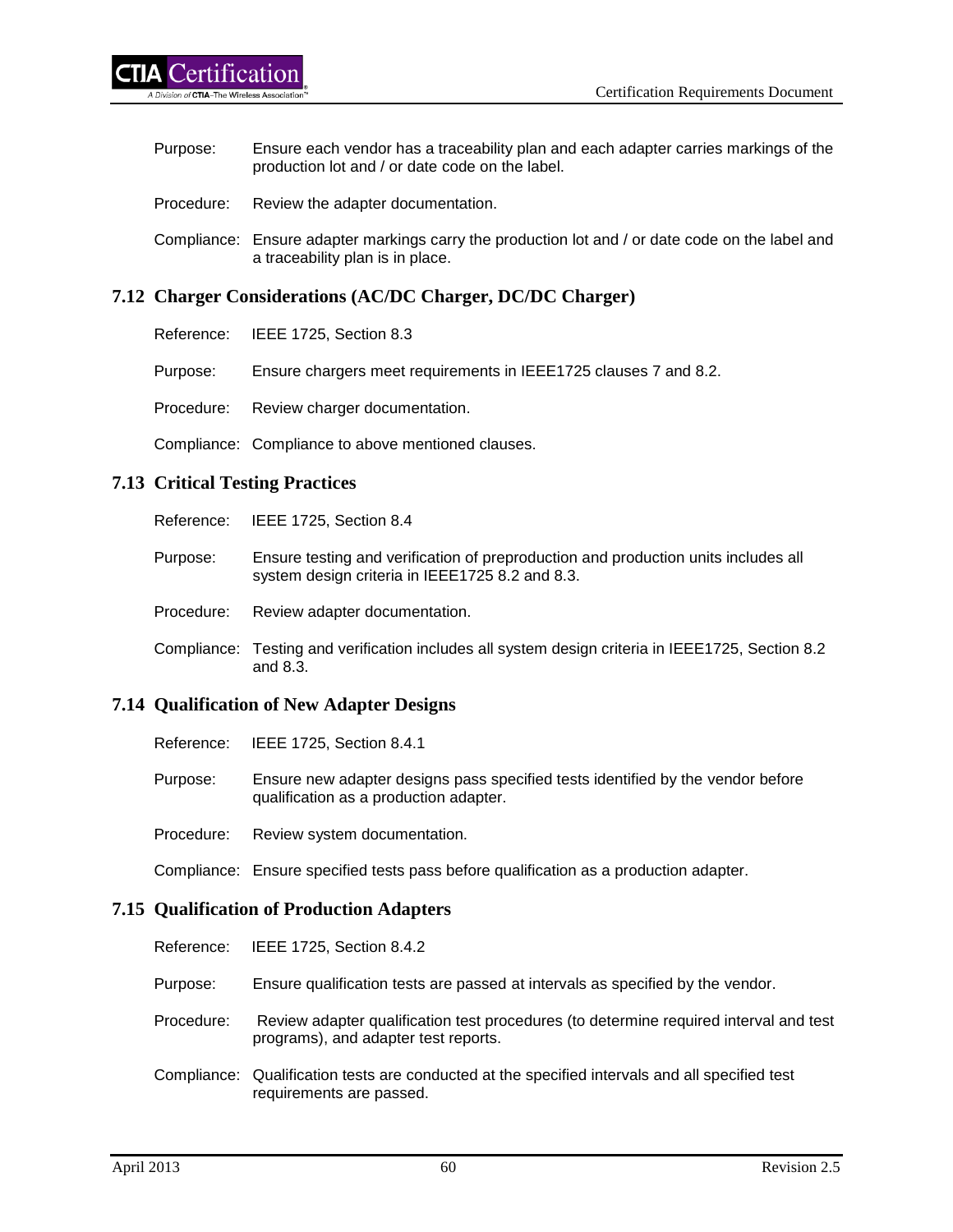Purpose: Ensure each vendor has a traceability plan and each adapter carries markings of the production lot and / or date code on the label.

Procedure: Review the adapter documentation.

Compliance: Ensure adapter markings carry the production lot and / or date code on the label and a traceability plan is in place.

## 7.12 Charger Considerations (AC/DC Charger, DC/DC Charger)

Reference: IEEE 1725, Section 8.3

Purpose: Ensure chargers meet requirements in IEEE1725 clauses 7 and 8.2.

Procedure: Review charger documentation.

Compliance: Compliance to above mentioned clauses.

## 7.13 Critical Testing Practices

Reference: IEEE 1725, Section 8.4

Purpose: Ensure testing and verification of preproduction and production units includes all system design criteria in IEEE1725 8.2 and 8.3.

Procedure: Review adapter documentation.

Compliance: Testing and verification includes all system design criteria in IEEE1725, Section 8.2 and 8.3.

## 7.14 Qualification of New Adapter Designs

Reference: IEEE 1725, Section 8.4.1

Purpose: Ensure new adapter designs pass specified tests identified by the vendor before qualification as a production adapter.

Procedure: Review system documentation.

Compliance: Ensure specified tests pass before qualification as a production adapter.

## 7.15 Qualification of Production Adapters

Reference: IEEE 1725, Section 8.4.2

Purpose: Ensure qualification tests are passed at intervals as specified by the vendor.

Procedure: Review adapter qualification test procedures (to determine required interval and test programs), and adapter test reports.

Compliance: Qualification tests are conducted at the specified intervals and all specified test requirements are passed.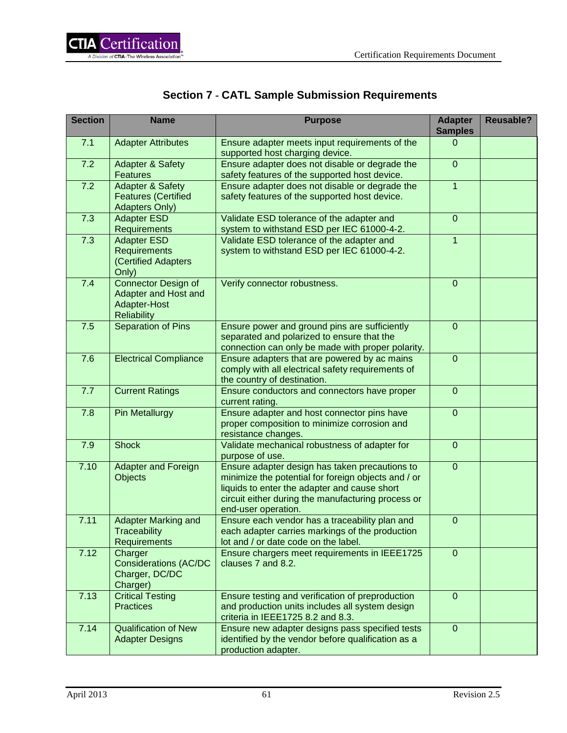## Section 7 - CATL Sample Submission Requirements

| Section | Name | Purpose | Adapter Samples | Reusable? |
|---|---|---|---|---|
| 7.1 | Adapter Attributes | Ensure adapter meets input requirements of the supported host charging device. | 0 | |
| 7.2 | Adapter & Safety Features | Ensure adapter does not disable or degrade the safety features of the supported host device. | 0 | |
| 7.2 | Adapter & Safety Features (Certified Adapters Only) | Ensure adapter does not disable or degrade the safety features of the supported host device. | 1 | |
| 7.3 | Adapter ESD Requirements | Validate ESD tolerance of the adapter and system to withstand ESD per IEC 61000-4-2. | 0 | |
| 7.3 | Adapter ESD Requirements (Certified Adapters Only) | Validate ESD tolerance of the adapter and system to withstand ESD per IEC 61000-4-2. | 1 | |
| 7.4 | Connector Design of Adapter and Host and Adapter-Host Reliability | Verify connector robustness. | 0 | |
| 7.5 | Separation of Pins | Ensure power and ground pins are sufficiently separated and polarized to ensure that the connection can only be made with proper polarity. | 0 | |
| 7.6 | Electrical Compliance | Ensure adapters that are powered by ac mains comply with all electrical safety requirements of the country of destination. | 0 | |
| 7.7 | Current Ratings | Ensure conductors and connectors have proper current rating. | 0 | |
| 7.8 | Pin Metallurgy | Ensure adapter and host connector pins have proper composition to minimize corrosion and resistance changes. | 0 | |
| 7.9 | Shock | Validate mechanical robustness of adapter for purpose of use. | 0 | |
| 7.10 | Adapter and Foreign Objects | Ensure adapter design has taken precautions to minimize the potential for foreign objects and / or liquids to enter the adapter and cause short circuit either during the manufacturing process or end-user operation. | 0 | |
| 7.11 | Adapter Marking and Traceability Requirements | Ensure each vendor has a traceability plan and each adapter carries markings of the production lot and / or date code on the label. | 0 | |
| 7.12 | Charger Considerations (AC/DC Charger, DC/DC Charger) | Ensure chargers meet requirements in IEEE1725 clauses 7 and 8.2. | 0 | |
| 7.13 | Critical Testing Practices | Ensure testing and verification of preproduction and production units includes all system design criteria in IEEE1725 8.2 and 8.3. | 0 | |
| 7.14 | Qualification of New Adapter Designs | Ensure new adapter designs pass specified tests identified by the vendor before qualification as a production adapter. | 0 | |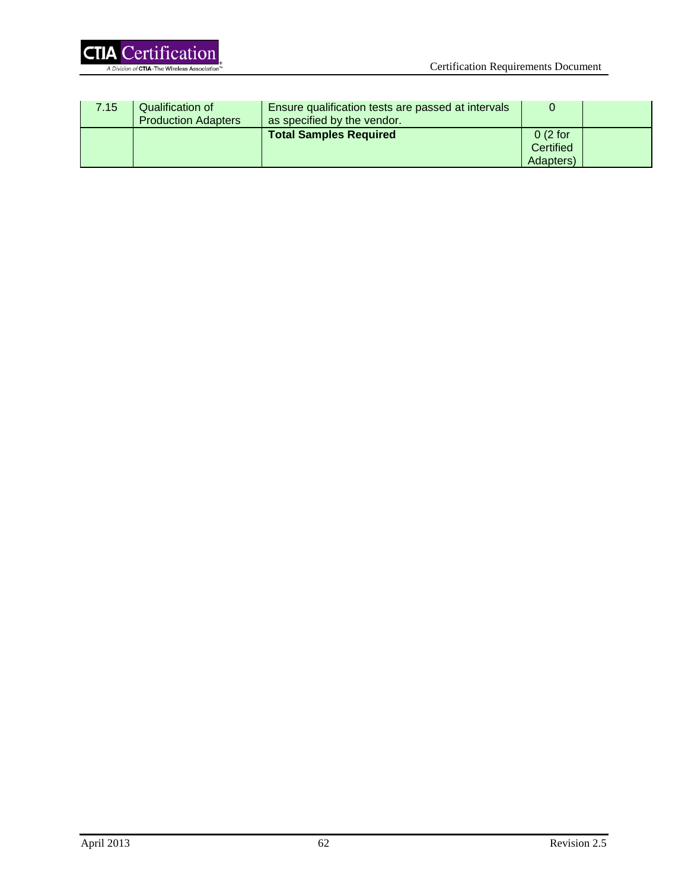| | | | | |
|---|---|---|---|---|
| 7.15 | Qualification of Production Adapters | Ensure qualification tests are passed at intervals as specified by the vendor. | 0 | |
| | | **Total Samples Required** | 0 (2 for Certified Adapters) | |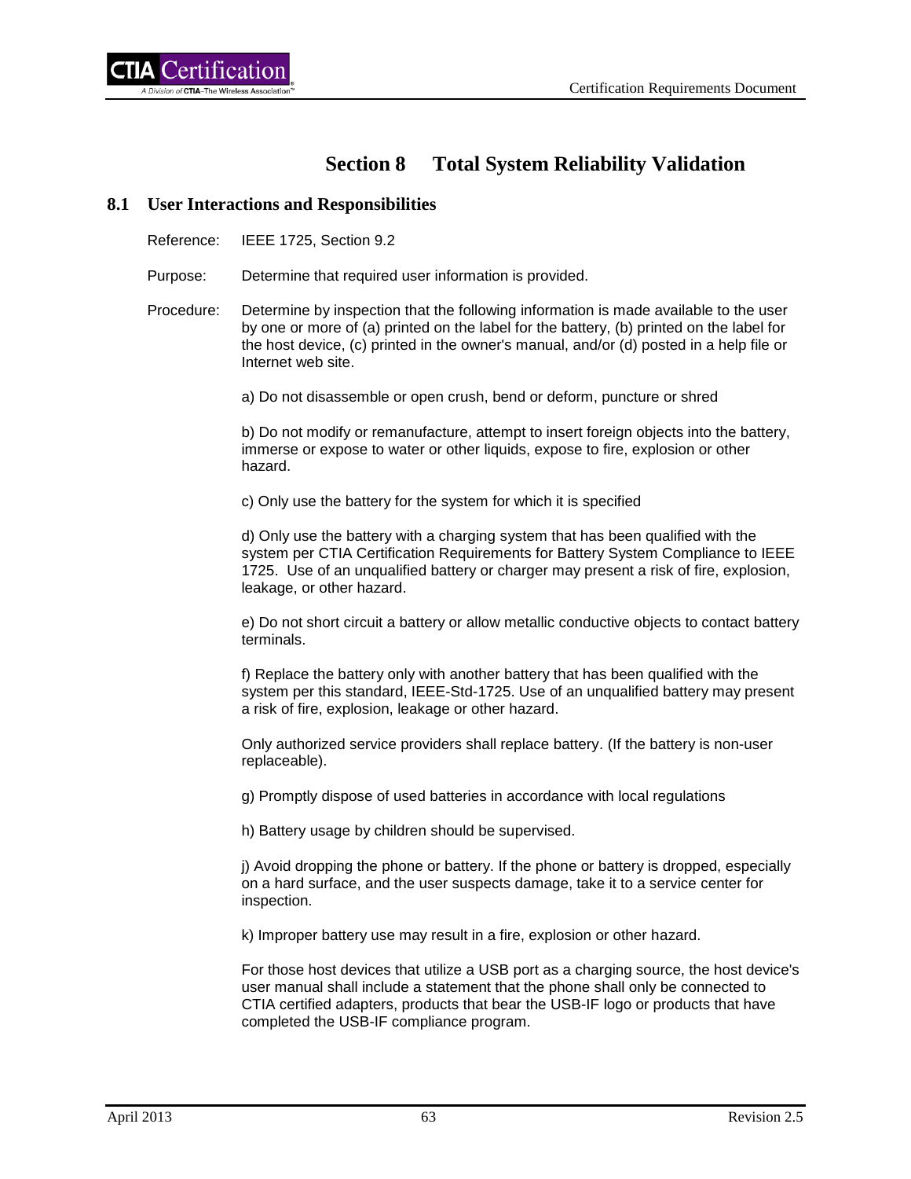# Section 8 Total System Reliability Validation

## 8.1 User Interactions and Responsibilities

Reference: IEEE 1725, Section 9.2

Purpose: Determine that required user information is provided.

Procedure: Determine by inspection that the following information is made available to the user by one or more of (a) printed on the label for the battery, (b) printed on the label for the host device, (c) printed in the owner's manual, and/or (d) posted in a help file or Internet web site.

a) Do not disassemble or open crush, bend or deform, puncture or shred

b) Do not modify or remanufacture, attempt to insert foreign objects into the battery, immerse or expose to water or other liquids, expose to fire, explosion or other hazard.

c) Only use the battery for the system for which it is specified

d) Only use the battery with a charging system that has been qualified with the system per CTIA Certification Requirements for Battery System Compliance to IEEE 1725. Use of an unqualified battery or charger may present a risk of fire, explosion, leakage, or other hazard.

e) Do not short circuit a battery or allow metallic conductive objects to contact battery terminals.

f) Replace the battery only with another battery that has been qualified with the system per this standard, IEEE-Std-1725. Use of an unqualified battery may present a risk of fire, explosion, leakage or other hazard.

Only authorized service providers shall replace battery. (If the battery is non-user replaceable).

g) Promptly dispose of used batteries in accordance with local regulations

h) Battery usage by children should be supervised.

j) Avoid dropping the phone or battery. If the phone or battery is dropped, especially on a hard surface, and the user suspects damage, take it to a service center for inspection.

k) Improper battery use may result in a fire, explosion or other hazard.

For those host devices that utilize a USB port as a charging source, the host device's user manual shall include a statement that the phone shall only be connected to CTIA certified adapters, products that bear the USB-IF logo or products that have completed the USB-IF compliance program.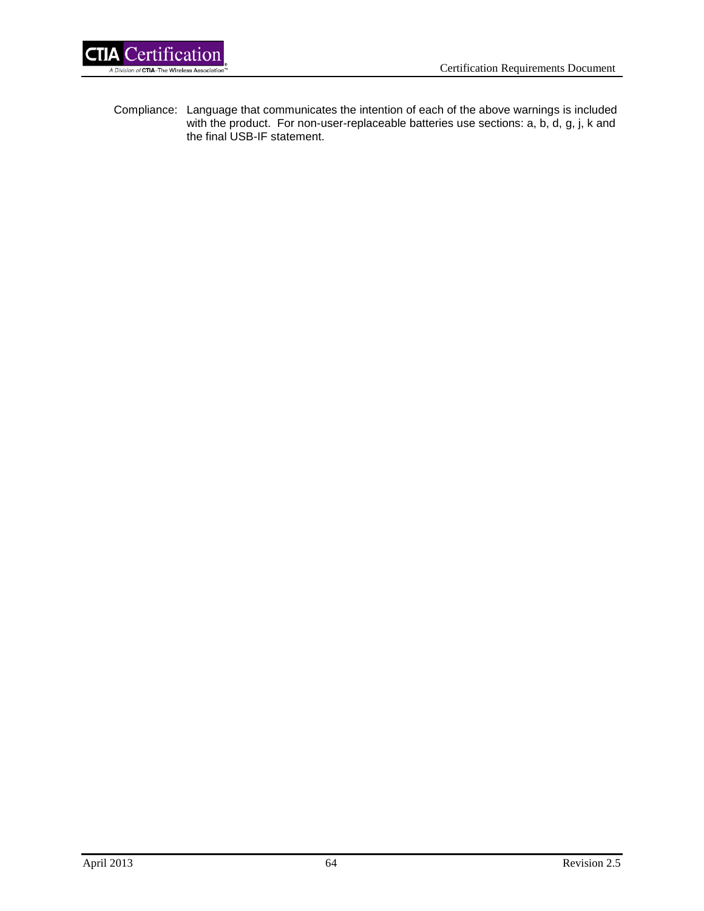Compliance: Language that communicates the intention of each of the above warnings is included with the product. For non-user-replaceable batteries use sections: a, b, d, g, j, k and the final USB-IF statement.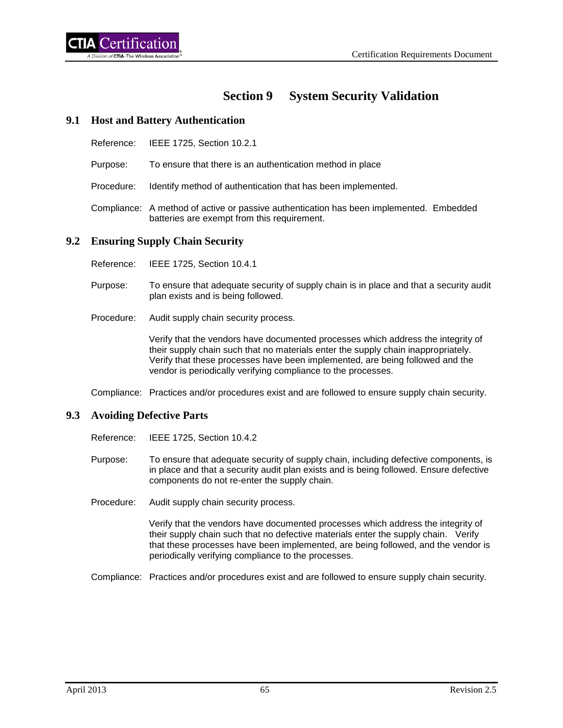# Section 9 System Security Validation

## 9.1 Host and Battery Authentication

Reference: IEEE 1725, Section 10.2.1

Purpose: To ensure that there is an authentication method in place

Procedure: Identify method of authentication that has been implemented.

Compliance: A method of active or passive authentication has been implemented. Embedded batteries are exempt from this requirement.

## 9.2 Ensuring Supply Chain Security

Reference: IEEE 1725, Section 10.4.1

Purpose: To ensure that adequate security of supply chain is in place and that a security audit plan exists and is being followed.

Procedure: Audit supply chain security process.

Verify that the vendors have documented processes which address the integrity of their supply chain such that no materials enter the supply chain inappropriately. Verify that these processes have been implemented, are being followed and the vendor is periodically verifying compliance to the processes.

Compliance: Practices and/or procedures exist and are followed to ensure supply chain security.

## 9.3 Avoiding Defective Parts

Reference: IEEE 1725, Section 10.4.2

Purpose: To ensure that adequate security of supply chain, including defective components, is in place and that a security audit plan exists and is being followed. Ensure defective components do not re-enter the supply chain.

Procedure: Audit supply chain security process.

Verify that the vendors have documented processes which address the integrity of their supply chain such that no defective materials enter the supply chain. Verify that these processes have been implemented, are being followed, and the vendor is periodically verifying compliance to the processes.

Compliance: Practices and/or procedures exist and are followed to ensure supply chain security.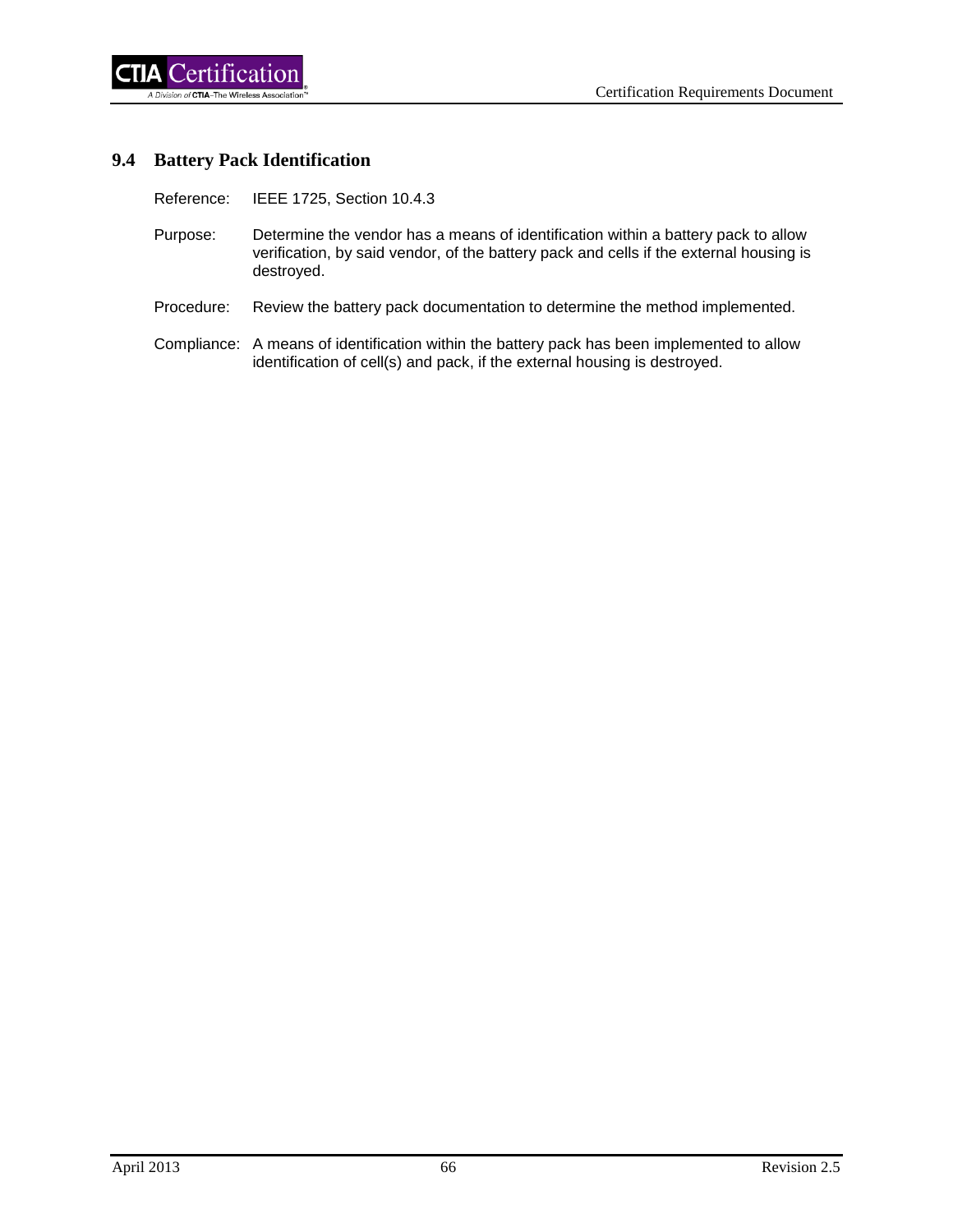## 9.4 Battery Pack Identification

Reference: IEEE 1725, Section 10.4.3

Purpose: Determine the vendor has a means of identification within a battery pack to allow verification, by said vendor, of the battery pack and cells if the external housing is destroyed.

Procedure: Review the battery pack documentation to determine the method implemented.

Compliance: A means of identification within the battery pack has been implemented to allow identification of cell(s) and pack, if the external housing is destroyed.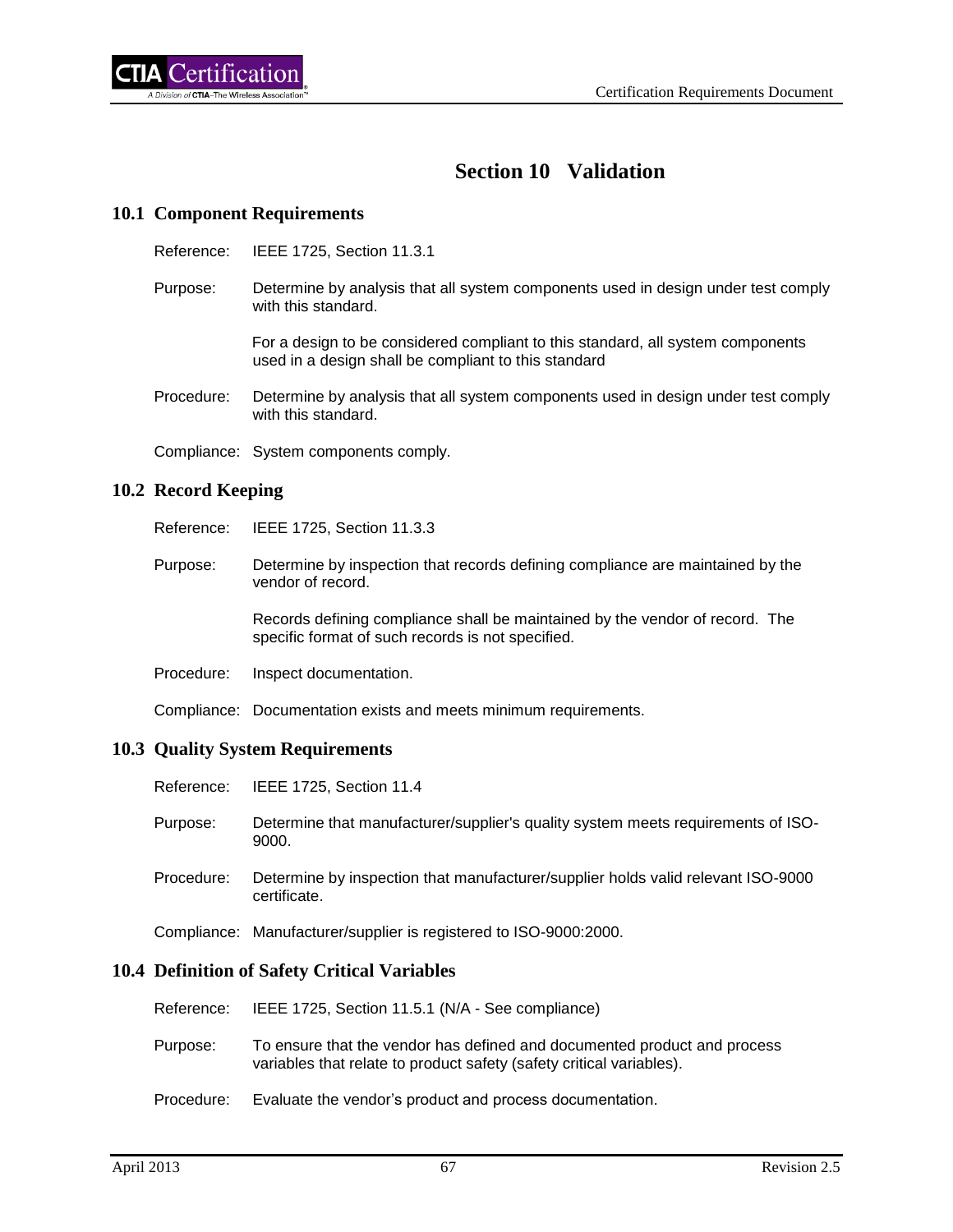# Section 10 Validation

## 10.1 Component Requirements

Reference: IEEE 1725, Section 11.3.1

Purpose: Determine by analysis that all system components used in design under test comply with this standard.

For a design to be considered compliant to this standard, all system components used in a design shall be compliant to this standard

Procedure: Determine by analysis that all system components used in design under test comply with this standard.

Compliance: System components comply.

## 10.2 Record Keeping

Reference: IEEE 1725, Section 11.3.3

Purpose: Determine by inspection that records defining compliance are maintained by the vendor of record.

Records defining compliance shall be maintained by the vendor of record. The specific format of such records is not specified.

Procedure: Inspect documentation.

Compliance: Documentation exists and meets minimum requirements.

## 10.3 Quality System Requirements

Reference: IEEE 1725, Section 11.4

Purpose: Determine that manufacturer/supplier's quality system meets requirements of ISO-9000.

Procedure: Determine by inspection that manufacturer/supplier holds valid relevant ISO-9000 certificate.

Compliance: Manufacturer/supplier is registered to ISO-9000:2000.

## 10.4 Definition of Safety Critical Variables

Reference: IEEE 1725, Section 11.5.1 (N/A - See compliance)

Purpose: To ensure that the vendor has defined and documented product and process variables that relate to product safety (safety critical variables).

Procedure: Evaluate the vendor's product and process documentation.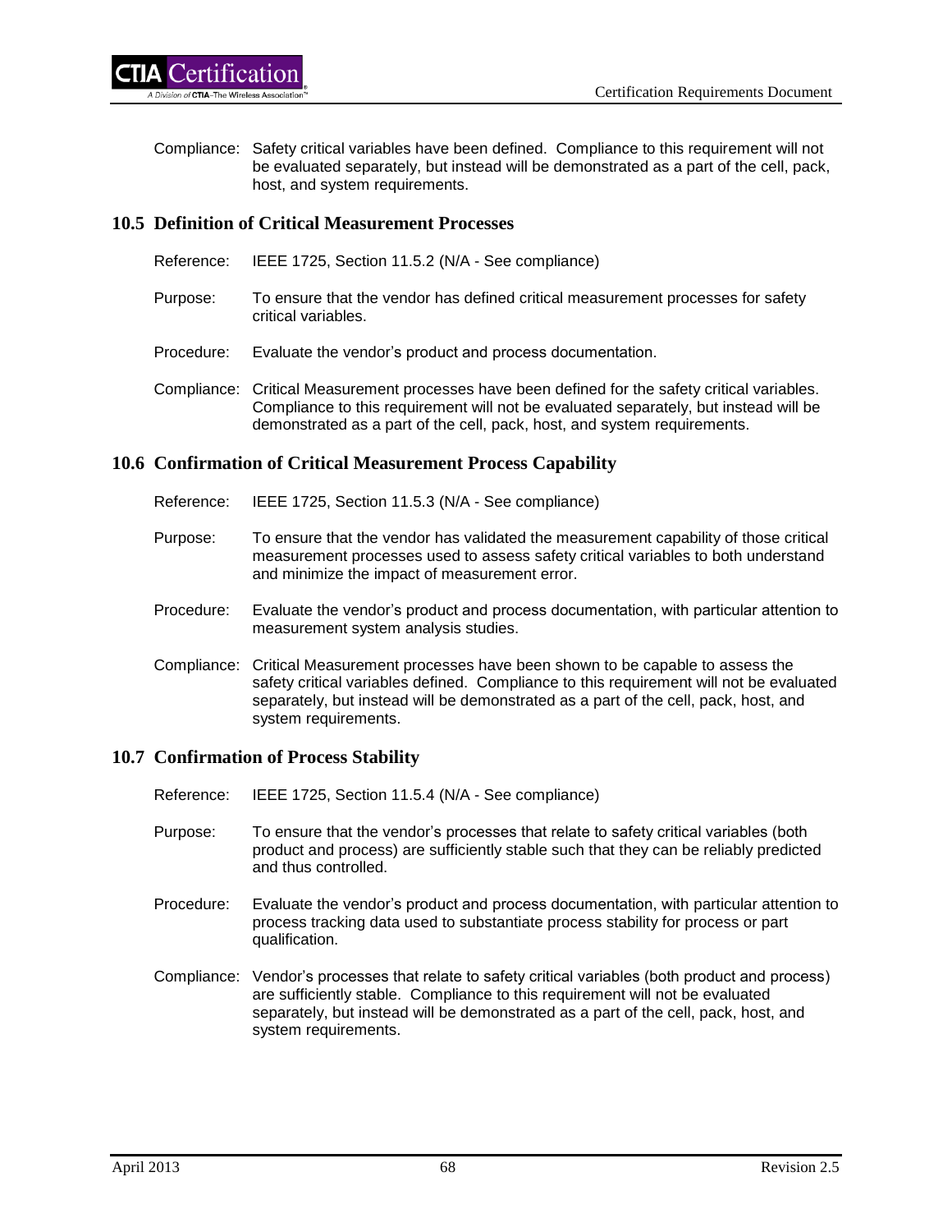Compliance: Safety critical variables have been defined. Compliance to this requirement will not be evaluated separately, but instead will be demonstrated as a part of the cell, pack, host, and system requirements.

## 10.5 Definition of Critical Measurement Processes

Reference: IEEE 1725, Section 11.5.2 (N/A - See compliance)

Purpose: To ensure that the vendor has defined critical measurement processes for safety critical variables.

Procedure: Evaluate the vendor's product and process documentation.

Compliance: Critical Measurement processes have been defined for the safety critical variables. Compliance to this requirement will not be evaluated separately, but instead will be demonstrated as a part of the cell, pack, host, and system requirements.

## 10.6 Confirmation of Critical Measurement Process Capability

Reference: IEEE 1725, Section 11.5.3 (N/A - See compliance)

Purpose: To ensure that the vendor has validated the measurement capability of those critical measurement processes used to assess safety critical variables to both understand and minimize the impact of measurement error.

Procedure: Evaluate the vendor's product and process documentation, with particular attention to measurement system analysis studies.

Compliance: Critical Measurement processes have been shown to be capable to assess the safety critical variables defined. Compliance to this requirement will not be evaluated separately, but instead will be demonstrated as a part of the cell, pack, host, and system requirements.

## 10.7 Confirmation of Process Stability

Reference: IEEE 1725, Section 11.5.4 (N/A - See compliance)

Purpose: To ensure that the vendor's processes that relate to safety critical variables (both product and process) are sufficiently stable such that they can be reliably predicted and thus controlled.

Procedure: Evaluate the vendor's product and process documentation, with particular attention to process tracking data used to substantiate process stability for process or part qualification.

Compliance: Vendor's processes that relate to safety critical variables (both product and process) are sufficiently stable. Compliance to this requirement will not be evaluated separately, but instead will be demonstrated as a part of the cell, pack, host, and system requirements.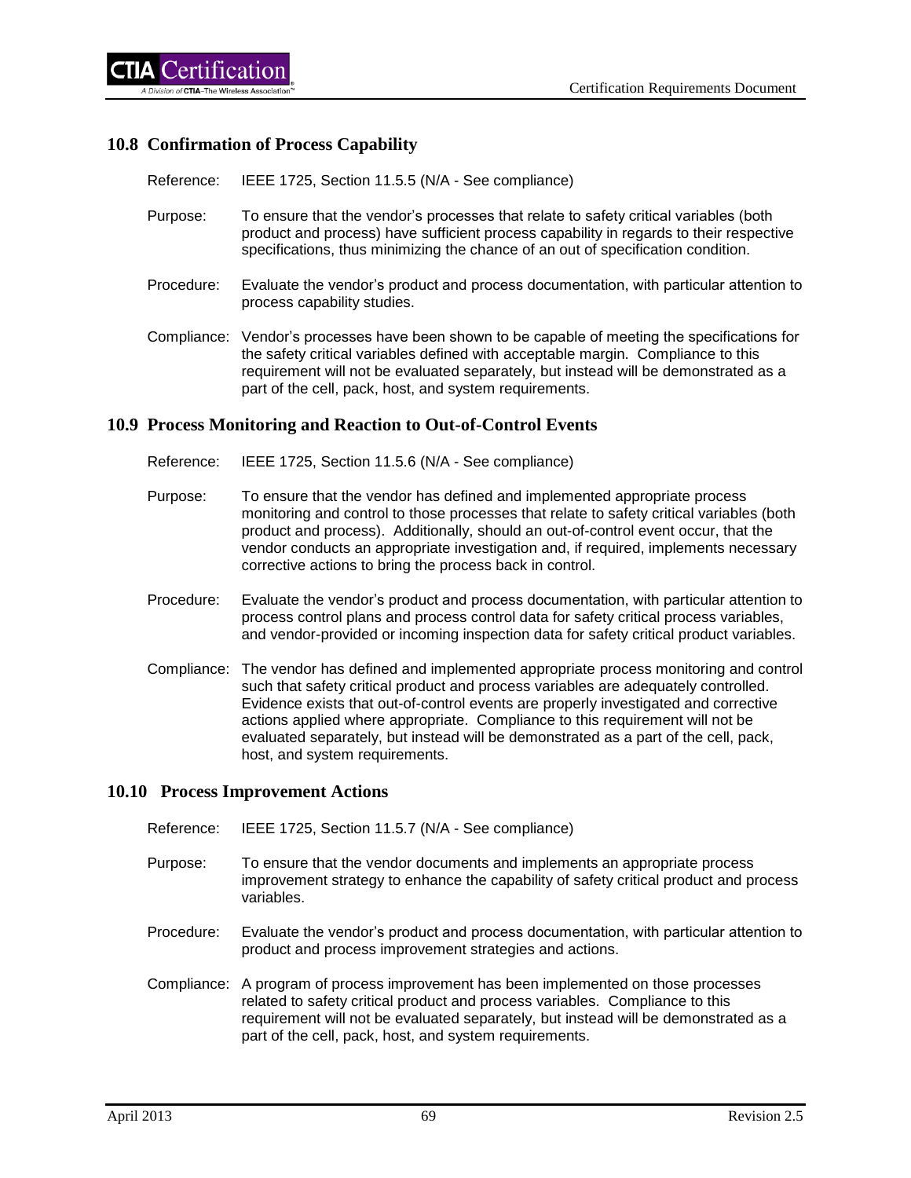## 10.8 Confirmation of Process Capability

Reference: IEEE 1725, Section 11.5.5 (N/A - See compliance)

Purpose: To ensure that the vendor's processes that relate to safety critical variables (both product and process) have sufficient process capability in regards to their respective specifications, thus minimizing the chance of an out of specification condition.

Procedure: Evaluate the vendor's product and process documentation, with particular attention to process capability studies.

Compliance: Vendor's processes have been shown to be capable of meeting the specifications for the safety critical variables defined with acceptable margin. Compliance to this requirement will not be evaluated separately, but instead will be demonstrated as a part of the cell, pack, host, and system requirements.

## 10.9 Process Monitoring and Reaction to Out-of-Control Events

Reference: IEEE 1725, Section 11.5.6 (N/A - See compliance)

Purpose: To ensure that the vendor has defined and implemented appropriate process monitoring and control to those processes that relate to safety critical variables (both product and process). Additionally, should an out-of-control event occur, that the vendor conducts an appropriate investigation and, if required, implements necessary corrective actions to bring the process back in control.

Procedure: Evaluate the vendor's product and process documentation, with particular attention to process control plans and process control data for safety critical process variables, and vendor-provided or incoming inspection data for safety critical product variables.

Compliance: The vendor has defined and implemented appropriate process monitoring and control such that safety critical product and process variables are adequately controlled. Evidence exists that out-of-control events are properly investigated and corrective actions applied where appropriate. Compliance to this requirement will not be evaluated separately, but instead will be demonstrated as a part of the cell, pack, host, and system requirements.

## 10.10 Process Improvement Actions

Reference: IEEE 1725, Section 11.5.7 (N/A - See compliance)

Purpose: To ensure that the vendor documents and implements an appropriate process improvement strategy to enhance the capability of safety critical product and process variables.

Procedure: Evaluate the vendor's product and process documentation, with particular attention to product and process improvement strategies and actions.

Compliance: A program of process improvement has been implemented on those processes related to safety critical product and process variables. Compliance to this requirement will not be evaluated separately, but instead will be demonstrated as a part of the cell, pack, host, and system requirements.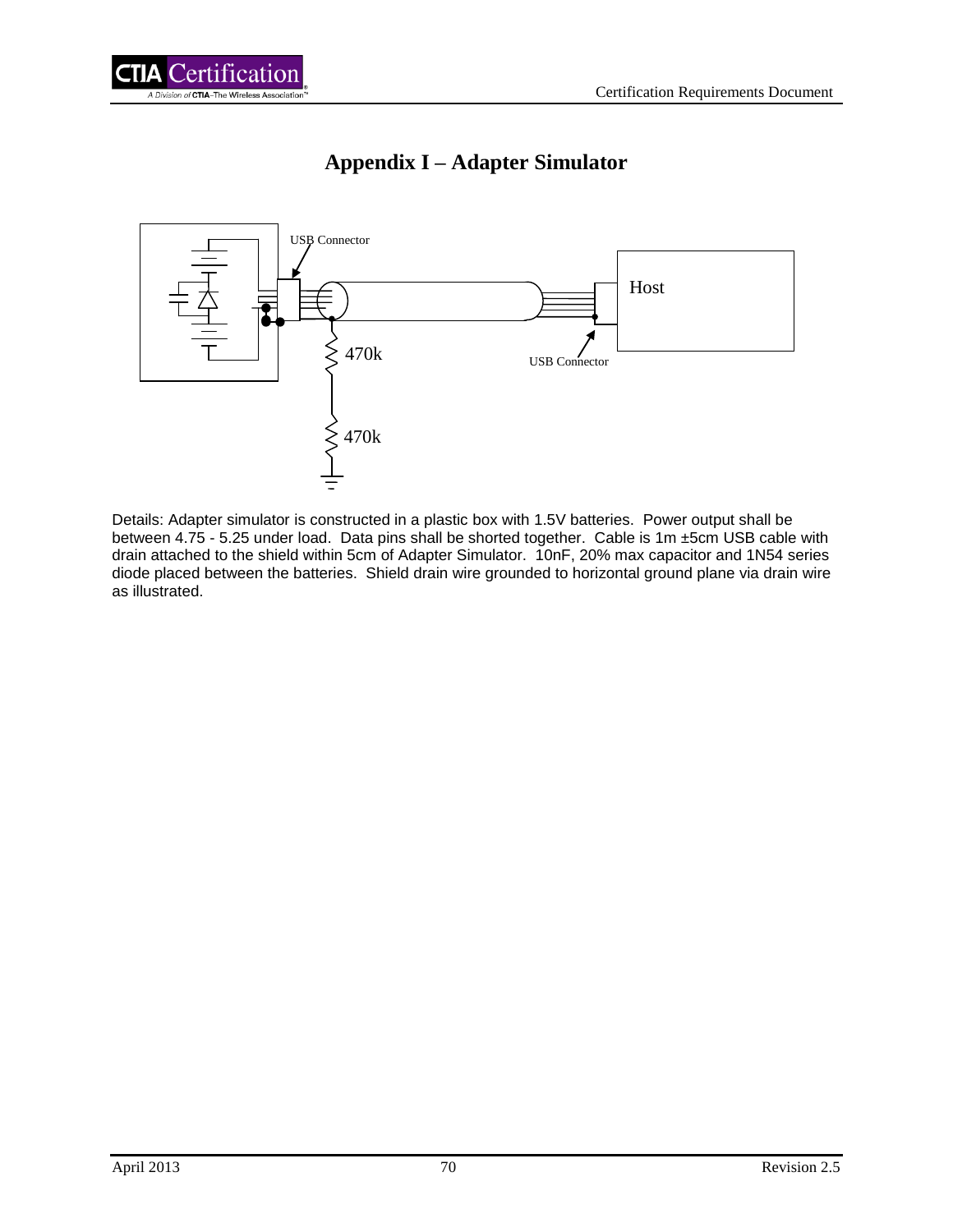# Appendix I – Adapter Simulator

USB Connector

Host

470k

USB Connector

470k

Details: Adapter simulator is constructed in a plastic box with 1.5V batteries. Power output shall be between 4.75 - 5.25 under load. Data pins shall be shorted together. Cable is 1m ±5cm USB cable with drain attached to the shield within 5cm of Adapter Simulator. 10nF, 20% max capacitor and 1N54 series diode placed between the batteries. Shield drain wire grounded to horizontal ground plane via drain wire as illustrated.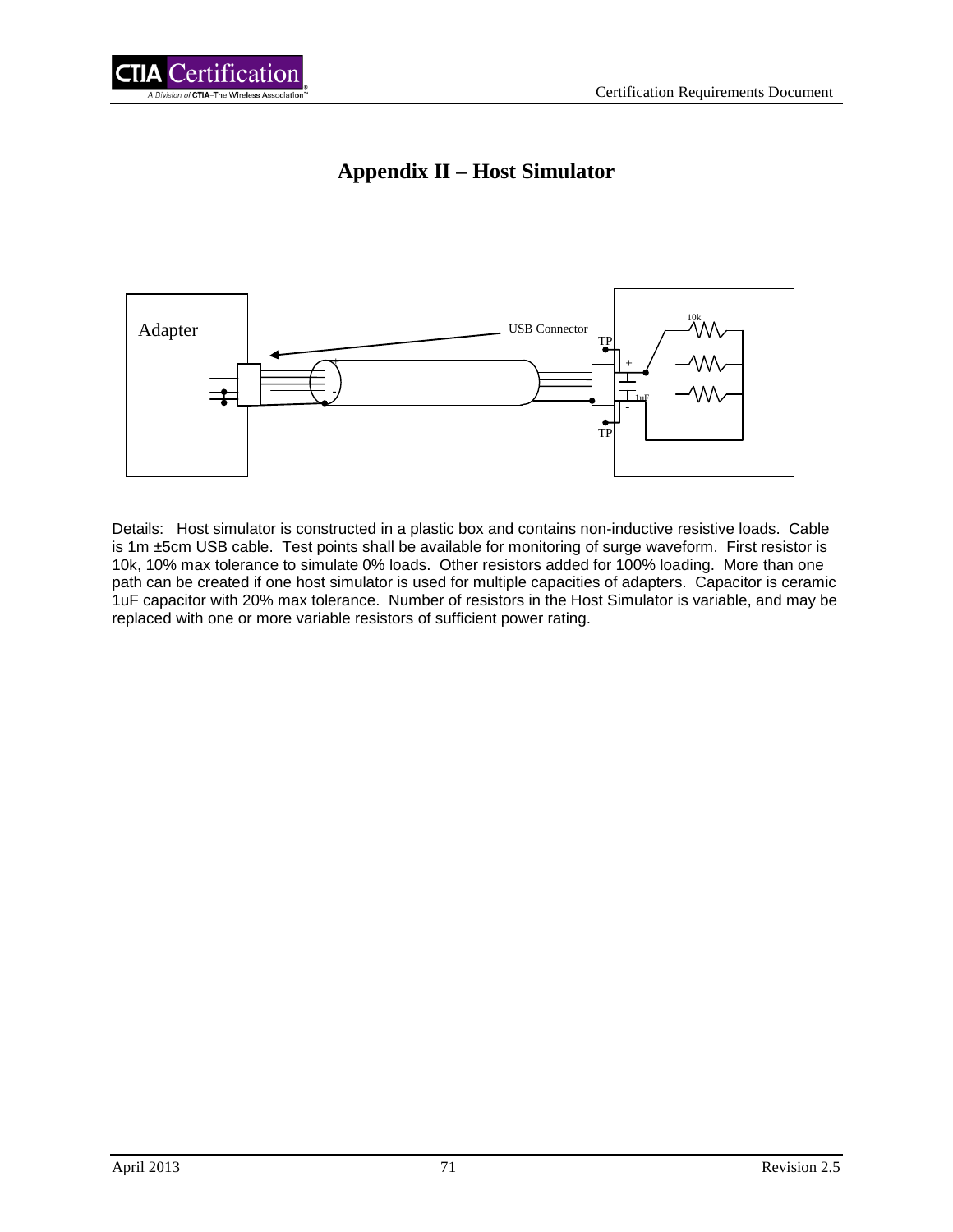# Appendix II – Host Simulator

Details: Host simulator is constructed in a plastic box and contains non-inductive resistive loads. Cable is 1m ±5cm USB cable. Test points shall be available for monitoring of surge waveform. First resistor is 10k, 10% max tolerance to simulate 0% loads. Other resistors added for 100% loading. More than one path can be created if one host simulator is used for multiple capacities of adapters. Capacitor is ceramic 1uF capacitor with 20% max tolerance. Number of resistors in the Host Simulator is variable, and may be replaced with one or more variable resistors of sufficient power rating.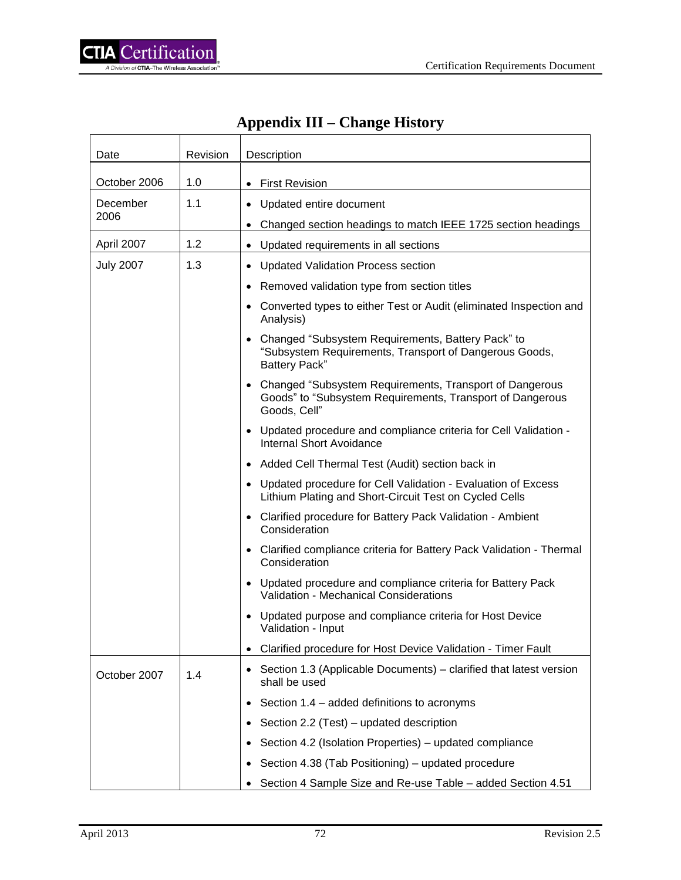# Appendix III – Change History

| Date | Revision | Description |
|---|---|---|
| October 2006 | 1.0 | • First Revision |
| December 2006 | 1.1 | • Updated entire document<br>• Changed section headings to match IEEE 1725 section headings |
| April 2007 | 1.2 | • Updated requirements in all sections |
| July 2007 | 1.3 | • Updated Validation Process section<br>• Removed validation type from section titles<br>• Converted types to either Test or Audit (eliminated Inspection and Analysis)<br>• Changed "Subsystem Requirements, Battery Pack" to "Subsystem Requirements, Transport of Dangerous Goods, Battery Pack"<br>• Changed "Subsystem Requirements, Transport of Dangerous Goods" to "Subsystem Requirements, Transport of Dangerous Goods, Cell"<br>• Updated procedure and compliance criteria for Cell Validation - Internal Short Avoidance<br>• Added Cell Thermal Test (Audit) section back in<br>• Updated procedure for Cell Validation - Evaluation of Excess Lithium Plating and Short-Circuit Test on Cycled Cells<br>• Clarified procedure for Battery Pack Validation - Ambient Consideration<br>• Clarified compliance criteria for Battery Pack Validation - Thermal Consideration<br>• Updated procedure and compliance criteria for Battery Pack Validation - Mechanical Considerations<br>• Updated purpose and compliance criteria for Host Device Validation - Input<br>• Clarified procedure for Host Device Validation - Timer Fault |
| October 2007 | 1.4 | • Section 1.3 (Applicable Documents) – clarified that latest version shall be used<br>• Section 1.4 – added definitions to acronyms<br>• Section 2.2 (Test) – updated description<br>• Section 4.2 (Isolation Properties) – updated compliance<br>• Section 4.38 (Tab Positioning) – updated procedure<br>• Section 4 Sample Size and Re-use Table – added Section 4.51 |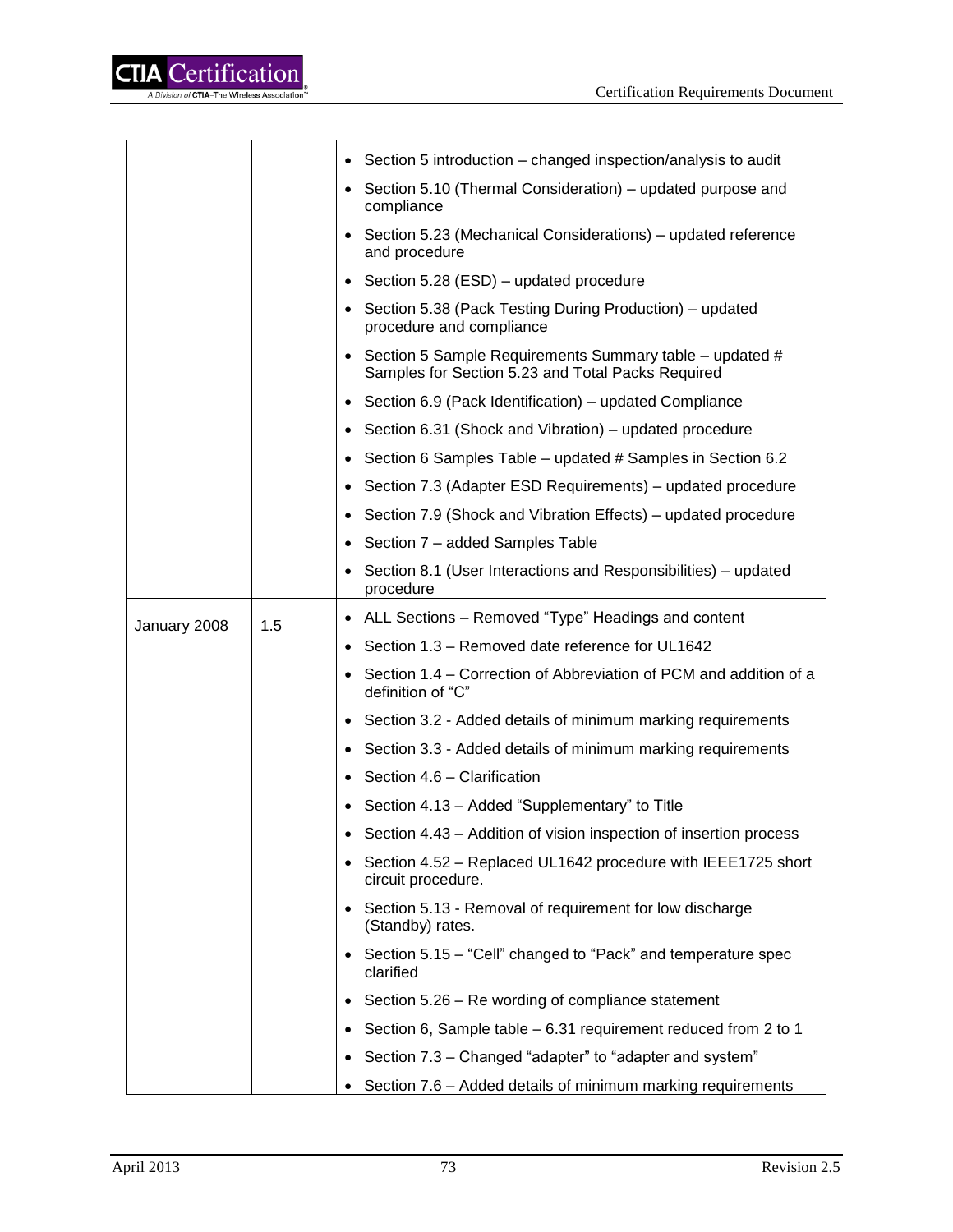| | | • Section 5 introduction – changed inspection/analysis to audit<br>• Section 5.10 (Thermal Consideration) – updated purpose and compliance<br>• Section 5.23 (Mechanical Considerations) – updated reference and procedure<br>• Section 5.28 (ESD) – updated procedure<br>• Section 5.38 (Pack Testing During Production) – updated procedure and compliance<br>• Section 5 Sample Requirements Summary table – updated # Samples for Section 5.23 and Total Packs Required<br>• Section 6.9 (Pack Identification) – updated Compliance<br>• Section 6.31 (Shock and Vibration) – updated procedure<br>• Section 6 Samples Table – updated # Samples in Section 6.2<br>• Section 7.3 (Adapter ESD Requirements) – updated procedure<br>• Section 7.9 (Shock and Vibration Effects) – updated procedure<br>• Section 7 – added Samples Table<br>• Section 8.1 (User Interactions and Responsibilities) – updated procedure |
|---|---|---|
| January 2008 | 1.5 | • ALL Sections – Removed "Type" Headings and content<br>• Section 1.3 – Removed date reference for UL1642<br>• Section 1.4 – Correction of Abbreviation of PCM and addition of a definition of "C"<br>• Section 3.2 - Added details of minimum marking requirements<br>• Section 3.3 - Added details of minimum marking requirements<br>• Section 4.6 – Clarification<br>• Section 4.13 – Added "Supplementary" to Title<br>• Section 4.43 – Addition of vision inspection of insertion process<br>• Section 4.52 – Replaced UL1642 procedure with IEEE1725 short circuit procedure.<br>• Section 5.13 - Removal of requirement for low discharge (Standby) rates.<br>• Section 5.15 – "Cell" changed to "Pack" and temperature spec clarified<br>• Section 5.26 – Re wording of compliance statement<br>• Section 6, Sample table – 6.31 requirement reduced from 2 to 1<br>• Section 7.3 – Changed "adapter" to "adapter and system"<br>• Section 7.6 – Added details of minimum marking requirements |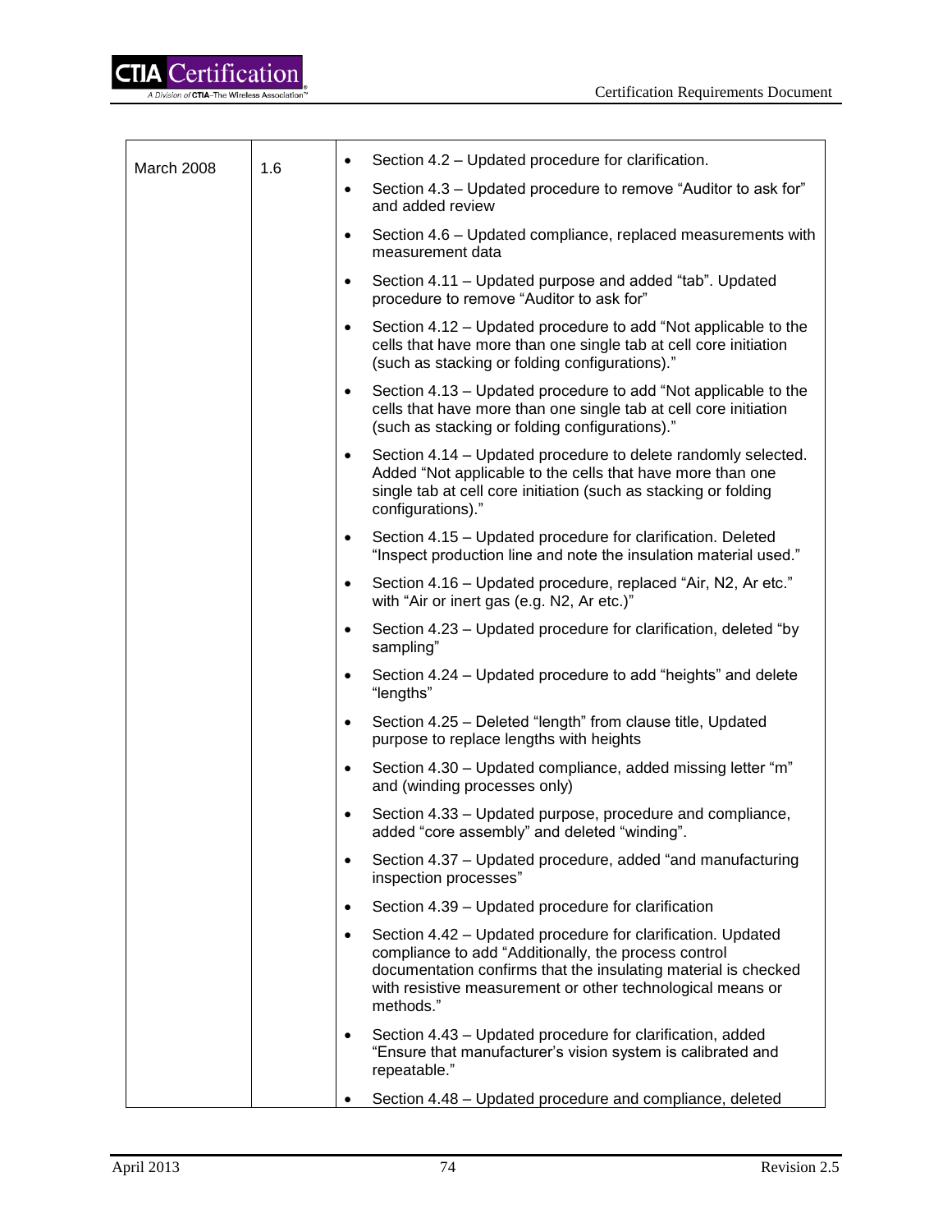| March 2008 | 1.6 | • Section 4.2 – Updated procedure for clarification.<br>• Section 4.3 – Updated procedure to remove "Auditor to ask for" and added review<br>• Section 4.6 – Updated compliance, replaced measurements with measurement data<br>• Section 4.11 – Updated purpose and added "tab". Updated procedure to remove "Auditor to ask for"<br>• Section 4.12 – Updated procedure to add "Not applicable to the cells that have more than one single tab at cell core initiation (such as stacking or folding configurations)."<br>• Section 4.13 – Updated procedure to add "Not applicable to the cells that have more than one single tab at cell core initiation (such as stacking or folding configurations)."<br>• Section 4.14 – Updated procedure to delete randomly selected. Added "Not applicable to the cells that have more than one single tab at cell core initiation (such as stacking or folding configurations)."<br>• Section 4.15 – Updated procedure for clarification. Deleted "Inspect production line and note the insulation material used."<br>• Section 4.16 – Updated procedure, replaced "Air, N2, Ar etc." with "Air or inert gas (e.g. N2, Ar etc.)"<br>• Section 4.23 – Updated procedure for clarification, deleted "by sampling"<br>• Section 4.24 – Updated procedure to add "heights" and delete "lengths"<br>• Section 4.25 – Deleted "length" from clause title, Updated purpose to replace lengths with heights<br>• Section 4.30 – Updated compliance, added missing letter "m" and (winding processes only)<br>• Section 4.33 – Updated purpose, procedure and compliance, added "core assembly" and deleted "winding".<br>• Section 4.37 – Updated procedure, added "and manufacturing inspection processes"<br>• Section 4.39 – Updated procedure for clarification<br>• Section 4.42 – Updated procedure for clarification. Updated compliance to add "Additionally, the process control documentation confirms that the insulating material is checked with resistive measurement or other technological means or methods."<br>• Section 4.43 – Updated procedure for clarification, added "Ensure that manufacturer's vision system is calibrated and repeatable."<br>• Section 4.48 – Updated procedure and compliance, deleted |
|---|---|---|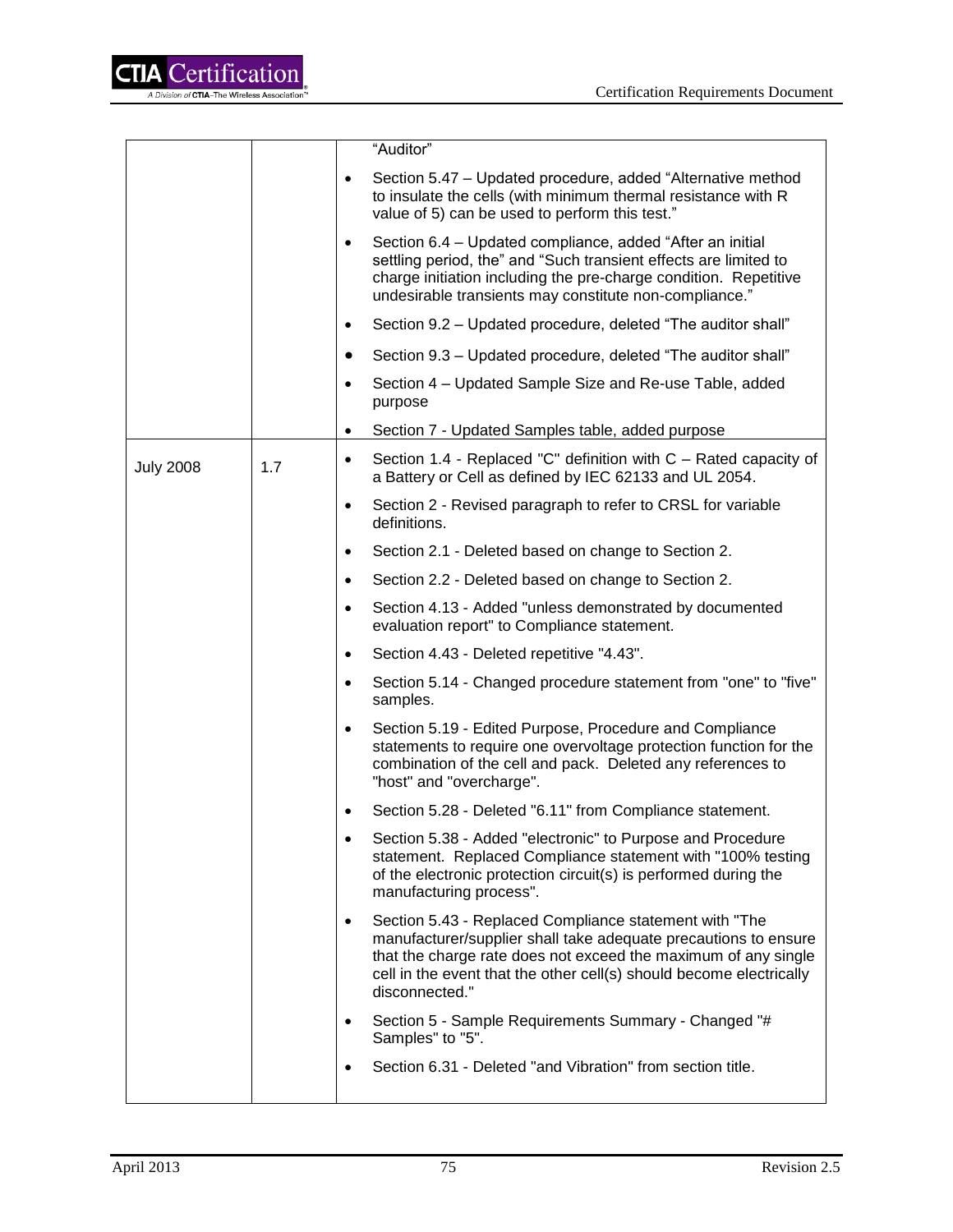| | | |
|---|---|---|
| | | "Auditor"<br>• Section 5.47 – Updated procedure, added "Alternative method to insulate the cells (with minimum thermal resistance with R value of 5) can be used to perform this test."<br>• Section 6.4 – Updated compliance, added "After an initial settling period, the" and "Such transient effects are limited to charge initiation including the pre-charge condition. Repetitive undesirable transients may constitute non-compliance."<br>• Section 9.2 – Updated procedure, deleted "The auditor shall"<br>• Section 9.3 – Updated procedure, deleted "The auditor shall"<br>• Section 4 – Updated Sample Size and Re-use Table, added purpose<br>• Section 7 - Updated Samples table, added purpose |
| July 2008 | 1.7 | • Section 1.4 - Replaced "C" definition with C – Rated capacity of a Battery or Cell as defined by IEC 62133 and UL 2054.<br>• Section 2 - Revised paragraph to refer to CRSL for variable definitions.<br>• Section 2.1 - Deleted based on change to Section 2.<br>• Section 2.2 - Deleted based on change to Section 2.<br>• Section 4.13 - Added "unless demonstrated by documented evaluation report" to Compliance statement.<br>• Section 4.43 - Deleted repetitive "4.43".<br>• Section 5.14 - Changed procedure statement from "one" to "five" samples.<br>• Section 5.19 - Edited Purpose, Procedure and Compliance statements to require one overvoltage protection function for the combination of the cell and pack. Deleted any references to "host" and "overcharge".<br>• Section 5.28 - Deleted "6.11" from Compliance statement.<br>• Section 5.38 - Added "electronic" to Purpose and Procedure statement. Replaced Compliance statement with "100% testing of the electronic protection circuit(s) is performed during the manufacturing process".<br>• Section 5.43 - Replaced Compliance statement with "The manufacturer/supplier shall take adequate precautions to ensure that the charge rate does not exceed the maximum of any single cell in the event that the other cell(s) should become electrically disconnected."<br>• Section 5 - Sample Requirements Summary - Changed "# Samples" to "5".<br>• Section 6.31 - Deleted "and Vibration" from section title. |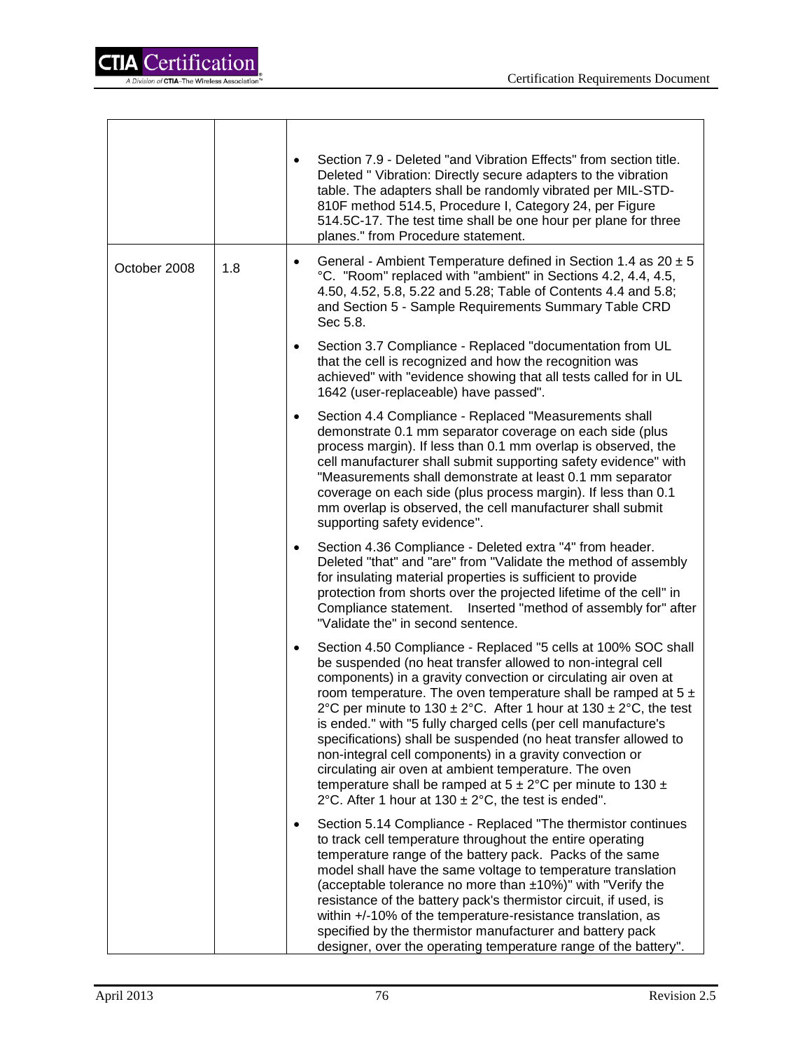| | | |
|---|---|---|
| | | • Section 7.9 - Deleted "and Vibration Effects" from section title. Deleted " Vibration: Directly secure adapters to the vibration table. The adapters shall be randomly vibrated per MIL-STD-810F method 514.5, Procedure I, Category 24, per Figure 514.5C-17. The test time shall be one hour per plane for three planes." from Procedure statement. |
| October 2008 | 1.8 | • General - Ambient Temperature defined in Section 1.4 as 20 ± 5 °C. "Room" replaced with "ambient" in Sections 4.2, 4.4, 4.5, 4.50, 4.52, 5.8, 5.22 and 5.28; Table of Contents 4.4 and 5.8; and Section 5 - Sample Requirements Summary Table CRD Sec 5.8.<br>• Section 3.7 Compliance - Replaced "documentation from UL that the cell is recognized and how the recognition was achieved" with "evidence showing that all tests called for in UL 1642 (user-replaceable) have passed".<br>• Section 4.4 Compliance - Replaced "Measurements shall demonstrate 0.1 mm separator coverage on each side (plus process margin). If less than 0.1 mm overlap is observed, the cell manufacturer shall submit supporting safety evidence" with "Measurements shall demonstrate at least 0.1 mm separator coverage on each side (plus process margin). If less than 0.1 mm overlap is observed, the cell manufacturer shall submit supporting safety evidence".<br>• Section 4.36 Compliance - Deleted extra "4" from header. Deleted "that" and "are" from "Validate the method of assembly for insulating material properties is sufficient to provide protection from shorts over the projected lifetime of the cell" in Compliance statement. Inserted "method of assembly for" after "Validate the" in second sentence.<br>• Section 4.50 Compliance - Replaced "5 cells at 100% SOC shall be suspended (no heat transfer allowed to non-integral cell components) in a gravity convection or circulating air oven at room temperature. The oven temperature shall be ramped at 5 ± 2°C per minute to 130 ± 2°C. After 1 hour at 130 ± 2°C, the test is ended." with "5 fully charged cells (per cell manufacture's specifications) shall be suspended (no heat transfer allowed to non-integral cell components) in a gravity convection or circulating air oven at ambient temperature. The oven temperature shall be ramped at 5 ± 2°C per minute to 130 ± 2°C. After 1 hour at 130 ± 2°C, the test is ended".<br>• Section 5.14 Compliance - Replaced "The thermistor continues to track cell temperature throughout the entire operating temperature range of the battery pack. Packs of the same model shall have the same voltage to temperature translation (acceptable tolerance no more than ±10%)" with "Verify the resistance of the battery pack's thermistor circuit, if used, is within +/-10% of the temperature-resistance translation, as specified by the thermistor manufacturer and battery pack designer, over the operating temperature range of the battery". |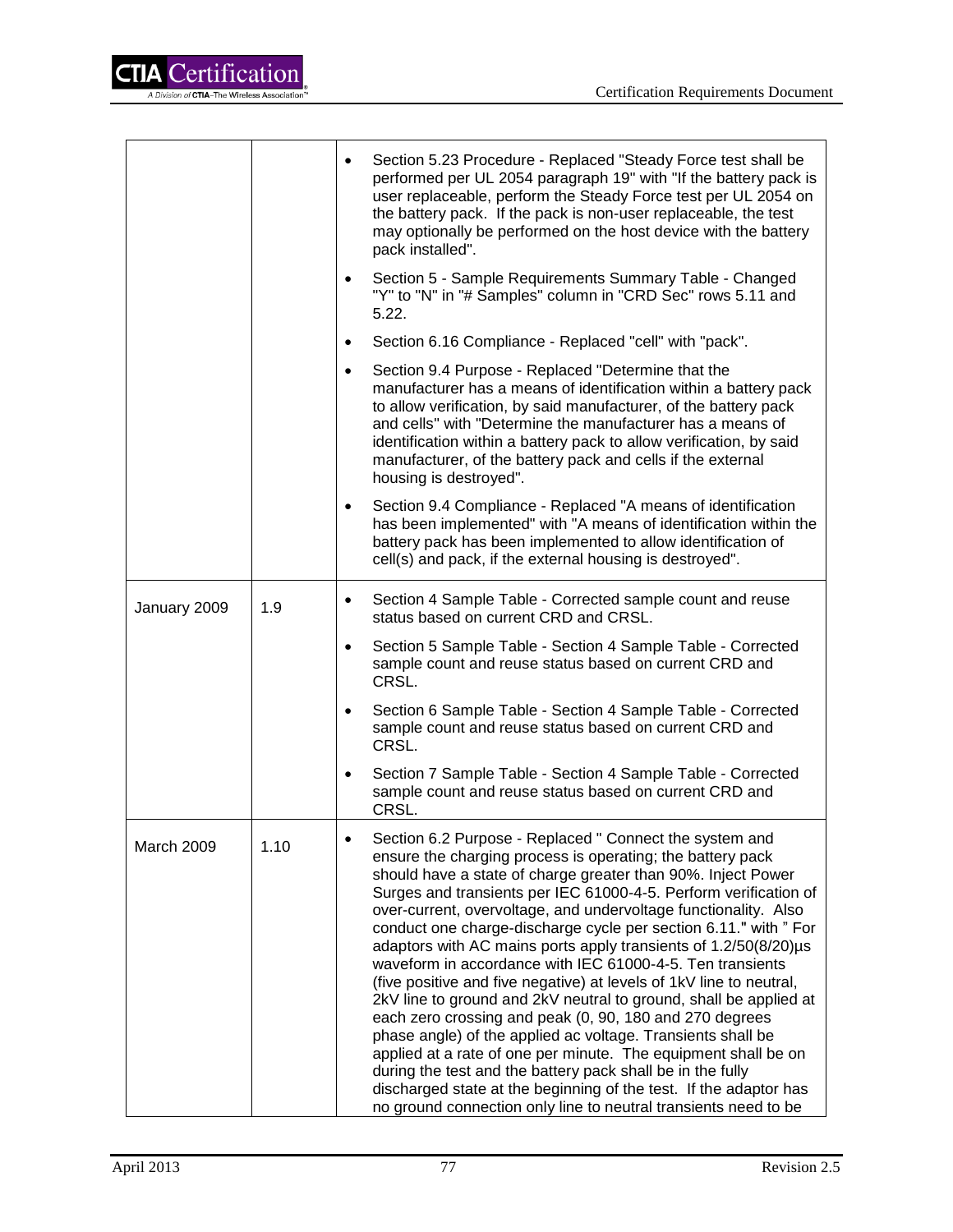| | | |
|---|---|---|
| | | • Section 5.23 Procedure - Replaced "Steady Force test shall be performed per UL 2054 paragraph 19" with "If the battery pack is user replaceable, perform the Steady Force test per UL 2054 on the battery pack. If the pack is non-user replaceable, the test may optionally be performed on the host device with the battery pack installed".<br>• Section 5 - Sample Requirements Summary Table - Changed "Y" to "N" in "# Samples" column in "CRD Sec" rows 5.11 and 5.22.<br>• Section 6.16 Compliance - Replaced "cell" with "pack".<br>• Section 9.4 Purpose - Replaced "Determine that the manufacturer has a means of identification within a battery pack to allow verification, by said manufacturer, of the battery pack and cells" with "Determine the manufacturer has a means of identification within a battery pack to allow verification, by said manufacturer, of the battery pack and cells if the external housing is destroyed".<br>• Section 9.4 Compliance - Replaced "A means of identification has been implemented" with "A means of identification within the battery pack has been implemented to allow identification of cell(s) and pack, if the external housing is destroyed". |
| January 2009 | 1.9 | • Section 4 Sample Table - Corrected sample count and reuse status based on current CRD and CRSL.<br>• Section 5 Sample Table - Section 4 Sample Table - Corrected sample count and reuse status based on current CRD and CRSL.<br>• Section 6 Sample Table - Section 4 Sample Table - Corrected sample count and reuse status based on current CRD and CRSL.<br>• Section 7 Sample Table - Section 4 Sample Table - Corrected sample count and reuse status based on current CRD and CRSL. |
| March 2009 | 1.10 | • Section 6.2 Purpose - Replaced " Connect the system and ensure the charging process is operating; the battery pack should have a state of charge greater than 90%. Inject Power Surges and transients per IEC 61000-4-5. Perform verification of over-current, overvoltage, and undervoltage functionality. Also conduct one charge-discharge cycle per section 6.11." with " For adaptors with AC mains ports apply transients of 1.2/50(8/20)µs waveform in accordance with IEC 61000-4-5. Ten transients (five positive and five negative) at levels of 1kV line to neutral, 2kV line to ground and 2kV neutral to ground, shall be applied at each zero crossing and peak (0, 90, 180 and 270 degrees phase angle) of the applied ac voltage. Transients shall be applied at a rate of one per minute. The equipment shall be on during the test and the battery pack shall be in the fully discharged state at the beginning of the test. If the adaptor has no ground connection only line to neutral transients need to be |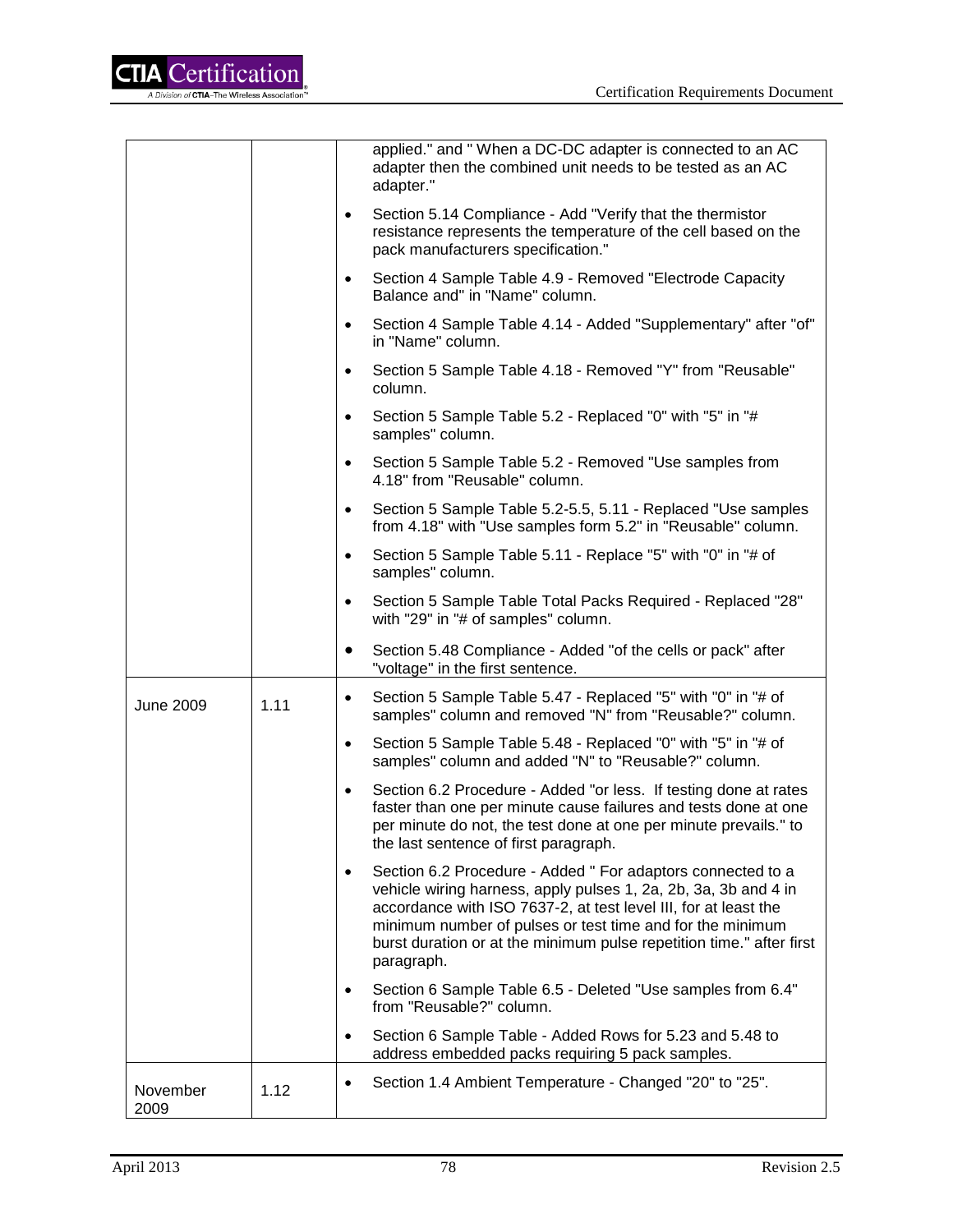| | | |
|---|---|---|
| | | applied." and " When a DC-DC adapter is connected to an AC adapter then the combined unit needs to be tested as an AC adapter."<br>• Section 5.14 Compliance - Add "Verify that the thermistor resistance represents the temperature of the cell based on the pack manufacturers specification."<br>• Section 4 Sample Table 4.9 - Removed "Electrode Capacity Balance and" in "Name" column.<br>• Section 4 Sample Table 4.14 - Added "Supplementary" after "of" in "Name" column.<br>• Section 5 Sample Table 4.18 - Removed "Y" from "Reusable" column.<br>• Section 5 Sample Table 5.2 - Replaced "0" with "5" in "# samples" column.<br>• Section 5 Sample Table 5.2 - Removed "Use samples from 4.18" from "Reusable" column.<br>• Section 5 Sample Table 5.2-5.5, 5.11 - Replaced "Use samples from 4.18" with "Use samples form 5.2" in "Reusable" column.<br>• Section 5 Sample Table 5.11 - Replace "5" with "0" in "# of samples" column.<br>• Section 5 Sample Table Total Packs Required - Replaced "28" with "29" in "# of samples" column.<br>• Section 5.48 Compliance - Added "of the cells or pack" after "voltage" in the first sentence. |
| June 2009 | 1.11 | • Section 5 Sample Table 5.47 - Replaced "5" with "0" in "# of samples" column and removed "N" from "Reusable?" column.<br>• Section 5 Sample Table 5.48 - Replaced "0" with "5" in "# of samples" column and added "N" to "Reusable?" column.<br>• Section 6.2 Procedure - Added "or less. If testing done at rates faster than one per minute cause failures and tests done at one per minute do not, the test done at one per minute prevails." to the last sentence of first paragraph.<br>• Section 6.2 Procedure - Added " For adaptors connected to a vehicle wiring harness, apply pulses 1, 2a, 2b, 3a, 3b and 4 in accordance with ISO 7637-2, at test level III, for at least the minimum number of pulses or test time and for the minimum burst duration or at the minimum pulse repetition time." after first paragraph.<br>• Section 6 Sample Table 6.5 - Deleted "Use samples from 6.4" from "Reusable?" column.<br>• Section 6 Sample Table - Added Rows for 5.23 and 5.48 to address embedded packs requiring 5 pack samples. |
| November 2009 | 1.12 | • Section 1.4 Ambient Temperature - Changed "20" to "25". |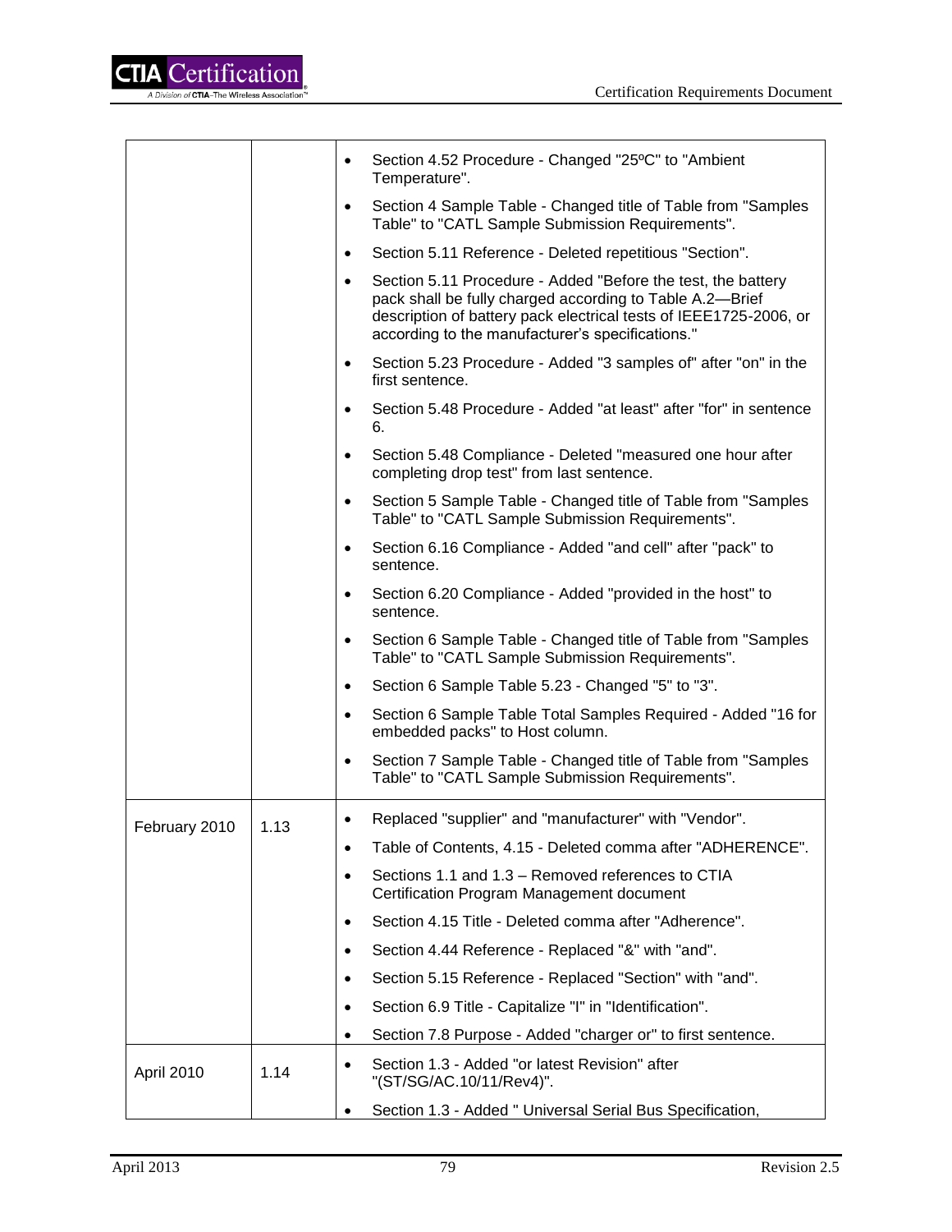| | | |
|---|---|---|
| | | • Section 4.52 Procedure - Changed "25ºC" to "Ambient Temperature".<br>• Section 4 Sample Table - Changed title of Table from "Samples Table" to "CATL Sample Submission Requirements".<br>• Section 5.11 Reference - Deleted repetitious "Section".<br>• Section 5.11 Procedure - Added "Before the test, the battery pack shall be fully charged according to Table A.2—Brief description of battery pack electrical tests of IEEE1725-2006, or according to the manufacturer's specifications."<br>• Section 5.23 Procedure - Added "3 samples of" after "on" in the first sentence.<br>• Section 5.48 Procedure - Added "at least" after "for" in sentence 6.<br>• Section 5.48 Compliance - Deleted "measured one hour after completing drop test" from last sentence.<br>• Section 5 Sample Table - Changed title of Table from "Samples Table" to "CATL Sample Submission Requirements".<br>• Section 6.16 Compliance - Added "and cell" after "pack" to sentence.<br>• Section 6.20 Compliance - Added "provided in the host" to sentence.<br>• Section 6 Sample Table - Changed title of Table from "Samples Table" to "CATL Sample Submission Requirements".<br>• Section 6 Sample Table 5.23 - Changed "5" to "3".<br>• Section 6 Sample Table Total Samples Required - Added "16 for embedded packs" to Host column.<br>• Section 7 Sample Table - Changed title of Table from "Samples Table" to "CATL Sample Submission Requirements". |
| February 2010 | 1.13 | • Replaced "supplier" and "manufacturer" with "Vendor".<br>• Table of Contents, 4.15 - Deleted comma after "ADHERENCE".<br>• Sections 1.1 and 1.3 – Removed references to CTIA Certification Program Management document<br>• Section 4.15 Title - Deleted comma after "Adherence".<br>• Section 4.44 Reference - Replaced "&" with "and".<br>• Section 5.15 Reference - Replaced "Section" with "and".<br>• Section 6.9 Title - Capitalize "I" in "Identification".<br>• Section 7.8 Purpose - Added "charger or" to first sentence. |
| April 2010 | 1.14 | • Section 1.3 - Added "or latest Revision" after "(ST/SG/AC.10/11/Rev4)".<br>• Section 1.3 - Added " Universal Serial Bus Specification, |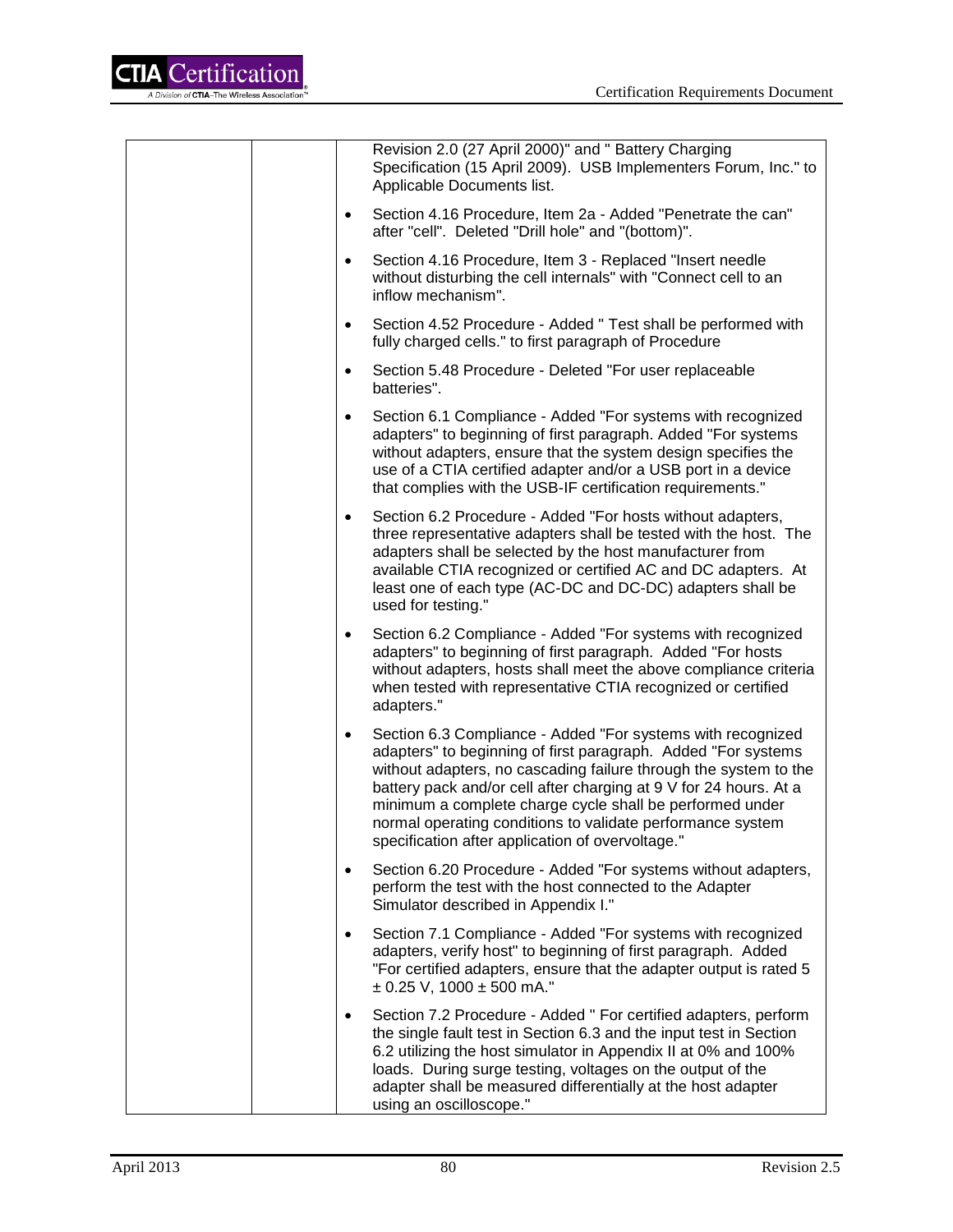| | | |
|---|---|---|
| | | Revision 2.0 (27 April 2000)" and " Battery Charging Specification (15 April 2009). USB Implementers Forum, Inc." to Applicable Documents list.<br><br>• Section 4.16 Procedure, Item 2a - Added "Penetrate the can" after "cell". Deleted "Drill hole" and "(bottom)".<br><br>• Section 4.16 Procedure, Item 3 - Replaced "Insert needle without disturbing the cell internals" with "Connect cell to an inflow mechanism".<br><br>• Section 4.52 Procedure - Added " Test shall be performed with fully charged cells." to first paragraph of Procedure<br><br>• Section 5.48 Procedure - Deleted "For user replaceable batteries".<br><br>• Section 6.1 Compliance - Added "For systems with recognized adapters" to beginning of first paragraph. Added "For systems without adapters, ensure that the system design specifies the use of a CTIA certified adapter and/or a USB port in a device that complies with the USB-IF certification requirements."<br><br>• Section 6.2 Procedure - Added "For hosts without adapters, three representative adapters shall be tested with the host. The adapters shall be selected by the host manufacturer from available CTIA recognized or certified AC and DC adapters. At least one of each type (AC-DC and DC-DC) adapters shall be used for testing."<br><br>• Section 6.2 Compliance - Added "For systems with recognized adapters" to beginning of first paragraph. Added "For hosts without adapters, hosts shall meet the above compliance criteria when tested with representative CTIA recognized or certified adapters."<br><br>• Section 6.3 Compliance - Added "For systems with recognized adapters" to beginning of first paragraph. Added "For systems without adapters, no cascading failure through the system to the battery pack and/or cell after charging at 9 V for 24 hours. At a minimum a complete charge cycle shall be performed under normal operating conditions to validate performance system specification after application of overvoltage."<br><br>• Section 6.20 Procedure - Added "For systems without adapters, perform the test with the host connected to the Adapter Simulator described in Appendix I."<br><br>• Section 7.1 Compliance - Added "For systems with recognized adapters, verify host" to beginning of first paragraph. Added "For certified adapters, ensure that the adapter output is rated 5 ± 0.25 V, 1000 ± 500 mA."<br><br>• Section 7.2 Procedure - Added " For certified adapters, perform the single fault test in Section 6.3 and the input test in Section 6.2 utilizing the host simulator in Appendix II at 0% and 100% loads. During surge testing, voltages on the output of the adapter shall be measured differentially at the host adapter using an oscilloscope." |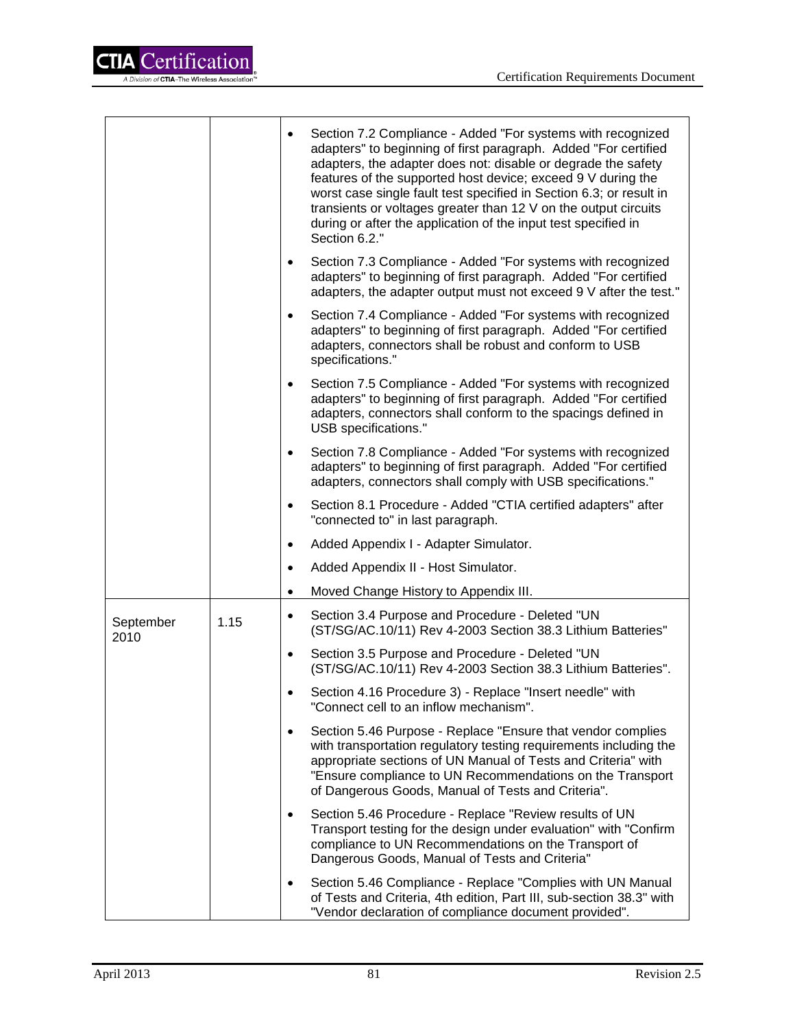| | | |
|---|---|---|
| | | • Section 7.2 Compliance - Added "For systems with recognized adapters" to beginning of first paragraph. Added "For certified adapters, the adapter does not: disable or degrade the safety features of the supported host device; exceed 9 V during the worst case single fault test specified in Section 6.3; or result in transients or voltages greater than 12 V on the output circuits during or after the application of the input test specified in Section 6.2."<br>• Section 7.3 Compliance - Added "For systems with recognized adapters" to beginning of first paragraph. Added "For certified adapters, the adapter output must not exceed 9 V after the test."<br>• Section 7.4 Compliance - Added "For systems with recognized adapters" to beginning of first paragraph. Added "For certified adapters, connectors shall be robust and conform to USB specifications."<br>• Section 7.5 Compliance - Added "For systems with recognized adapters" to beginning of first paragraph. Added "For certified adapters, connectors shall conform to the spacings defined in USB specifications."<br>• Section 7.8 Compliance - Added "For systems with recognized adapters" to beginning of first paragraph. Added "For certified adapters, connectors shall comply with USB specifications."<br>• Section 8.1 Procedure - Added "CTIA certified adapters" after "connected to" in last paragraph.<br>• Added Appendix I - Adapter Simulator.<br>• Added Appendix II - Host Simulator.<br>• Moved Change History to Appendix III. |
| September 2010 | 1.15 | • Section 3.4 Purpose and Procedure - Deleted "UN (ST/SG/AC.10/11) Rev 4-2003 Section 38.3 Lithium Batteries"<br>• Section 3.5 Purpose and Procedure - Deleted "UN (ST/SG/AC.10/11) Rev 4-2003 Section 38.3 Lithium Batteries".<br>• Section 4.16 Procedure 3) - Replace "Insert needle" with "Connect cell to an inflow mechanism".<br>• Section 5.46 Purpose - Replace "Ensure that vendor complies with transportation regulatory testing requirements including the appropriate sections of UN Manual of Tests and Criteria" with "Ensure compliance to UN Recommendations on the Transport of Dangerous Goods, Manual of Tests and Criteria".<br>• Section 5.46 Procedure - Replace "Review results of UN Transport testing for the design under evaluation" with "Confirm compliance to UN Recommendations on the Transport of Dangerous Goods, Manual of Tests and Criteria"<br>• Section 5.46 Compliance - Replace "Complies with UN Manual of Tests and Criteria, 4th edition, Part III, sub-section 38.3" with "Vendor declaration of compliance document provided". |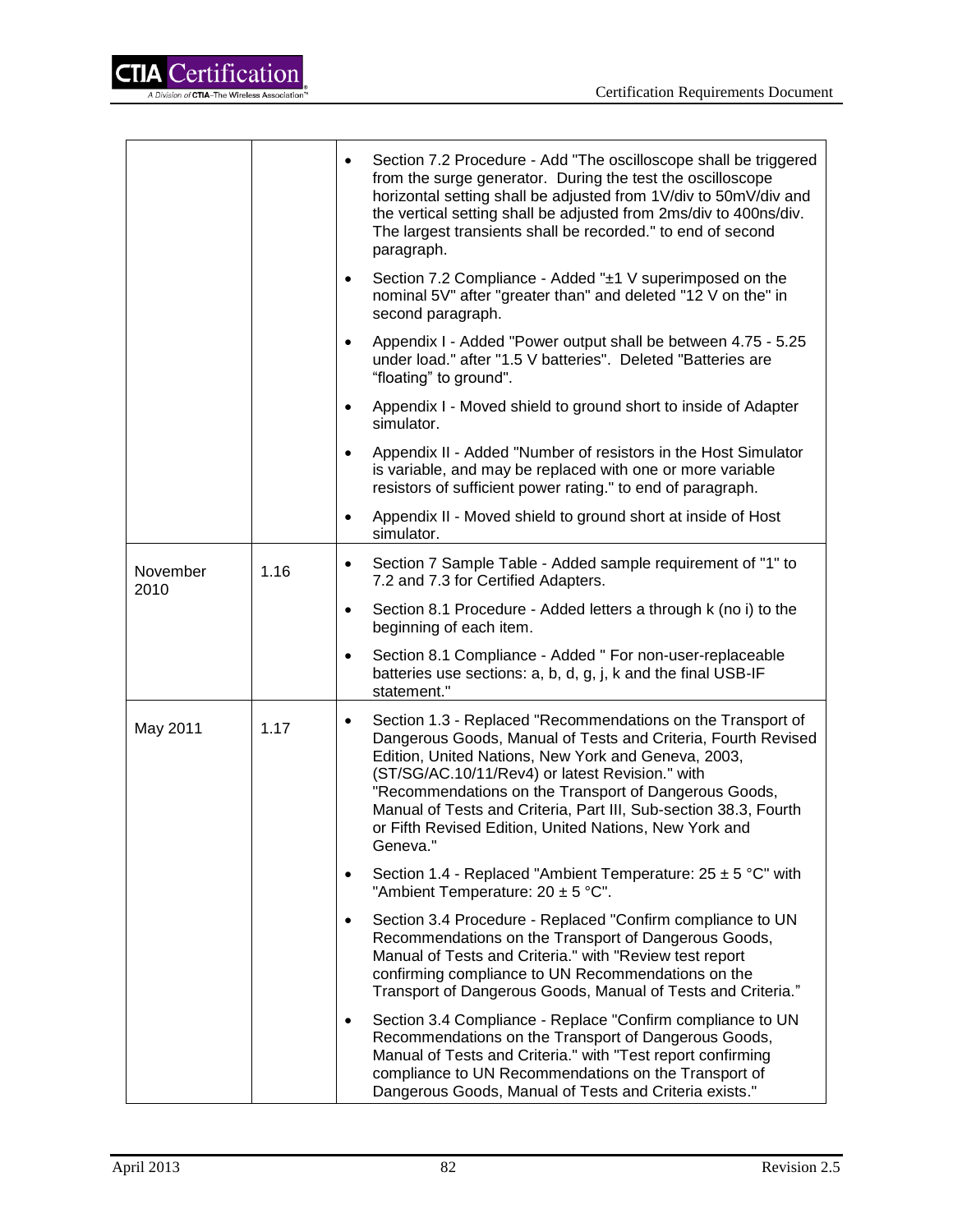| | | |
|---|---|---|
| | | • Section 7.2 Procedure - Add "The oscilloscope shall be triggered from the surge generator. During the test the oscilloscope horizontal setting shall be adjusted from 1V/div to 50mV/div and the vertical setting shall be adjusted from 2ms/div to 400ns/div. The largest transients shall be recorded." to end of second paragraph.<br><br>• Section 7.2 Compliance - Added "±1 V superimposed on the nominal 5V" after "greater than" and deleted "12 V on the" in second paragraph.<br><br>• Appendix I - Added "Power output shall be between 4.75 - 5.25 under load." after "1.5 V batteries". Deleted "Batteries are "floating" to ground".<br><br>• Appendix I - Moved shield to ground short to inside of Adapter simulator.<br><br>• Appendix II - Added "Number of resistors in the Host Simulator is variable, and may be replaced with one or more variable resistors of sufficient power rating." to end of paragraph.<br><br>• Appendix II - Moved shield to ground short at inside of Host simulator. |
| November 2010 | 1.16 | • Section 7 Sample Table - Added sample requirement of "1" to 7.2 and 7.3 for Certified Adapters.<br><br>• Section 8.1 Procedure - Added letters a through k (no i) to the beginning of each item.<br><br>• Section 8.1 Compliance - Added " For non-user-replaceable batteries use sections: a, b, d, g, j, k and the final USB-IF statement." |
| May 2011 | 1.17 | • Section 1.3 - Replaced "Recommendations on the Transport of Dangerous Goods, Manual of Tests and Criteria, Fourth Revised Edition, United Nations, New York and Geneva, 2003, (ST/SG/AC.10/11/Rev4) or latest Revision." with "Recommendations on the Transport of Dangerous Goods, Manual of Tests and Criteria, Part III, Sub-section 38.3, Fourth or Fifth Revised Edition, United Nations, New York and Geneva."<br><br>• Section 1.4 - Replaced "Ambient Temperature: 25 ± 5 °C" with "Ambient Temperature: 20 ± 5 °C".<br><br>• Section 3.4 Procedure - Replaced "Confirm compliance to UN Recommendations on the Transport of Dangerous Goods, Manual of Tests and Criteria." with "Review test report confirming compliance to UN Recommendations on the Transport of Dangerous Goods, Manual of Tests and Criteria."<br><br>• Section 3.4 Compliance - Replace "Confirm compliance to UN Recommendations on the Transport of Dangerous Goods, Manual of Tests and Criteria." with "Test report confirming compliance to UN Recommendations on the Transport of Dangerous Goods, Manual of Tests and Criteria exists." |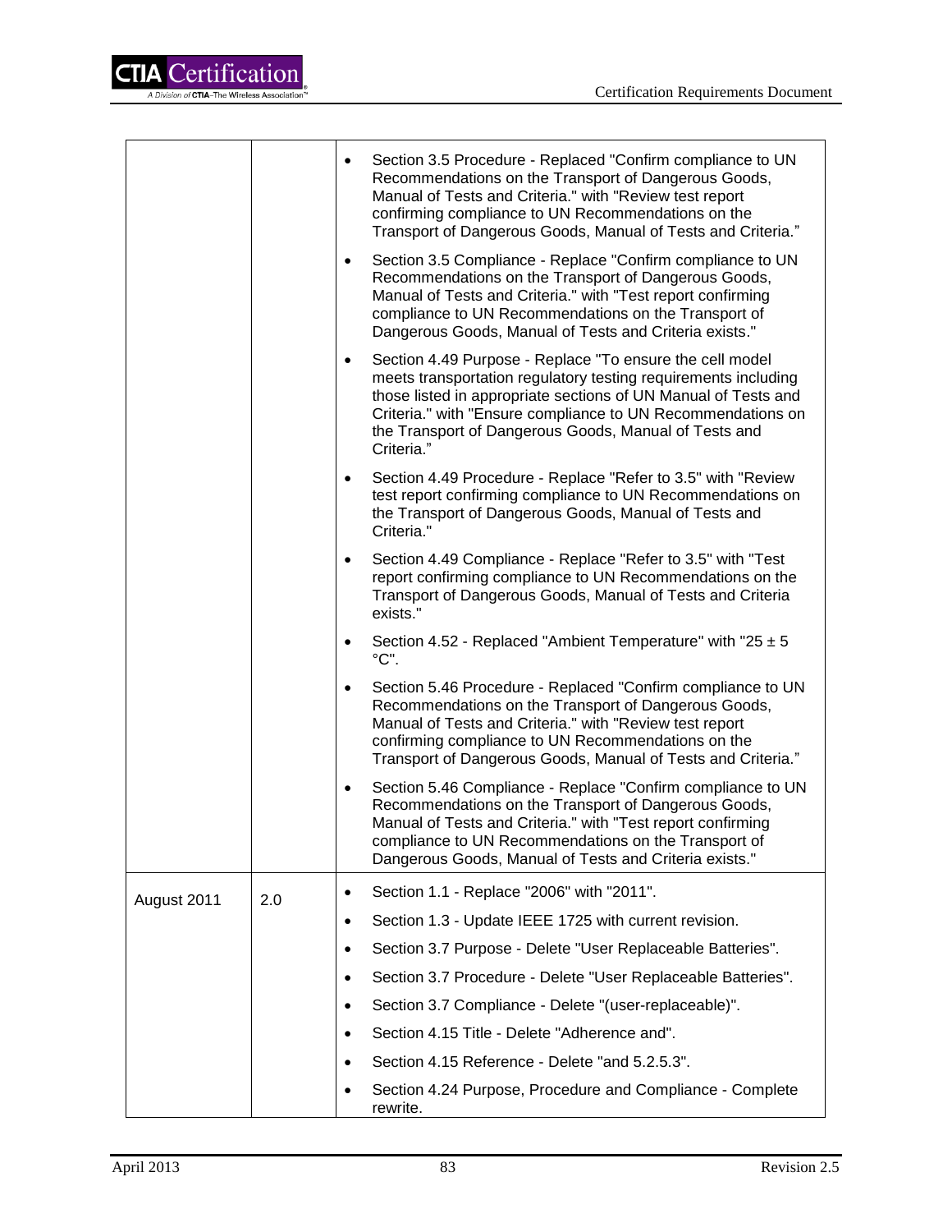| | | |
|---|---|---|
| | | • Section 3.5 Procedure - Replaced "Confirm compliance to UN Recommendations on the Transport of Dangerous Goods, Manual of Tests and Criteria." with "Review test report confirming compliance to UN Recommendations on the Transport of Dangerous Goods, Manual of Tests and Criteria."<br>• Section 3.5 Compliance - Replace "Confirm compliance to UN Recommendations on the Transport of Dangerous Goods, Manual of Tests and Criteria." with "Test report confirming compliance to UN Recommendations on the Transport of Dangerous Goods, Manual of Tests and Criteria exists."<br>• Section 4.49 Purpose - Replace "To ensure the cell model meets transportation regulatory testing requirements including those listed in appropriate sections of UN Manual of Tests and Criteria." with "Ensure compliance to UN Recommendations on the Transport of Dangerous Goods, Manual of Tests and Criteria."<br>• Section 4.49 Procedure - Replace "Refer to 3.5" with "Review test report confirming compliance to UN Recommendations on the Transport of Dangerous Goods, Manual of Tests and Criteria."<br>• Section 4.49 Compliance - Replace "Refer to 3.5" with "Test report confirming compliance to UN Recommendations on the Transport of Dangerous Goods, Manual of Tests and Criteria exists."<br>• Section 4.52 - Replaced "Ambient Temperature" with "25 ± 5 °C".<br>• Section 5.46 Procedure - Replaced "Confirm compliance to UN Recommendations on the Transport of Dangerous Goods, Manual of Tests and Criteria." with "Review test report confirming compliance to UN Recommendations on the Transport of Dangerous Goods, Manual of Tests and Criteria."<br>• Section 5.46 Compliance - Replace "Confirm compliance to UN Recommendations on the Transport of Dangerous Goods, Manual of Tests and Criteria." with "Test report confirming compliance to UN Recommendations on the Transport of Dangerous Goods, Manual of Tests and Criteria exists." |
| August 2011 | 2.0 | • Section 1.1 - Replace "2006" with "2011".<br>• Section 1.3 - Update IEEE 1725 with current revision.<br>• Section 3.7 Purpose - Delete "User Replaceable Batteries".<br>• Section 3.7 Procedure - Delete "User Replaceable Batteries".<br>• Section 3.7 Compliance - Delete "(user-replaceable)".<br>• Section 4.15 Title - Delete "Adherence and".<br>• Section 4.15 Reference - Delete "and 5.2.5.3".<br>• Section 4.24 Purpose, Procedure and Compliance - Complete rewrite. |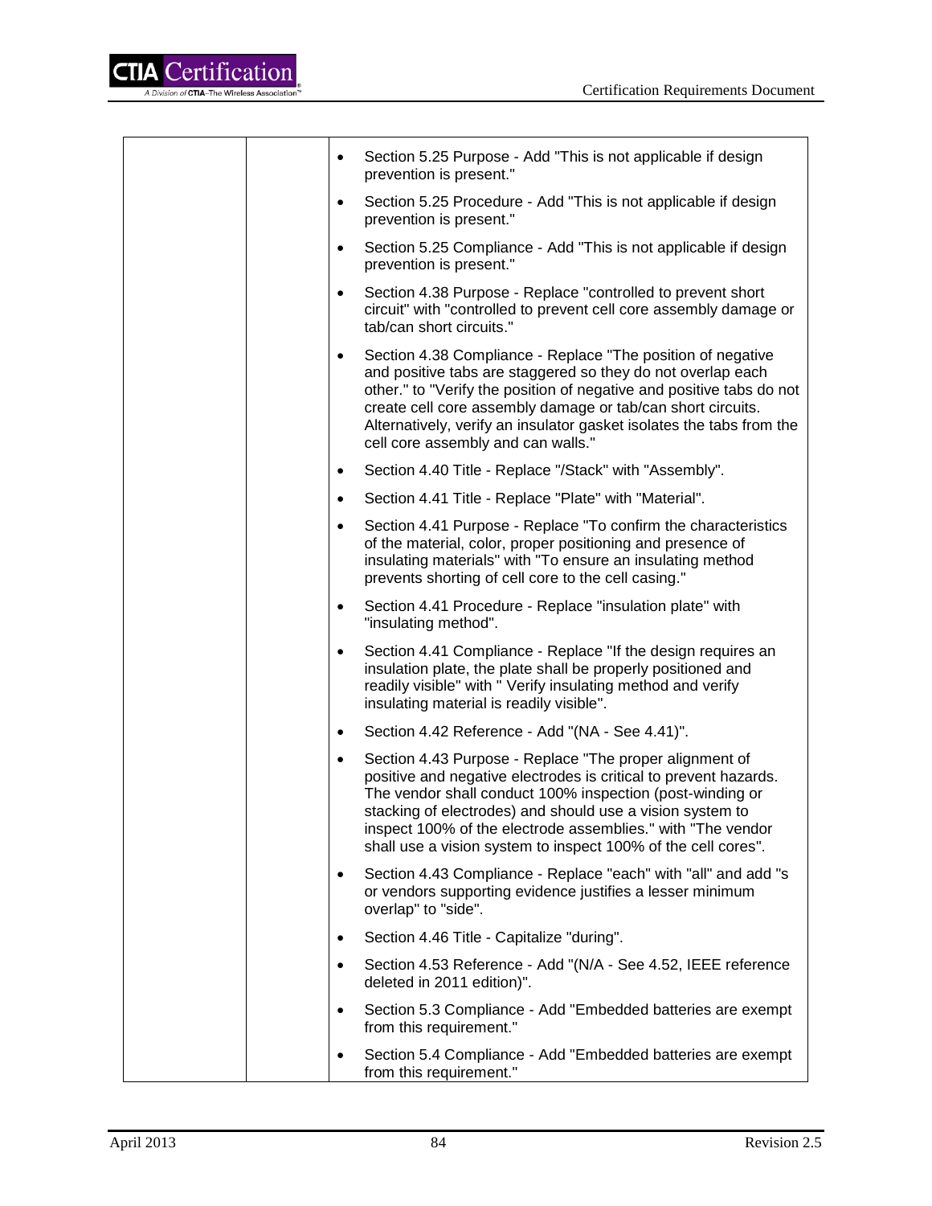| | | |
|---|---|---|
| | | • Section 5.25 Purpose - Add "This is not applicable if design prevention is present."<br>• Section 5.25 Procedure - Add "This is not applicable if design prevention is present."<br>• Section 5.25 Compliance - Add "This is not applicable if design prevention is present."<br>• Section 4.38 Purpose - Replace "controlled to prevent short circuit" with "controlled to prevent cell core assembly damage or tab/can short circuits."<br>• Section 4.38 Compliance - Replace "The position of negative and positive tabs are staggered so they do not overlap each other." to "Verify the position of negative and positive tabs do not create cell core assembly damage or tab/can short circuits. Alternatively, verify an insulator gasket isolates the tabs from the cell core assembly and can walls."<br>• Section 4.40 Title - Replace "/Stack" with "Assembly".<br>• Section 4.41 Title - Replace "Plate" with "Material".<br>• Section 4.41 Purpose - Replace "To confirm the characteristics of the material, color, proper positioning and presence of insulating materials" with "To ensure an insulating method prevents shorting of cell core to the cell casing."<br>• Section 4.41 Procedure - Replace "insulation plate" with "insulating method".<br>• Section 4.41 Compliance - Replace "If the design requires an insulation plate, the plate shall be properly positioned and readily visible" with " Verify insulating method and verify insulating material is readily visible".<br>• Section 4.42 Reference - Add "(NA - See 4.41)".<br>• Section 4.43 Purpose - Replace "The proper alignment of positive and negative electrodes is critical to prevent hazards. The vendor shall conduct 100% inspection (post-winding or stacking of electrodes) and should use a vision system to inspect 100% of the electrode assemblies." with "The vendor shall use a vision system to inspect 100% of the cell cores".<br>• Section 4.43 Compliance - Replace "each" with "all" and add "s or vendors supporting evidence justifies a lesser minimum overlap" to "side".<br>• Section 4.46 Title - Capitalize "during".<br>• Section 4.53 Reference - Add "(N/A - See 4.52, IEEE reference deleted in 2011 edition)".<br>• Section 5.3 Compliance - Add "Embedded batteries are exempt from this requirement."<br>• Section 5.4 Compliance - Add "Embedded batteries are exempt from this requirement." |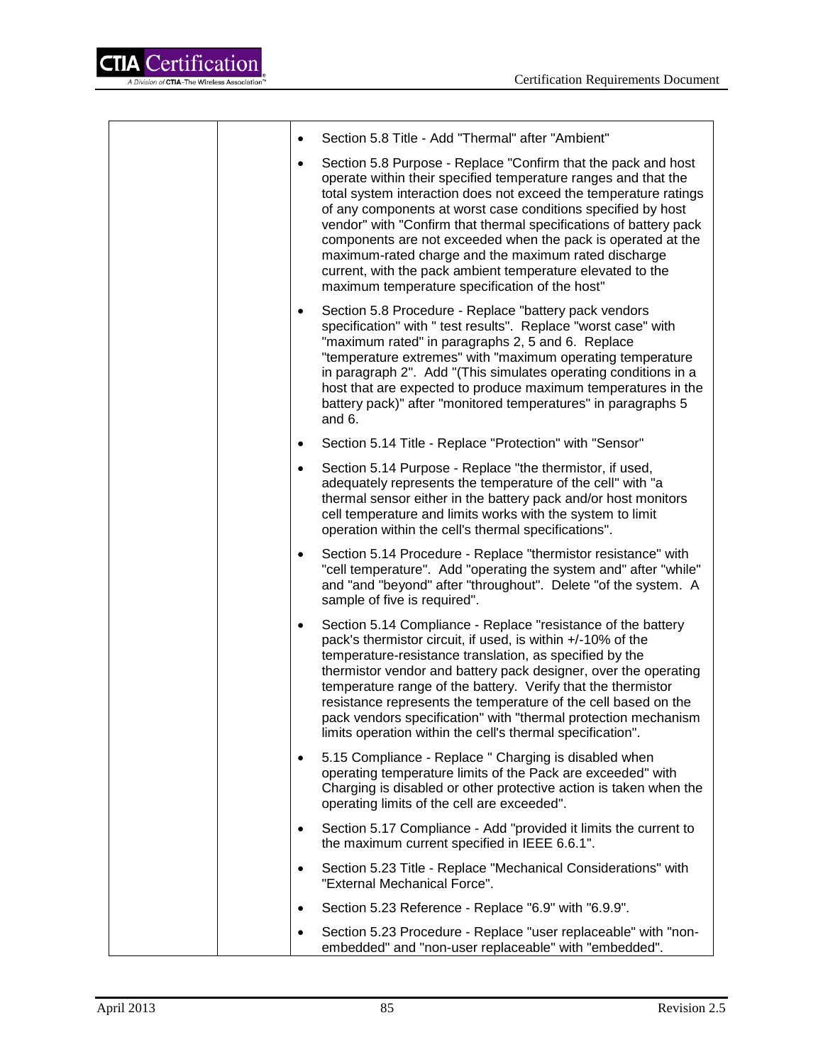| | | |
|---|---|---|
| | | • Section 5.8 Title - Add "Thermal" after "Ambient"<br><br>• Section 5.8 Purpose - Replace "Confirm that the pack and host operate within their specified temperature ranges and that the total system interaction does not exceed the temperature ratings of any components at worst case conditions specified by host vendor" with "Confirm that thermal specifications of battery pack components are not exceeded when the pack is operated at the maximum-rated charge and the maximum rated discharge current, with the pack ambient temperature elevated to the maximum temperature specification of the host"<br><br>• Section 5.8 Procedure - Replace "battery pack vendors specification" with " test results". Replace "worst case" with "maximum rated" in paragraphs 2, 5 and 6. Replace "temperature extremes" with "maximum operating temperature in paragraph 2". Add "(This simulates operating conditions in a host that are expected to produce maximum temperatures in the battery pack)" after "monitored temperatures" in paragraphs 5 and 6.<br><br>• Section 5.14 Title - Replace "Protection" with "Sensor"<br><br>• Section 5.14 Purpose - Replace "the thermistor, if used, adequately represents the temperature of the cell" with "a thermal sensor either in the battery pack and/or host monitors cell temperature and limits works with the system to limit operation within the cell's thermal specifications".<br><br>• Section 5.14 Procedure - Replace "thermistor resistance" with "cell temperature". Add "operating the system and" after "while" and "and "beyond" after "throughout". Delete "of the system. A sample of five is required".<br><br>• Section 5.14 Compliance - Replace "resistance of the battery pack's thermistor circuit, if used, is within +/-10% of the temperature-resistance translation, as specified by the thermistor vendor and battery pack designer, over the operating temperature range of the battery. Verify that the thermistor resistance represents the temperature of the cell based on the pack vendors specification" with "thermal protection mechanism limits operation within the cell's thermal specification".<br><br>• 5.15 Compliance - Replace " Charging is disabled when operating temperature limits of the Pack are exceeded" with Charging is disabled or other protective action is taken when the operating limits of the cell are exceeded".<br><br>• Section 5.17 Compliance - Add "provided it limits the current to the maximum current specified in IEEE 6.6.1".<br><br>• Section 5.23 Title - Replace "Mechanical Considerations" with "External Mechanical Force".<br><br>• Section 5.23 Reference - Replace "6.9" with "6.9.9".<br><br>• Section 5.23 Procedure - Replace "user replaceable" with "non-embedded" and "non-user replaceable" with "embedded". |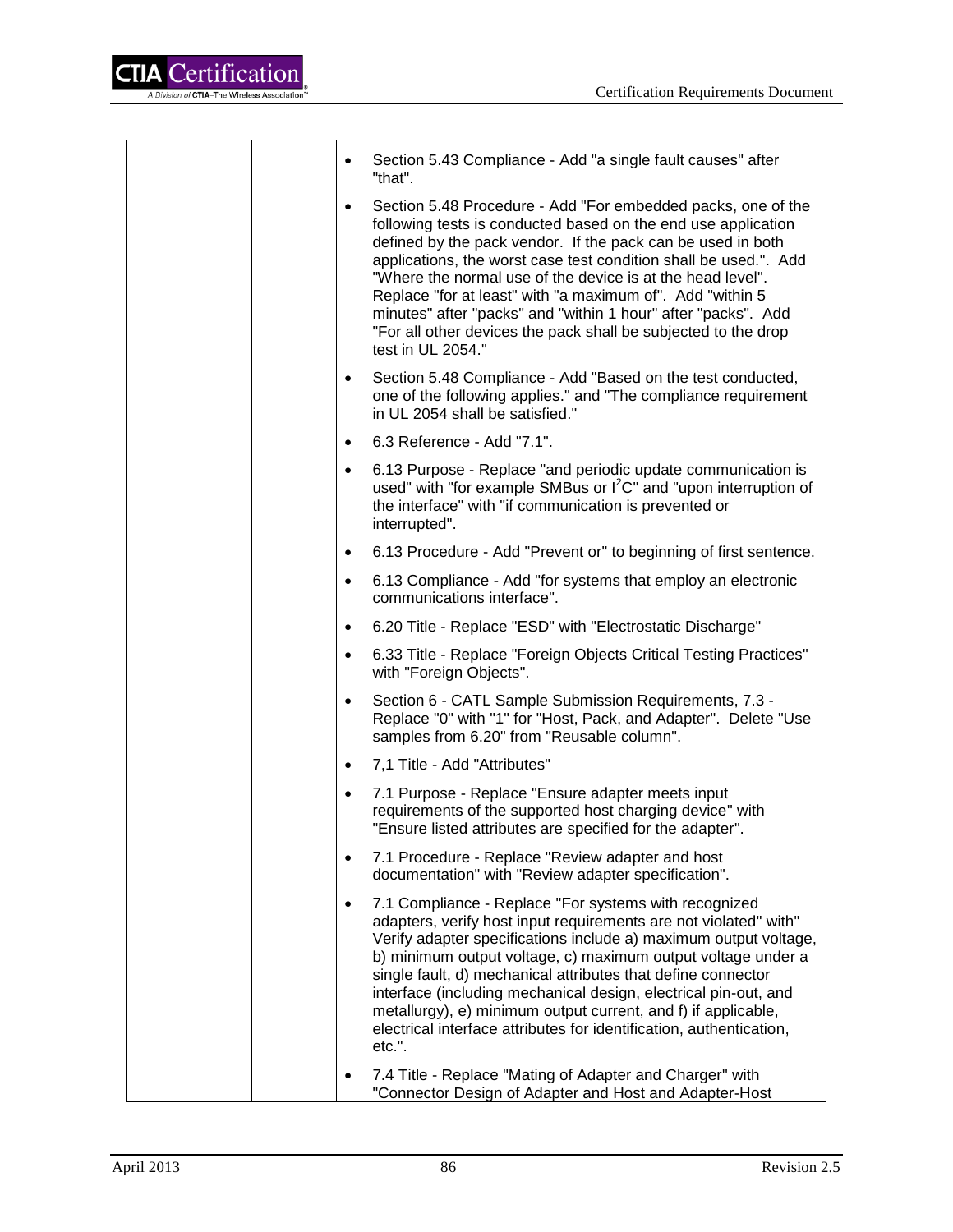| | | |
|---|---|---|
| | | • Section 5.43 Compliance - Add "a single fault causes" after "that".<br>• Section 5.48 Procedure - Add "For embedded packs, one of the following tests is conducted based on the end use application defined by the pack vendor. If the pack can be used in both applications, the worst case test condition shall be used.". Add "Where the normal use of the device is at the head level". Replace "for at least" with "a maximum of". Add "within 5 minutes" after "packs" and "within 1 hour" after "packs". Add "For all other devices the pack shall be subjected to the drop test in UL 2054."<br>• Section 5.48 Compliance - Add "Based on the test conducted, one of the following applies." and "The compliance requirement in UL 2054 shall be satisfied."<br>• 6.3 Reference - Add "7.1".<br>• 6.13 Purpose - Replace "and periodic update communication is used" with "for example SMBus or $I^2C$" and "upon interruption of the interface" with "if communication is prevented or interrupted".<br>• 6.13 Procedure - Add "Prevent or" to beginning of first sentence.<br>• 6.13 Compliance - Add "for systems that employ an electronic communications interface".<br>• 6.20 Title - Replace "ESD" with "Electrostatic Discharge"<br>• 6.33 Title - Replace "Foreign Objects Critical Testing Practices" with "Foreign Objects".<br>• Section 6 - CATL Sample Submission Requirements, 7.3 - Replace "0" with "1" for "Host, Pack, and Adapter". Delete "Use samples from 6.20" from "Reusable column".<br>• 7,1 Title - Add "Attributes"<br>• 7.1 Purpose - Replace "Ensure adapter meets input requirements of the supported host charging device" with "Ensure listed attributes are specified for the adapter".<br>• 7.1 Procedure - Replace "Review adapter and host documentation" with "Review adapter specification".<br>• 7.1 Compliance - Replace "For systems with recognized adapters, verify host input requirements are not violated" with" Verify adapter specifications include a) maximum output voltage, b) minimum output voltage, c) maximum output voltage under a single fault, d) mechanical attributes that define connector interface (including mechanical design, electrical pin-out, and metallurgy), e) minimum output current, and f) if applicable, electrical interface attributes for identification, authentication, etc.".<br>• 7.4 Title - Replace "Mating of Adapter and Charger" with "Connector Design of Adapter and Host and Adapter-Host |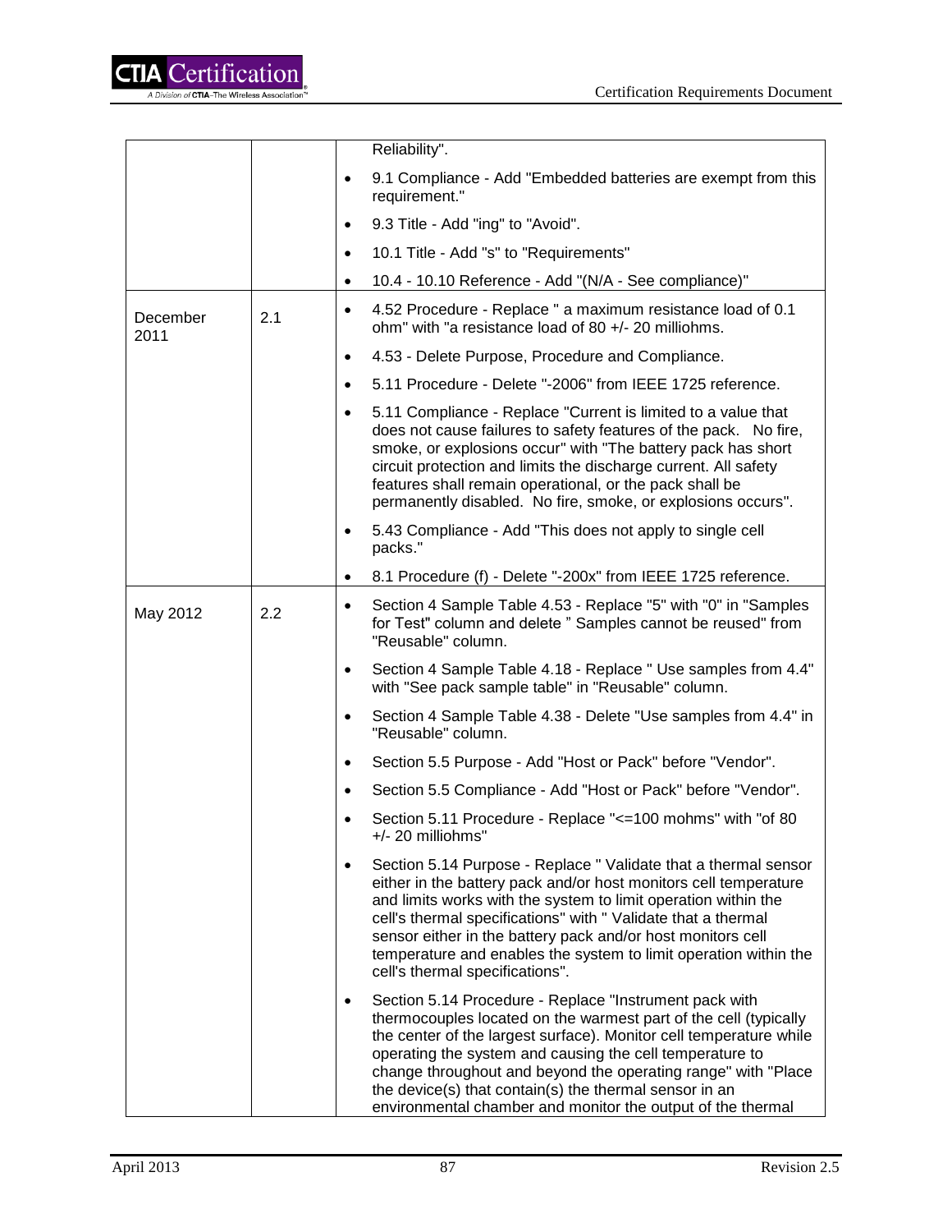| | | |
|---|---|---|
| | | Reliability".<br>• 9.1 Compliance - Add "Embedded batteries are exempt from this requirement."<br>• 9.3 Title - Add "ing" to "Avoid".<br>• 10.1 Title - Add "s" to "Requirements"<br>• 10.4 - 10.10 Reference - Add "(N/A - See compliance)" |
| December 2011 | 2.1 | • 4.52 Procedure - Replace " a maximum resistance load of 0.1 ohm" with "a resistance load of 80 +/- 20 milliohms.<br>• 4.53 - Delete Purpose, Procedure and Compliance.<br>• 5.11 Procedure - Delete "-2006" from IEEE 1725 reference.<br>• 5.11 Compliance - Replace "Current is limited to a value that does not cause failures to safety features of the pack. No fire, smoke, or explosions occur" with "The battery pack has short circuit protection and limits the discharge current. All safety features shall remain operational, or the pack shall be permanently disabled. No fire, smoke, or explosions occurs".<br>• 5.43 Compliance - Add "This does not apply to single cell packs."<br>• 8.1 Procedure (f) - Delete "-200x" from IEEE 1725 reference. |
| May 2012 | 2.2 | • Section 4 Sample Table 4.53 - Replace "5" with "0" in "Samples for Test" column and delete " Samples cannot be reused" from "Reusable" column.<br>• Section 4 Sample Table 4.18 - Replace " Use samples from 4.4" with "See pack sample table" in "Reusable" column.<br>• Section 4 Sample Table 4.38 - Delete "Use samples from 4.4" in "Reusable" column.<br>• Section 5.5 Purpose - Add "Host or Pack" before "Vendor".<br>• Section 5.5 Compliance - Add "Host or Pack" before "Vendor".<br>• Section 5.11 Procedure - Replace "<=100 mohms" with "of 80 +/- 20 milliohms"<br>• Section 5.14 Purpose - Replace " Validate that a thermal sensor either in the battery pack and/or host monitors cell temperature and limits works with the system to limit operation within the cell's thermal specifications" with " Validate that a thermal sensor either in the battery pack and/or host monitors cell temperature and enables the system to limit operation within the cell's thermal specifications".<br>• Section 5.14 Procedure - Replace "Instrument pack with thermocouples located on the warmest part of the cell (typically the center of the largest surface). Monitor cell temperature while operating the system and causing the cell temperature to change throughout and beyond the operating range" with "Place the device(s) that contain(s) the thermal sensor in an environmental chamber and monitor the output of the thermal |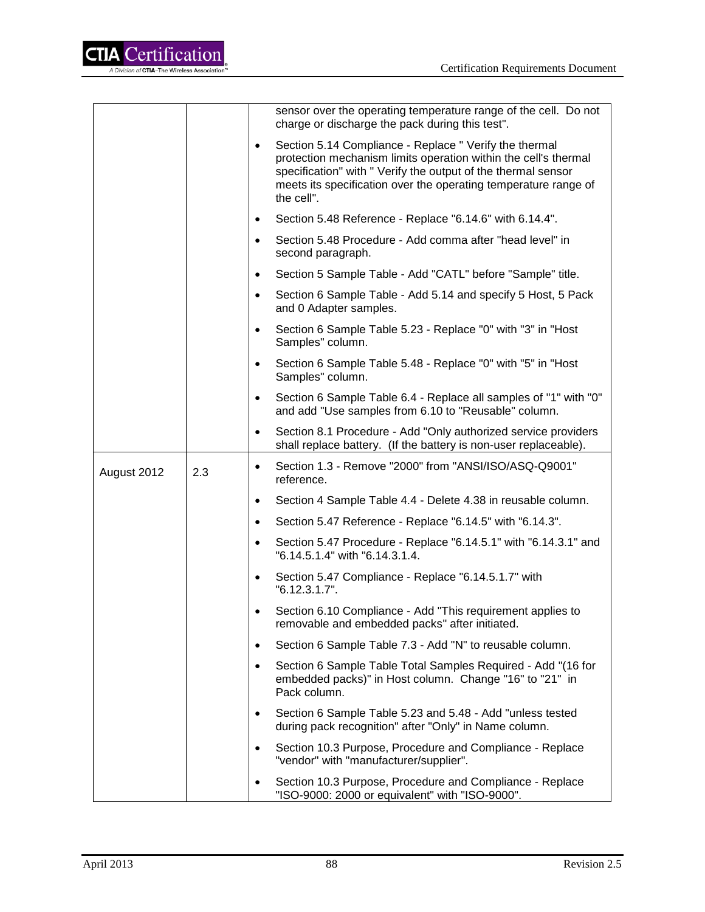| | | |
|---|---|---|
| | | sensor over the operating temperature range of the cell. Do not charge or discharge the pack during this test".<br>• Section 5.14 Compliance - Replace " Verify the thermal protection mechanism limits operation within the cell's thermal specification" with " Verify the output of the thermal sensor meets its specification over the operating temperature range of the cell".<br>• Section 5.48 Reference - Replace "6.14.6" with 6.14.4".<br>• Section 5.48 Procedure - Add comma after "head level" in second paragraph.<br>• Section 5 Sample Table - Add "CATL" before "Sample" title.<br>• Section 6 Sample Table - Add 5.14 and specify 5 Host, 5 Pack and 0 Adapter samples.<br>• Section 6 Sample Table 5.23 - Replace "0" with "3" in "Host Samples" column.<br>• Section 6 Sample Table 5.48 - Replace "0" with "5" in "Host Samples" column.<br>• Section 6 Sample Table 6.4 - Replace all samples of "1" with "0" and add "Use samples from 6.10 to "Reusable" column.<br>• Section 8.1 Procedure - Add "Only authorized service providers shall replace battery. (If the battery is non-user replaceable). |
| August 2012 | 2.3 | • Section 1.3 - Remove "2000" from "ANSI/ISO/ASQ-Q9001" reference.<br>• Section 4 Sample Table 4.4 - Delete 4.38 in reusable column.<br>• Section 5.47 Reference - Replace "6.14.5" with "6.14.3".<br>• Section 5.47 Procedure - Replace "6.14.5.1" with "6.14.3.1" and "6.14.5.1.4" with "6.14.3.1.4.<br>• Section 5.47 Compliance - Replace "6.14.5.1.7" with "6.12.3.1.7".<br>• Section 6.10 Compliance - Add "This requirement applies to removable and embedded packs" after initiated.<br>• Section 6 Sample Table 7.3 - Add "N" to reusable column.<br>• Section 6 Sample Table Total Samples Required - Add "(16 for embedded packs)" in Host column. Change "16" to "21" in Pack column.<br>• Section 6 Sample Table 5.23 and 5.48 - Add "unless tested during pack recognition" after "Only" in Name column.<br>• Section 10.3 Purpose, Procedure and Compliance - Replace "vendor" with "manufacturer/supplier".<br>• Section 10.3 Purpose, Procedure and Compliance - Replace "ISO-9000: 2000 or equivalent" with "ISO-9000". |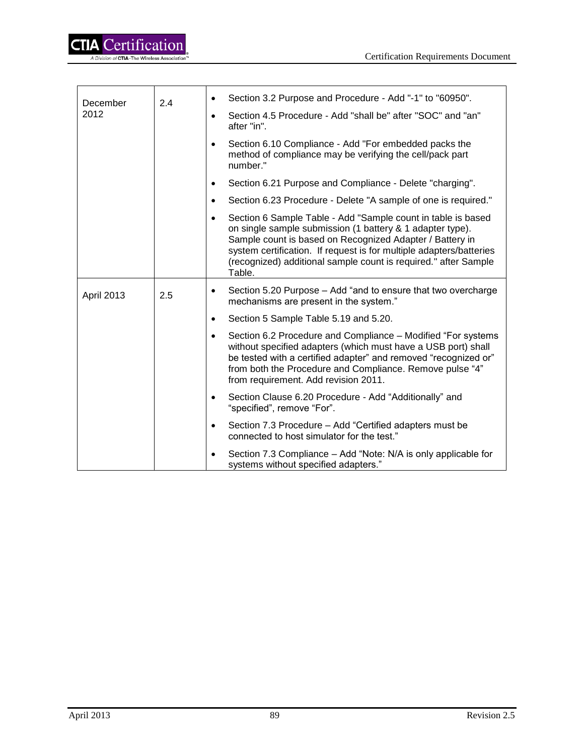| | | |
|---|---|---|
| December 2012 | 2.4 | • Section 3.2 Purpose and Procedure - Add "-1" to "60950".<br>• Section 4.5 Procedure - Add "shall be" after "SOC" and "an" after "in".<br>• Section 6.10 Compliance - Add "For embedded packs the method of compliance may be verifying the cell/pack part number."<br>• Section 6.21 Purpose and Compliance - Delete "charging".<br>• Section 6.23 Procedure - Delete "A sample of one is required."<br>• Section 6 Sample Table - Add "Sample count in table is based on single sample submission (1 battery & 1 adapter type). Sample count is based on Recognized Adapter / Battery in system certification. If request is for multiple adapters/batteries (recognized) additional sample count is required." after Sample Table. |
| April 2013 | 2.5 | • Section 5.20 Purpose – Add "and to ensure that two overcharge mechanisms are present in the system."<br>• Section 5 Sample Table 5.19 and 5.20.<br>• Section 6.2 Procedure and Compliance – Modified "For systems without specified adapters (which must have a USB port) shall be tested with a certified adapter" and removed "recognized or" from both the Procedure and Compliance. Remove pulse "4" from requirement. Add revision 2011.<br>• Section Clause 6.20 Procedure - Add "Additionally" and "specified", remove "For".<br>• Section 7.3 Procedure – Add "Certified adapters must be connected to host simulator for the test."<br>• Section 7.3 Compliance – Add "Note: N/A is only applicable for systems without specified adapters." |